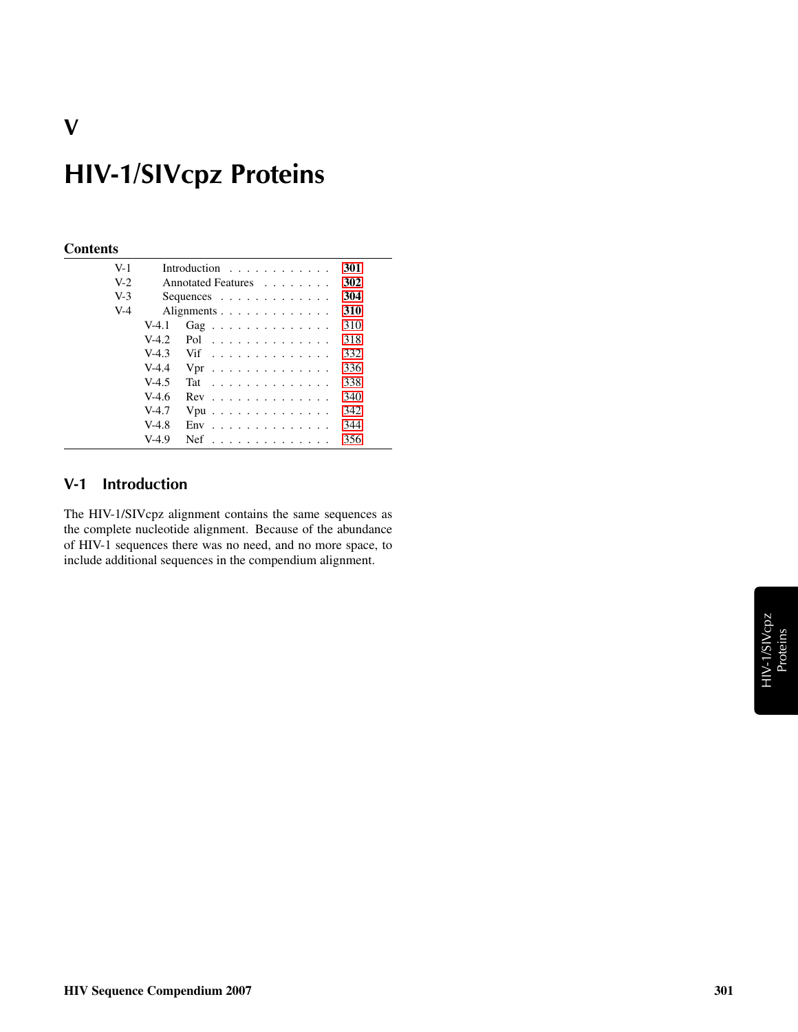# V

# HIV-1/SIVcpz Proteins

**Contents**

| | | |
|---|---|---|
| V-1 | Introduction | 301 |
| V-2 | Annotated Features | 302 |
| V-3 | Sequences | 304 |
| V-4 | Alignments | 310 |
| V-4.1 | Gag | 310 |
| V-4.2 | Pol | 318 |
| V-4.3 | Vif | 332 |
| V-4.4 | Vpr | 336 |
| V-4.5 | Tat | 338 |
| V-4.6 | Rev | 340 |
| V-4.7 | Vpu | 342 |
| V-4.8 | Env | 344 |
| V-4.9 | Nef | 356 |

## V-1 Introduction

The HIV-1/SIVcpz alignment contains the same sequences as the complete nucleotide alignment. Because of the abundance of HIV-1 sequences there was no need, and no more space, to include additional sequences in the compendium alignment.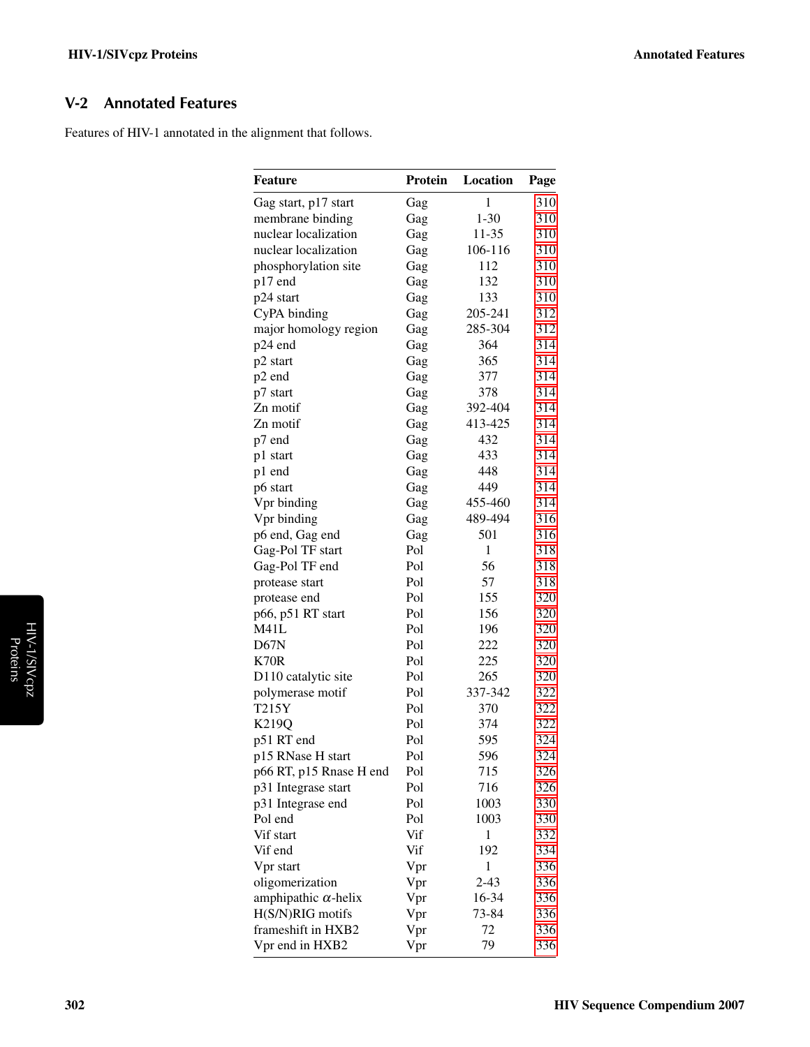## V-2 Annotated Features

Features of HIV-1 annotated in the alignment that follows.

| Feature | Protein | Location | Page |
|---|---|---|---|
| Gag start, p17 start | Gag | 1 | 310 |
| membrane binding | Gag | 1-30 | 310 |
| nuclear localization | Gag | 11-35 | 310 |
| nuclear localization | Gag | 106-116 | 310 |
| phosphorylation site | Gag | 112 | 310 |
| p17 end | Gag | 132 | 310 |
| p24 start | Gag | 133 | 310 |
| CyPA binding | Gag | 205-241 | 312 |
| major homology region | Gag | 285-304 | 312 |
| p24 end | Gag | 364 | 314 |
| p2 start | Gag | 365 | 314 |
| p2 end | Gag | 377 | 314 |
| p7 start | Gag | 378 | 314 |
| Zn motif | Gag | 392-404 | 314 |
| Zn motif | Gag | 413-425 | 314 |
| p7 end | Gag | 432 | 314 |
| p1 start | Gag | 433 | 314 |
| p1 end | Gag | 448 | 314 |
| p6 start | Gag | 449 | 314 |
| Vpr binding | Gag | 455-460 | 314 |
| Vpr binding | Gag | 489-494 | 316 |
| p6 end, Gag end | Gag | 501 | 316 |
| Gag-Pol TF start | Pol | 1 | 318 |
| Gag-Pol TF end | Pol | 56 | 318 |
| protease start | Pol | 57 | 318 |
| protease end | Pol | 155 | 320 |
| p66, p51 RT start | Pol | 156 | 320 |
| M41L | Pol | 196 | 320 |
| D67N | Pol | 222 | 320 |
| K70R | Pol | 225 | 320 |
| D110 catalytic site | Pol | 265 | 320 |
| polymerase motif | Pol | 337-342 | 322 |
| T215Y | Pol | 370 | 322 |
| K219Q | Pol | 374 | 322 |
| p51 RT end | Pol | 595 | 324 |
| p15 RNase H start | Pol | 596 | 324 |
| p66 RT, p15 Rnase H end | Pol | 715 | 326 |
| p31 Integrase start | Pol | 716 | 326 |
| p31 Integrase end | Pol | 1003 | 330 |
| Pol end | Pol | 1003 | 330 |
| Vif start | Vif | 1 | 332 |
| Vif end | Vif | 192 | 334 |
| Vpr start | Vpr | 1 | 336 |
| oligomerization | Vpr | 2-43 | 336 |
| amphipathic $\alpha$-helix | Vpr | 16-34 | 336 |
| H(S/N)RIG motifs | Vpr | 73-84 | 336 |
| frameshift in HXB2 | Vpr | 72 | 336 |
| Vpr end in HXB2 | Vpr | 79 | 336 |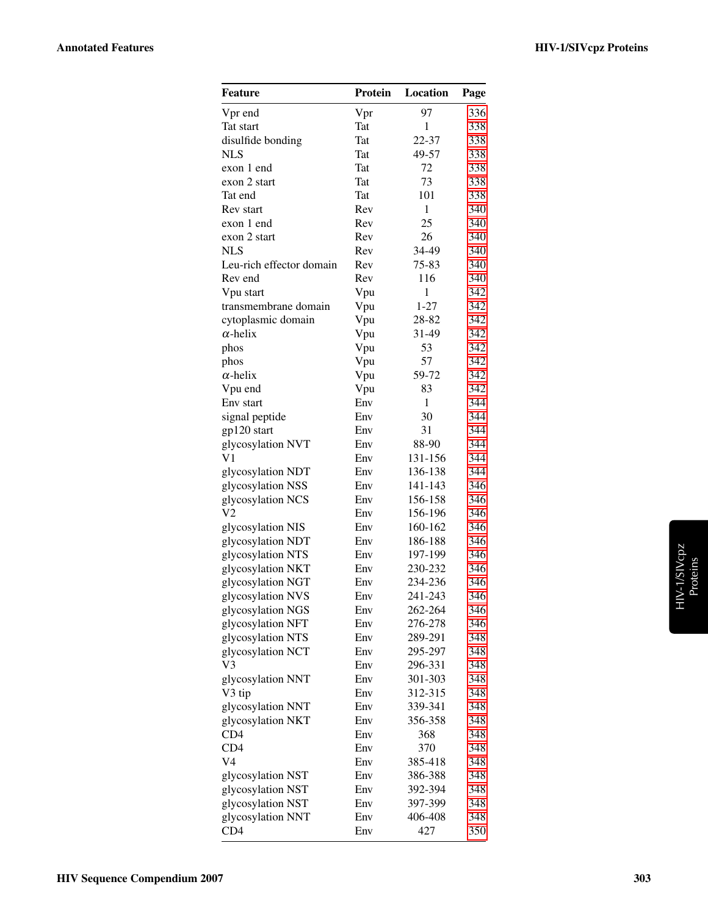| Feature | Protein | Location | Page |
|---|---|---|---|
| Vpr end | Vpr | 97 | 336 |
| Tat start | Tat | 1 | 338 |
| disulfide bonding | Tat | 22-37 | 338 |
| NLS | Tat | 49-57 | 338 |
| exon 1 end | Tat | 72 | 338 |
| exon 2 start | Tat | 73 | 338 |
| Tat end | Tat | 101 | 338 |
| Rev start | Rev | 1 | 340 |
| exon 1 end | Rev | 25 | 340 |
| exon 2 start | Rev | 26 | 340 |
| NLS | Rev | 34-49 | 340 |
| Leu-rich effector domain | Rev | 75-83 | 340 |
| Rev end | Rev | 116 | 340 |
| Vpu start | Vpu | 1 | 342 |
| transmembrane domain | Vpu | 1-27 | 342 |
| cytoplasmic domain | Vpu | 28-82 | 342 |
| $\alpha$-helix | Vpu | 31-49 | 342 |
| phos | Vpu | 53 | 342 |
| phos | Vpu | 57 | 342 |
| $\alpha$-helix | Vpu | 59-72 | 342 |
| Vpu end | Vpu | 83 | 342 |
| Env start | Env | 1 | 344 |
| signal peptide | Env | 30 | 344 |
| gp120 start | Env | 31 | 344 |
| glycosylation NVT | Env | 88-90 | 344 |
| V1 | Env | 131-156 | 344 |
| glycosylation NDT | Env | 136-138 | 344 |
| glycosylation NSS | Env | 141-143 | 346 |
| glycosylation NCS | Env | 156-158 | 346 |
| V2 | Env | 156-196 | 346 |
| glycosylation NIS | Env | 160-162 | 346 |
| glycosylation NDT | Env | 186-188 | 346 |
| glycosylation NTS | Env | 197-199 | 346 |
| glycosylation NKT | Env | 230-232 | 346 |
| glycosylation NGT | Env | 234-236 | 346 |
| glycosylation NVS | Env | 241-243 | 346 |
| glycosylation NGS | Env | 262-264 | 346 |
| glycosylation NFT | Env | 276-278 | 346 |
| glycosylation NTS | Env | 289-291 | 348 |
| glycosylation NCT | Env | 295-297 | 348 |
| V3 | Env | 296-331 | 348 |
| glycosylation NNT | Env | 301-303 | 348 |
| V3 tip | Env | 312-315 | 348 |
| glycosylation NNT | Env | 339-341 | 348 |
| glycosylation NKT | Env | 356-358 | 348 |
| CD4 | Env | 368 | 348 |
| CD4 | Env | 370 | 348 |
| V4 | Env | 385-418 | 348 |
| glycosylation NST | Env | 386-388 | 348 |
| glycosylation NST | Env | 392-394 | 348 |
| glycosylation NST | Env | 397-399 | 348 |
| glycosylation NNT | Env | 406-408 | 348 |
| CD4 | Env | 427 | 350 |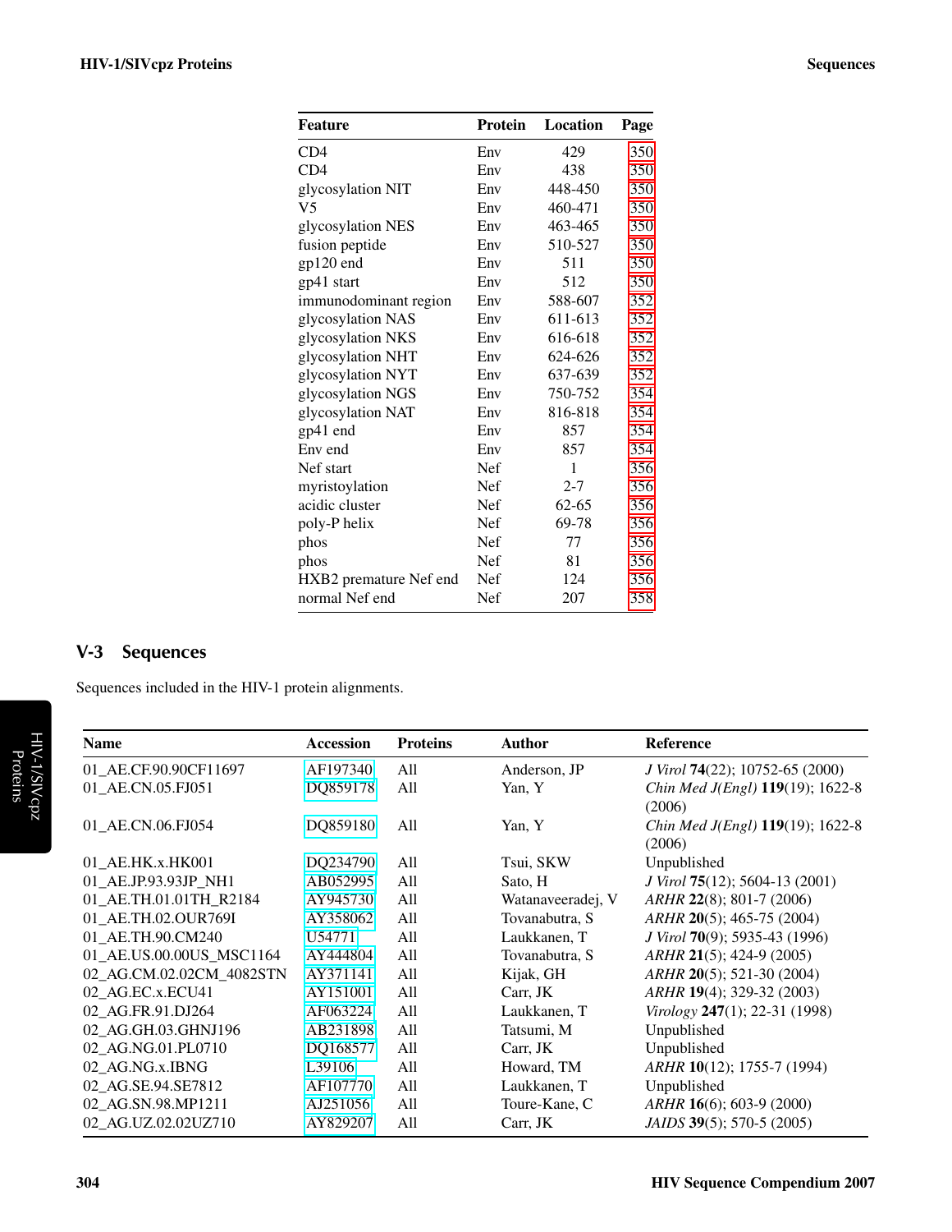| Feature | Protein | Location | Page |
|---|---|---|---|
| CD4 | Env | 429 | 350 |
| CD4 | Env | 438 | 350 |
| glycosylation NIT | Env | 448-450 | 350 |
| V5 | Env | 460-471 | 350 |
| glycosylation NES | Env | 463-465 | 350 |
| fusion peptide | Env | 510-527 | 350 |
| gp120 end | Env | 511 | 350 |
| gp41 start | Env | 512 | 350 |
| immunodominant region | Env | 588-607 | 352 |
| glycosylation NAS | Env | 611-613 | 352 |
| glycosylation NKS | Env | 616-618 | 352 |
| glycosylation NHT | Env | 624-626 | 352 |
| glycosylation NYT | Env | 637-639 | 352 |
| glycosylation NGS | Env | 750-752 | 354 |
| glycosylation NAT | Env | 816-818 | 354 |
| gp41 end | Env | 857 | 354 |
| Env end | Env | 857 | 354 |
| Nef start | Nef | 1 | 356 |
| myristoylation | Nef | 2-7 | 356 |
| acidic cluster | Nef | 62-65 | 356 |
| poly-P helix | Nef | 69-78 | 356 |
| phos | Nef | 77 | 356 |
| phos | Nef | 81 | 356 |
| HXB2 premature Nef end | Nef | 124 | 356 |
| normal Nef end | Nef | 207 | 358 |

## V-3 Sequences

Sequences included in the HIV-1 protein alignments.

| Name | Accession | Proteins | Author | Reference |
|---|---|---|---|---|
| 01_AE.CF.90.90CF11697 | AF197340 | All | Anderson, JP | *J Virol* **74**(22); 10752-65 (2000) |
| 01_AE.CN.05.FJ051 | DQ859178 | All | Yan, Y | *Chin Med J(Engl)* **119**(19); 1622-8 (2006) |
| 01_AE.CN.06.FJ054 | DQ859180 | All | Yan, Y | *Chin Med J(Engl)* **119**(19); 1622-8 (2006) |
| 01_AE.HK.x.HK001 | DQ234790 | All | Tsui, SKW | Unpublished |
| 01_AE.JP.93.93JP_NH1 | AB052995 | All | Sato, H | *J Virol* **75**(12); 5604-13 (2001) |
| 01_AE.TH.01.01TH_R2184 | AY945730 | All | Watanaveeradej, V | *ARHR* **22**(8); 801-7 (2006) |
| 01_AE.TH.02.OUR769I | AY358062 | All | Tovanabutra, S | *ARHR* **20**(5); 465-75 (2004) |
| 01_AE.TH.90.CM240 | U54771 | All | Laukkanen, T | *J Virol* **70**(9); 5935-43 (1996) |
| 01_AE.US.00.00US_MSC1164 | AY444804 | All | Tovanabutra, S | *ARHR* **21**(5); 424-9 (2005) |
| 02_AG.CM.02.02CM_4082STN | AY371141 | All | Kijak, GH | *ARHR* **20**(5); 521-30 (2004) |
| 02_AG.EC.x.ECU41 | AY151001 | All | Carr, JK | *ARHR* **19**(4); 329-32 (2003) |
| 02_AG.FR.91.DJ264 | AF063224 | All | Laukkanen, T | *Virology* **247**(1); 22-31 (1998) |
| 02_AG.GH.03.GHNJ196 | AB231898 | All | Tatsumi, M | Unpublished |
| 02_AG.NG.01.PL0710 | DQ168577 | All | Carr, JK | Unpublished |
| 02_AG.NG.x.IBNG | L39106 | All | Howard, TM | *ARHR* **10**(12); 1755-7 (1994) |
| 02_AG.SE.94.SE7812 | AF107770 | All | Laukkanen, T | Unpublished |
| 02_AG.SN.98.MP1211 | AJ251056 | All | Toure-Kane, C | *ARHR* **16**(6); 603-9 (2000) |
| 02_AG.UZ.02.02UZ710 | AY829207 | All | Carr, JK | *JAIDS* **39**(5); 570-5 (2005) |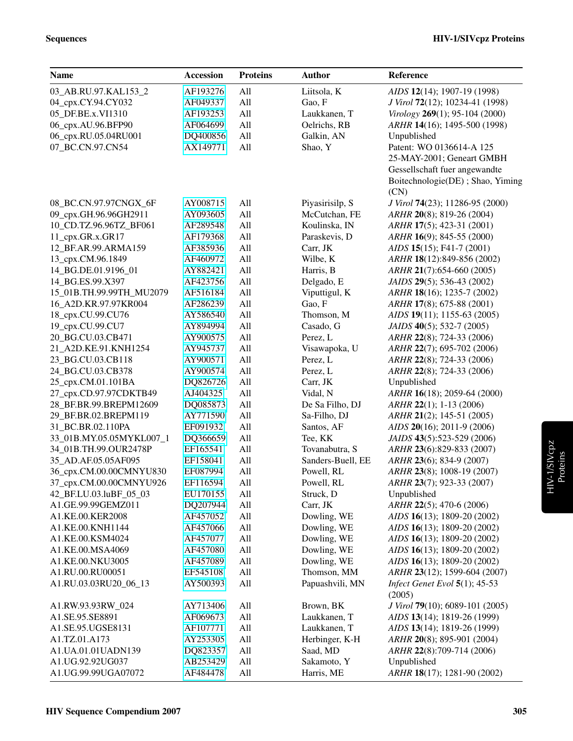| Name | Accession | Proteins | Author | Reference |
|---|---|---|---|---|
| 03_AB.RU.97.KAL153_2 | AF193276 | All | Liitsola, K | *AIDS* **12**(14); 1907-19 (1998) |
| 04_cpx.CY.94.CY032 | AF049337 | All | Gao, F | *J Virol* **72**(12); 10234-41 (1998) |
| 05_DF.BE.x.VI1310 | AF193253 | All | Laukkanen, T | *Virology* **269**(1); 95-104 (2000) |
| 06_cpx.AU.96.BFP90 | AF064699 | All | Oelrichs, RB | *ARHR* **14**(16); 1495-500 (1998) |
| 06_cpx.RU.05.04RU001 | DQ400856 | All | Galkin, AN | Unpublished |
| 07_BC.CN.97.CN54 | AX149771 | All | Shao, Y | Patent: WO 0136614-A 125 25-MAY-2001; Geneart GMBH Gessellschaft fuer angewandte Boitechnologie(DE) ; Shao, Yiming (CN) |
| 08_BC.CN.97.97CNGX_6F | AY008715 | All | Piyasirisilp, S | *J Virol* **74**(23); 11286-95 (2000) |
| 09_cpx.GH.96.96GH2911 | AY093605 | All | McCutchan, FE | *ARHR* **20**(8); 819-26 (2004) |
| 10_CD.TZ.96.96TZ_BF061 | AF289548 | All | Koulinska, IN | *ARHR* **17**(5); 423-31 (2001) |
| 11_cpx.GR.x.GR17 | AF179368 | All | Paraskevis, D | *ARHR* **16**(9); 845-55 (2000) |
| 12_BF.AR.99.ARMA159 | AF385936 | All | Carr, JK | *AIDS* **15**(15); F41-7 (2001) |
| 13_cpx.CM.96.1849 | AF460972 | All | Wilbe, K | *ARHR* **18**(12):849-856 (2002) |
| 14_BG.DE.01.9196_01 | AY882421 | All | Harris, B | *ARHR* **21**(7):654-660 (2005) |
| 14_BG.ES.99.X397 | AF423756 | All | Delgado, E | *JAIDS* **29**(5); 536-43 (2002) |
| 15_01B.TH.99.99TH_MU2079 | AF516184 | All | Viputtigul, K | *ARHR* **18**(16); 1235-7 (2002) |
| 16_A2D.KR.97.97KR004 | AF286239 | All | Gao, F | *ARHR* **17**(8); 675-88 (2001) |
| 18_cpx.CU.99.CU76 | AY586540 | All | Thomson, M | *AIDS* **19**(11); 1155-63 (2005) |
| 19_cpx.CU.99.CU7 | AY894994 | All | Casado, G | *JAIDS* **40**(5); 532-7 (2005) |
| 20_BG.CU.03.CB471 | AY900575 | All | Perez, L | *ARHR* **22**(8); 724-33 (2006) |
| 21_A2D.KE.91.KNH1254 | AY945737 | All | Visawapoka, U | *ARHR* **22**(7); 695-702 (2006) |
| 23_BG.CU.03.CB118 | AY900571 | All | Perez, L | *ARHR* **22**(8); 724-33 (2006) |
| 24_BG.CU.03.CB378 | AY900574 | All | Perez, L | *ARHR* **22**(8); 724-33 (2006) |
| 25_cpx.CM.01.101BA | DQ826726 | All | Carr, JK | Unpublished |
| 27_cpx.CD.97.97CDKTB49 | AJ404325 | All | Vidal, N | *ARHR* **16**(18); 2059-64 (2000) |
| 28_BF.BR.99.BREPM12609 | DQ085873 | All | De Sa Filho, DJ | *ARHR* **22**(1); 1-13 (2006) |
| 29_BF.BR.02.BREPM119 | AY771590 | All | Sa-Filho, DJ | *ARHR* **21**(2); 145-51 (2005) |
| 31_BC.BR.02.110PA | EF091932 | All | Santos, AF | *AIDS* **20**(16); 2011-9 (2006) |
| 33_01B.MY.05.05MYKL007_1 | DQ366659 | All | Tee, KK | *JAIDS* **43**(5):523-529 (2006) |
| 34_01B.TH.99.OUR2478P | EF165541 | All | Tovanabutra, S | *ARHR* **23**(6):829-833 (2007) |
| 35_AD.AF.05.05AF095 | EF158041 | All | Sanders-Buell, EE | *ARHR* **23**(6); 834-9 (2007) |
| 36_cpx.CM.00.00CMNYU830 | EF087994 | All | Powell, RL | *ARHR* **23**(8); 1008-19 (2007) |
| 37_cpx.CM.00.00CMNYU926 | EF116594 | All | Powell, RL | *ARHR* **23**(7); 923-33 (2007) |
| 42_BF.LU.03.luBF_05_03 | EU170155 | All | Struck, D | Unpublished |
| A1.GE.99.99GEMZ011 | DQ207944 | All | Carr, JK | *ARHR* **22**(5); 470-6 (2006) |
| A1.KE.00.KER2008 | AF457052 | All | Dowling, WE | *AIDS* **16**(13); 1809-20 (2002) |
| A1.KE.00.KNH1144 | AF457066 | All | Dowling, WE | *AIDS* **16**(13); 1809-20 (2002) |
| A1.KE.00.KSM4024 | AF457077 | All | Dowling, WE | *AIDS* **16**(13); 1809-20 (2002) |
| A1.KE.00.MSA4069 | AF457080 | All | Dowling, WE | *AIDS* **16**(13); 1809-20 (2002) |
| A1.KE.00.NKU3005 | AF457089 | All | Dowling, WE | *AIDS* **16**(13); 1809-20 (2002) |
| A1.RU.00.RU00051 | EF545108 | All | Thomson, MM | *ARHR* **23**(12); 1599-604 (2007) |
| A1.RU.03.03RU20_06_13 | AY500393 | All | Papuashvili, MN | *Infect Genet Evol* **5**(1); 45-53 (2005) |
| A1.RW.93.93RW_024 | AY713406 | All | Brown, BK | *J Virol* **79**(10); 6089-101 (2005) |
| A1.SE.95.SE8891 | AF069673 | All | Laukkanen, T | *AIDS* **13**(14); 1819-26 (1999) |
| A1.SE.95.UGSE8131 | AF107771 | All | Laukkanen, T | *AIDS* **13**(14); 1819-26 (1999) |
| A1.TZ.01.A173 | AY253305 | All | Herbinger, K-H | *ARHR* **20**(8); 895-901 (2004) |
| A1.UA.01.01UADN139 | DQ823357 | All | Saad, MD | *ARHR* **22**(8):709-714 (2006) |
| A1.UG.92.92UG037 | AB253429 | All | Sakamoto, Y | Unpublished |
| A1.UG.99.99UGA07072 | AF484478 | All | Harris, ME | *ARHR* **18**(17); 1281-90 (2002) |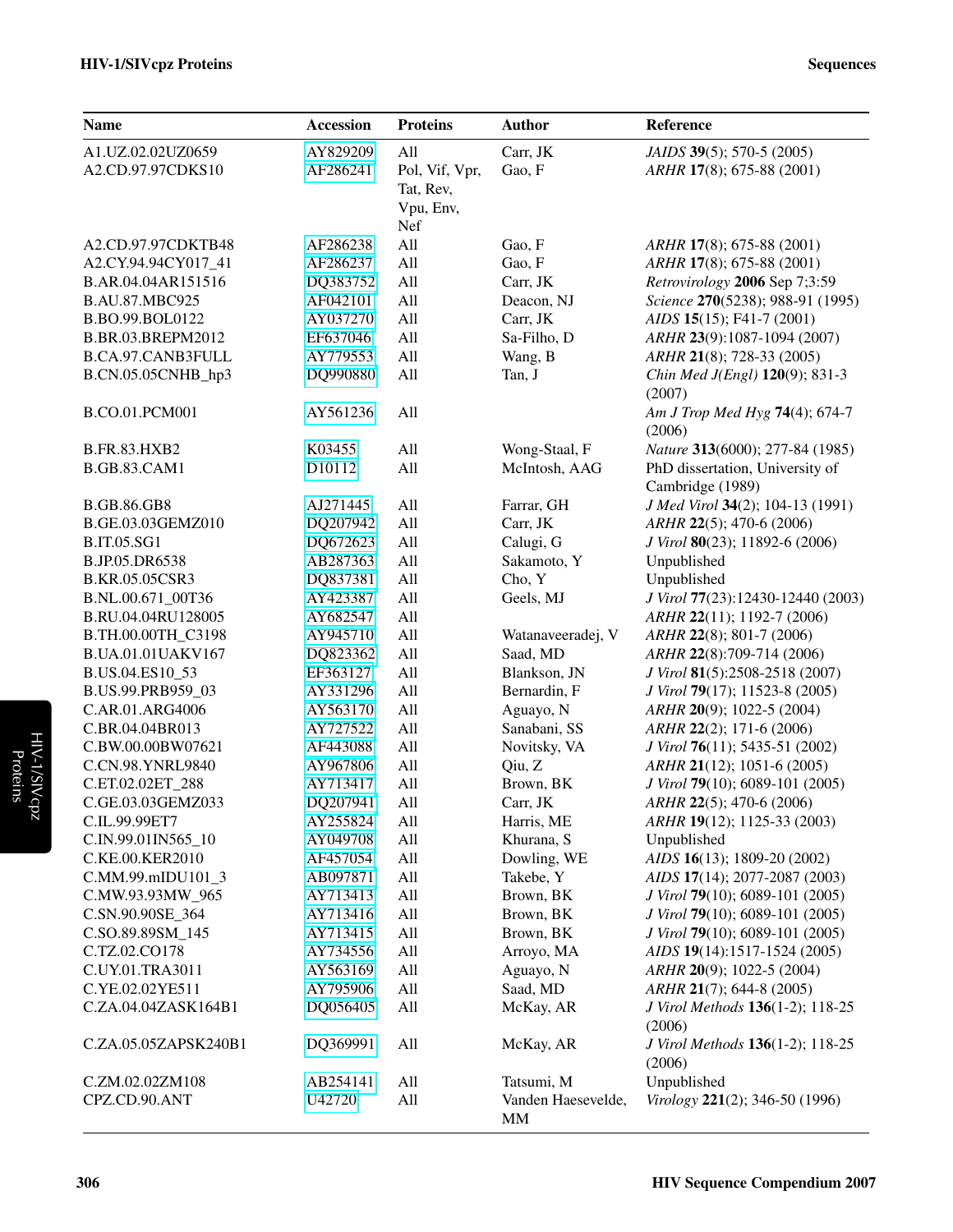| Name | Accession | Proteins | Author | Reference |
|---|---|---|---|---|
| A1.UZ.02.02UZ0659 | AY829209 | All | Carr, JK | *JAIDS* **39**(5); 570-5 (2005) |
| A2.CD.97.97CDKS10 | AF286241 | Pol, Vif, Vpr, Tat, Rev, Vpu, Env, Nef | Gao, F | *ARHR* **17**(8); 675-88 (2001) |
| A2.CD.97.97CDKTB48 | AF286238 | All | Gao, F | *ARHR* **17**(8); 675-88 (2001) |
| A2.CY.94.94CY017_41 | AF286237 | All | Gao, F | *ARHR* **17**(8); 675-88 (2001) |
| B.AR.04.04AR151516 | DQ383752 | All | Carr, JK | *Retrovirology* **2006** Sep 7;3:59 |
| B.AU.87.MBC925 | AF042101 | All | Deacon, NJ | *Science* **270**(5238); 988-91 (1995) |
| B.BO.99.BOL0122 | AY037270 | All | Carr, JK | *AIDS* **15**(15); F41-7 (2001) |
| B.BR.03.BREPM2012 | EF637046 | All | Sa-Filho, D | *ARHR* **23**(9):1087-1094 (2007) |
| B.CA.97.CANB3FULL | AY779553 | All | Wang, B | *ARHR* **21**(8); 728-33 (2005) |
| B.CN.05.05CNHB_hp3 | DQ990880 | All | Tan, J | *Chin Med J(Engl)* **120**(9); 831-3 (2007) |
| B.CO.01.PCM001 | AY561236 | All | | *Am J Trop Med Hyg* **74**(4); 674-7 (2006) |
| B.FR.83.HXB2 | K03455 | All | Wong-Staal, F | *Nature* **313**(6000); 277-84 (1985) |
| B.GB.83.CAM1 | D10112 | All | McIntosh, AAG | PhD dissertation, University of Cambridge (1989) |
| B.GB.86.GB8 | AJ271445 | All | Farrar, GH | *J Med Virol* **34**(2); 104-13 (1991) |
| B.GE.03.03GEMZ010 | DQ207942 | All | Carr, JK | *ARHR* **22**(5); 470-6 (2006) |
| B.IT.05.SG1 | DQ672623 | All | Calugi, G | *J Virol* **80**(23); 11892-6 (2006) |
| B.JP.05.DR6538 | AB287363 | All | Sakamoto, Y | Unpublished |
| B.KR.05.05CSR3 | DQ837381 | All | Cho, Y | Unpublished |
| B.NL.00.671_00T36 | AY423387 | All | Geels, MJ | *J Virol* **77**(23):12430-12440 (2003) |
| B.RU.04.04RU128005 | AY682547 | All | | *ARHR* **22**(11); 1192-7 (2006) |
| B.TH.00.00TH_C3198 | AY945710 | All | Watanaveeradej, V | *ARHR* **22**(8); 801-7 (2006) |
| B.UA.01.01UAKV167 | DQ823362 | All | Saad, MD | *ARHR* **22**(8):709-714 (2006) |
| B.US.04.ES10_53 | EF363127 | All | Blankson, JN | *J Virol* **81**(5):2508-2518 (2007) |
| B.US.99.PRB959_03 | AY331296 | All | Bernardin, F | *J Virol* **79**(17); 11523-8 (2005) |
| C.AR.01.ARG4006 | AY563170 | All | Aguayo, N | *ARHR* **20**(9); 1022-5 (2004) |
| C.BR.04.04BR013 | AY727522 | All | Sanabani, SS | *ARHR* **22**(2); 171-6 (2006) |
| C.BW.00.00BW07621 | AF443088 | All | Novitsky, VA | *J Virol* **76**(11); 5435-51 (2002) |
| C.CN.98.YNRL9840 | AY967806 | All | Qiu, Z | *ARHR* **21**(12); 1051-6 (2005) |
| C.ET.02.02ET_288 | AY713417 | All | Brown, BK | *J Virol* **79**(10); 6089-101 (2005) |
| C.GE.03.03GEMZ033 | DQ207941 | All | Carr, JK | *ARHR* **22**(5); 470-6 (2006) |
| C.IL.99.99ET7 | AY255824 | All | Harris, ME | *ARHR* **19**(12); 1125-33 (2003) |
| C.IN.99.01IN565_10 | AY049708 | All | Khurana, S | Unpublished |
| C.KE.00.KER2010 | AF457054 | All | Dowling, WE | *AIDS* **16**(13); 1809-20 (2002) |
| C.MM.99.mIDU101_3 | AB097871 | All | Takebe, Y | *AIDS* **17**(14); 2077-2087 (2003) |
| C.MW.93.93MW_965 | AY713413 | All | Brown, BK | *J Virol* **79**(10); 6089-101 (2005) |
| C.SN.90.90SE_364 | AY713416 | All | Brown, BK | *J Virol* **79**(10); 6089-101 (2005) |
| C.SO.89.89SM_145 | AY713415 | All | Brown, BK | *J Virol* **79**(10); 6089-101 (2005) |
| C.TZ.02.CO178 | AY734556 | All | Arroyo, MA | *AIDS* **19**(14):1517-1524 (2005) |
| C.UY.01.TRA3011 | AY563169 | All | Aguayo, N | *ARHR* **20**(9); 1022-5 (2004) |
| C.YE.02.02YE511 | AY795906 | All | Saad, MD | *ARHR* **21**(7); 644-8 (2005) |
| C.ZA.04.04ZASK164B1 | DQ056405 | All | McKay, AR | *J Virol Methods* **136**(1-2); 118-25 (2006) |
| C.ZA.05.05ZAPSK240B1 | DQ369991 | All | McKay, AR | *J Virol Methods* **136**(1-2); 118-25 (2006) |
| C.ZM.02.02ZM108 | AB254141 | All | Tatsumi, M | Unpublished |
| CPZ.CD.90.ANT | U42720 | All | Vanden Haesevelde, MM | *Virology* **221**(2); 346-50 (1996) |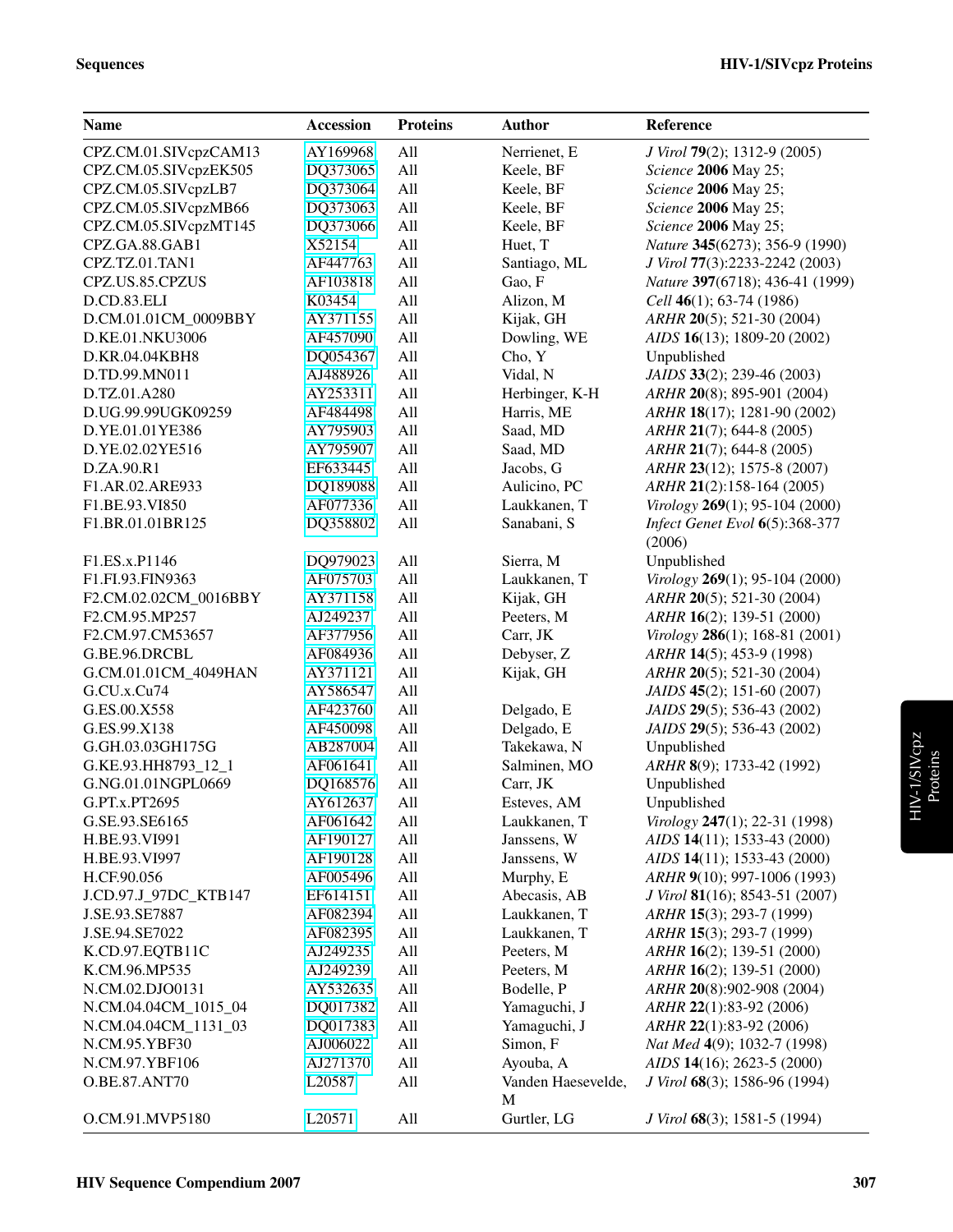| Name | Accession | Proteins | Author | Reference |
|---|---|---|---|---|
| CPZ.CM.01.SIVcpzCAM13 | AY169968 | All | Nerrienet, E | *J Virol* **79**(2); 1312-9 (2005) |
| CPZ.CM.05.SIVcpzEK505 | DQ373065 | All | Keele, BF | *Science* **2006** May 25; |
| CPZ.CM.05.SIVcpzLB7 | DQ373064 | All | Keele, BF | *Science* **2006** May 25; |
| CPZ.CM.05.SIVcpzMB66 | DQ373063 | All | Keele, BF | *Science* **2006** May 25; |
| CPZ.CM.05.SIVcpzMT145 | DQ373066 | All | Keele, BF | *Science* **2006** May 25; |
| CPZ.GA.88.GAB1 | X52154 | All | Huet, T | *Nature* **345**(6273); 356-9 (1990) |
| CPZ.TZ.01.TAN1 | AF447763 | All | Santiago, ML | *J Virol* **77**(3):2233-2242 (2003) |
| CPZ.US.85.CPZUS | AF103818 | All | Gao, F | *Nature* **397**(6718); 436-41 (1999) |
| D.CD.83.ELI | K03454 | All | Alizon, M | *Cell* **46**(1); 63-74 (1986) |
| D.CM.01.01CM_0009BBY | AY371155 | All | Kijak, GH | *ARHR* **20**(5); 521-30 (2004) |
| D.KE.01.NKU3006 | AF457090 | All | Dowling, WE | *AIDS* **16**(13); 1809-20 (2002) |
| D.KR.04.04KBH8 | DQ054367 | All | Cho, Y | Unpublished |
| D.TD.99.MN011 | AJ488926 | All | Vidal, N | *JAIDS* **33**(2); 239-46 (2003) |
| D.TZ.01.A280 | AY253311 | All | Herbinger, K-H | *ARHR* **20**(8); 895-901 (2004) |
| D.UG.99.99UGK09259 | AF484498 | All | Harris, ME | *ARHR* **18**(17); 1281-90 (2002) |
| D.YE.01.01YE386 | AY795903 | All | Saad, MD | *ARHR* **21**(7); 644-8 (2005) |
| D.YE.02.02YE516 | AY795907 | All | Saad, MD | *ARHR* **21**(7); 644-8 (2005) |
| D.ZA.90.R1 | EF633445 | All | Jacobs, G | *ARHR* **23**(12); 1575-8 (2007) |
| F1.AR.02.ARE933 | DQ189088 | All | Aulicino, PC | *ARHR* **21**(2):158-164 (2005) |
| F1.BE.93.VI850 | AF077336 | All | Laukkanen, T | *Virology* **269**(1); 95-104 (2000) |
| F1.BR.01.01BR125 | DQ358802 | All | Sanabani, S | *Infect Genet Evol* **6**(5):368-377 (2006) |
| F1.ES.x.P1146 | DQ979023 | All | Sierra, M | Unpublished |
| F1.FI.93.FIN9363 | AF075703 | All | Laukkanen, T | *Virology* **269**(1); 95-104 (2000) |
| F2.CM.02.02CM_0016BBY | AY371158 | All | Kijak, GH | *ARHR* **20**(5); 521-30 (2004) |
| F2.CM.95.MP257 | AJ249237 | All | Peeters, M | *ARHR* **16**(2); 139-51 (2000) |
| F2.CM.97.CM53657 | AF377956 | All | Carr, JK | *Virology* **286**(1); 168-81 (2001) |
| G.BE.96.DRCBL | AF084936 | All | Debyser, Z | *ARHR* **14**(5); 453-9 (1998) |
| G.CM.01.01CM_4049HAN | AY371121 | All | Kijak, GH | *ARHR* **20**(5); 521-30 (2004) |
| G.CU.x.Cu74 | AY586547 | All | | *JAIDS* **45**(2); 151-60 (2007) |
| G.ES.00.X558 | AF423760 | All | Delgado, E | *JAIDS* **29**(5); 536-43 (2002) |
| G.ES.99.X138 | AF450098 | All | Delgado, E | *JAIDS* **29**(5); 536-43 (2002) |
| G.GH.03.03GH175G | AB287004 | All | Takekawa, N | Unpublished |
| G.KE.93.HH8793_12_1 | AF061641 | All | Salminen, MO | *ARHR* **8**(9); 1733-42 (1992) |
| G.NG.01.01NGPL0669 | DQ168576 | All | Carr, JK | Unpublished |
| G.PT.x.PT2695 | AY612637 | All | Esteves, AM | Unpublished |
| G.SE.93.SE6165 | AF061642 | All | Laukkanen, T | *Virology* **247**(1); 22-31 (1998) |
| H.BE.93.VI991 | AF190127 | All | Janssens, W | *AIDS* **14**(11); 1533-43 (2000) |
| H.BE.93.VI997 | AF190128 | All | Janssens, W | *AIDS* **14**(11); 1533-43 (2000) |
| H.CF.90.056 | AF005496 | All | Murphy, E | *ARHR* **9**(10); 997-1006 (1993) |
| J.CD.97.J_97DC_KTB147 | EF614151 | All | Abecasis, AB | *J Virol* **81**(16); 8543-51 (2007) |
| J.SE.93.SE7887 | AF082394 | All | Laukkanen, T | *ARHR* **15**(3); 293-7 (1999) |
| J.SE.94.SE7022 | AF082395 | All | Laukkanen, T | *ARHR* **15**(3); 293-7 (1999) |
| K.CD.97.EQTB11C | AJ249235 | All | Peeters, M | *ARHR* **16**(2); 139-51 (2000) |
| K.CM.96.MP535 | AJ249239 | All | Peeters, M | *ARHR* **16**(2); 139-51 (2000) |
| N.CM.02.DJO0131 | AY532635 | All | Bodelle, P | *ARHR* **20**(8):902-908 (2004) |
| N.CM.04.04CM_1015_04 | DQ017382 | All | Yamaguchi, J | *ARHR* **22**(1):83-92 (2006) |
| N.CM.04.04CM_1131_03 | DQ017383 | All | Yamaguchi, J | *ARHR* **22**(1):83-92 (2006) |
| N.CM.95.YBF30 | AJ006022 | All | Simon, F | *Nat Med* **4**(9); 1032-7 (1998) |
| N.CM.97.YBF106 | AJ271370 | All | Ayouba, A | *AIDS* **14**(16); 2623-5 (2000) |
| O.BE.87.ANT70 | L20587 | All | Vanden Haesevelde, M | *J Virol* **68**(3); 1586-96 (1994) |
| O.CM.91.MVP5180 | L20571 | All | Gurtler, LG | *J Virol* **68**(3); 1581-5 (1994) |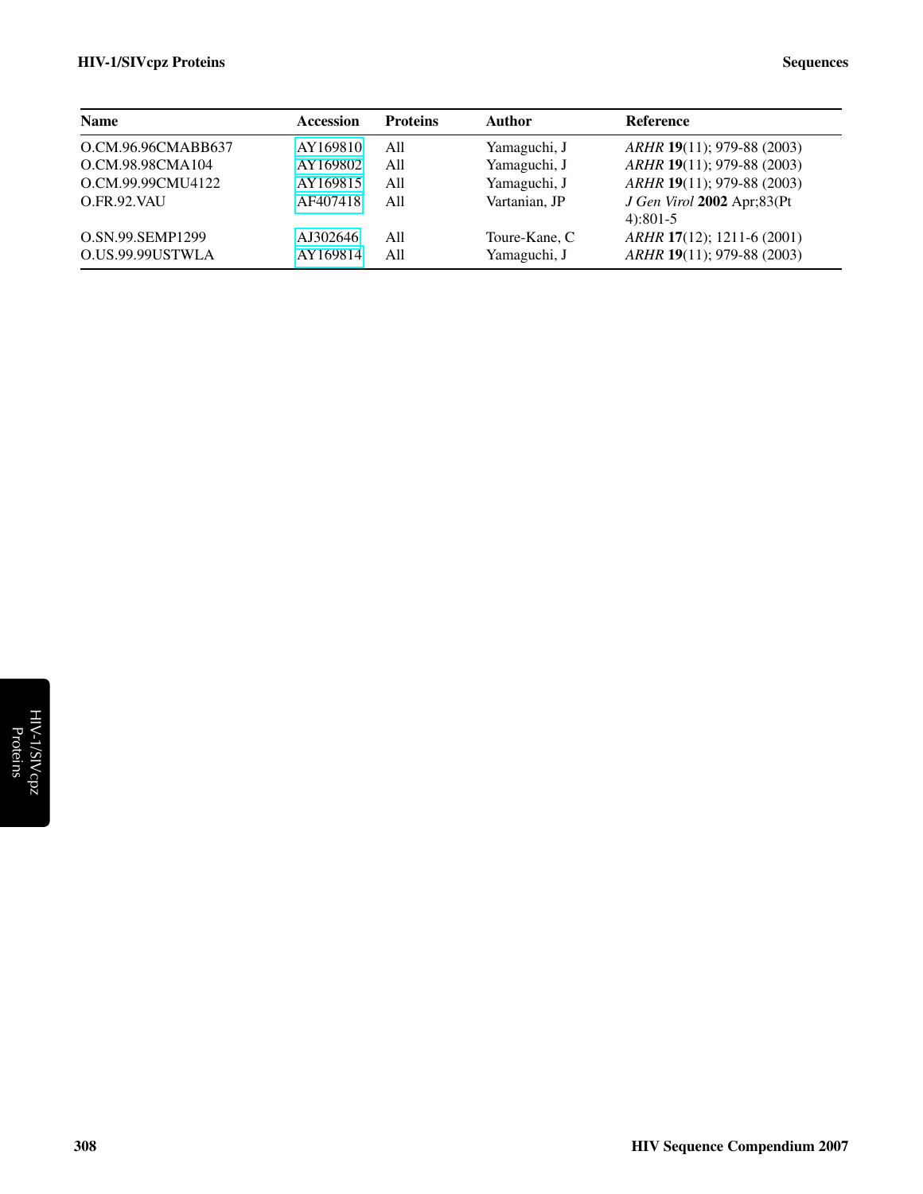| Name | Accession | Proteins | Author | Reference |
|---|---|---|---|---|
| O.CM.96.96CMABB637 | AY169810 | All | Yamaguchi, J | *ARHR* **19**(11); 979-88 (2003) |
| O.CM.98.98CMA104 | AY169802 | All | Yamaguchi, J | *ARHR* **19**(11); 979-88 (2003) |
| O.CM.99.99CMU4122 | AY169815 | All | Yamaguchi, J | *ARHR* **19**(11); 979-88 (2003) |
| O.FR.92.VAU | AF407418 | All | Vartanian, JP | *J Gen Virol* **2002** Apr;83(Pt 4):801-5 |
| O.SN.99.SEMP1299 | AJ302646 | All | Toure-Kane, C | *ARHR* **17**(12); 1211-6 (2001) |
| O.US.99.99USTWLA | AY169814 | All | Yamaguchi, J | *ARHR* **19**(11); 979-88 (2003) |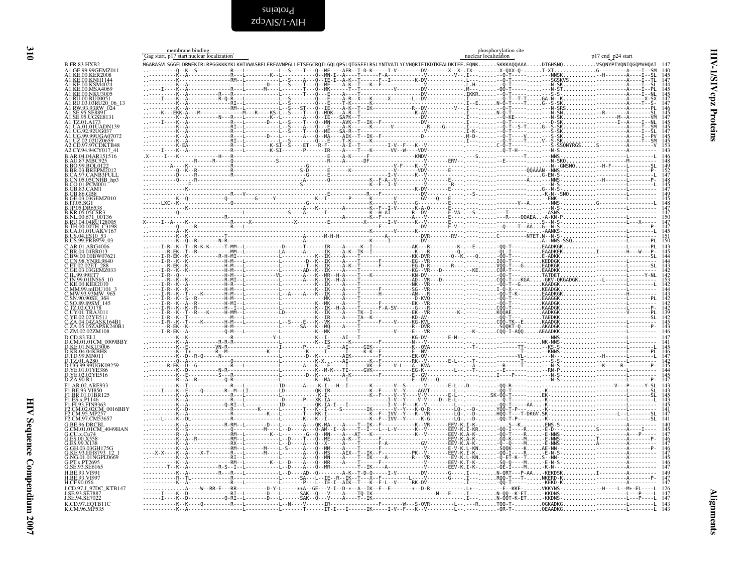## HIV-1/SIVcpz Proteins

```
                    membrane binding                                                                                                                           phosphorylation site
                    Gag start, p17 start nuclear localization                                                                                                  nuclear localization                    p17 end p24 start
B.FR.83.HXB2        MGARASVLSGGELDRWEKIRLRPGGKKKYKLKHIVWASRELERFAVNPGLLETSEGCRQILGQLQPSLQTGSEELRSLYNTVATLYCVHQRIEIKDTKEALDKIEE.EQNK......SKKKAQQAAA.....DTGHSNQ...........VSQNYPIVQNIQGQMVHQAI  147
```

The remaining sequence alignment rows (subtypes A1, A2, B, C, D, F1, F2, G, H, J, K) at this resolution are not legibly reproducible character-by-character.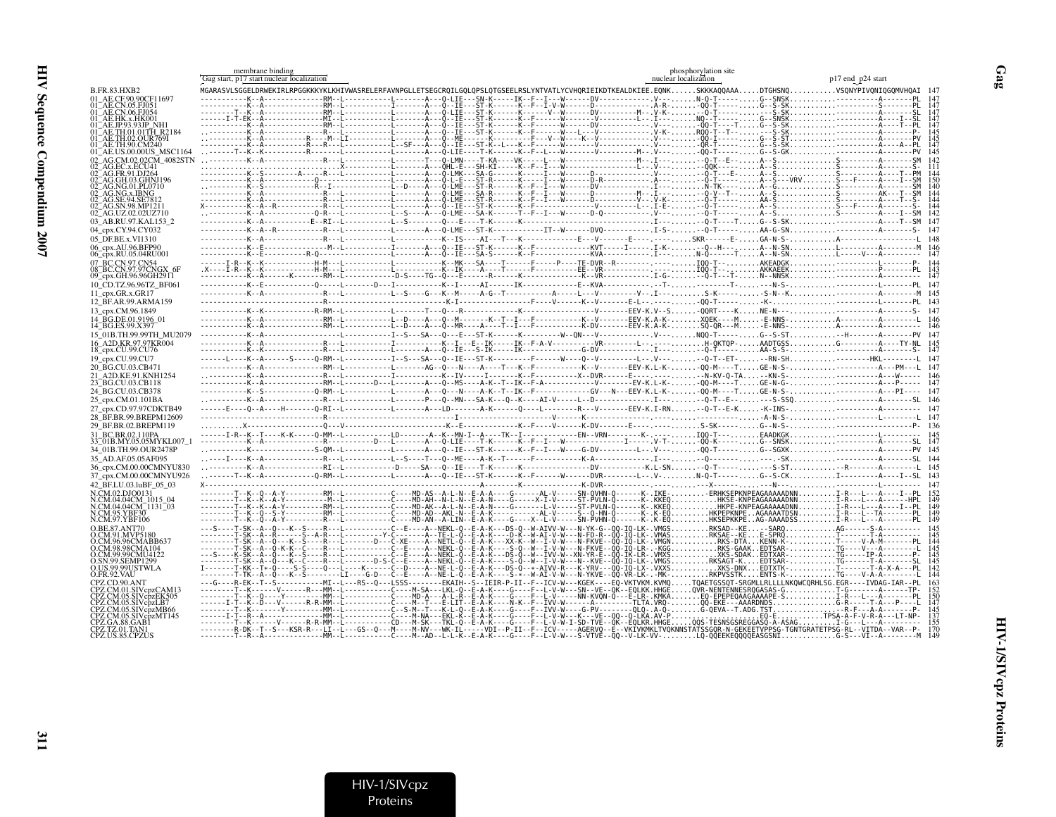```
                 membrane binding                                                                                          phosphorylation site
Gag start, p17 start nuclear localization                                                                          nuclear localization                        p17 end p24 start

B.FR.83.HXB2               MGARASVLSGGELDRWEKIRLRPGGKKKYKLKHIVWASRELERFAVNPGLLETSEGCRQILGQLQPSLQTGSEELRSLYNTVATLYCVHQRIEIKDTKEALDKIEE.EQNK......SKKKAQQAAA.....DTGHSNQ...........VSQNYPIVQNIQGQMVHQAI  147
```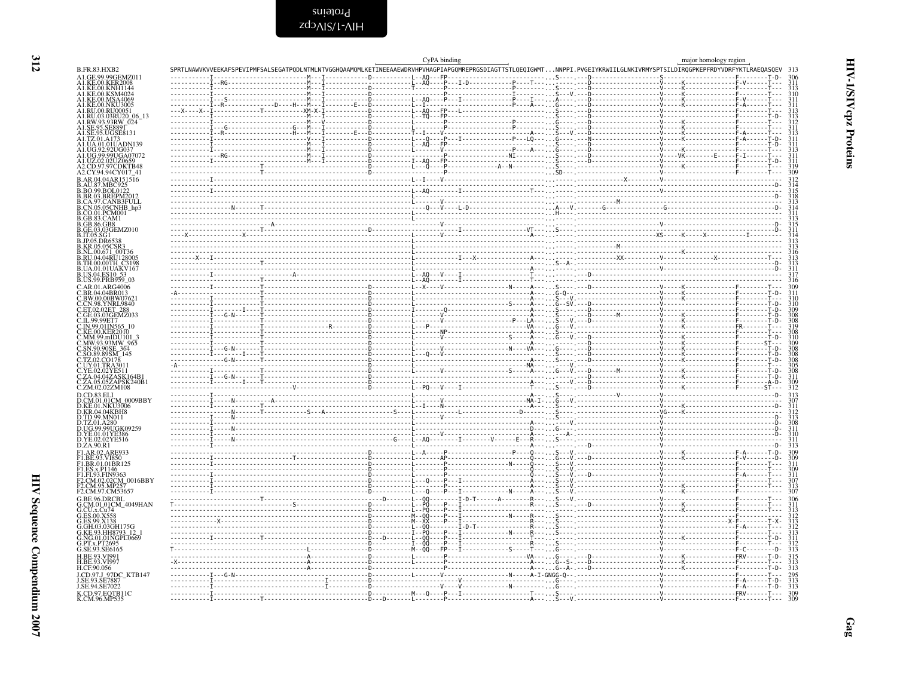## HIV-1/SIVcpz Proteins — Gag

```
                                                                                                   CyPA binding                                                              major homology region
B.FR.83.HXB2            SPRTLNAWVKVVEEKAFSPEVIPMFSALSEGATPQDLNTMLNTVGGHQAAMQMLKETINEEAAEWDRVHPVHAGPIAPGQMREPRGSDIAGTTSTLQEQIGWMT...NNPPI.PVGEIYKRWIILGLNKIVRMYSPTSILDIRQGPKEPFRDYVDRFYKTLRAEQASQEV  313
```

| Sequence | Length |
|---|---|
| B.FR.83.HXB2 | 313 |
| A1.GE.99.99GEMZ011 | 306 |
| A1.KE.00.KER2008 | 311 |
| A1.KE.00.KNH1144 | 313 |
| A1.KE.00.KSM4024 | 310 |
| A1.KE.00.MSA4069 | 311 |
| A1.KE.00.NKU3005 | 311 |
| A1.RU.00.RU00051 | 313 |
| A1.RU.03.03RU20_06_13 | 313 |
| A1.RW.93.93RW_024 | 312 |
| A1.SE.95.SE8891 | 311 |
| A1.SE.95.UGSE8131 | 313 |
| A1.TZ.01.A173 | 311 |
| A1.UA.01.01UADN139 | 311 |
| A1.UG.92.92UG037 | 313 |
| A1.UG.99.99UGA07072 | 311 |
| A1.UZ.02.02UZ0659 | 311 |
| A2.CD.97.97CDKTB48 | 319 |
| A2.CY.94.94CY017_41 | 309 |
| B.AR.04.04AR151516 | 312 |
| B.AU.87.MBC925 | 314 |
| B.BO.99.BOL0122 | 315 |
| B.BR.03.BREPM2012 | 318 |
| B.CA.97.CANB3FULL | 313 |
| B.CN.05.05CNHB_hp3 | 314 |
| B.CO.01.PCM001 | 311 |
| B.GB.83.CAM1 | 313 |
| B.GB.86.GB8 | 315 |
| B.GE.03.03GEMZ010 | 311 |
| B.IT.05.SG1 | 314 |
| B.JP.05.DR6538 | 313 |
| B.KR.05.05CSR3 | 313 |
| B.NL.00.671_00T36 | 316 |
| B.RU.04.04RU128005 | 313 |
| B.TH.00.00TH_C3198 | 313 |
| B.UA.01.01UAKV167 | 311 |
| B.US.04.ES10_53 | 317 |
| B.US.99.PRB959_03 | 316 |
| C.AR.01.ARG4006 | 309 |
| C.BR.04.04BR013 | 311 |
| C.BW.00.00BW07621 | 310 |
| C.CN.98.YNRL9840 | 310 |
| C.ET.02.02ET_288 | 309 |
| C.GE.03.03GEMZ033 | 308 |
| C.IL.99.99ET7 | 308 |
| C.IN.99.01IN565_10 | 319 |
| C.KE.00.KER2010 | 308 |
| C.MM.99.mIDU101_3 | 310 |
| C.MW.93.93MW_965 | 309 |
| C.SN.90.90SE_364 | 308 |
| C.SO.89.89SM_145 | 308 |
| C.TZ.02.CO178 | 308 |
| C.UY.01.TRA3011 | 305 |
| C.YE.02.02YE511 | 308 |
| C.ZA.04.04ZASK164B1 | 311 |
| C.ZA.05.05ZAPSK240B1 | 309 |
| C.ZM.02.02ZM108 | 312 |
| D.CD.83.ELI | 313 |
| D.CM.01.01CM_0009BBY | 307 |
| D.KE.01.NKU3006 | 311 |
| D.KR.04.04KBH8 | 312 |
| D.TD.99.MN011 | 313 |
| D.TZ.01.A280 | 308 |
| D.UG.99.99UGK09259 | 311 |
| D.YE.01.01YE386 | 310 |
| D.YE.02.02YE516 | 311 |
| D.ZA.90.R1 | 313 |
| F1.AR.02.ARE933 | 309 |
| F1.BE.93.VI850 | 309 |
| F1.BR.01.01BR125 | 311 |
| F1.ES.x.P1146 | 309 |
| F1.FI.93.FIN9363 | 311 |
| F2.CM.02.02CM_0016BBY | 307 |
| F2.CM.95.MP257 | 313 |
| F2.CM.97.CM53657 | 307 |
| G.BE.96.DRCBL | 306 |
| G.CM.01.01CM_4049HAN | 311 |
| G.CU.x.Cu74 | 313 |
| G.ES.00.X558 | 312 |
| G.ES.99.X138 | 313 |
| G.GH.03.03GH175G | 312 |
| G.KE.93.HH8793_12_1 | 313 |
| G.NG.01.01NGPL0669 | 311 |
| G.PT.x.PT2695 | 312 |
| G.SE.93.SE6165 | 313 |
| H.BE.93.VI991 | 315 |
| H.BE.93.VI997 | 313 |
| H.CF.90.056 | 313 |
| J.CD.97.J_97DC_KTB147 | 295 |
| J.SE.93.SE7887 | 313 |
| J.SE.94.SE7022 | 313 |
| K.CD.97.EQTB11C | 309 |
| K.CM.96.MP535 | 309 |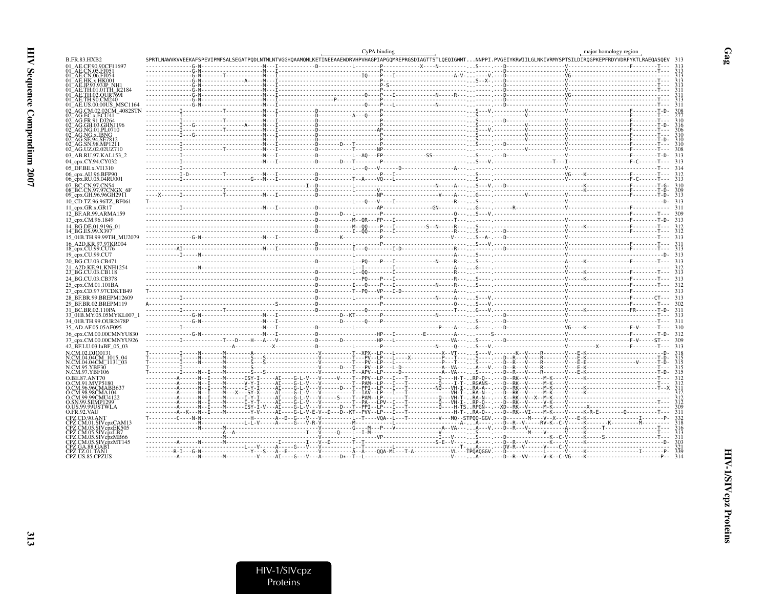```
                                                                     CyPA binding                                                    major homology region
B.FR.83.HXB2               SPRTLNAWVKVVEEKAFSPEVIPMFSALSEGATPQDLNTMLNTVGGHQAAMQMLKETINEEAAEWDRVHPVHAGPIAPGQMREPRGSDIAGTTSTLQEQIGWMT...NNPPI.PVGEIYKRWIILGLNKIVRMYSPTSILDIRQGPKEPFRDYVDRFYKTLRAEQASQEV  313
01_AE.CF.90.90CF11697      ---------------G-N--------------------M---I-----------D-----------L--------P------------X----N----------...S----.---D------------------V-------------------F--------T---  313
01_AE.CN.05.FJ051          ---------------G-N--------------------M---I---------------------------------P---------------------------...-----.---D------------------V----------------------------T---  313
01_AE.CN.06.FJ054          ---------------G-N-------T------------M---I----------------------------IQ----P---I------------------A-V-...----V.---D------------------VG------------------------------  313
01_AE.HK.x.HK001           ---------------G-N---------------A----M---I---------------------------------P---------------------------...S--X-.---D------------------V----------------------------T---  313
01_AE.JP.93.93JP_NH1       ---------------G-N--------------------M---I---------------------------------P-S-------------------------...-----.---D------------------V----------------------------T---  313
01_AE.TH.01.01TH_R2184     ---------------G-N--------------------M---I---------------------------------P---------------------------...-----.---D------------------V----------------------------T---  311
01_AE.TH.02.OUR769I        ---------------G-N--------------------M---I---------------------------Q-----P---I-------------N-----R---...-----.---D------------------VG------------------------------  311
01_AE.TH.90.CM240          ---------------G-N--------------------M---I----------P----------------------P---------------------------...-----.---D------------------V----------------------------T---  313
01_AE.US.00.00US_MSC1164   ---------------G-N--------------------M---I---------------------------Q-----P---L-----------N-----------...-----.---D------------------V----------------------------T---  311
02_AG.CM.02.02CM_4082STN   -----------I-------------T------------M---I-----------D--------------------P---------------------------...S---V.----------V--------V-------------------F--------T-D-  308
02_AG.EC.x.ECU41           -----------I--------------------------M---I-----------D------------A---Q----P---------------------------...S----.----------V--------V-------------------F--------T---  277
02_AG.FR.91.DJ264          -----------I-------------T------------M---I-----------D--------------------P---------------------------...S----.---D---------------V-------------------F--------T---  310
02_AG.GH.03.GHNJ196        -----------I---G-----------------A----M---I-----------D--------------------P---------------------------...S----.----------V--------V-------------------F--------T-D-  316
02_AG.NG.01.PL0710         -----------I-------------T------------M---I-----------D--------------------AP--------------------------...S---V.----------V--------V-------------------F--------T---  306
02_AG.NG.x.IBNG            -----------I---G----------------------M---I-----------D--------------------P---------------------------...S----.----------V--------V-------------------F--------T---  310
02_AG.SE.94.SE7812         -----------I--------------------------M---I-----------D--------------------P---------------------------...S----.----------V--------V-------------------F--------T-D-  310
02_AG.SN.98.MP1211         -----------I--------------------------M---I-----------D-----D---T----------P---------------------------...S----.---D---------------V-------------------F--------T---  310
02_AG.UZ.02.02UZ710        -----------I-------------T------------M---I-----------D---------T------NP------------------------------...S----.----------V--------V-------------------F--------T---  308
03_AB.RU.97.KAL153_2       -----------I--------------------------M---I-----------D----------L--AQ---FP-------------SS------------...S----.---D------------------V-------------------F--------T-D-  313
04_cpx.CY.94.CY032         -----------I--------------------------M---I-----------D------D---T---------P---------------------------...S---V.------------------T---I-------------------F-C------T---  313
05_DF.BE.x.VI1310          -----------I----------------------------------------------------------L---Q---V------D------------------A---...-----.------------------------V----------------------------T---  314
06_cpx.AU.96.BFP90         -----------I-D-----------T------------M---I-----------D--------------------P---I-----------------------...S----.-----------------------VG----K--------------F--------T---  312
06_cpx.RU.05.04RU001       -----------I------------------G---M---I-----------D-----------T--A----VQ---L---------------------------...S----.-----------------------V-------------------F-C------T---  313
07_BC.CN.97.CN54           ------------------------------------------------I--D-----------L------------------------------N-----A---...S---V.---D----------------------------K--------------F--------T-G-  310
08_BC.CN.97.97CNGX_6F      ------------------------------------------------------D-----------L-------V----------------------------...-----.-----------------------------K--------------F--------T-D-  309
09_cpx.GH.96.96GH2911      ----X------I-------------T------------M---I-----------D--------------------NP-------------------V----A---...G----.-----------V--------V-------------------F--------T-D-  313
10_CD.TZ.96.96TZ_BF061     T--------------------------------------------------------------L---Q---V---I---------------R-----------...S----.-----------------------V------------------------------D-  313
11_cpx.GR.x.GR17           -----------I--------------------------M---I-----------D--------------------AP------------GN-----------...G----.-----R-------------------V----------------------------T---  311
12_BF.AR.99.ARMA159        ------------------------------------------------------D------D---L---------P----------------Q----------...S---V.-----------------------V-------------------F--------T---  309
13_cpx.CM.96.1849          ------------------------------------------------------D-----------M--QR---FP---I-----------------T-----...-----.-----------------------V-------------------F--------T-D-  313
14_BG.DE.01.9196_01        ------------------------------------------------------D-----------M--QQ----P---I---------S--N-----R-----...S----.-----------------------V-----K--------------F--------T---  312
14_BG.ES.99.X397           ------------------------------------------------------D-----------I--QQ----P---I---------------R-------...S----.---D--------------------V-----K--------------F--------T---  312
15_01B.TH.99.99TH_MU2079   ---------------G-N--------------------M---I-----------K--------------------P--------------------V-----...S--A-.---D------------------V----------------------------T---  313
16_A2D.KR.97.97KR004       ------------------------------------------------------D-----------L--------P---------------------------...S---V.-----------------------V-------------------F--------T---  311
18_cpx.CU.99.CU76          ----------AI--------------------------M---I-----------D------------I-----Q------I-D-----------R-------...-----.---D------------------V-------------------F--------T---  313
19_cpx.CU.99.CU7           -----------I-----N-------------------------------------------------L---------------------------A------...S----.-----------------------V------------------------------D-  313
20_BG.CU.03.CB471          ------------------------------------------------------D-----------L--PQ----P---I----------N-----R-----...S----.-----------------------A-----K--------------F--------T---  313
21_A2D.KE.91.KNH1254       ----------------N---------------------------------------------------L--I-----------I------------A------...G----.-----------------------V----------------------------T---  312
23_BG.CU.03.CB118          ------------------------------------------------------D-----------L--QQ--------------I-----------R-----...S----.-----------------------K--------------F--------T---  313
24_BG.CU.03.CB378          -----------------------------------------------------------------------PQ----P---I-----------------R------...S----.-----------------------V-----K--------------F--------T---  313
25_cpx.CM.01.101BA         ------------------------------------------------------D-----------I--QQ----P---I----------N-----R-----...S----.-----------------------V-------------------F--------T---  312
27_cpx.CD.97.97CDKTB49     T-----------------------------------------------------D-----------T--PQ---VP---I-D---------------A-----...-----.-----------------------V-------------------F--------------  313
28_BF.BR.99.BREPM12609     -----------I------------------------------------------D-----------L--------P---------------N-----A---...S---V.-----------------------V-------------------F-------CT---  313
29_BF.BR.02.BREPM119       A---------------------------------------S-------------D--------------------P-------------------Q-----...S---V.-----------------------V-------------------F--------T---  302
31_BC.BR.02.110PA          -----------I-------------T--------------------------D-------------Q--------------------------T-----...G---V.-----------------------V-----K--------------FR-------T-D-  311
33_01B.MY.05.05MYKL007_1   ---------------G-N--------------------M---I-----------------D--KT-------P---------------N--------------...S----.---D------------------V----------------------------T---  313
34_01B.TH.99.OUR2478P      ---------------G-N--------------------M---I----------------D-------Q---P-------------------------------...S----.---D------------------V----------------------------T---  311
35_AD.AF.05.05AF095        -----------I--------------------------M---I-----------D-----------L-----------------------P----A-----...G----.---D------------------VG----K--------------F-V------T---  310
36_cpx.CM.00.00CMNYU830    ---------------G-N--------------------M---I-----------D--------------------HP---I-------E--------A-----...-----S-----------------------V-------------------F--------T-D-  312
37_cpx.CM.00.00CMNYU926    -----------I-------------T---D----H---A---V-----------D-------D-----------HP---L----------------VA-----...S----.---D------------------V-------------------F-V------ST--  309
42_BF.LU.03.luBF_05_03     ---------------------------------A------------X-------D-----------L--------P---------------N-----Q-----...S---V.-----------------------V-------X-----------F--------T---  313
N.CM.02.DJO0131            T----------I-----N-------M--------A----------------------V-----------T--XPX--LP---L-------------X--VT----...S---V.---------K--V----R--------V---E-K-------------------------D-  318
N.CM.04.04CM_1015_04       T----------I-----N-------M--------S---S-------------------V-----------T---PV--LP---L-----X---------P---T----...S----.---D--R---V----R--------V---E-K----------------------T-D-  315
N.CM.04.04CM_1131_03       T----------I-----N-------M--------S---S-------------------V-----------T---PV--LP---L-------------P---T----...S----.---D--R---V----R--------V---E-E------------V-------T-D-  315
N.CM.95.YBF30              T----------I-----N-------M--------S-----------------------V-----D-----T---PV--LP---L-D-------------A--VA----...A---V.---D--R---V----R--------V---E-K----------------------T---  315
N.CM.97.YBF106             T----------I-----N--I----M--------S---S-------------------V-----------T---APV--LP---D-------------A--VA----...S----.---D--R---V----R--------V---E-K----------------------T-D-  315
O.BE.87.ANT70              ----------A------N--I----M------ISY-I-----AI----G-L-V---V------V-----T--PPV--LP---I---T---------Q----H-T-...RP-Q-.----D--RK--V------M-K----V-----K-----------------------T---  312
O.CM.91.MVP5180            ----------A------N--I----M------V-Y-I-----AI----G-L-V---V------------T--PAM--LP---I---T---------Q----I-T-...RGANS-.----D--RK--V------M-K----V-----K-----------------------T---  312
O.CM.96.96CMABB637         ----------A------N--I----M------I-Y-I-----AI----G-L-V---V------D-----T--PPI--LP---I---T---------NQ---VH-I-...RA-A--.----D--RK--V------M-K----V-----K-----------------------T--X  311
O.CM.98.98CMA104           ----------A------N--I----M---X--SY-X-----AI----G-L-V---V------------T--IAV--LP---I---T---------VH-T-...RA-N--.----D--RK--V------M-K----V-----K-----------------------------  312
O.CM.99.99CMU4122          ----------A------N--I----M------I-Y-I-----AI----G-L-V---V------S-----T--PAM--LP---I---T---------Q----VH-T-...RA-N--.----X--RK--V--X--M-K----V-----------------------------------  312
O.SN.99.SEMP1299           ----------A------N--I----M------I-Y-I-----AI----G-L-V---V------------T--PA---LPV--I---T---------Q----VH-I-...RP-Q--.----D--RK--V------V-K----V-----K-----------------------T---  312
O.US.99.99USTWLA           ----------A------N--I----M------ISY-I-V---AI----G-L-V---V------D-----T--PPI--LP---I---T---------Q----H-TS-...RPGN--.--XD--RK--V------M-K----V-----X-------------------------  309
O.FR.92.VAU                ----------A--K---N--I----M-------Y-V------AI----G-L-V-E-V--D--D--KT--PVV--LP---I---T----------------H-T-...RA-Q--.----D--RK--VI-----M-K----V-----K-R-E--------Q-----------T---  311
CPZ.CD.90.ANT              T---------C-----N-N-----------------H------A--D--G---V---V-----------L--T----VQA---L---T---------V---MQ--STPQQ-GGV.---D-------M----V--X---V---E-K-------------------I-------P-  332
CPZ.CM.01.SIVcpzCAM13      -----------------N-----------------L-L-V------A-----G---V-R-V-----------M----------L-----------------A---...A----.---D--R--V-----RV-K--C-V-----K------K--------M---------  318
CPZ.CM.05.SIVcpzEK505      -----------------N-------M-------------------------------V-----------G----M---P---V-------------A--VA---...A---V.---D--R---V-------------V-----K------T------------------T---  316
CPZ.CM.05.SIVcpzLB7        -----------------------A--A-----------------------I---V------Q-----L--I-M-----------------V-------------...S----.-----------M----V-------V-----K-----------------------T---  313
CPZ.CM.05.SIVcpzMB66       -----------------------M------------------------------V----------L--------VP----------------I---V-------...S----.---D---------------K-C-V-----K-------S-----------------T---  311
CPZ.CM.05.SIVcpzMT145      ----------A------N-------M----------------------I--------I---V--D--------T--T-------------------S-E--V-----...A----.---D--R---V-------K---V-----K-------------------------------D-  303
CPZ.GA.88.GAB1             ---------------------------------L---V-----A-----G---V-----------L--T------------L----------------T-----...A----.---DV-R--V-------V---C-V------------------------------------  321
CPZ.TZ.01.TAN1             ----------R-I---G-N---------------Y---S---A--E-----------V-----------A--A----QQA-ML---T-A-----------VL---TPQAQGGV.---D-----------L-------V-----K-----------------I-------P-  339
CPZ.US.85.CPZUS            ----------A------N-------M-----------V-----AI----G---V---A------D+--T--L-------------------------V-------...A----.---D--R--VV------V-K--C-VG----K--------------------------P--  314
```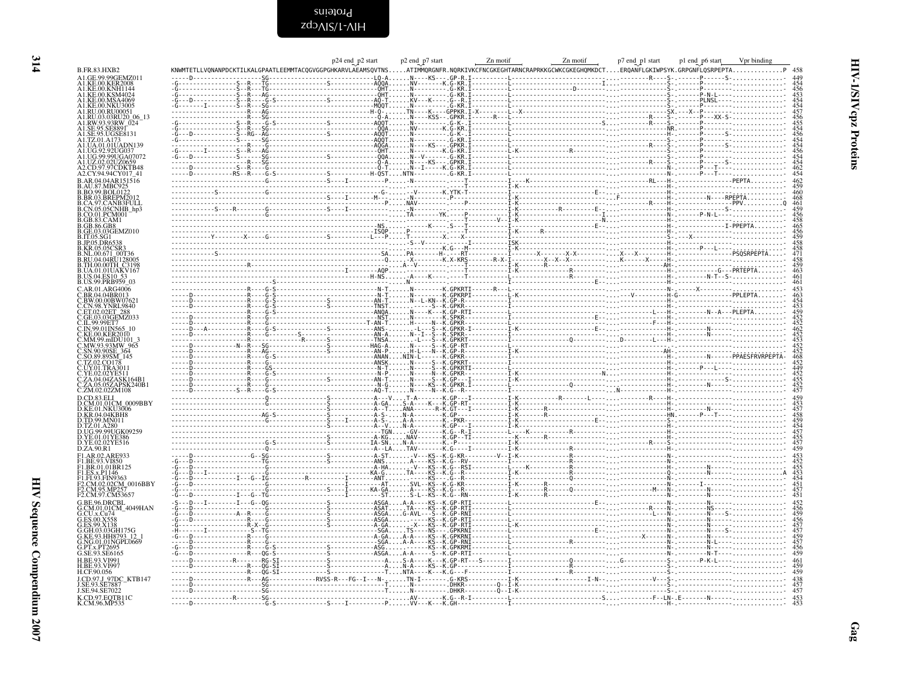# HIV-1/SIVcpz Proteins

## Gag

```
                                                                    p24 end p2 start   p2 end p7 start      Zn motif          Zn motif        p7 end p1 start   p1 end p6 start   Vpr binding
B.FR.83.HXB2            KNWMTETLLVQNANPDCKTILKALGPAATLEEMMTACQGVGGPGHKARVLAEAMSQVTNS.....ATIMMQRGNFR.NQRKIVKCFNCGKEGHTARNCRAPRKKGCWKCGKEGHQMKDCT....ERQANFLGKIWPSYK.GRPGNFLQSRPEPTA.............P  458
A1.GE.99.99GEMZ011                                                                                                                                                                          449
A1.KE.00.KER2008                                                                                                                                                                            454
A1.KE.00.KNH1144                                                                                                                                                                            456
A1.KE.00.KSM4024                                                                                                                                                                            453
A1.KE.00.MSA4069                                                                                                                                                                            454
A1.KE.00.NKU3005                                                                                                                                                                            454
A1.RU.00.RU00051                                                                                                                                                                            457
A1.RU.03.03RU20_06_13                                                                                                                                                                       456
A1.RW.93.93RW_024                                                                                                                                                                           454
A1.SE.95.SE8891                                                                                                                                                                             454
A1.SE.95.UGSE8131                                                                                                                                                                           456
A1.TZ.01.A173                                                                                                                                                                               454
A1.UA.01.01UADN139                                                                                                                                                                          454
A1.UG.92.92UG037                                                                                                                                                                            456
A1.UG.99.99UGA07072                                                                                                                                                                         454
A1.UZ.02.02UZ0659                                                                                                                                                                           454
A2.CD.97.97CDKTB48                                                                                                                                                                          462
A2.CY.94.94CY017_41                                                                                                                                                                         454
B.AR.04.04AR151516                                                                                                                                                                          462
B.AU.87.MBC925                                                                                                                                                                              459
B.BO.99.BOL0122                                                                                                                                                                             460
B.BR.03.BREPM2012                                                                                                                                                                           468
B.CA.97.CANB3FULL                                                                                                                                                                           461
B.CN.05.05CNHB_hp3                                                                                                                                                                          459
B.CO.01.PCM001                                                                                                                                                                              456
B.GB.83.CAM1                                                                                                                                                                                458
B.GB.86.GB8                                                                                                                                                                                 465
B.GE.03.03GEMZ010                                                                                                                                                                           456
B.IT.05.SG1                                                                                                                                                                                 459
B.JP.05.DR6538                                                                                                                                                                              458
B.KR.05.05CSR3                                                                                                                                                                              458
B.NL.00.671_00T36                                                                                                                                                                           471
B.RU.04.04RU128005                                                                                                                                                                          458
B.TH.00.00TH_C3198                                                                                                                                                                          459
B.UA.01.01UAKV167                                                                                                                                                                           463
B.US.04.ES10_53                                                                                                                                                                             461
B.US.99.PRB959_03                                                                                                                                                                           461
C.AR.01.ARG4006                                                                                                                                                                             453
C.BR.04.04BR013                                                                                                                                                                             463
C.BW.00.00BW07621                                                                                                                                                                           454
C.CN.98.YNRL9840                                                                                                                                                                            453
C.ET.02.02ET_288                                                                                                                                                                            459
C.GE.03.03GEMZ033                                                                                                                                                                           452
C.IL.99.99ET7                                                                                                                                                                               452
C.IN.99.01IN565_10                                                                                                                                                                          462
C.KE.00.KER2010                                                                                                                                                                             453
C.MM.99.mIDU101_3                                                                                                                                                                           453
C.MW.93.93MW_965                                                                                                                                                                            452
C.SN.90.90SE_364                                                                                                                                                                            452
C.SO.89.89SM_145                                                                                                                                                                            468
C.TZ.02.CO178                                                                                                                                                                               452
C.UY.01.TRA3011                                                                                                                                                                             449
C.YE.02.02YE511                                                                                                                                                                             452
C.ZA.04.04ZASK164B1                                                                                                                                                                         455
C.ZA.05.05ZAPSK240B1                                                                                                                                                                        452
C.ZM.02.02ZM108                                                                                                                                                                             457
D.CD.83.ELI                                                                                                                                                                                 459
D.CM.01.01CM_0009BBY                                                                                                                                                                        453
D.KE.01.NKU3006                                                                                                                                                                             457
D.KR.04.04KBH8                                                                                                                                                                              458
D.TD.99.MN011                                                                                                                                                                               459
D.TZ.01.A280                                                                                                                                                                                454
D.UG.99.99UGK09259                                                                                                                                                                          457
D.YE.01.01YE386                                                                                                                                                                             455
D.YE.02.02YE516                                                                                                                                                                             457
D.ZA.90.R1                                                                                                                                                                                  459
F1.AR.02.ARE933                                                                                                                                                                             453
F1.BE.93.VI850                                                                                                                                                                              452
F1.BR.01.01BR125                                                                                                                                                                            455
F1.ES.x.P1146                                                                                                                                                                               453
F1.FI.93.FIN9363                                                                                                                                                                            454
F2.CM.02.02CM_0016BBY                                                                                                                                                                       451
F2.CM.95.MP257                                                                                                                                                                              457
F2.CM.97.CM53657                                                                                                                                                                            451
G.BE.96.DRCBL                                                                                                                                                                               452
G.CM.01.01CM_4049HAN                                                                                                                                                                        456
G.CU.x.Cu74                                                                                                                                                                                 459
G.ES.00.X558                                                                                                                                                                                456
G.ES.99.X138                                                                                                                                                                                457
G.GH.03.03GH175G                                                                                                                                                                            457
G.KE.93.HH8793_12_1                                                                                                                                                                         459
G.NG.01.01NGPL0669                                                                                                                                                                          457
G.PT.x.PT2695                                                                                                                                                                               456
G.SE.93.SE6165                                                                                                                                                                              459
H.BE.93.VI991                                                                                                                                                                               461
H.BE.93.VI997                                                                                                                                                                               459
H.CF.90.056                                                                                                                                                                                 459
J.CD.97.J_97DC_KTB147                                                                                                                                                                       438
J.SE.93.SE7887                                                                                                                                                                              457
J.SE.94.SE7022                                                                                                                                                                              457
K.CD.97.EQTB11C                                                                                                                                                                             453
K.CM.96.MP535                                                                                                                                                                               453
```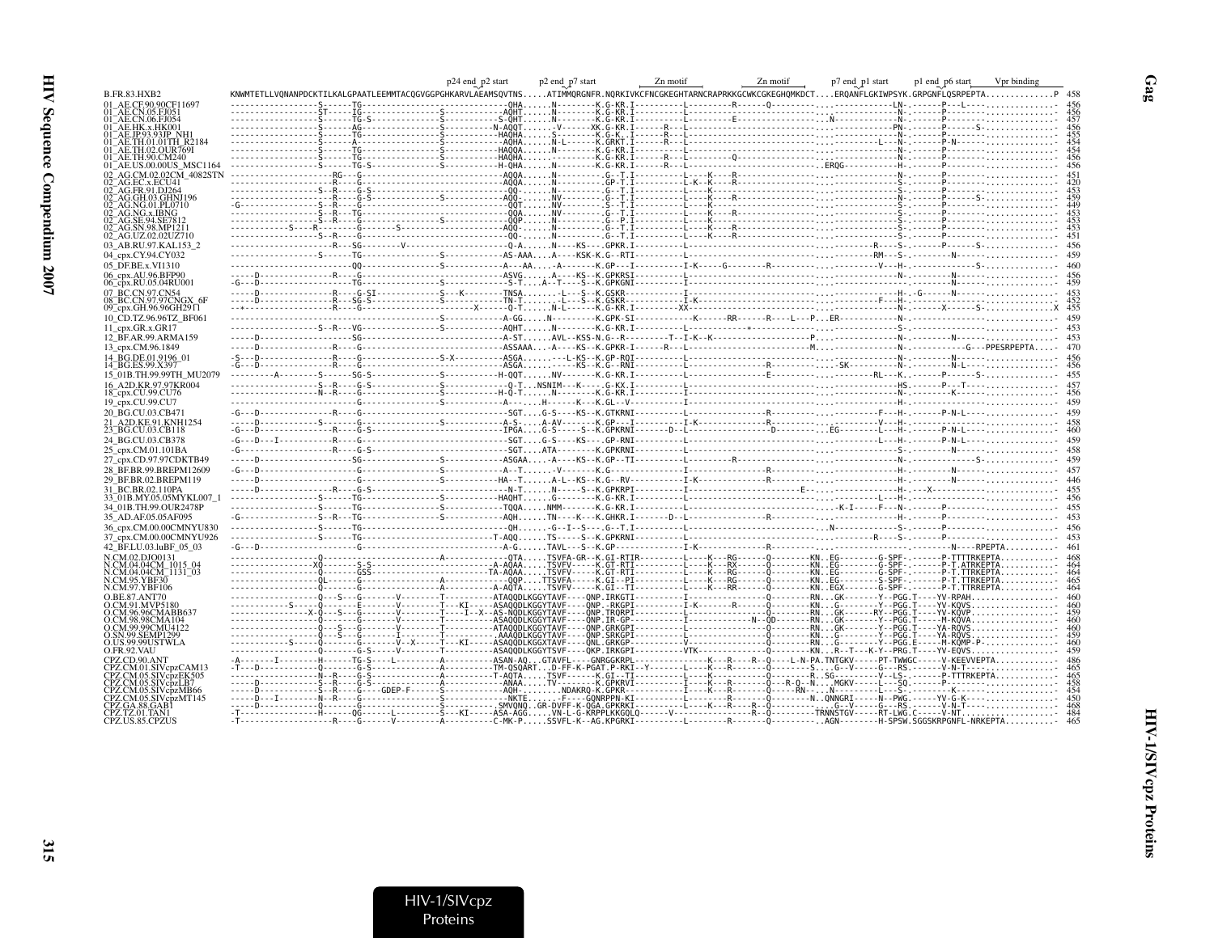```
                                                                                  p24 end p2 start      p2 end p7 start          Zn motif              Zn motif          p7 end p1 start     p1 end p6 start      Vpr binding
B.FR.83.HXB2              KNWMTETLLVQNANPDCKTILKALGPAATLEEMMTACQGVGGPGHKARVLAEAMSQVTNS.....ATIMMQRGNFR.NQRKIVKCFNCGKEGHTARNCRAPRKKGCWKCGKEGHQMKDCT....ERQANFLGKIWPSYK.GRPGNFLQSRPEPTA.............P  458
01_AE.CF.90.90CF11697     -----------------S------TG-----------------------------QHA......N--------K.G-KR.I----------L---------R------Q------------.-----------LN-.------P---L----------------  456
01_AE.CN.05.FJ051         -----------------ST-----IG-----------------S-----------AQHT.....N--------K.G-KR.I----------L---------------------------.------------N-.------P-------------------  456
01_AE.CN.06.FJ054         -----------------S------TG-S---------------S-----------S-QHT.....N--------K.G-KR.I----------L---------E----------------.N-----------N-.------P-------------------  457
01_AE.HK.x.HK001          -----------------S------AG-----------------S-----------N-AQQT......-V------XK.G-KR.I-------R---L------------------------.-----------PN-.------P------S------------  456
01_AE.JP.93.93JP_NH1      -----------------S------TG-----------------S-----------HAQHA.....S--------K.G-K-.I-------R---L------------------------.------------N-.------P-------------------  455
01_AE.TH.01.01TH_R2184    -----------------S------A------------------S-----------AQHA.....N-L-------K.GRKT.I-------R---L------------------------.------L-----N-.------P-N-----------------  454
01_AE.TH.02.OUR769I       -----------------S------TG-----------------S-----------HAQQA.....N--------K.G-KR.I----------L------------------------.------------N-.------P-------------------  454
01_AE.TH.90.CM240         -----------------S------TG-----------------S-----------HAQHA.....N--------K.G-KR.I-------R---L---------Q--------------.------------N-.------P-------------------  456
01_AE.US.00.00US_MSC1164  -----------------S------TG-S---------------S-----------H-QHA.....N--------K.G-KR.I-------R---L------------------------.ERQG---------H-.------P-------------------  456
02_AG.CM.02.02CM_4082STN  ----------------RG---G---------------------------------AQQA......N--------G-T.I---------L----K-----R----------------.------------N-.------P-------------------  451
02_AG.EC.x.ECU41          ------------------R---G--------------------------------AQQA......N--------GP-T.I---------L-K--K-----R---------------.------------S-.------P-------------------  420
02_AG.FR.91.DJ264         ----------------S--R---G-S-----------------------------QQ.......N---------G--T.I---------L---------R-----------------.------------N-.------P-------------------  453
02_AG.GH.03.GHNJ196       ------------------R---G-S------------------S-----------AQQ......NV--------G--T.I---------L----K-----R----------------.------------N-.------P------S------------  459
02_AG.NG.01.PL0710        -G----------------S--R---G-----------------------------QQT......NV--------S--T.I---------L----K----------------------.------------S-.------P-------------------  449
02_AG.NG.x.IBNG           ------------------S--R---TG-----------------------------QQA......NV--------G--T.I---------L----K-----R----------------.------------S-.------P-------------------  453
02_AG.SE.94.SE7812        ------------------S--R---G-------------------S---------QQP......N---------G--P.I---------L----K----------------------.------------S-.------P-------------------  453
02_AG.SN.98.MP1211        -------------S----R------G-----------S-----------------AQQ......N---------G--T.I---------L----K-----R----------------.------------S-.------P-------------------  453
02_AG.UZ.02.02UZ710       ------------------S--R---G-----------------------------QQ.......N---------G--T.I---------L----K-----R----------------.------------S-.------P-------------------  451
03_AB.RU.97.KAL153_2      -------------------R---SG--------V---------------------Q-A......N----KS----GPKR.I---------L---------------------------.--------R----S-.------P------S------------  456
04_cpx.CY.94.CY032        -------------------S------TG-----------------S---------AS-AAA....A----KSK-K.G--RTI---------L---------------------------.--------RM---S-.--------N-----------------  456
05_DF.BE.x.VI1310         ------------------------QQ-----------------S-----------A---AA....-A-------K.GP---I----------I-K-----G--------R---------.----------V---H-.-----------------S---------  460
06_cpx.AU.96.BFP90        ------D--------------R---G-----------------------------ASVG......A----KS--K.GPKRSI---------L---------------------------.------------N-.--------N-----------------  456
06_cpx.RU.05.04RU001      -G----D--------------R---G-----------------------------S-T.....A--T----S--K.GPKGNI---------I---------------------------.------------N-.--------N-----------------  459
07_BC.CN.97.CN54          ------D--------------R---G-SI-------------S----K-------TNSA.......L---S--K.GSKR----------I---------------------------.------------H-.-G------N-----------------  453
08_BC.CN.97.97CNGX_6F     ------D--------------R---SG-S------------S-------------TN-T.......L---S--K.GSKR----------I---------------------------.--------F---H-.------N------------------  452
09_cpx.GH.96.96GH2911     --*------------------R---G----------------------X------Q-T......N-L-------K.G-KR.I---------XX--------------------------.------------H-.--------X------S-----------X  455
10_CD.TZ.96.96TZ_BF061    -------------------------------------------S-----------A-GG.....N---------K.GPK-SI---------K-----RR------R----L---P...ER-----------N-.-------------------------  459
11_cpx.GR.x.GR17          ------------------S--R---VG-----------------S----------AQHT......N--------K.G-KR.I---------------------------------------.------------S-.-------------------------  453
12_BF.AR.99.ARMA159       ------D---------------SG-----------------------------A-ST......AVL--KSS-N.G--R---------T--I-K--K-------------P-------.------------N-.--------N-----------------  453
13_cpx.CM.96.1849         ------D--------------R---G-----------------------------ASSAAA....A----KS--K.GPKR-I-------R---L--------------------M------.------------N-.----------G---PPESRPEPTA.....  470
14_BG.DE.01.9196_01       -S---D---------------R---G-----------------S-X---------ASGA......---L-KS--K.GP-RQI---------L---------------------------.------------N-.--------N-----------------  456
14_BG.ES.99.X397          -G---D---------------R---G-----------------------------ASGA......-----KS--K.G--RNI---------L-----------------R--------.SK-----------N-.--------N-L---------------  456
15_01B.TH.99.99TH_MU2079  ---------A--------S------SG-S--------------S-----------H-QQT.....NV-------K.G-KR.I---------L-----------------E--------.--------RL---K-.------P------S------------  455
16_A2D.KR.97.97KR004      ------------------S--R---G-S---------------S-----------Q-T.....NSNIM---K-----G-KX.I---------L---------------------------.------------HS.------P---T--------------  457
18_cpx.CU.99.CU76         ------------------N--R---G-S---------------S-----------H-Q-T.....N--------K.G-KR.I---------I---------------------------.------------N-.--------K-----------------  456
19_cpx.CU.99.CU7          -------------------------G-----------------S-----------A-.......H-------K---K.GL--V---------I---------------------------.------------H-.-------------------------  459
20_BG.CU.03.CB471         -G---D---------------R---G-----------------------------SGT.....G-S-----KS--K.GTKRNI---------L-----------------R--------.--------F---H-.------P-N-L---------------  459
21_A2D.KE.91.KNH1254      ------D--------------S---G-----------------S-----------A-S-.....A-AV-------K.GP---I---------I-K---------------R--------.----------V---H-.-------------------------  458
23_BG.CU.03.CB118         -G---D---------------R---G-S---------------------------IPGA.....G-S----S--K.GPKRNI-----D--L-----------------D--------.EG-----------L---H-.------P-N-L---------------  460
24_BG.CU.03.CB378         -G---D---I-----------R---G-----------------------------SGT.....G-S-----KS----GP-RNI---------L---------------------------.------------L---H-.------P-N-L---------------  459
25_cpx.CM.01.101BA        -G-------------------R---G-S---------------------------SGT.....ATA--------K.GPKRNI---------L---------------------------.------------S-.--------N-----------------  458
27_cpx.CD.97.97CDKTB49    ------D-----------------SG-----------------S-----------ASGAA.....A----KS--K.GP--TI---------L---------R-----------------.------------N-.--------------S-----------  459
28_BF.BR.99.BREPM12609    -G---D-----------------------G---------------------------A--T.......-V--------K.G-------------I-----------------R--------.------------H-.--------N-----------------  457
29_BF.BR.02.BREPM119      ------D----------------------G-----------------S-----------HA--T.....A-L--KS--K.G--RV---------I-----------------R--------.------------H-.--------N-----------------  446
31_BC.BR.02.110PA         ------D--------------R---G-S-----------------------------N-T......N-----S--K.GPKRPI---------I-----------------------E---.------------H-.---X---------------------  455
33_01B.MY.05.05MYKL007_1  ------------------S------TG-----------------S------------HAQHT.....N--------K.G-KR.I---------L---------------------------.--------L---H-.-------------------------  456
34_01B.TH.99.OUR2478P     ------------------S------TG-----------------S------------TQQA.....NMM-------K.G-KR.I---------L---------------------------.-K-I-----F---N-.------P-------------------  455
35_AD.AF.05.05AF095       -G----------------S--R---TG-----------------S------------AQH......TN----K---K.GHKR.I-------D--L-----------------R--------.------------H-.------P-------------------  453
36_cpx.CM.00.00CMNYU830   ------------------S------TG---------------------------------QH......-G--I--S----G--T.I---------L---------------------------.N-----------S-.------P-------------------  456
37_cpx.CM.00.00CMNYU926   ------------------S------TG-----------------------------T-AQQ.....TS-----S--K.GPKRNI---------L---------------------------.--------R----S-.------P-------------------  453
42_BF.LU.03.luBF_05_03    -G---D-------------------G---------------------------------A-G.....TAVL---S--K.GP-------------I-K-----------------R--------.--------------N----RPEPTA........  461
N.CM.02.DJO0131           ------------------Q-----------------------A------------QTA......TSVFA-GR--K.GI-RTIR----------L----K---RG------Q--------KN..EG--------G-SPF-.------P-TTTTRKEPTA..........  468
N.CM.04.04CM_1015_04      ----------------XQ------S-S--------------------A-------A-AQAA.....TSVFV-----K.GT-RTI----------L----K---RX------Q--------KN..EG--------G-SPF-.------P-T.ATRKEPTA........  464
N.CM.04.04CM_1131_03      ------------------Q------GSS---------------------------TA-AQAA....TSVFV-----K.GT-RTI----------L----K---RG------Q--------KN..EG--------G-SPF-.------P-T.TTRKEPTA........  464
N.CM.95.YBF30             ----------------QL------G---------------------A----------QQP......TTSVFA----K.GI--PI----------L----K---RG------Q--------KN..EG--------S-SPF-.------P-T.TTRKEPTA........  465
N.CM.97.YBF106            ------------------Q-----G---------------------A----------A-AQTA.....TSVFV---K.GI--TI----------L----K---RR------Q--------KN..EGX-------G-SPF-.------P-T.TTRREPTA........  464
O.BE.87.ANT70             ------------------Q---S---G--------V---------T---------ATAQQDLKGGYTAVF----QNP.IRKGTI------------------------Q--------RN...GK--------Y--PGG.T----YV-RPAH...................  460
O.CM.91.MVP5180           ------------S-----Q--------E-------V---------T---KI----ASAQQDLKGGYTAVF----QNP.-RKGPI----------I-K------R------Q--------KN...G---------Y--PGG.T----YV-KQVS..................  460
O.CM.96.96CMABB637        ---------------X-Q---S---G--------V---------T----I--X--AS-NQDLKGGYTAVF----QNP.TRQRPI--------------------------Q--------RN...GK--------RY--PGG.T----YV-KQVP.................  459
O.CM.98.98CMA104          ------------------Q-------G-------V---------T---------ASAQQDLKGGYTAVF----QNP.IR-GP--------------------------N--QD------RN...GK--------Y--PGG.T------M-KQVA..................  460
O.CM.99.99CMU4122         ------------------Q---S---G--------V---------T---------ATAQQDLKGGYTAVF----QNP.GRKGPI----------L---------------Q--------RN...GK--------Y--PGG.T----YA-RQVS..................  460
O.SN.99.SEMP1299          ------------------Q---S---G--------I---------T---------AAAQQDLKGGYTAVF----QNP.SRKGPI----------L---------------Q--------KN...G---------Y--PGG.T----YA-RQVS..................  459
O.US.99.99USTWLA          ------------S-----Q-------G--------V--X-----T---KI----ASAQQDLKGGXTAVF----QNL.GRKGP-----------V---------------Q--------RN...G---------Y--PGG.E----M-KQMP-P-...............  460
O.FR.92.VAU               ------------------Q-------G-S------V---------T---------ASAQQDLKGGYTSVF----QKP.IRKGPI----------VTK----------------Q--------KN...R--T---K-Y--PRG.T----YV-EQVS..................  459
CPZ.CD.90.ANT             -A-------I--------H------TG-S-----L-------A------------ASAN-AQ....GTAVFL----GNRGGKRPL------------K---R-----R--Q-----L-N-PA.TNTGKV-----PT-TWWGC------V-KEEVVEPTA...........  486
CPZ.CM.01.SIVcpzCAM13     -T---D------------Q------G-S------------A------------TM-QSQART....D-FF-K-PGAT.P-RKI--Y-------L----K---R--------Q--------S....G--V-----G---RS.------V-N-T-------------------  465
CPZ.CM.05.SIVcpzEK505     ------------------N--R---G-S------------A------------T-AQTA.....TSVF-----K.GI--TI----------L----K---------------Q--------R..SG----------V--LS-.------P-TTTRKEPTA..........  465
CPZ.CM.05.SIVcpzLB7       ------D-----------S--R---G-S------------A------------ANAA......TV---------K.GPKRVI---------I----K---R--------Q--R-Q--N...MGKV-----L---SQ.------P-------------------  458
CPZ.CM.05.SIVcpzMB66      ------D-----------S--R---G-----GDEP-F---------S---------AQH.........NDAKRQ-K.GPKR---------I----K---R--------Q----RN--........N------------L---S-.--------K-----------------  454
CPZ.CM.05.SIVcpzMT145     ------D---I-------N--R---G-------------------------------NKTE.......F----GQNRPPN-KI----------L---------R--------Q--------N..QNNGRI------N--PWG.------YV-G-K------------------  450
CPZ.GA.88.GAB1           ------D-----------Q------G-----------------S-----------SMVQNQ..GR-DVFF-K-QGA.GPKRKI-----------L----K---R---R--Q--------........G--V------G---RS.------V-N-T-------------------  468
CPZ.TZ.01.TAN1            -T----------------H------QG------L-----------S---KI----ASA-AGG.....VN-L-G-KRPPLKKGQLQ------V-------------------R--Q---------TRNNSTGV-----RT-LWG.C------V-NT..................  484
CPZ.US.85.CPZUS           -T----------------R---G------V---------A----------C-MK-P.....SSVFL-K--AG.KPGRKI----------L---------R--------Q--------........AGN--------H-SPSW.SGGSKRPGNFL-NRKEPTA..........  465
```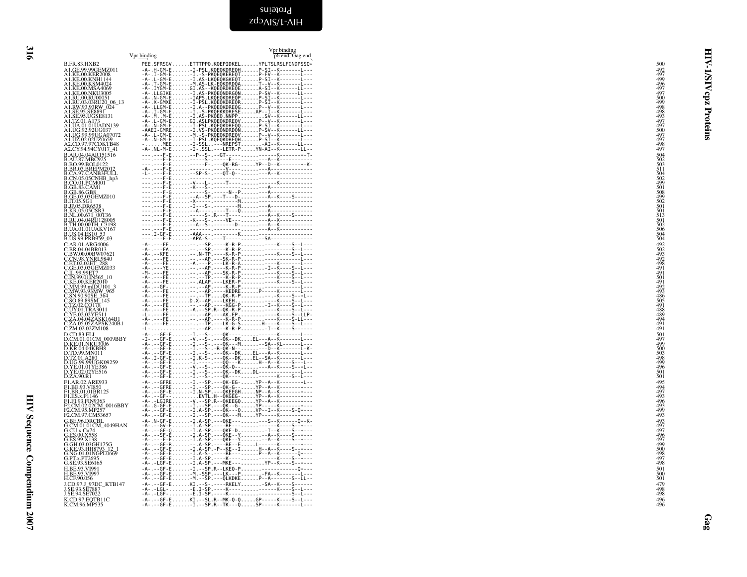```
                          Vpr binding                                   Vpr binding
                                                                        p6 end, Gag end
B.FR.83.HXB2              PEE.SFRSGV......ETTTPPQ.KQEPIDKEL......YPLTSLRSLFGNDPSSQ*     500
A1.GE.99.99GEMZ011        -A-.-H-GM-E.......-I-PSL.KQEQKDREQH......P-SI--K-------L---     492
A1.KE.00.KER2008          -A-.-I-GM-E.......-I-.S-PKQEQKEREQT......P-FV--K-------L---     497
A1.KE.00.KNH1144          -A-.-L-GM-E.......-I.AS-LKQEQKGKEQT......P-SI--K-------L---     499
A1.KE.00.KSM4024          -A-.-T-GM-E.......-M.AS-LK-EQKDRDQA......T--V--K-------L---     496
A1.KE.00.MSA4069          -A-.IYGM-E.......GI.AS--KQEQRDKEQE......A-SI--K------LL---     497
A1.KE.00.NKU3005          -A-.LLGIKE.......-I.AS-PKQEQNDRGQN......P-SV--K------LL---     497
A1.RU.00.RU00051          -A-.-N-GM-E.......-IAPS.LKQEQKDREQP......P-SI--K-------L---     500
A1.RU.03.03RU20_06_13     -A-.-X-GMXE.......-I-PSL.KQEQKDREQR......P-SI--K-------L---     499
A1.RW.93.93RW_024         -A-.LLGM-E.......-I.A--PKQEQKDREQG......P--V--K-------L---     498
A1.SE.95.SE8891           -A-.-I-GM-E.......-I-.S-PKQEKKDRESE......AP--I--K-------L---     498
A1.SE.95.UGSE8131         -A-.M..M-E.......-I.AS-PKQEQ.NNPP.........SV--K------LL---     493
A1.TZ.01.A173             -A-.-L-GM-E.......GI.ASLPKQEQKDREQV......P--V--K-------L---     497
A1.UA.01.01UADN139        -A-.-N-GM-E.......-I-PSL.KQEQKDREQQ......P-SI--K-------L---     497
A1.UG.92.92UG037          -AAEI-GMRE.......-I.VS-PKQEQNDRDQN......P-SV--K------LL---     500
A1.UG.99.99UGA07072       -A-.-L-GM-E.......-M.-S-PKQEQKDREQV......P--V--K-------L---     497
A1.UZ.02.02UZ0659         -A-.-N-GM-E.......-I-PSL.KQEQKDREQH......P-SI--K-------L---     497
A2.CD.97.97CDKTB48        -......MEE.......-I-SSL.----NREPST.......AI--K------LL---     498
A2.CY.94.94CY017_41       -A-.NL-M-E.......-I-.SSL.---LETR-P......YN-AI--K-------LL--     497
B.AR.04.04AR151516        ---.----F-E........-P--S-.--GT-----.............K-------*-T-     504
B.AU.87.MBC925            ---.----F-E.........--S-.-----E---..............A--K---------     502
B.BO.99.BOL0122           ---.----F-E.........-----F-.---QK-RG-......YP--D--K-------*-K-     503
B.BR.03.BREPM2012         -A-.----F-E.........-----.----V----..............A-----------     511
B.CA.97.CANB3FULL         -L-.----F-E.......--SP-S-.---QT-Q-.............A--K-----------     504
B.CN.05.05CNHB_hp3        ---.----F-E.........-----.-----------.........................     502
B.CO.01.PCM001            ---.----F-E.......-V---L-.----T-----..............K----------     499
B.GB.83.CAM1              ---.----F-E.......-K--S-.-------------.............A----------     501
B.GB.86.GB8               ---.----F-G.........----S-.-----N--P............A-------------     508
B.GE.03.03GEMZ010         ---.----F-E.........-A--SP.---T---D-.............A--K----S------     499
B.IT.05.SG1               ---.----F-E.......-X-----.--------M.......................     502
B.JP.05.DR6538            ---.----F-E.......-I---S-.--------M.............A-------------     501
B.KR.05.05CSR3            ---.----F-E.........-A----.----T---Q...........A-----------     501
B.NL.00.671_00T36         ---.----F-E.........----S-.R--T-----.............A--K----S--*---     513
B.RU.04.04RU128005        ---.----F-E.......-K---S-.----VE----.............A--X-----------     501
B.TH.00.00TH_C3198        ---.----F-E.........-A--S-.-------D-.............A--K----------     502
B.UA.01.01UAKV167         ---.----F-E.........-----.-----------.............A--K----------     506
B.US.04.ES10_53           ---.I-GF-E.......-AAA---.---------K.......................     504
B.US.99.PRB959_03         ---.----F-E.......-APA-S-.----T-----........SA----------------     504
C.AR.01.ARG4006           -A-.----FE.........-.--SP.----K-R-P..............K----S--L---     492
C.BR.04.04BR013           -A-.----FA.........-.--SP.----K-R-P...........................S--L---     502
C.BW.00.00BW07621         -A-.---KFE.........-.N-TP.----K-R-P..............K----S--L---     493
C.CN.98.YNRL9840          -A-.----FE.........-.--AP.----SK-R-P.......................L---     492
C.ET.02.02ET_288          -A-.----FE.........-A---P.----LK-R-A..............K----------     498
C.GE.03.03GEMZ033         -A-.----YE.........-.--AP.----K-R-P...........-I--K----S--L---     491
C.IL.99.99ET7             -M-.----FE.........-.--AP.----SK-R-P..............K----S--L---     491
C.IN.99.01IN565_10        -A-.----FE.........-.--TP.----K-R-P..............K----S--L---     501
C.KE.00.KER2010           -A-.----FE.........ALAP.----LKER-P..............K----S--L---     491
C.MM.99.mIDU101_3         -A-.---GF-.........-.--AP.----K-R-P...........................L---     492
C.MW.93.93MW_965          -A-.----FE.........-.--AP.----KEDRE.........P-----K-------L---     493
C.SN.90.90SE_364          -A-.----FE.........-.--TP....QK-R-P...........-.K----S--*L--     486
C.SO.89.89SM_145          -A-.----FE.......D.X--AP.----LKEH.................K----S--L---     505
C.TZ.02.CO178             -A-.----FE.........-.--AP.----KGG-P.............-I--K----S--L---     491
C.UY.01.TRA3011           -A-.----FE.......A.--SP.R--QK-R-P..............K----S--L---     488
C.YE.02.02YE511           -L-.----FE.........-.--AP.----AK.EP..............K----S--LLP-     489
C.ZA.04.04ZASK164B1       -A-.----FE.........-.--AP.----K-R-P..............K-----S-LL---     494
C.ZA.05.05ZAPSK240B1      -A-.----FE.........-.--TP.----LK-G-S.......H-----K----S--L---     491
C.ZM.02.02ZM108           -L-..............-.--AP.----K-R-P...........-I--K----S------     491
D.CD.83.ELI               -A-.--GF-E.......-I.--S-.---QK------.......................L---     501
D.CM.01.01CM_0009BBY      -I-.--GF-E.......-V.--S-.---QK--DK....EL---A--K-------L---     497
D.KE.01.NKU3006           -A-.--GF-E.......-I.--S-.---QK---M........-SA--KL------L---     499
D.KR.04.04KBH8            -A-.--GF-E.......-I.--S-.-R-QK-N-......-----D--K-------L-K-     500
D.TD.99.MN011             -A-.--GF-E.......-I.--S-.---QK--DK....EL---A--K-------L---     503
D.TZ.01.A280              -A-.I-GF-E.......-I.K-S-.---QK--DK....EL--SA--K-------L---     498
D.UG.99.99UGK09259        -A-.--GF-E.......-I.--S-.---QQ---K......H--A--K----S---L--     499
D.YE.01.01YE386           -A-.--GF-E.......-V.--S-.---QK-Q-.........-A--K----S--*L--     496
D.YE.02.02YE516           -A-.--GF-E.......-I.--S-.---QK--DK....DL---------------L---     501
D.ZA.90.R1                -A-.--GF-E.......-I.--S-.---QK----.........-----K----S--L---     501
F1.AR.02.ARE933           -A-.--GFRE.......-I.--SP.---QK-EG-......YP--A--K-------*L--     495
F1.BE.93.VI850            -A-.--GFRE.......-I.--SP.---QK-G-......YP--A--K-------*---     494
F1.BR.01.01BR125          -A-.--GF-E.......-I.N-SP.---QKEEGH.....NP--A--K-------*---     497
F1.ES.x.P1146             -A-.--GF-.........EVTL.H--QKEEG-......YP--A--K-------*---     493
F1.FI.93.FIN9363          -A-.-LGIRE.......-V.--SP.R--QKEEGQ......YP--A--K-------*---     496
F2.CM.02.02CM_0016BBY     -A-.G-GF-E.......-I.--SP.---QK--G-......YP-----K-------*---     493
F2.CM.95.MP257            -A-.--GF-E.......-I.A-SP.---QK---Q......VP--I--K-----S-Q*---     499
F2.CM.97.CM53657          -A-.--GF-E.......-I.--SP.---QK---M......YP-----K-------*---     493
G.BE.96.DRCBL             -A-.N-GF-E.......-I.A-SP.---QKE---..........-S--K------Q*-K-     493
G.CM.01.01CM_4049HAN      -A-.--GV-E.......-I.A-SP.---RE---.............K----S--*---     497
G.CU.x.Cu74               -A-.--GF-Q.......-I.A-SP.---QKE-D.........-I--K----S--*---     497
G.ES.00.X558              -A-.--SF-E.......-I.A-SP.---QKE--Y.......--A--K----S--*---     496
G.ES.99.X138              -A-.----F-E.......-I.A-SP.---QKE--Y.......--A--K----S--*---     497
G.GH.03.03GH175G          -A-.--GF-R.......-.A-SP.---RE---E.......L-----K-------*---     499
G.KE.93.HH8793_12_1       -A-.--GF-E.......-I.A-SP.-P--KE--I.......H--A--K----S--*---     500
G.NG.01.01NGPL0669        -A-.--GF-E.......-I.A-S-.----RE---.......P--A--K------Q*---     498
G.PT.x.PT2695             -A-.--GF-E.......-I.A-SP.----K-----...........K----S--*---     497
G.SE.93.SE6165            -A-.-LGF-E.......-I.A-SP.---MKE---.........YP--K----S--*---     498
H.BE.93.VI991             -A-.--GF-E.......-I.--SP.R--LKEQ-P.......-----------Q*---     501
H.BE.93.VI997             -A-.--GF-E.......-M.-SSP.---LK---P.......-FA--K-------L---     500
H.CF.90.056               -A-.--GF-E.......-M.--SP.---QLKDKE......P--A-------S--LL--     501
J.CD.97.J_97DC_KTB147     -A-.--GF-E.......KI.--S-.----RKELY.......-SA--K----S------     479
J.SE.93.SE7887            -A-.-LGL-.........E.I-SP.----K------............K----S--L---     498
J.SE.94.SE7022            -A-.-LGF-.........E.I-SP.----K------............K----S--L---     498
K.CD.97.EQTB11C           -A-.--GF-E.......KI.--SL.R--MK-Q-Q......GP-----K----S--L---     496
K.CM.96.MP535             -A-.--GF-E.......-I.--SP.R--TK---Q......SP-----K-------L---     496
```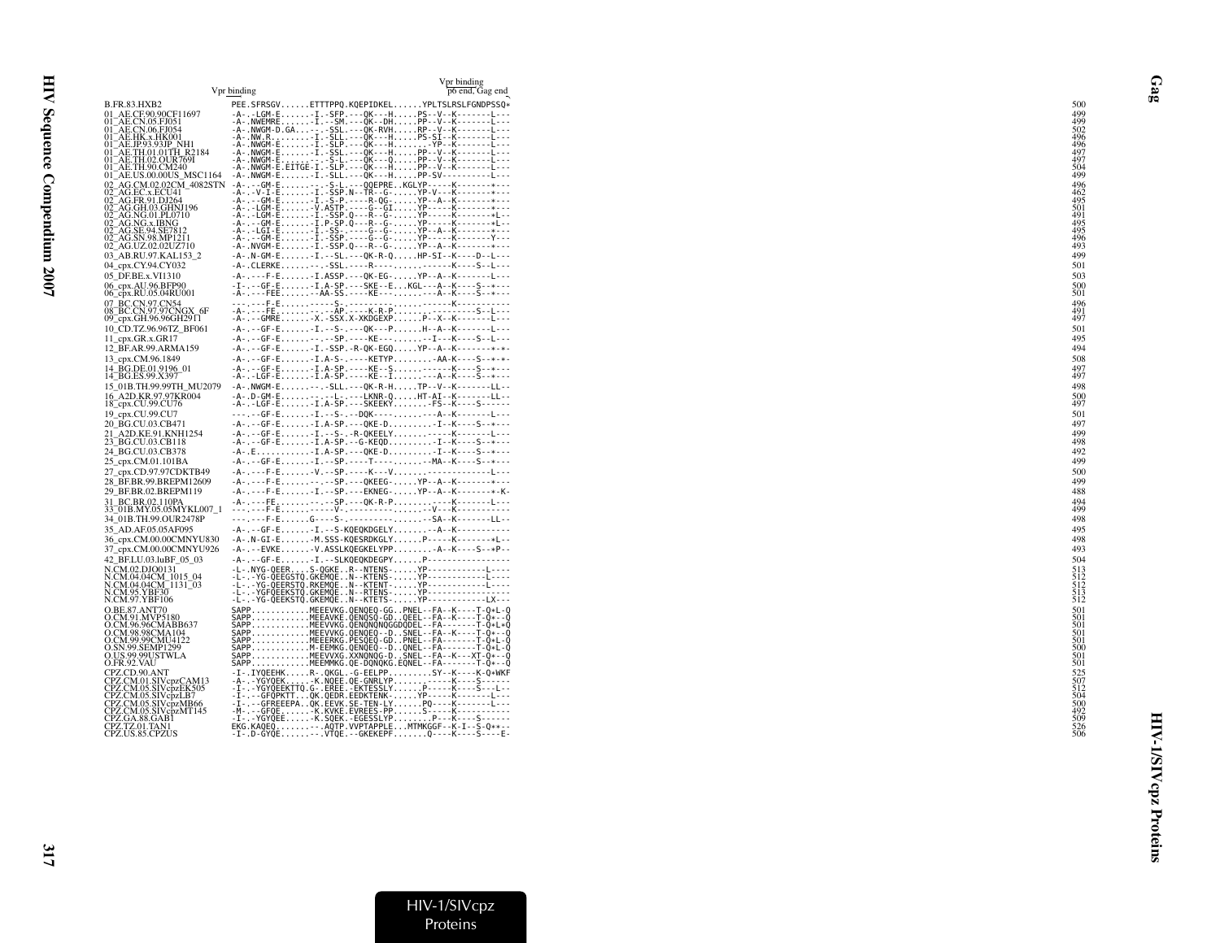```
                                Vpr binding                              Vpr binding
                                                                          p6 end, Gag end
B.FR.83.HXB2              PEE.SFRSGV......ETTTPPQ.KQEPIDKEL......YPLTSLRSLFGNDPSSQ*     500
01_AE.CF.90.90CF11697     -A-.-LGM-E.......I.-SFP.---QK---H.....PS--V--K-------L---     499
01_AE.CN.05.FJ051         -A-.NWEMRE.......I.--SM.---QK--DH.....PP--V--K-------L---     499
01_AE.CN.06.FJ054         -A-.NWGM-D.GA...-.-SSL.---QK-RVH.....RP--V--K-------L---     502
01_AE.HK.x.HK001          -A-.NW.R.........I.-SLL.---QK---H.....PS-SI--K-------L---     496
01_AE.JP.93.93JP_NH1      -A-.NWGM-E.......I.-SLP.---QK---H.......YP--K-------L---     496
01_AE.TH.01.01TH_R2184    -A-.NWGM-E.......I.-SSL.---QK---H.....PP--V--K-------L---     497
01_AE.TH.02.OUR769I       -A-.NWGM-E.......-.-S-L.---QK---Q.....PP--V--K-------L---     497
01_AE.TH.90.CM240         -A-.NWGM-E.EITGE-I.-SLP.---QK---H.....PP--V--K-------L---     504
01_AE.US.00.00US_MSC1164  -A-.NWGM-E.......I.-SLL.---QK---H.....PP-SV----------L---     499
02_AG.CM.02.02CM_4082STN  -A-.--GM-E.......-.-S-L.---QQEPRE..KGLYP-----K-------*---     496
02_AG.EC.x.ECU41          -A-.-V-I-E.......I.-SSP.N--TR--G-.....YP-V---K-------*---     462
02_AG.FR.91.DJ264         -A-.--GM-E.......I.-S-P.-----R-QG-.....YP--A--K-------*---     495
02_AG.GH.03.GHNJ196       -A-.-LGM-E.......V.ASTP.----G--GI.....YP-----K-------*---     501
02_AG.NG.01.PL0710        -A-.-LGM-E.......I.-SSP.Q---R--G-.....YP-----K-------*L--     491
02_AG.NG.x.IBNG           -A-.--GM-E.......I.P-SP.Q---R--G-.....YP-----K-------*L--     495
02_AG.SE.94.SE7812        -A-.-LGI-E.......I.-SS-.----G--G-.....YP--A--K-------*---     495
02_AG.SN.98.MP1211        -A-.--GM-E.......I.-SSP.----G--G-.....YP-----K-------Y---     496
02_AG.UZ.02.02UZ710       -A-.NVGM-E.......I.-SSP.Q---R--G-.....YP--A--K-------*---     493
03_AB.RU.97.KAL153_2      -A-.N-GM-E.......I.--SL.---QK-R-Q.....HP-SI--K----D--L---     499
04_cpx.CY.94.CY032        -A-.CLERKE......-.-SSL.----R----.............K----S--L---     501
05_DF.BE.x.VI1310         -A-.---F-E.......I.ASSP.---QK-EG-.....YP--A--K-------L---     503
06_cpx.AU.96.BFP90        -I-.--GF-E.......I.A-SP.---SKE--E...KGL---A--K----S--*---     500
06_cpx.RU.05.04RU001      -A-.---FEE......-.-AA-SS.----KE-............-A--K----S--*---     501
07_BC.CN.97.CN54          ---.---F-E.......-.-S-..........................K----------     496
08_BC.CN.97.97CNGX_6F     -A-.---FE........-.-AP.----K-R-P.....................S--L---     491
09_cpx.GH.96.96GH2911     -A-.--GMRE.......X.-SSX.X-XKDGEXP......P--X--K-------L---     497
10_CD.TZ.96.96TZ_BF061    -A-.--GF-E.......I.--S-.---QK---P......H--A--K-------L---     501
11_cpx.GR.x.GR17          -A-.--GF-E.......-.-SP.----KE---.........-I---K----S--L---     495
12_BF.AR.99.ARMA159       -A-.--GF-E.......I.-SSP.-R-QK-EGQ.....YP--A--K-------*-*-     494
13_cpx.CM.96.1849         -A-.--GF-E.......I.A-S-.----KETYP.........AA-K----S--*-*-     508
14_BG.DE.01.9196_01       -A-.--GF-E.......I.A-SP.----KE--S..............K----S--*---     497
14_BG.ES.99.X397          -A-.-LGF-E.......I.A-SP.----KE--I...........-A--K----S--*---     497
15_01B.TH.99.99TH_MU2079  -A-.NWGM-E.......-.-SLL.---QK-R-H.....TP--V--K-------LL--     498
16_A2D.KR.97.97KR004      -A-.D-GM-E.......-.--L-.---LKNR-Q.....HT-AI--K-------LL--     500
18_cpx.CU.99.CU76         -A-.-LGF-E.......I.A-SP.---SKEEKY........-FS--K----S------     497
19_cpx.CU.99.CU7          ---.--GF-E.......I.--S-.--DQK-----.........-A--K-------L---     501
20_BG.CU.03.CB471         -A-.--GF-E.......I.A-SP.---QKE-D..........-I--K----S--*---     497
21_A2D.KE.91.KNH1254      -A-.--GF-E.......I.--S-.-R-QKEELY.......------K-------L---     499
23_BG.CU.03.CB118         -A-.--GF-E.......I.A-SP.--G-KEQD..........-I--K----S--*---     498
24_BG.CU.03.CB378         -A-.E............I.A-SP.---QKE-D..........-I--K----S--*---     492
25_cpx.CM.01.101BA        -A-.--GF-E.......I.--SP.----T-----.........-MA--K----S--*---     499
27_cpx.CD.97.97CDKTB49    -A-.---F-E.......V.--SP.----K---V........-----------L---     500
28_BF.BR.99.BREPM12609    -A-.---F-E.......-.--SP.---QKEEG-.....YP--A--K-------*---     499
29_BF.BR.02.BREPM119      -A-.---F-E.......I.--SP.---EKNEG-.....YP--A--K-------*-K-     488
31_BC.BR.02.110PA         -A-.---FE........-.-SP.---QK-R-P...........-K-------L---     494
33_01B.MY.05.05MYKL007_1  ---.---F-E.......-.--V-.........................-V---K-----------     499
34_01B.TH.99.OUR2478P     ---.---F-E......G----S-.--------.........-SA--K-------LL--     498
35_AD.AF.05.05AF095       -A-.--GF-E.......I.--S-KQEQKDGELY........--A--K-----------     495
36_cpx.CM.00.00CMNYU830   -A-.N-GI-E.......M.SSS-KQESRDKGLY......P-----K-------*L--     498
37_cpx.CM.00.00CMNYU926   -A-.--EVKE.......V.ASSLKQEGKELYPP.........-A--K----S--*P--     493
42_BF.LU.03.luBF_05_03    -A-.--GF-E.......I.--SLKQEQKDEGPY......P-----------------     504
N.CM.02.DJO0131           -L-.NYG-QEER.....S-QGKE..R--NTENS-.....YP-----------L----     513
N.CM.04.04CM_1015_04      -L-.-YG-QEEGSTQ.GKEMQE..N--KTENS-.....YP-----------L----     512
N.CM.04.04CM_1131_03      -L-.-YG-QEERSTQ.RKEMQE..N--KTENT-.....YP-----------L----     512
N.CM.95.YBF30             -L-.-YGFQEEKSTQ.GKEMQE..N--RTENS-.....YP-----------------     513
N.CM.97.YBF106            -L-.-YG-QEEKSTQ.GKEMQE..N--KTETS-.....YP-----------LX--     512
O.BE.87.ANT70             SAPP............MEEEVKG.QENQEQ-GG..PNEL--FA--K----T-Q*L-Q     501
O.CM.91.MVP5180           SAPP............MEEAVKE.QENQSQ-GD..QEEL--FA--K----T-Q*--Q     501
O.CM.96.96CMABB637        SAPP............MEEVVKG.QENQNQNQGGDQDEL--FA-------T-Q*L*Q     501
O.CM.98.98CMA104          SAPP............MEEVVKG.QENQEQ--D..SNEL--FA--K----T-Q*--Q     501
O.CM.99.99CMU4122         SAPP............MEEERKG.PESQEQ-GD..PNEL--FA-------T-Q*L-Q     501
O.SN.99.SEMP1299          SAPP............M-EEMKG.QENQEQ--D..QNEL--FA-------T-Q*L-Q     500
O.US.99.99USTWLA          SAPP............MEEVVXG.XXQNQNQ-D..SNEL--FA--K---XT-Q*--Q     501
O.FR.92.VAU               SAPP............MEEMMKG.QE-DQNQKG.EQNEL--FA-------T-Q*--Q     501
CPZ.CD.90.ANT             -I-.IYQEEHK......R-.QKGL.-G-EELPP.........SY--K----K-Q*WKF     525
CPZ.CM.01.SIVcpzCAM13     -A-.-YGYQEK......-K.NQEE.QE-GNRLYP.........----K----S------     507
CPZ.CM.05.SIVcpzEK505     -I-.--YGYQEEKTTQ.G-.EREE.-EKTESSLY......P-----K----S---L--     512
CPZ.CM.05.SIVcpzLB7       -I-.--GFQPKTT...QK.QEDR.EEDKTENK-......YP-----K-------L---     504
CPZ.CM.05.SIVcpzMB66      -I-.--GFREEEPA..QK.EEVK.SE-TEN-LY......PQ----K-------L---     500
CPZ.CM.05.SIVcpzMT145     -M-.--GFQE.......K-.KVKE.EVREES-PP......S-----K-----------     492
CPZ.GA.88.GAB1            -I-.-YGYQEE......-K.SQEK.-EGESSLYP.........P---K----S------     509
CPZ.TZ.01.TAN1            EKG.KAQEQ.........AQTP.VVPTAPPLE...MTMKGGF--K-I--S-Q**--     526
CPZ.US.85.CPZUS           -I-.D-GYQE......--.VTQE.--GKEKEPF........Q----K----S----E-     506
```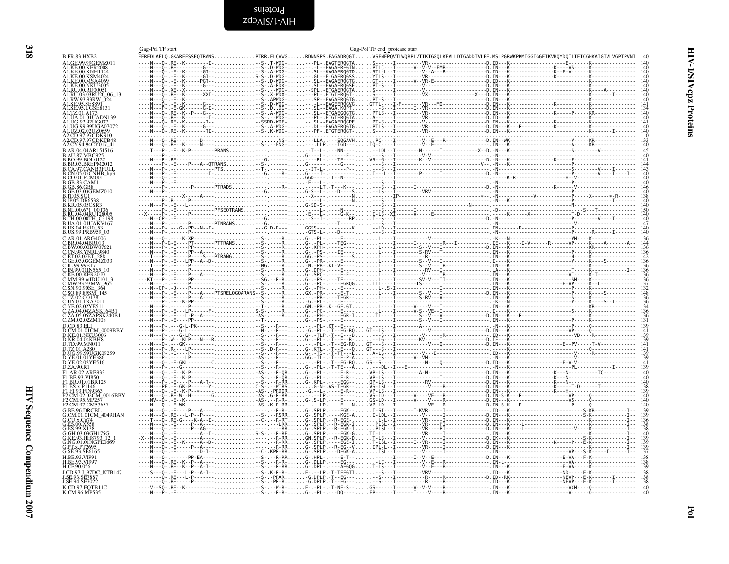# HIV-1/SIVcpz Proteins

## Pol

Gag-Pol TF start — Gag-Pol TF end, protease start

```
B.FR.83.HXB2          FFREDLAFLQ.GKAREFSSEQTRANS.............PTRR.ELQVWG......RDNNSPS.EAGADRQGT......VSFNFPQVTLWQRPLVTIKIGGQLKEALLDTGADDTVLEE.MSLPGRWKPKMIGGIGGFIKVRQYDQILIEICGHKAIGTVLVGPTPVNI  140
A1.GE.99.99GEMZ011      140
A1.KE.00.KER2008        140
A1.KE.00.KNH1144        140
A1.KE.00.KSM4024        140
A1.KE.00.MSA4069        140
A1.KE.00.NKU3005        140
A1.RU.00.RU00051        140
A1.RU.03.03RU20_06_13   140
A1.RW.93.93RW_024       140
A1.SE.95.SE8891         141
A1.SE.95.UGSE8131       134
A1.TZ.01.A173           140
A1.UA.01.01UADN139      140
A1.UG.92.92UG037        141
A1.UG.99.99UGA07072     140
A1.UZ.02.02UZ0659       140
A2.CD.97.97CDKS10         0
A2.CD.97.97CDKTB48      133
A2.CY.94.94CY017_41     140
B.AR.04.04AR151516      145
B.AU.87.MBC925          140
B.BO.99.BOL0122         141
B.BR.03.BREPM2012       144
B.CA.97.CANB3FULL       143
B.CN.05.05CNHB_hp3      140
B.CO.01.PCM001          140
B.GB.83.CAM1            140
B.GB.86.GB8             146
B.GE.03.03GEMZ010       140
B.IT.05.SG1             138
B.JP.05.DR6538          140
B.KR.05.05CSR3          140
B.NL.00.671_00T36       150
B.RU.04.04RU128005      136
B.TH.00.00TH_C3198      140
B.UA.01.01UAKV167       147
B.US.04.ES10_53         140
B.US.99.PRB959_03       140
C.AR.01.ARG4006         136
C.BR.04.04BR013         144
C.BW.00.00BW07621       136
C.CN.98.YNRL9840        136
C.ET.02.02ET_288        142
C.GE.03.03GEMZ033       136
C.IL.99.99ET7           136
C.IN.99.01IN565_10      136
C.KE.00.KER2010         136
C.MM.99.mIDU101_3       136
C.MW.93.93MW_965        137
C.SN.90.90SE_364        132
C.SO.89.89SM_145        148
C.TZ.02.CO178           136
C.UY.01.TRA3011         136
C.YE.02.02YE511         134
C.ZA.04.04ZASK164B1     136
C.ZA.05.05ZAPSK240B1    136
C.ZM.02.02ZM108         131
D.CD.83.ELI             139
D.CM.01.01CM_0009BBY    141
D.KE.01.NKU3006         139
D.KR.04.04KBH8          139
D.TD.99.MN011           141
D.TZ.01.A280            141
D.UG.99.99UGK09259      139
D.YE.01.01YE386         139
D.YE.02.02YE516         141
D.ZA.90.R1              139
F1.AR.02.ARE933         140
F1.BE.93.VI850          140
F1.BR.01.01BR125        140
F1.ES.x.P1146           138
F1.FI.93.FIN9363        139
F2.CM.02.02CM_0016BBY   140
F2.CM.95.MP257          140
F2.CM.97.CM53657        140
G.BE.96.DRCBL           139
G.CM.01.01CM_4049HAN    139
G.CU.x.Cu74             136
G.ES.00.X558            138
G.ES.99.X138            138
G.GH.03.03GH175G        140
G.KE.93.HH8793_12_1     139
G.NG.01.01NGPL0669      139
G.PT.x.PT2695           139
G.SE.93.SE6165          137
H.BE.93.VI991           138
H.BE.93.VI997           138
H.CF.90.056             139
J.CD.97.J_97DC_KTB147   138
J.SE.93.SE7887          138
J.SE.94.SE7022          138
K.CD.97.EQTB11C         140
K.CM.96.MP535           140
```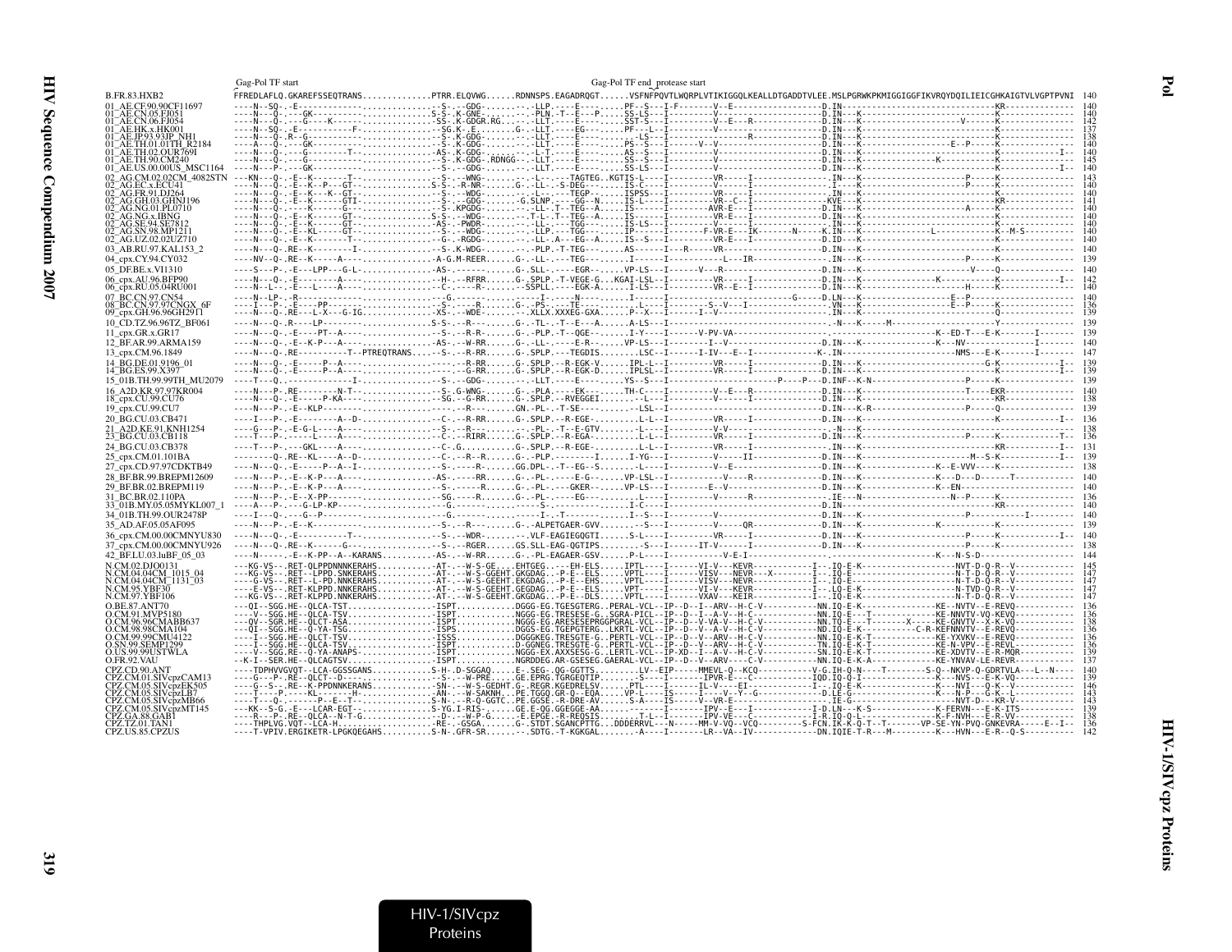Gag-Pol TF start　　　　　　　　　　　　　　　　　　　　　　　　Gag-Pol TF end_protease start

```
B.FR.83.HXB2                FFREDLAFLQ.GKAREFSSEQTRANS.............PTRR.ELQVWG......RDNNSPS.EAGADRQGT......VSFNFPQVTLWQRPLVTIKIGGQLKEALLDTGADDTVLEE.MSLPGRWKPKMIGGIGGFIKVRQYDQILIEICGHKAIGTVLVGPTPVNI  140
01_AE.CF.90.90CF11697       ----N--SQ-..E-------------.............-S-..--GDG-......-.-LLP.----E--------PF--S---I-F-------V--E-----------------D.IN------------------------------KR--------------  140
01_AE.CN.05.FJ051           ----N---Q-.----GK---------.............S-S-.K-GNE-......-.-PLN.-T--E---P.....SS-LS---I---------V-----------------D.IN---K--------------------------K--------------  140
01_AE.CN.06.FJ054           ----N---Q-.----G----K-----.............-SS-.K-GDGR.RG..-.-LLT.----E-------SST-S---I---------V--E---R-------------D.IN---K-----------------V-------K--------------  142
01_AE.HK.x.HK001            ----N--SQ-..E-----------F-.............-SG.K-.E......G-.-LLT.----EG-------PF---L--I---------V-----------------D.IN---K--------------------------K--------------  137
01_AE.JP.93.93JP_NH1        ----N---Q-.R--G-----------.............-S-.K-GDG-.......-.-LLT.----E----------LS---I---------V------R----------D.IN---K--------------------------K--------------  138
01_AE.TH.01.01TH_R2184      ----A---Q-.----GK---------.............-S-.K-GDG-......-.-LLT.----E-------PS--S---I----V--V-----------------D.IN---K---------------E--P------K--------------  140
01_AE.TH.02.OUR769I         ----N---Q-.----G-------T--.............AS-.K-GDG-......-.-L-T.----E-------AS--S---I---------V-----------------D.IN---K--------------------------K-----------I--  140
01_AE.TH.90.CM240           ----N---Q-.----G----------.............-S-.K-GDG-.RDNGG--.-LLT.----E-------SS--S---I---------V-----------------D.IN---K------------K------------K--------------  145
01_AE.US.00.00US_MSC1164    ----N---P-.----GK---------.............-S-.--GDG-......-.-LLT.----E-------SS-LS---I---------V-----------------D.IN---K--------------------------K-----------I--  140
02_AG.CM.02.02CM_4082STN    ---KN---Q-..E--K-------T--.............-S-..--WNG-......-.-L--.--TAGTEG..KGTIS-L---I---------VR-----I----------------IN---K----------------------P------K--------------  143
02_AG.EC.x.ECU41            ----N---Q-..E--K---P---GT-.............S-S-..R-NR-......G.-LL-.-S-DEG-.......IS-C---I---------V-----------------I----K----------------------P------K--------------  140
02_AG.FR.91.DJ264           ----N---Q-..E--K---K--GT-..............-S-.--WDG-......-.-L---.---TEGP-......ISPSS---I---------VR-----I----------------IN---K--------------------------K--------------  140
02_AG.GH.03.GHNJ196         ----N---Q-..E--K-------GTI-............-S-..--GDG-......-G.SLNP.----GG--N.....IS-L---I---------VR--C--I---------------KVE---K--------------------------KR-------------  141
02_AG.NG.01.PL0710          ----N---Q-.----K-------G---............-S-..KPGDG-.......-.-LL-.T--TEG--A.....IS-----I---------AVR-E---I----------D.IN---K-----------------A-------K--------------  140
02_AG.NG.x.IBNG             ----N---Q-..E--K-------GT-.............S-S-..--WDG-......-.T-L-.T--TEG--A.....IS-----I---------VR-E---I----------D.IN---K--------------------------K--------------  140
02_AG.SE.94.SE7812          ----N---Q-..E--K-------GT-.............AS-..-PWDR-......-.-LL-.--TGG--.......IS-LS---I---------V-----I----------------IN---K--------------------------K--------------  140
02_AG.SN.98.MP1211          ----N---Q-..E--KL------GT-.............-S-..--WDG-......-.-LLP.--TGG--.......IP-----I---------F-VR-E--IK-------N-----K.IN---K----------------L---------K--M-S--------  140
02_AG.UZ.02.02UZ710         ----N---Q-..E--K-------T-..............-G-..RGDG-.......-.-LL-.A---EG--A.....IS--S---I---------VR-E---I----------D.ID---K--------------------------K--------------  140
03_AB.RU.97.KAL153_2        ----N---Q-.RE--K---------I-............-S-.K-WDG-......-.-PLP.-T-TEG--......AS------I---R-----VR----------------D.IN---K--------------------------K--------------  140
04_cpx.CY.94.CY032          ----NV--Q-.RE--K----A----..............-A-G.M-REER......G.-LL-.---TEG--......I------I---------------L----IR----------------IN---K---------------------P------K--------------  139
05_DF.BE.x.VI1310           ----S---P-..E---LPP---G-L-.............-AS-.----------....G.-SLL-.----EGR-----VP-LS---I---------V---R-----------------D.IN---K--------------------------V-----Q------------  140
06_cpx.AU.96.BFP90          ----N---Q-..E--------A-----............--H-.--RFRR......G-.SPLP.-T-VEGE-G..KGAI-LSL--I---------VR----I-----------D.IN---K--------------K-----------K------------I--  142
06_cpx.RU.05.04RU001        ----N-L--.E--L----A----................--C-.----R-.......-SSPLL.----EGK-A.....I-LS---I---------VR--E--I----------D.IN---K-------------------H------K--------------  140
07_BC.CN.97.CN54            ----N--LP-..R-------------.............--G-.----------....-I-.---N--........L-----I---------------------G-----D.LN---K---------------E--P-------------------------  140
08_BC.CN.97.97CNGX_6F       ----I---P-..E---PP-.......-............--S-.----R.......G-.-PS.---TE--......-L----I---------S--V---I----------VN---K--------------------E--P------K--------------  136
09_cpx.GH.96.96GH2911       ----N---Q-.RE---L-X---G-IG.............-XS-.--WDE-......-.-XLLX.XXXEG-GXA......P--X---I------I--V----------------IN---K--------------------------Q--------------  139
10_CD.TZ.96.96TZ_BF061      ----N---Q-.R---LP---------.............S-S-.--R-.......G-.-TL-.-T--E--A......A-LS---I--------------------------------N---K-------M----------------------Y--------------  139
11_cpx.GR.x.GR17            ----N---Q-..E----PT--A----.............--S-.--R-R-......G-.-PLP.-T--QGE-......I-Y----I---------V-PV-VA---------------------------------------K--ED-T---E-K-------I--------  139
12_BF.AR.99.ARMA159         ----N---Q-..E--K-P---A-----............-AS-.--W-RR......G-.-LL-.----E-R------VP-LS---I---------I--V--------------D.IN---K-----------------K---NV-----------I--------  140
13_cpx.CM.96.1849           ----N---Q-.RE---------T--PTREQTRANS....-S-.--R-RR......G-.SPLP.---TEGDIS......LSC--I------I-IV---E--I----------K-.IN-----------------------NMS---E-K-------I--------  147
14_BG.DE.01.9196_01         ----N---Q-..E----P---A-----............-.-.--R-RR......G-.SPLP.--R-EGK-V......IPL-L--I---------VR-----I-----------D.IN---K----------------------G-K-----------I--  139
14_BG.ES.99.X397            ----N---Q-..E----P---A-----............-.-.--G-RR......G-.SPLP.--R-EGK-D......IPLSL--I---------VR-----I-----------D.IN---K--------------------------K-----------I--  139
15_01B.TH.99.99TH_MU2079    ----T---Q-.-----------I---.............-S-.--GDG-......-.-LLT.----E--------YS--S---I--------------------P----P---D.INF--K-N---------------------P------K--------------  139
16_A2D.KR.97.97KR004        ----N---P-.RE-------N-T---.............-S-.G-WNG-......G-.-PLA.----EK----...TH-C----I---------V--E---R-----------D.IN---K------------------------T----EKR-----------  140
18_cpx.CU.99.CU76           ----N---Q-..E-----P-KA----.............-SG.--G-RR......G-.SPLP.--RVEGGEI........L---I---------V-----I-----------D.IN---K--------------------------KR-------------  138
19_cpx.CU.99.CU7            ----N---P-..E--KLP--------.............----.--R--......GN.-PL-.-T-SE--------..-LSL--I--------------------------D.IN---K-R---------------------P------K--------------  139
20_BG.CU.03.CB471           ----I---P-..E---------A--D-............--C-.--R-RR......G-.SPLP.--R-EGE-........L-L--I---------VR-----I-----------D.IN---K--------------------------K-----------I--  136
21_A2D.KE.91.KNH1254        ----G---P-..E-G-L----A-----............-S-.--R-.......-.-PL-.-T--E-GTV.......L---I---------V-V--------------------N---K--------------------------K--------------  138
23_BG.CU.03.CB118           ----T---P-..E---------A-----...........--C-.--RIRR......G-.SPLP.--R-EGA-......L-L--I---------V-----I-----------D.IN---K--------------------------P------K-----------I--  136
24_BG.CU.03.CB378           ----T---P-.---GKL----A----.............--C-.G.........G-.SPLP.--R-EGE-........L-L--I---------VR-----I----------------IN---K--------------------------KR-----------I--  131
25_cpx.CM.01.101BA          -------Q-.RE--KL----A--D---............--C-.--R--R.....G-.-PLP.---------I......I-YG---I---------II----------------D.IN---K-----------------------M--S-K-----------I--  139
27_cpx.CD.97.97CDKTB49      ----N---Q-..E-----P--A--I-.............--S-.----R-......GG.DPL-.-T--EG--S.......L---I---------V--E--------------D.IN---K--------------------K--E-VVV----K--------------  138
28_BF.BR.99.BREPM12609      ----N---P-..E--K-P---A------...........-AS-.----RR......G-.-PL-.----E-G------VP-LSL--I--------------V-----R------D.IN---K-------------------K---D---D------T------------  140
29_BF.BR.02.BREPM119        ----N---P-..E--K-P---A-----............--S-.----R......G-.-PL-.---GKER------VP-LS---I---------E--V-------------D.IN---K--------------------K--EN---------------------  140
31_BC.BR.02.110PA           ----N---P-..E--X-PP---------...........-SG.----R-......G-.-PL-.----EG-----------L---I---------V-----R-----------.IE---N---------------------N---P------K--------------  136
33_01B.MY.05.05MYKL007_1    ----A---P-.----G-LP-KP-----............--G-.----------....-S-.-------...........I-C----I---------------------------D.IN---K--------------------------KR-------------  140
34_01B.TH.99.OUR2478P       ----I---Q-.---G--P---------............-G.-------......-.-I-.-T--------..........I--S---I---------V-----------------D.IN---K-----------------------P--------I----------  140
35_AD.AF.05.05AF095         ----N---P-..E--K----------.............--S-.--R--......G-.-ALPETGAER-GVV........-S---I---------V-----QR-----------D.IN---K--------------------K---------K--------------  139
36_cpx.CM.00.00CMNYU830     ----N---Q-..E---------T---.............--S-.--WDR-......-.-VLF-EAGIEGQGTI......S-L---I---------VR-----I-----------D.IN---K-------------------------P------K-----------I--  140
37_cpx.CM.00.00CMNYU926     ----N---Q-.RE--K------G----............--S-.--RGER......GS.SLL-EAG-QGTIPS........-S---I------IT-V------I----------D.IN---K-------------------------P------K--------------  138
42_BF.LU.03.luBF_05_03      ----N--------.E--K-PP--A--KARANS.........-AS-.--W-RR......G-.-PL-EAGAER-GSV......P-L---I----------V-E-I----------------------------------K---N-S-D------------------------  144
N.CM.02.DJO0131             ---KG-VS--.RET-QLPPDNNNKERAHS...........-AT-.--W-S-GE...EHTGEG..-.--EH-ELS......IPTL----I------VI-V---KEVR----------I---IQ-E-K---------------------NVT-D-Q-R--V-----------  145
N.CM.04.04CM_1015_04        ---KG-VS--.RET--LPPD.SNKERAHS...........-AT-.--W-S-GGEHT.GKGDAG..-P-E--ELS......VPTL----I------VISV---NEVR---X------I---IQ-E-------------------------N-T-D-Q-R--V-----------  147
N.CM.04.04CM_1131_03        ----G-VS--.RET--L-PD.NNKERAHS...........-AT-.--W-S-GEEHT.EKGDAG..-P-E--EHS......VPTL----I------VISV---NEVR----------I---IQ-E-------------------------N-T-D-Q-R--V-----------  147
N.CM.95.YBF30               ----E-VS--.RET-KLPPD.NNKERAHS...........-AT-.--W-S-GEEHT.GEGDAG..-P-E--ELS......VPT-----I------VI-V---KEVR----------I---LQ-E-K---------------------N-TVD-Q-R--V-----------  147
N.CM.97.YBF106              ---KG-VS--.RET-KLPPD.NNKERAHS...........-AT-.--W-S-GEEHT.GKGDAG..-P-E--DLS......VPTL----I------VXAV---KEIR----------I---IQ-E-K---------------------N-T-D-Q-R--V-----------  140
O.BE.87.ANT70               ---QI--SGG.HE--QLCA-TST.................-ISPT...........DGGG-EG.TGESGTERG..PERAL-VCL--IP--D--I--ARV--H-C-V----------NN.IQ-E-K---------------KE--NVTV--E-REVQ-----------  136
O.CM.91.MVP5180             ----V--SGG.HE--QLCA-TSV.................-ISPT...........NGGG-EG.TRESESE-G..SGRA-PICL--IP--D--I--A-V--H-C----------NN.IQ-E---T-------------KE-NNVTV-VQ-KEVQ-----------  136
O.CM.96.96CMABB637          ---QV--SGR.HE--QLCT-ASA.................-ISPT...........NGGG-EG.ARESESEPRGGPGRAL-VCL--IP--D--V-VA-V--H-C-V----------NN.TQ-E---T-------X----KE-GNVTV--X-K-VQ-----------  138
O.CM.98.98CMA104            ---QI--SGG.HE--Q-YA-TSG.................-ISPS...........DGGS-EG.TGEPGTERG..LKRTL-VCL--IP--D--V--A-V--H-C-V----------ND.IQ-E-K---------C-R-KEFNNVTV--E-REVQ-----------  136
O.CM.99.99CMU4122           ----I--SGG.HE--QLCT-TSV.................-ISSS...........DGGGKEG.TRESGTE-G..PERTL-VCL--IP--D--V--ARV--H-C-V----------NN.IQ-E-K-T-------------KE-YXVKV--E-REVQ-----------  136
O.SN.99.SEMP1299            ----I--SGG.HE--QLCA-TSV.................-ISPT...........D-GGNEG.TRESGTE-G..PERTL-VCL--IP--D--V--ARV--H-C-V----------TN.IQ-E-K-T-------------KE-N-VPV--E-REVL-----------  136
O.US.99.99USTWLA            ----V--SGG.HE--Q-YA-ANAPS-..............-ISPT...........NGGG-EX.AXXSESG-G..LERTL-VCL--IP-XD--I--A-V--H-C-V----------SN.IQ-E-K-T-------------KE-XDVTV--E-R-MQR-----------  139
O.FR.92.VAU                 --K-I--SER.HE--QLCAGTSV.................-ISPT...........NGRDDEG.AR-GSESEG.GAERAL-VCL--IP--D--V--ARV----C-V----------NN.IQ-E-K-A-------------KE-YNVAV-LE-REVR-----------  137
CPZ.CD.90.ANT               ----TDPHVVGVQT--LCA-GGSSGANS............S-H-.D-SGGAQ......E-.SEG-.QG-GGTTS.........LV--EIP-----MMEVL-Q--KCQ----------V-G.IH-Q-N----T--------S-Q--NKVP-Q-GDRTVLA---L--N----  140
CPZ.CM.01.SIVcpzCAM13       ----G---P-.RE--QLCT--D--------.........-S-.--W-PRE......GE.EPRG.TGRGEQTIP.........S----I------IPVR-E---C----------IQD.IQ-Q-I-----------------K---NVS---E-K-VQ-----------  139
CPZ.CM.05.SIVcpzEK505       ----G--S-.RE--K-PPDNNKERANS.............-SN-.--W-S-GEDHT.G-.REGR.KGEDRELSV.......PTL-----I------IL-V----EI-----------I---IQ-E-K----------------K---NVI---Q-K---V-----------  146
CPZ.CM.05.SIVcpzLB7         ----T----P------KL------H-..............-AN-.--W-SAKNH...PE.TGGQ.GR-Q--EQA.......VP-L-----IS-----I---V--Y--G-------------D.LE-G------------------K---N-P---G-K--L------------  143
CPZ.CM.05.SIVcpzMB66        ----T---Q-.--------P--E--T--............S-N-.--R-Q-GGTC..PE.GGSE.-R-DRE-AV.......S-A----IS-----V--VR-E-----------------IE-G-----------------------NVT-D----KR-V-----------  143
CPZ.CM.05.SIVcpzMT145       ---KK--S-G.-E----LCAR-EGT-..............S-YG.I-RIS-......GE.E-QG.GGEGGE-AA.........-------IPV--E----I----------I-D.LN---K-S---------------K-FERVN---E-K-ITS-----------  139
CPZ.GA.88.GAB1              ----R---P-.RE--QLCA--N-T-G-..............-D-.--W-P-G.....E.EPGE.-R-REQSIS.........T-L---I------IPV-VE---C----------I-R.IQ-Q-L---------------K-F-NVH---E-R-VV-------------  138
CPZ.TZ.01.TAN1              ----THPLVG.VQT--LCA-H-.................-RE-.-GSGA.......G-.STDT.SGANCPTTG...DDDERRVL----N-----MM-V-VQ--VCQ----------S-FCN.IK-K-Q-T--T-------VP-SE-YN-PVQ-GNKEVRA-----E--I--  136
CPZ.US.85.CPZUS             ----T-VPIV.ERGIKETR-LPGKQEGAHS..........S-N-.GFR-SR.......-.SDTG.-T-KGKGAL........-A----I-------LR--VA--IV-----------DN.IQIE-T-R---M--------K---HVN---E-R--Q-S-----------  142
```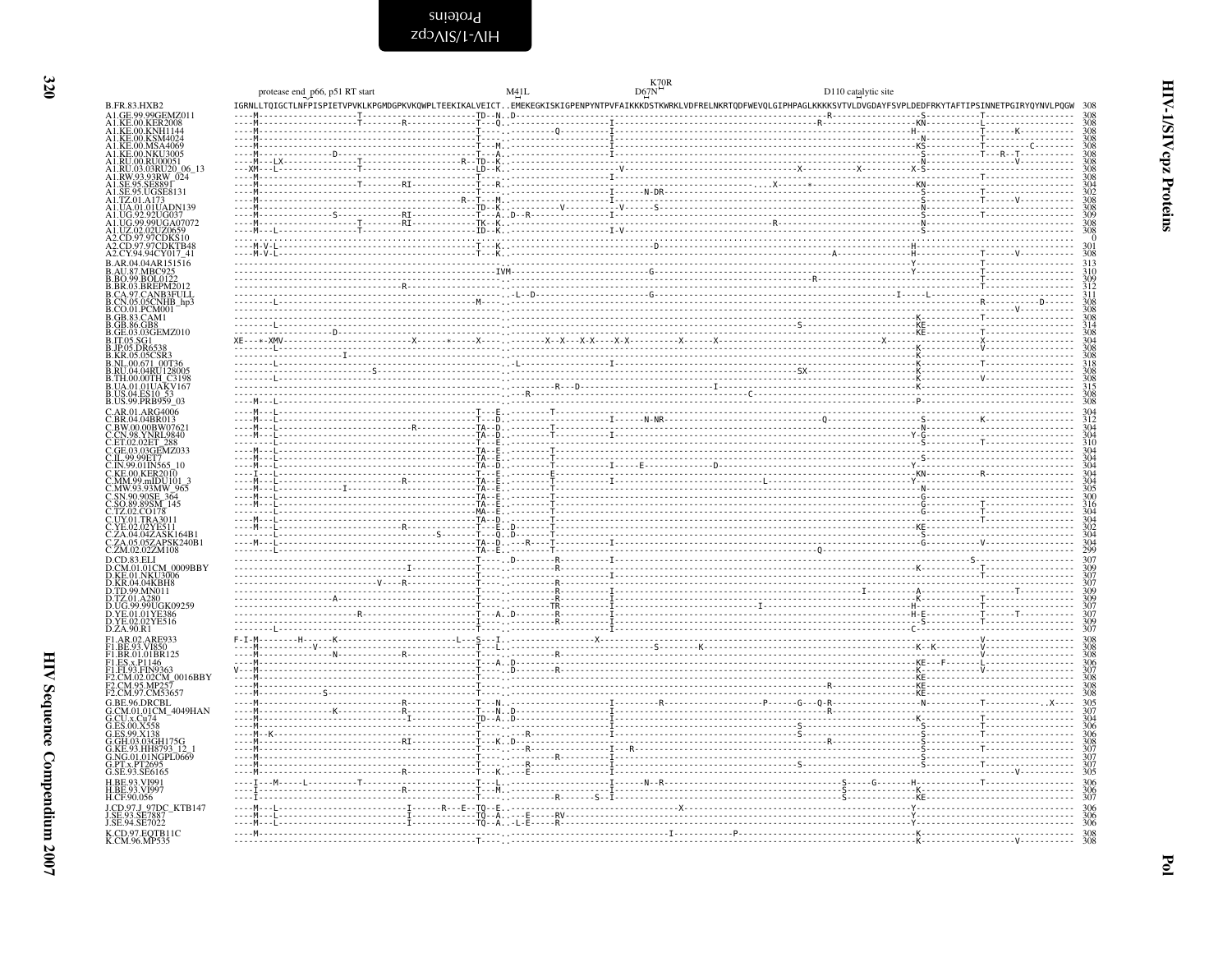protease end_p66, p51 RT start — M41L — D67N — K70R — D110 catalytic site

```
B.FR.83.HXB2          IGRNLLTQIGCTLNFPISPIETVPVKLKPGMDGPKVKQWPLTEEKIKALVEICT..EMEKEGKISKIGPENPYNTPVFAIKKKDSTKWRKLVDFRELNKRTQDFWEVQLGIPHPAGLKKKKSVTVLDVGDAYFSVPLDEDFRKYTAFTIPSINNETPGIRYQYNVLPQGW  308
```

Sequence names (alignment rows follow HXB2 reference, with dashes indicating identity):

A1.GE.99.99GEMZ011 308
A1.KE.00.KER2008 308
A1.KE.00.KNH1144 308
A1.KE.00.KSM4024 308
A1.KE.00.MSA4069 308
A1.KE.00.NKU3005 308
A1.RU.00.RU00051 308
A1.RU.03.03RU20_06_13 308
A1.RW.93.93RW_024 308
A1.SE.95.SE8891 304
A1.SE.95.UGSE8131 302
A1.TZ.01.A173 308
A1.UA.01.01UADN139 308
A1.UG.92.92UG037 309
A1.UG.99.99UGA07072 308
A1.UZ.02.02UZ0659 308
A2.CD.97.97CDKS10 0
A2.CD.97.97CDKTB48 301
A2.CY.94.94CY017_41 308
B.AR.04.04AR151516 313
B.AU.87.MBC925 310
B.BO.99.BOL0122 309
B.BR.03.BREPM2012 312
B.CA.97.CANB3FULL 311
B.CN.05.05CNHB_hp3 308
B.CO.01.PCM001 308
B.GB.83.CAM1 308
B.GB.86.GB8 314
B.GE.03.03GEMZ010 308
B.IT.05.SG1 304
B.JP.05.DR6538 308
B.KR.05.05CSR3 308
B.NL.00.671_00T36 318
B.RU.04.04RU128005 308
B.TH.00.00TH_C3198 308
B.UA.01.01UAKV167 315
B.US.04.ES10_53 308
B.US.99.PRB959_03 308
C.AR.01.ARG4006 304
C.BR.04.04BR013 312
C.BW.00.00BW07621 304
C.CN.98.YNRL9840 304
C.ET.02.02ET_288 310
C.GE.03.03GEMZ033 304
C.IL.99.99ET7 304
C.IN.99.01IN565_10 304
C.KE.00.KER2010 304
C.MM.99.mIDU101_3 304
C.MW.93.93MW_965 305
C.SN.90.90SE_364 300
C.SO.89.89SM_145 316
C.TZ.02.CO178 304
C.UY.01.TRA3011 304
C.YE.02.02YE511 302
C.ZA.04.04ZASK164B1 304
C.ZA.05.05ZAPSK240B1 304
C.ZM.02.02ZM108 299
D.CD.83.ELI 307
D.CM.01.01CM_0009BBY 309
D.KE.01.NKU3006 307
D.KR.04.04KBH8 307
D.TD.99.MN011 309
D.TZ.01.A280 309
D.UG.99.99UGK09259 307
D.YE.01.01YE386 307
D.YE.02.02YE516 309
D.ZA.90.R1 307
F1.AR.02.ARE933 308
F1.BE.93.VI850 308
F1.BR.01.01BR125 308
F1.ES.x.P1146 306
F1.FI.93.FIN9363 307
F2.CM.02.02CM_0016BBY 308
F2.CM.95.MP257 308
F2.CM.97.CM53657 308
G.BE.96.DRCBL 305
G.CM.01.01CM_4049HAN 307
G.CU.x.Cu74 304
G.ES.00.X558 306
G.ES.99.X138 306
G.GH.03.03GH175G 308
G.KE.93.HH8793_12_1 307
G.NG.01.01NGPL0669 307
G.PT.x.PT2695 307
G.SE.93.SE6165 305
H.BE.93.VI991 306
H.BE.93.VI997 306
H.CF.90.056 307
J.CD.97.J_97DC_KTB147 306
J.SE.93.SE7887 306
J.SE.94.SE7022 306
K.CD.97.EQTB11C 308
K.CM.96.MP535 308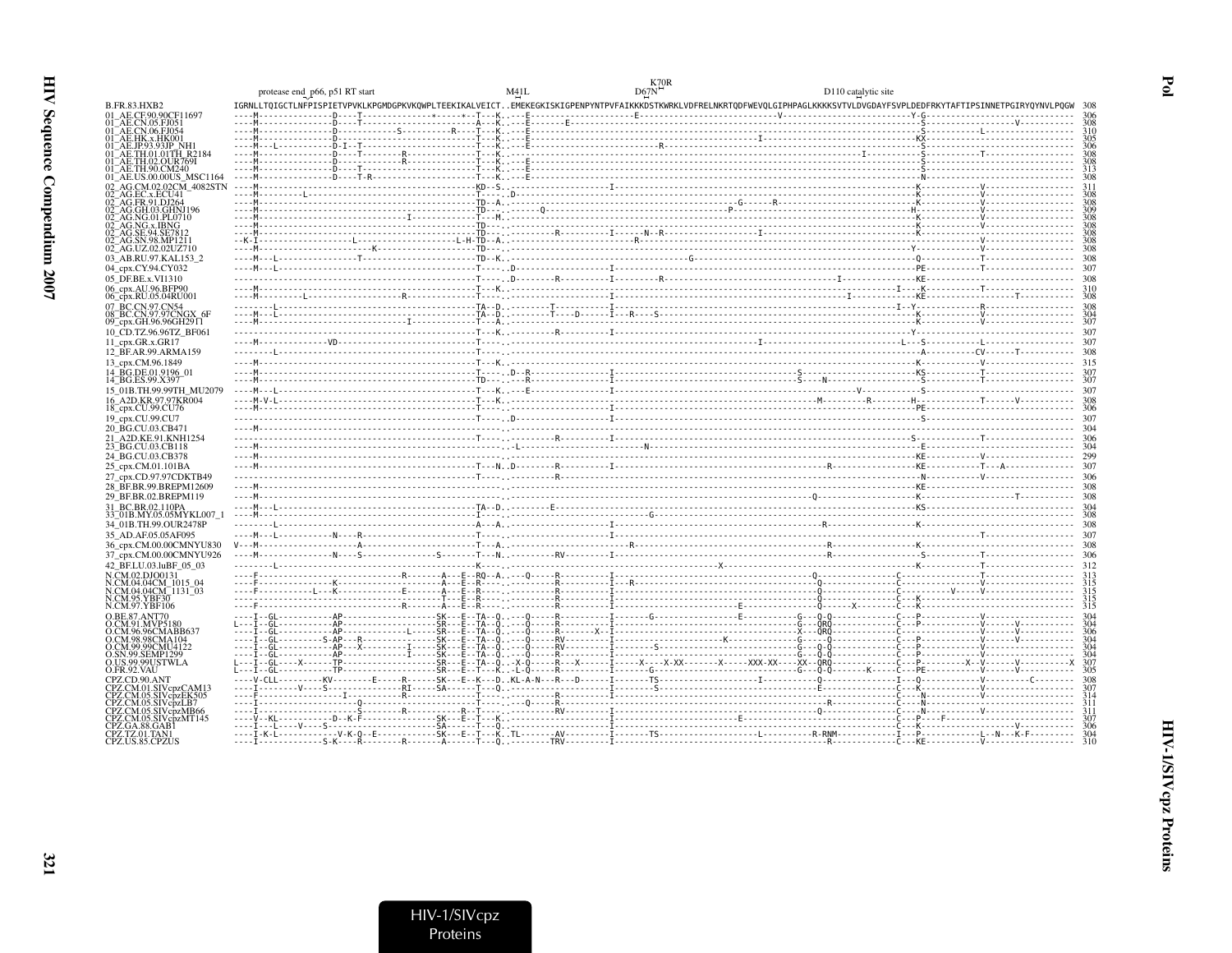```
                     protease end  p66, p51 RT start                    M41L                K70R
                                                                                            D67N                  D110 catalytic site

B.FR.83.HXB2         IGRNLLTQIGCTLNFPISPIETVPVKLKPGMDGPKVKQWPLTEEKIKALVEICT..EMEKEGKISKIGPENPYNTPVFAIKKKDSTKWRKLVDFRELNKRTQDFWEVQLGIPHPAGLKKKKSVTVLDVGDAYFSVPLDEDFRKYTAFTIPSINNETPGIRYQYNVLPQGW  308
```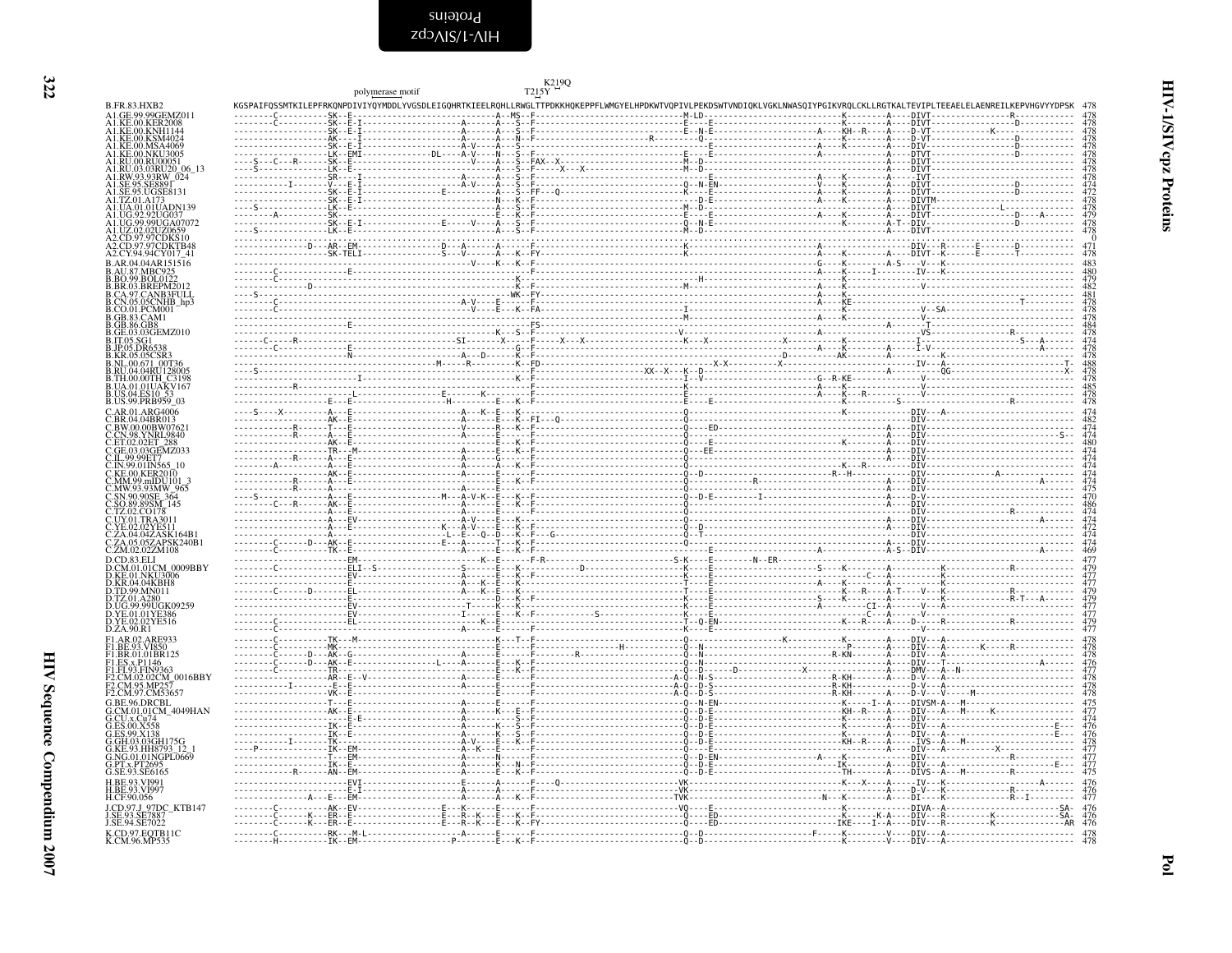```
                                          polymerase motif                               K219Q
                                                                                   T215Y
B.FR.83.HXB2              KGSPAIFQSSMTKILEPFRKQNPDIVIYQYMDDLYVGSDLEIGQHRTKIEELRQHLLRWGLTTPDKKHQKEPPFLWMGYELHPDKWTVQPIVLPEKDSWTVNDIQKLVGKLNWASQIYPGIKVRQLCKLLRGTKALTEVIPLTEEAELELAENREILKEPVHGVYYDPSK  478
A1.GE.99.99GEMZ011        478
A1.KE.00.KER2008          478
A1.KE.00.KNH1144          478
A1.KE.00.KSM4024          478
A1.KE.00.MSA4069          478
A1.KE.00.NKU3005          478
A1.RU.00.RU00051          478
A1.RU.03.03RU20_06_13     478
A1.RW.93.93RW_024         478
A1.SE.95.SE8891           478
A1.SE.95.UGSE8131         472
A1.TZ.01.A173             478
A1.UA.01.01UADN139        478
A1.UG.92.92UG037          479
A1.UG.99.99UGA07072       478
A1.UZ.02.02UZ0659         478
A2.CD.97.97CDKS10         0
A2.CD.97.97CDKTB48        471
A2.CY.94.94CY017_41       478
B.AR.04.04AR151516        483
B.AU.87.MBC925            480
B.BO.99.BOL0122           479
B.BR.03.BREPM2012         482
B.CA.97.CANB3FULL         481
B.CN.05.05CNHB_hp3        478
B.CO.01.PCM001            478
B.GB.83.CAM1              478
B.GB.86.GB8               484
B.GE.03.03GEMZ010         478
B.IT.05.SG1               474
B.JP.05.DR6538            478
B.KR.05.05CSR3            478
B.NL.00.671_00T36         488
B.RU.04.04RU128005        478
B.TH.00.00TH_C3198        478
B.UA.01.01UAKV167         485
B.US.04.ES10_53           478
B.US.99.PRB959_03         478
C.AR.01.ARG4006           474
C.BR.04.04BR013           482
C.BW.00.00BW07621         474
C.CN.98.YNRL9840          474
C.ET.02.02ET_288          480
C.GE.03.03GEMZ033         474
C.IL.99.99ET7             474
C.IN.99.01IN565_10        474
C.KE.00.KER2010           474
C.MM.99.mIDU101_3         474
C.MW.93.93MW_965          475
C.SN.90.90SE_364          470
C.SO.89.89SM_145          486
C.TZ.02.CO178             474
C.UY.01.TRA3011           474
C.YE.02.02YE511           472
C.ZA.04.04ZASK164B1       474
C.ZA.05.05ZAPSK240B1      474
C.ZM.02.02ZM108           469
D.CD.83.ELI               477
D.CM.01.01CM_0009BBY      479
D.KE.01.NKU3006           477
D.KR.04.04KBH8            477
D.TD.99.MN011             479
D.TZ.01.A280              479
D.UG.99.99UGK09259        477
D.YE.01.01YE386           477
D.YE.02.02YE516           479
D.ZA.90.R1                477
F1.AR.02.ARE933           478
F1.BE.93.VI850            478
F1.BR.01.01BR125          478
F1.ES.x.P1146             476
F1.FI.93.FIN9363          477
F2.CM.02.02CM_0016BBY     478
F2.CM.95.MP257            478
F2.CM.97.CM53657          478
G.BE.96.DRCBL             475
G.CM.01.01CM_4049HAN      477
G.CU.x.Cu74               474
G.ES.00.X558              476
G.ES.99.X138              476
G.GH.03.03GH175G          476
G.KE.93.HH8793_12_1       477
G.NG.01.01NGPL0669        477
G.PT.x.PT2695             477
G.SE.93.SE6165            475
H.BE.93.VI991             476
H.BE.93.VI997             476
H.CF.90.056               477
J.CD.97.J_97DC_KTB147     476
J.SE.93.SE7887            476
J.SE.94.SE7022            476
K.CD.97.EQTB11C           478
K.CM.96.MP535             478
```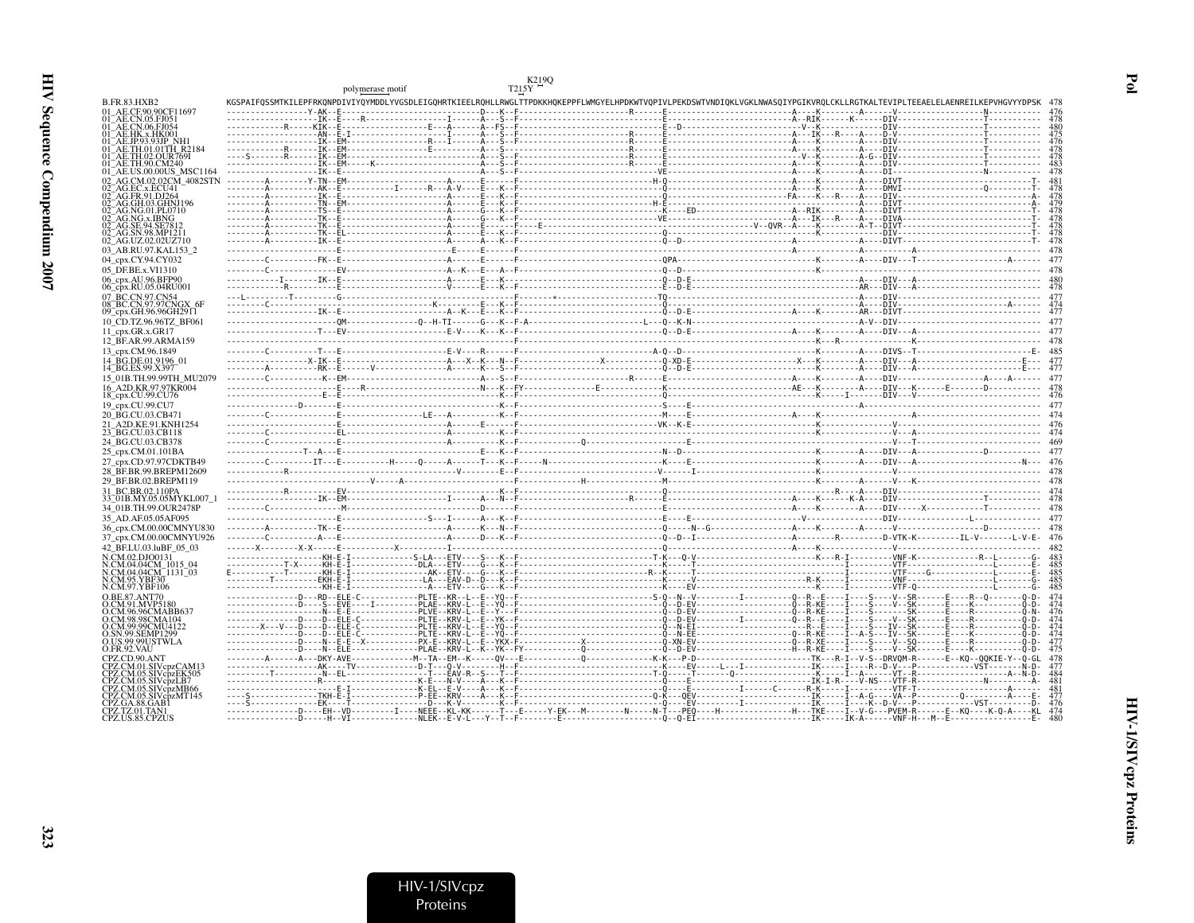K219Q

polymerase motif T215Y

```
B.FR.83.HXB2             KGSPAIFQSSMTKILEPFRKQNPDIVIYQYMDDLYVGSDLEIGQHRTKIEELRQHLLRWGLTTPDKKHQKEPPFLWMGYELHPDKWTVQPIVLPEKDSWTVNDIQKLVGKLNWASQIYPGIKVRQLCKLLRGTKALTEVIPLTEEAELELAENREILKEPVHGVYYDPSK  478
01_AE.CF.90.90CF11697    -----------------Y-AK--E---------------------------D---K--F-------------------------R------E--------------------------A----K--------A------V------------------N-----------  476
01_AE.CN.05.FJ051        -----------------IK--E----R---------------I--------A---S--F--------------------------------E--------------------------A--RIK------K------DIV------------------T-----------  478
01_AE.CN.06.FJ054        ------------R-----KIK--E--------------------E---A------A--FS--F--------------------------------E--D-----------------------V--K--------------DIV------------------T-----------  480
01_AE.HK.x.HK001         -----------------AN--E-I------------------I--------A---S--F--------------------------R-----E--------------------------A---IK---R----A----D-V------------------T-----------  475
01_AE.JP.93.93JP_NH1     -----------------IK--EM----------------R---I-------A---S--F--------------------------R-----E--------------------------A----K--------A----DIV------------------T-----------  476
01_AE.TH.01.01TH_R2184   ------------R-----IK--EM--------------------E---------A---S--F--------------------------R-----E--------------------------A----K--------A----DIV------------------T-----------  478
01_AE.TH.02.OUR769I      ----S-------R-----IK--EM-----------------------------A---S--F--------------------------R-----E--------------------------V--K--------A-G--DIV------------------T-----------  478
01_AE.TH.90.CM240        -----------------IK--EM----K-----------------------A---S--F--------------------------R-----E--------------------------A----K--------A----DIV------------------T-----------  483
01_AE.US.00.00US_MSC1164 -----------------IK--E------------------------------A---S--F-------------------------------VE-------------------------A----K--------A----DI-------------------N-----------  478
02_AG.CM.02.02CM_4082STN --------A--------Y-TN--EM-----------------------A------E-----F------------------------------H-Q------------------------A----K--------A----DIVT----------------------------T-  481
02_AG.EC.x.ECU41         --------A----------AK--E----------I------R--A-V-----E---K--F--------------------------------E--------------------------A----K--------A----DMVI------------------Q-----------T-  478
02_AG.FR.91.DJ264        --------A----------IK--E-----------------------A------E---K--F--------------------------------Q--------------------------FA----K---R----A----DIV----------------------------A-  478
02_AG.GH.03.GHNJ196      --------A----------TN--EM----------------------A------E---K--F------------------------------H-E--------------------------A----K--------A----DIVT----------------------------A-  479
02_AG.NG.01.PL0710       --------A----------TS--E-----------------------A------G---K--F--------------------------------K----ED-------------------A--RIK------A----DIVT----------------------------T-  478
02_AG.NG.x.IBNG          --------A----------TK--E-----------------------A------G---K--F-------------------------------VE-------------------------A---IK---R----A----DIVA----------------------------T-  478
02_AG.SE.94.SE7812       --------A----------TK--E-----------------------A------E-----F----E---------------------------------------------V--QVR--A----K--------A-T--DIVT----------------------------T-  478
02_AG.SN.98.MP1211       --------A----------TK--EL----------------------A------E---K--F--------------------------------Q--------------------------A----K--------A----DIV----------------------------T-  478
02_AG.UZ.02.02UZ710      --------A----------IK--E-----------------------A------A---K--F--------------------------------Q--D-----------------------A----K--------A----DIVT----------------------------T-  478
03_AB.RU.97.KAL153_2     ---------------------E--------------------------E------E-----F-------------------------------------------------------A---------------A-------------------------------  478
04_cpx.CY.94.CY032       --------C----------FK--E-----------------------A------E-----F-------------------------------QPA------------------------------K--------A----DIV---T-------------------A------  477
05_DF.BE.x.VI1310        --------C-------------EV-----------------------A--K---E---A--F--------------------------------Q--D---------------------------K---------------------------------------  478
06_cpx.AU.96.BFP90       -----------I-------IK--E-----------------------A------E---K--------------------------------Q--D-E------------------------A----K--------A----DIV---A-------------------------  480
06_cpx.RU.05.04RU001     -----------R----------E------------------------V------E---K--F--------------------------------E--D-E------------------------------AR---DIV---A-------------------------  478
07_BC.CN.97.CN54         ---L----------T--------G--------------------------------F-------*------------------------TQ-----------------------------------------A----DIV---------------------------  477
08_BC.CN.97.97CNGX_6F    --------C-------------------------------------K--------E---K--F--------------------------------------------------------------A----DIV---------------------A-------  474
09_cpx.GH.96.96GH2911    -------------------IK--E-----------------------A--K---E---K--F--------------------------------Q--D-E-----------------------A----K------AR---DIVT--------------------------  477
10_CD.TZ.96.96TZ_BF061   -------------------QM--------------Q--H-TI------G---K--F-A---------------------------L----Q--K-N---------------------------------A-V-DIV--------------------------------  477
11_cpx.GR.x.GR17         -------------------T---EV----------------------E-V----K---K--F--------------------------------Q--D-E------------------------A----K--------A----DIV---A-------------------------  477
12_BF.AR.99.ARMA159      -------------------------------------------------------------F---------------------------------------------------------K---R---------------K---------------------  478
13_cpx.CM.96.1849        --------C----------T---E-----------------------E-V----R------F--------------------------A-Q--D-----------------------------K--------A----DIVS---T----------------------E-  485
14_BG.DE.01.9196_01      ----------------X-IK--E-----------------------A---X--K---N--F------------------X--------------Q-XD-E------------------X---K--------A----DIV---A-----------------------E---  477
14_BG.ES.99.X397         --------A----------RK--E------V-----------------A------K---S--F--------------------------------Q--D-E-----------------------A----K--------A----DIV---A-----------------------E---  477
15_01B.TH.99.99TH_MU2079 --------C----------K--EM-----------------------A------S--F--------------------------R-----E--------------------------A----K--------A----DIV--------------------A---A-----  477
16_A2D.KR.97.97KR004     ---------------------E---R---------------------N---K--FY---------------E-------------------K--------------------------AE----K------A----DIV---K------E-------D---------  478
18_cpx.CU.99.CU76        -------------------E--E------------------------K--F----------------------------------------K-------------------------------K-----I------DIV---V--------------------------  476
19_cpx.CU.99.CU7         ----------------D-------E-----------------------K--F----------------------------------------S-----E----------------------------------A----------------------------------  477
20_BG.CU.03.CB471        --------C--------------E----------------LE---A---------K--F----------------------------------M-----E--------------------A----K------------------A--------------------------  474
21_A2D.KE.91.KNH1254     -----------------------E-----------------------A------E------F-------------------------------VK--K-E--------------------------K-------------------V----------------------  476
23_BG.CU.03.CB118        --------C--------------EL----------------------A---------K--F--------------------------------Q-------------------------------K-------------------V---A-------------------  474
24_BG.CU.03.CB378        --------C--------------E-----------------------A---------K--F-----------Q-------------------------E-------------------------------------------V---T---------------------  469
25_cpx.CM.01.101BA       ----------------T--A---E-----------------------E---K--F--------------------------------N--D------------------------------K--------A----DIV---A------------------D-----------  477
27_cpx.CD.97.97CDKTB49   --------C----------IT---E----------H------Q-----A------T---K--F-----N------------------------K----E--------------------------------K--------A----DIV---A--------------------------N---  476
28_BF.BR.99.BREPM12609   -----------R--------------------------------------V--------E--F--------------------------------V-----I-------------------------K--------------------------------------  478
29_BF.BR.02.BREPM119     ---------------------------V-----A----------------------------F-----------H----------------M-----------------------------K--------------V---K---------------------------  478
31_BC.BR.02.110PA        -------------R---------EV-----------------------K--F--------------------------------Q-----------------------------R------A----DIV---------------------------------------  474
33_01B.MY.05.05MYKL007_1 -------------------IK--EM-----------------------I------A---N--F--------------------------R-----E--------------------------A----K------K-A----DIV------------------T-----------  478
34_01B.TH.99.OUR2478P    --------C----------------M---------------------D------E------F--------------------------------E--------------------------A----K--------A----DIV-----X-------------T-----------  478
35_AD.AF.05.05AF095      -----------------------E--------------------S---I-----A---K--F--------------------------------E----E------------------------V-------------------DIV----------------L---------------  477
36_cpx.CM.00.00CMNYU830  --------A----------TK--E-----------------------A------K---N--F--------------------------------Q------N--G------------------A----K--------A----V------------------D-----------  478
37_cpx.CM.00.00CMNYU926  --------C--------------A---E-------------------A------D---K--F--------------------------------Q--D--I-------------------A----------R--------D-VTK-K---------IL-V-------L-V-E-  476
42_BF.LU.03.luBF_05_03   ------X---------X-X-----E-----------X----------I-------------------------------------------Q------------------------------A----K----------------V-----------------------------  482
N.CM.02.DJO0131          ------------------KH-E-I------------S-LA---ETV----S---K--F-------------------------------T-K---Q-V--------------------------K---R-I---------VNF-K--------------R--L-------G-  483
N.CM.04.04CM_1015_04     -------------T-X---KH-E-I------------DLA---ETV----G---K--F--------------------------------K-----T-------------------------------I---------VTF------------------L-------E-  485
N.CM.04.04CM_1131_03     E----------T------KH-E-I------------AK--ETV----G---K--F--------------------------------R--K-----T-------------------------------I---------VTF----G---------------L-------E-  485
N.CM.95.YBF30            --------T---------EKH-E-I------------LA---EAV-D--D---K--F--------------------------------K-----V--------------------R-K-----I---------VNF------------------L-------G-  485
N.CM.97.YBF106           ------------------KH-E-I------------A---ETV----G---K--F--------------------------------K-----EV-------------------------K-----I---------VTF-Q----------------L-------G-  485
O.BE.87.ANT70            ---------------D---RD--ELE-C-----------PLTE--KR--L--E--YQ--F---------------------------S-Q--N--V---------I---------Q--R--E----I----S----V--SR------E----R--Q-------Q-D-  474
O.CM.91.MVP5180          ---------------D---S---EVE----I--------PLAE--KRV-L--E--YQ--F--------------------------------Q--D-EV---------------------Q--R-KE----I----S-------SK------E----K----------Q-D-  474
O.CM.96.96CMABB637       ------------------N--E-E---------------PLVE--KRV-L--E--Y---F--------------------------------Q--D-EV---------------------Q--R-KE----I----S-------SK------E----R----------Q-N-  476
O.CM.98.98CMA104         ---------------D---D---ELE-C-----------PLTE--KRV-L--E--YK--F--------------------------------Q--D-EV---------I---------Q--R--E----I----S----V--SK------E----R----------Q-D-  474
O.CM.99.99CMU4122        -------X---V---D---D---ELE-C-----------PLTE--KRV-L--E--YQ--F--------------------------------Q--N-EI---------------------Q--R--E----I----S---IV--SK------E----R----------Q-D-  474
O.SN.99.SEMP1299         ---------------D---D---ELE-C-----------PLTE--KRV-L--E--YQ--F--------------------------------Q--N-EE---------------------Q--R-KE----I--A-S---IV--SK------E----K----------Q-D-  474
O.US.99.99USTWLA         ---------------D----N--E-E--X----------PX-E--KRV-L--E--YKX-F------------X-------------------Q-XN-EV---------------------Q--R-XE----I----S----V--SQ------E----R----------Q-D-  477
O.FR.92.VAU              ---------------D----N--ELE-------------PLAE--KRV-L--K--YK--FY-------------Q--------------Q--D-EV---------------------H--R-KE----I----S----V--SK------E----K----------Q-D-  475
CPZ.CD.90.ANT            --------A---------A---DKY-AVE----------M--TA--EM--K-----QV---E--------------Q----------------K-K----P-D-------------------TK---R-I--V-S--DRVQM-R------E--KQ--QQKIE-Y--Q-GL  478
CPZ.CM.01.SIVcpzCAM13    --------------------AK----TV-----------D-T---Q-V---------H--F-------------------------------K-----EV------L--I------------IK-----I----R--D-V---P-------------VST-------N-D-  477
CPZ.CM.05.SIVcpzEK505    --------T---------N--EL--------------------T---EAV-R--S---T--F--------------------------------T-Q-----T-------Q-------------K-----I--A-----VT--R----------------A--N-D-  484
CPZ.CM.05.SIVcpzLB7      ---------------R----------------------K-E----N-V-----A---K--F--------------------------------Q-----E-------------------------IK-I-R-----V-NS---VTF-R----------------N-----------A-  481
CPZ.CM.05.SIVcpzMB66     -----------------E-I--------------------K-EL--E-V-----A---K--F--------------------------------Q-----E---------I-----C------R-K------I----------VTF-T--------------------A-------  481
CPZ.CM.05.SIVcpzMT145    ----S-------------TKH-E-I--------------P-EE--KRV-----A---K--F--------------------------------Q-K---QEV-----------------------IK-----I--A-G----VA---P-------------Q---------A----E-  477
CPZ.GA.88.GAB1           ----S-------------EK---T---------------D---K-V----------K--F--------------------------------Q-----EV---------I-------------IK-----I-----K--D-V---P---------------VST-------D-  476
CPZ.TZ.01.TAN1           ---------------D---EH--VD-------I------NEEE--KL-KK-----T---E-----Y-EK---M------N-----N-T---PEQ-----H-----------------H---TKE----I--V-G---PVEM-R------E--KQ-----K-Q-A----KL  474
CPZ.US.85.CPZUS          ---------------D----H--VI--------------NLEK--E-V-L---Y--T--F--------E----------------------Q---Q-EI---------------------IK-----IK-A------VNF-H---M--E------------------E-  480
```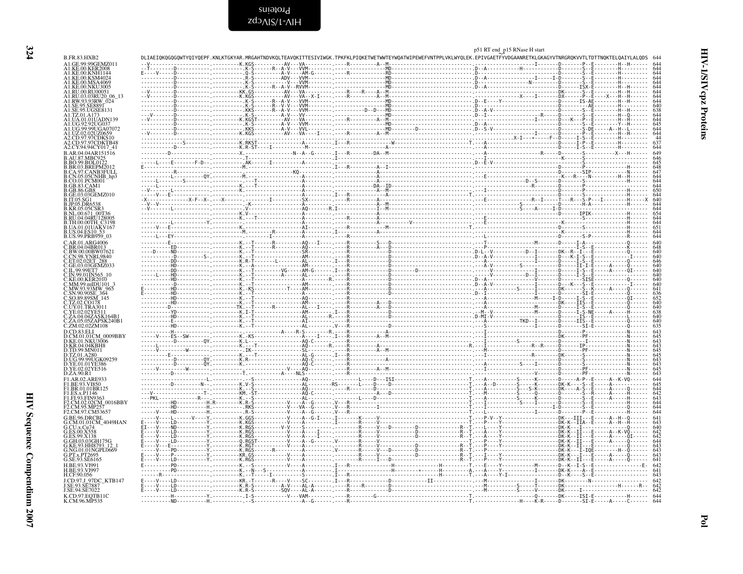p51 RT end  p15 RNase H start

```
B.FR.83.HXB2                DLIAEIQKQGQGQWTYQIYQEPF.KNLKTGKYAR.MRGAHTNDVKQLTEAVQKITTESIVIWGK.TPKFKLPIQKETWETWWTEYWQATWIPEWEFVNTPPLVKLWYQLEK.EPIVGAETFYVDGAANRETKLGKAGYVTNRGRQKVVTLTDTTNQKTELQAIYLALQDS  644
A1.GE.99.99GEMZ011          644
A1.KE.00.KER2008            644
A1.KE.00.KNH1144            644
A1.KE.00.KSM4024            644
A1.KE.00.MSA4069            644
A1.KE.00.NKU3005            644
A1.RU.00.RU00051            644
A1.RU.03.03RU20_06_13       644
A1.RW.93.93RW_024           644
A1.SE.95.SE8891             640
A1.SE.95.UGSE8131           638
A1.TZ.01.A173               644
A1.UA.01.01UADN139          644
A1.UG.92.92UG037            644
A1.UG.99.99UGA07072         644
A1.UZ.02.02UZ0659           644
A2.CD.97.97CDKS10           44
A2.CD.97.97CDKTB48          637
A2.CY.94.94CY017_41         644
B.AR.04.04AR151516          649
B.AU.87.MBC925              646
B.BO.99.BOL0122             645
B.BR.03.BREPM2012           648
B.CA.97.CANB3FULL           647
B.CN.05.05CNHB_hp3          644
B.CO.01.PCM001              644
B.GB.83.CAM1                644
B.GB.86.GB8                 650
B.GE.03.03GEMZ010           644
B.IT.05.SG1                 640
B.JP.05.DR6538              644
B.KR.05.05CSR3              644
B.NL.00.671_00T36           654
B.RU.04.04RU128005          644
B.TH.00.00TH_C3198          644
B.UA.01.01UAKV167           651
B.US.04.ES10_53             644
B.US.99.PRB959_03           644
C.AR.01.ARG4006             640
C.BR.04.04BR013             648
C.BW.00.00BW07621           640
C.CN.98.YNRL9840            640
C.ET.02.02ET_288            640
C.GE.03.03GEMZ033           646
C.IL.99.99ET7               640
C.IN.99.01IN565_10          640
C.KE.00.KER2010             640
C.MM.99.mIDU101_3           640
C.MW.93.93MW_965            641
C.SN.90.90SE_364            636
C.SO.89.89SM_145            652
C.TZ.02.CO178               640
C.UY.01.TRA3011             640
C.YE.02.02YE511             638
C.ZA.04.04ZASK164B1         640
C.ZA.05.05ZAPSK240B1        640
C.ZM.02.02ZM108             635
D.CD.83.ELI                 643
D.CM.01.01CM_0009BBY        645
D.KE.01.NKU3006             643
D.KR.04.04KBH8              645
D.TD.99.MN011               645
D.TZ.01.A280                645
D.UG.99.99UGK09259          643
D.YE.01.01YE386             643
D.YE.02.02YE516             645
D.ZA.90.R1                  643
F1.AR.02.ARE933             644
F1.BE.93.VI850              645
F1.BR.01.01BR125            644
F1.ES.x.P1146               642
F1.FI.93.FIN9363            643
F2.CM.02.02CM_0016BBY       644
F2.CM.95.MP257              644
F2.CM.97.CM53657            644
G.BE.96.DRCBL               641
G.CM.01.01CM_4049HAN        643
G.CU.x.Cu74                 640
G.ES.00.X558                642
G.ES.99.X138                642
G.GH.03.03GH175G            643
G.KE.93.HH8793_12_1         643
G.NG.01.01NGPL0669          643
G.PT.x.PT2695               643
G.SE.93.SE6165              641
H.BE.93.VI991               642
H.BE.93.VI997               641
H.CF.90.056                 643
J.CD.97.J_97DC_KTB147       642
J.SE.93.SE7887              642
J.SE.94.SE7022              642
K.CD.97.EQTB11C             644
K.CM.96.MP535               644
```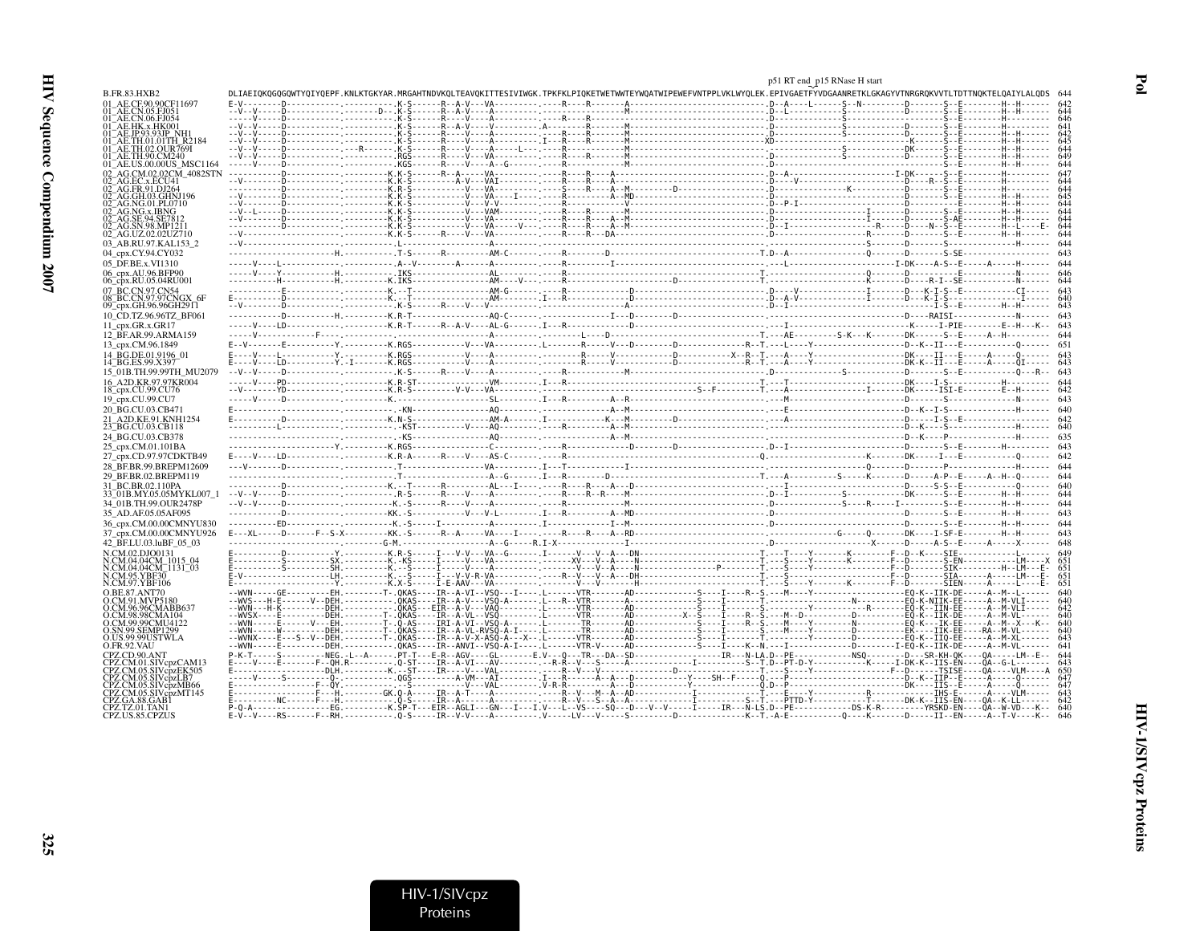p51 RT end p15 RNase H start

```
B.FR.83.HXB2               DLIAEIQKQGQGQWTYQIYQEPF.KNLKTGKYAR.MRGAHTNDVKQLTEAVQKITTESIVIWGK.TPKFKLPIQKETWETWWTEYWQATWIPEWEFVNTPPLVKLWYQLEK.EPIVGAETFYVDGAANRETKLGKAGYVTNRGRQKVVTLTDTTNQKTELQAIYLALQDS 644
01_AE.CF.90.90CF11697      E-V---------D-----------.----------.K-S------R--A-V---VA---------.----R----R-------A--------------------------.D--A----L------S--N--------D-------S--E--------H--H------ 642
01_AE.CN.05.FJ051          --V-V-------D-----------.--D--.-----K-S------R--A-V---A----------.----R-------------M---------------------------.D--L--------------S--------D-------S--E--------H--H------ 644
01_AE.CN.06.FJ054          ----V-------D-----------.----------.K-S------R----V---A----------.----R----R---------------------------------.D----------------S--------D-------S--E--------H--------- 646
01_AE.HK.x.HK001           --V-V-------D-----------.----------.K-S------R--A-V---V----------.A-------R-------M--------------------------.D-----------------S-----------D-------S--E--------H--------- 641
01_AE.JP.93.93JP_NH1       --V-V-------D-----------.----------.K-S------R----V---A----------.----R----R-------M--------------------------.D-----------------S-----------D-------S--E--------H--H------ 642
01_AE.TH.01.01TH_R2184     --V-V-------D-----------.----------.K-S------R----V---A----------.I---R----R-------M--------------------------XD-----------------------K-------S--E--------H--H------ 645
01_AE.TH.02.OUR769I        --V-V-------D-----------.---R------.K-S------R----V---A------L---.----R-------------M--------------------------.D-----------------S--------DK-------S--E--------H--H------ 644
01_AE.TH.90.CM240          --V-V-------D-----------.----------.RGS------R----V---VA---------.----R----R-------M--------------------------.D-----------------S--------D-------I--E--------H--H------ 649
01_AE.US.00.00US_MSC1164   ----V-------D-----------.----------.KGS------R----V---A--G-------.----R-------------M--------------------------.D----------------------------D-------S--E--------H--H------ 644
02_AG.CM.02.02CM_4082STN   ------------D-----------.----------K.K-S------R--A-----VA---------.----R----R----A-----------------------------.D--A-------------------I-DK-------S--E--------H--------- 647
02_AG.EC.x.ECU41           --V---------D-----------.----------.K-K-S---------A-V---VAI--------.----R----R----A-----------------------------.D----V----------------------D----R--S--E--------H--------- 644
02_AG.FR.91.DJ264          --V---------D-----------.----------.K-R-S---------V---VA---------.----S----R----A--M--------D----------------.D------------------K--------D-------S--E--------H--------- 644
02_AG.GH.03.GHNJ196        --V---------D-----------.----------.K-K-S---------V---VA----I----.----R----R----A--MD-------------------------.D----------------------------D-------S--E--------H--H------ 645
02_AG.NG.01.PL0710         --V---------D-----------.----------.K-K-S---------V---V-V--------.----R----R-----------V----------------------.D--P-I---------------------------------E--------H--H------ 644
02_AG.NG.x.IBNG            --V--L------D-----------.----------.K-K-S---------V---VAM--------.----R----R-------M--------------------------.D--------------------I------D-------S--E--------H--H------ 644
02_AG.SE.94.SE7812         --V---------D-----------.----------.K-K-S---------V---VA---------.----R----R----A--M--------------------------.D--------------------I------D-------S--AE-------H--H------ 644
02_AG.SN.98.MP1211         ------------D-----------.----------.K-K-S---------V---VA----V----.----R----R----A--M--------------------------.D--I-------------------R------D----N--S--E--------H--L----E- 644
02_AG.UZ.02.02UZ710        --V---------D-----------.----------.K-K-S------R--V---VA---------.----R----R---DA-----------------------------.D--------------------R------D-------S--E--------H--H------ 644
03_AB.RU.97.KAL153_2       --V---------------------.----------.L------------------A---------.----------------------------------------------.-------------------S--------D-------S--------------H------ 644
04_cpx.CY.94.CY032         ---------------------H.---------.T-S------R---------AM-C-------.----R--------D-----------------------------.T.D--A---------------Q-------D-------S-SE---------------- 643
05_DF.BE.x.VI1310          -----V----L-------------.----------.A--V---------A-------A---------.----R--------I---------------------------.---L---------------------I-DK----A-S--E-----A-----H------ 644
06_cpx.AU.96.BFP90         -----V-----V------------H.---------.IKS--------------AL--------.----R---------------------------------------T.---------------------Q------D-----------E-----------N------ 646
06_cpx.RU.05.04RU001       -----------H------------H.---------.K.IKS--------------AM----V----.----R------------------D-------------------T.---------------------Q------D------R-I--SE---------N------ 644
07_BC.CN.97.CN54           ------------E-----------.----------.K.--T-------------AM-G-------.----R-------------D----------------------------.D---V---------------I-------D---K-I-S--E-----------CI----- 643
08_BC.CN.97.97CNGX_6F      E-----------D-----------.----------.K.--T-------------AM-------.I---R-------------D----------------------------.D--A-V---------------I-------D---K-I-S-------------I------ 640
09_cpx.GH.96.96GH2911      --V---------D-----------.----------.K-S------R----V---V----------.-----------------------A--------------------.D--I-------------------------------I-S--E--------H--H------ 643
10_CD.TZ.96.96TZ_BF061     ------------D----------H.---------.K.R-T-------------AQ-C-------.-----------------I----D--------------------.------------------------------D-----RAISI-------------N------ 643
11_cpx.GR.x.GR17           ------V----LD-----------.----------.K.R-T------R--A-V----AL-G-------.I---R-------------D--------------------.---I---------------------------K------I-PIE--------E--H---K-- 643
12_BF.AR.99.ARMA159        -----V-----------F------.----------.--------------------------------.-------L---D-----------------------------T.---AE---------S-K---K-------DK-------S--E-----A--H---------- 644
13_cpx.CM.96.1849          E--V-------E----------Y.---------.K.RGS-----------V---VA---------.L-------R-----V---D----------D----------R--T.---L-----Y-------------------D--K--II---E---------Q------ 651
14_BG.DE.01.9196_01        E----V-----L-----------Y.---------.K.RGS-----------V---A----------.--------R-----V-----------D--------X--R--T.---A-----Y-------------------DK----II---E-----A-----Q------ 643
14_BG.ES.99.X397           E----V-----LD-----------Y.-I------.K.RGS-----------V---A----------.--------R-----V-----------D----------R--T.---A-----Y-------------------DK-K--II---E-----A-----QI----- 643
15_01B.TH.99.99TH_MU2079   --V--V------D-----------.----------.K-S------R----V---A----------.------R---------------M--------------------.D-----------------S-----------D-------S--E--------------Q---R-- 643
16_A2D.KR.97.97KR004       ------V----PD-----------.----------.K.R-ST------------VM--------.I---R-------------------------------------T.---T--------------------------DK-----I-S-----------H--------- 644
18_cpx.CU.99.CU76          --V--------YD-----------.----------.K.R-S------V--V---VA---------.--------------------------------S--F-----------T.---A-------------------I-------DK----ISI-E--------E--H------ 642
19_cpx.CU.99.CU7           -----V------D-----------.----------.K.--------------------SL--------.I---R----------A--R------------------------------.---M--------------------------D-------S-----------------N------ 643
20_BG.CU.03.CB471          E-----------------------.----------.-KN---------------AQ-------.----------------A--M----------------------------.---E-------------------------D--K--I-S-------------------- 640
21_A2D.KE.91.KNH1254       E-----------D-----------.----------.K.N-S-------------AM-A-------.I-----------K---M-------D----------------------.---A---------------------------D-----I-S--E-------------------- 642
23_BG.CU.03.CB118          ----------L-------------.----------.-KST-----------V---AQ-------.----------R--------A--M------------------------------.--------------------------D--K-----S----------------H------ 640
24_BG.CU.03.CB378          ------------------------.----------.-KS--------------AQ-------.----------------A--M--------------------------------.--------------------------D--K-----P----------------H------ 635
25_cpx.CM.01.101BA         ---------------------Y.---------.K.RGS-------------C---------.----R-----------D-------D----------------------.D--I-----------------------------D-------S--E--------H--------- 643
27_cpx.CD.97.97CDKTB49     E----V----LD-----------.----------.K.R-A------R----V---AS-C-------.----R------------------------------------------Q.--------------------K-------DK-----I---E-----------Q------ 642
28_BF.BR.99.BREPM12609     ---V--------D-----------.----------.T------------------VA---------.I---T------------I---------------------------.-------------------------Q-------D-------P-----------------H------ 644
29_BF.BR.02.BREPM119       ------------------------.----------.T------------------A--G-------.I---R----------D----------------------------T.---A---------S-----K-------D----A-P--E-----A--H---Q------ 644
31_BC.BR.02.110PA          ------------D-----------.----------.K.--T------R-------AL---I----.----R----R----A----D------------------------------.---I-----------------------------D-----S-S--E-----------Q------ 640
33_01B.MY.05.05MYKL007_1   --V--V------D-----------.----------.K-S------R----V---A----------.----R----R--R-----M-----------------------.D--I-----------------S--------DK-------S--E--------H--H------ 644
34_01B.TH.99.OUR2478P      --V--V------D-----------.----------.K.-S------R----V---A----------.----R---------------M--------------------.D---------------S-----R-----I-------S--E--------H--H------ 644
35_AD.AF.05.05AF095        ------------D-----------.----------.KK.-S-----------V---V-L--------.I---R-------------A--MD-----------------------.D----------------------------D-------S--E--------H--H------ 643
36_cpx.CM.00.00CMNYU830    -----------ED-----------.----------.K.-S-----I----------A---------.I-------------------I--M-------------------------.D----------------------------D-------S--E--------H--H------ 644
37_cpx.CM.00.00CMNYU926    E---XL------D------F--S-X.---------.KK.-S------R--A-----VA----I----.----R----R----A--RD-------------------------.-----------------G-----Q-------DK----I-SF-E--------H--H------ 643
42_BF.LU.03.luBF_05_03     ------------------------.----------.G-M.------------------A--G-----R.I-X-------------I---------------------------.-------------------------X-------D-----A-S--E-----A-----X------ 648
N.CM.02.DJO0131            E-----------D----------Y.---------.K.R-S------I---V-V---VA--G-------.I--------V---V---A---DN--------------------------T.---T-----Y---------K---------F--D--K----SIE---------------L------ 649
N.CM.04.04CM_1015_04       E-----------S----------SX.--------.K.-KS------I---V-V---A---------.---------XV---V---A---N----------------------------T.---S-----Y---------K---------F--D---------S-EN--------------LM----X 651
N.CM.04.04CM_1131_03       E-----------S----------SH.--------.K.-S-----I-------V---A----------.----------V---V---A----N--------------P------------T.---S-----Y----------------------F--D---------SIK-----------H--LM---E- 651
N.CM.95.YBF30              E-V--------------------LH.--------.K.-S-----I---V-V-R-VA----------.--------R--V---V---A---DH--------------------------T.---S------------------------------F--D---------SIA--------A------LM---E- 651
N.CM.97.YBF106             E----------------------Y.---------.K.X-S-----I-E-AAV---VA---------.----------V---V----------H--------------------------T.---S-----Y---------K---------F--D---------SIEN------A------L----E- 651
O.BE.87.ANT70              --WVN-----GE---------EH.---------T-.QKAS-----IR--A-VI--VSQ---I----.L--------VTR--------AD----------------S----I-----R--S.---M----Y--------------------EQ-K--IIK-DE-----A--M--L------- 640
O.CM.91.MVP5180            --WVS---H-E-------V---DEH.--------.QKAS-----IR--A-VI--VSQ-A------.L---R--VTR---------A----------------S----I-------T.------------------N----------EQ-K-NIIK-EE-----A--M-VLI------ 640
O.CM.96.96CMABB637         --WVN---H-K----------DEH.---------.QKAS----EIR--A-V---VAQ---------.L-------VTR--------AD----------------S----I-------S.-------Y---------R----------EQ-K--IIN-EE-----A--M-VLI------ 642
O.CM.98.98CMA104           --WVSX----E----------DEH.---------T-.QKAS----IR--A-VL--VSQ---------.L-------VTR--------AD-----------X--S----I----R--S.---M--D---------D----------EQ-K--IIK-DE-----A--M-VL------- 640
O.CM.99.99CMU4122          --WVN-----E-------V---EH.---------T-.Q-AS-----IRI-A-VI--VSQ-A------.L-------TR----------AD----------------S----I----R--S.---M----Y---------N----------EQ-K--IK-EE-----A--M--X---K-- 640
O.SN.99.SEMP1299           --WVN-----W----------DEH.---------T-.QKAS-----IR--A-VL-RVSQ-A-I----.L-------TR----------AD----------------S----I-------S.---M----Y---------D----------EK----IIK-EE-----RA--M-VL------- 640
O.US.99.99USTWLA           --WVNX----E--S--V--DEH.---------T-.QKAS-----IR--A-V-X-ASQ-A--X--.L-------VTR--------AD----------------S----I-------T.-------Y---------D----------EQ-K--IIQ-EE-----A--M-XL------- 643
O.FR.92.VAU                --WVN-----E----------DEH.---------.QKAS-----IR--ANVI--VSQ-A-I----.L-------VTR-V------AD----------------S----I----K--N.---I---------------D----------I-EQ-K--IIK-DE-----A--M-VL------- 641
CPZ.CD.90.ANT              P-K-T------S---------NEG.-L--A-----.PT-T---E-R--AGV----GL-------E.V---Q---TR---DA--SD-------------------IR---N-LA.D--PE------------NSQ---------D---SR-KH-QK----QA------LM--E-- 644
CPZ.CM.01.SIVcpzCAM13      E----V-----E--------F--QH.R--------.Q-ST----IR--A-VI---AV--------.--R-R--V----S-------A----------------I----------S--T.D--PT-D-Y-----------K------I-DK-K--IIS-EN-----QA--G-L------- 643
CPZ.CM.05.SIVcpzEK505      E-----------------------DLH.---------.K.--ST----IR---V---VAL---------.------R--V--------------D------------------T.---S-----Y------------------F--D-------TSISE------QA-----VLM-----A 650
CPZ.CM.05.SIVcpzLB7        -----V----S------------Q.----------.QGS---------A-VM---AI--------.I---R-------A---A---D-----------Y----SH--F-----Q.---P------------------------------D--K--IIP--E------A-----Q------ 647
CPZ.CM.05.SIVcpzMB66       E------------------F--QY.----------.--S-----------V---VAL---------.V-R-R---------A---D--------------Y--------------Q.D--P------------------------------DK----IIS--E------A-----Q------ 647
CPZ.CM.05.SIVcpzMT145      E------------------F---H.----------GK.Q-A-----IR--A-T------A---------.----R--V----M--A---AD--------------I-------------T.---E----Y-------------R---------------IHS-E--------A------VLM------ 643
CPZ.GA.88.GAB1             E-----------NC------F---H.---------.Q-S-----IR--A--------A---------.----R--V---S--A--A---------------I-------S--T.---PTTD-Y-----------T--------DK-K--IIS-EN-----QA--K-LL------- 642
CPZ.TZ.01.TAN1             P-Q-A------------------EG.---------.K.SP-T---EIR--AGLI---GN---I---I.V---L--VS----SQ---D---V--V-----I-----IR---N-LS.D--PE-------------DS-K-R----------YRSKD-EN-----QA--W-VD---K-- 640
CPZ.US.85.CPZUS            E-V--V-----RS------F--RH.----------.Q-S-----IR--V-V---A---------.------LV---V-----S----------D--------------K--T.-A-E----------------Q------K-------D-----II--EN------A--T-V---K-- 646
```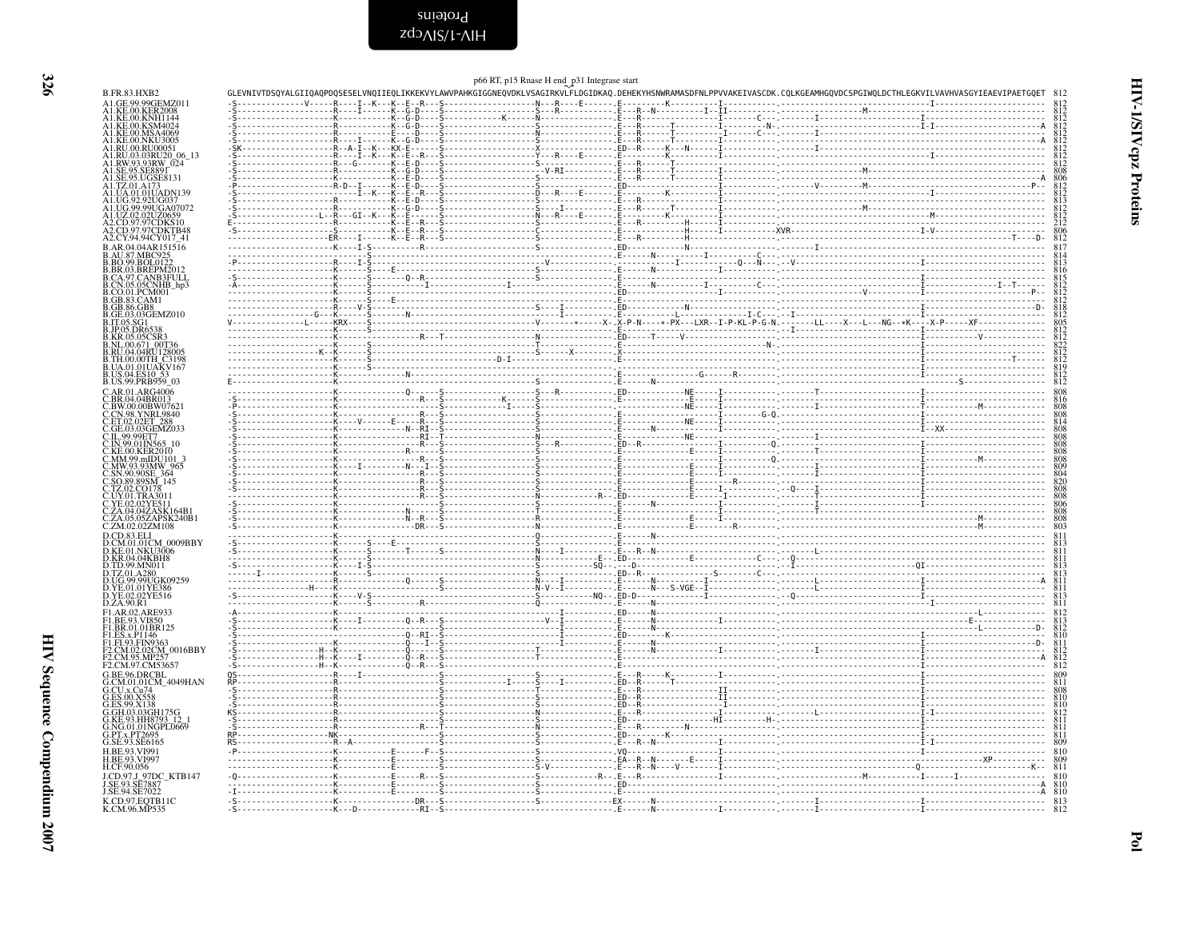p66 RT, p15 Rnase H end_p31 Integrase start

```
B.FR.83.HXB2               GLEVNIVTDSQYALGIIQAQPDQSESELVNQIIEQLIKKEKVYLAWVPAHKGIGGNEQVDKLVSAGIRKVLFLDGIDKAQ.DEHEKYHSNWRAMASDFNLPPVVAKEIVASCDK.CQLKGEAMHGQVDCSPGIWQLDCTHLEGKVILVAVHVASGYIEAEVIPAETGQET 812
A1.GE.99.99GEMZ011         -S--------------V-----R----I--K----K--E--R---S---------------------N----R----E------.E---------K----------I----------.----------------------------I-----------------------  812
A1.KE.00.KER2008           -S---------------------R----I------K--G-D----S---------------------S---R-----------.E---R--N----------I--II---------.-------------M----------------------------------  812
A1.KE.00.KNH1144           -S---------------------K-----------K--G-D----S------------K--------N---------------.E---R----------------I-------C---.-------I--------------I-----------------------  812
A1.KE.00.KSM4024           -S---------------------R-----------K--G-D----S---------------------S---------------.E---R------T---------I--------N-.-------------------------I-I---------------------A  812
A1.KE.00.MSA4069           -S---------------------R-----------E----D----S---------------------N---------------.E---R------T---------I--------C--.-----I---------------------------------------------  812
A1.KE.00.NKU3005           -S---------------------R----I------K--G-D----S---------------------S---------------.E---R------T---------I----------.----------------------------------------------A  812
A1.RU.00.RU00051           -SK--------------------R--A-I--K---KX-E------S---------------------X---------------.ED--R------K---N------I----------.-----I---------------------------------------------  812
A1.RU.03.03RU20_06_13      -S---------------------R----I--K---K--E--R---S---------------------Y---R----E------.E---R------K---------I----------.----------------------------I-----------------------  812
A1.RW.93.93RW_024          -S---------------------R---G-------K--E-D----S---------------------S---------------.E---R------T----------------------.------------------------------------------------  812
A1.SE.95.SE8891            -S---------------------R-----------K--G-D----S-------------------V-RI--------------.E---R------T---------I----------.-------------M----------------------------------  808
A1.SE.95.UGSE8131          -S---------------------R-----------K--E-D----S---------------------S---------------.E---R------T---------I----------.-------------M--------------------------------A  806
A1.TZ.01.A173              -P------------------R-D---I--------K--E-D----S---------------------S---------------.ED-------------------I----------.-------V-----M-------------------------------P--  812
A1.UA.01.01UADN139         -S---------------------------I--K--K--E--R---S---------------------D---R----E------.E---------K----------I----------.----------------------------I-----------------------  812
A1.UG.92.92UG037           -S---------------------R-----------K--E-D----S---------------------S---------------.E---R--------------------------.------------------------------------------------  813
A1.UG.99.99UGA07072        -S---------------------R-----------K--G-D----S---------------------S---I-----------.E---R------T---------I----------.-------------M----------------------------------  812
A1.UZ.02.02UZ0659          -S-----------------L--R---GI--K----K--E------S---------------------N---R----E------.E---------K----------I----------.----------------------M-------------------------  812
A2.CD.97.97CDKS10          E----------------------R-----------K--E--R---S---------------------S---------------.E---R--------H-------I----------.------------------------------------------------  212
A2.CD.97.97CDKTB48         -S---------------------R-----------K--E--R---S---------------------C---------------.E------------H-------I----------XVR------------------I-V-----------------------  806
A2.CY.94.94CY017_41        ----------------------ER----I------K--E--R---S---------------------S---------------.E---R------------------I--------.-----------------------------------------T----D-  812
B.AR.04.04AR151516         ----------------------K----I-S-----------R-------------------------S---------------.ED--------N------------------------I--------------------------------------------  817
B.AU.87.MBC925             -----------------------------S-------------------------------------------------------.E-----N----------I---------C---.------------------------------------------------  814
B.BO.99.BOL0122            -P---------------------R----I-S----------------------------------V----------------.----------------I-----------Q---N---.--V------------------I-----------------------  813
B.BR.03.BREPM2012          ----------------------K------S----E------------------------------S----------------.E-----N------------I----------.------------------------------------------------  816
B.CA.97.CANB3FULL          -S---------------------K------S----------Q--R-----------------------S----------------.E-------------------------------------------------------I-----------------------  815
B.CN.05.05CNHB_hp3         -A---------------------K------S---------------I-----------------I----------------------.E-----N-----------I---------C---.----------------------I--------------I--T-----  812
B.CO.01.PCM001             ----------------------K------S----------------------------------------------------------.ED------------------I----------.------------------V-----------I----------------P--  812
B.GB.83.CAM1               ----------------------K------S----E-----------------------------------------------------.E----------------------------------------------------------------------------  812
B.GB.86.GB8                ----------------------R----V-S-----------------------------------S----I------------.ED---------N------------------------------------I--------------------D-  818
B.GE.03.03GEMZ010          ---------------G--K----S-------N-------------------------------------I------------.E-------------L-------------I-C----I-----------------------I-----------------------  812
B.IT.05.SG1                V--------------L------KRX----S----------------------------------V-------*-----X--X-P-N----*-PX---LXR--I-P-KL-P-G-N.--------LL----X---L---NG--*K----X-P-----XF----------  805
B.JP.05.DR6538             ----------------------K------S-------------------------------------------------------.E-------------------------------------I------------------------------------------  812
B.KR.05.05CSR3             ----------------------K-----------------R---T-------------------N----------------ED-----T-----V------------------------------------I------------V-----------------  812
B.NL.00.671_00T36          ----------------------K------S-------------------------------------T------------------.E------------------------------------N----------------------I-----------------------  822
B.RU.04.04RU128005         -----------------K----K------S-------------------------------------S-------X----------.X----------------------------------------------------------I-----------------------  812
B.TH.00.00TH_C3198         ----------------------K------S-------------------------D-I--------------------------.E---------------------------------------------------I------------------T-------  812
B.UA.01.01UAKV167          ----------------------K------S-------------------------------------------------------.------------------------------------------------------I-----------------------  819
B.US.04.ES10_53            ----------------------K---------------N-------------------------------------------------.-------------------G------R-----------------------------I-----------------------  812
B.US.99.PRB959_03          E----------------------K--------------------------------------------S----------------.E------N--------------------------------------------I-----------S-------------  812
C.AR.01.ARG4006            ----------------------K---------------Q------S-------------------S---R-------------.ED--------------NE-------I----------.-------T--------------I-----------------------  808
C.BR.04.04BR013            -S--------------------K---------------------R---S-----------K-------S----------------.E----------------E--------I----------.----------------------I-----------------------  816
C.BW.00.00BW07621          -P--------------------K------------------------S-----------I-------S----------------.-------------------NE-------I----------.-------I--------------I-----------M-----------  808
C.CN.98.YNRL9840           -S--------------------K------------------R-----S-------------------S----------------.E---------------------------I---------G-Q.-------------------------I-----------------------  808
C.ET.02.02ET_288           -S--------------------K------V-----E------R-----S-------------------S----------------.E---------------NE--------I-------------------------------------I-----------------------  814
C.GE.03.03GEMZ033          -S--------------------K-------------N--RI--S--------------------------------------.E------N----------------I----------------------------------I--XX------------------  808
C.IL.99.99ET7              -S--------------------K---------------RI--T---------------------N----------------.-----------------NE---------------------I-----------------------------------------  808
C.IN.99.01IN565_10         -S--------------------K---------------R-----S-------------------S---R--------------.ED--R-------------------------------Q---------------------------I-----------------------  808
C.KE.00.KER2010            -S--------------------K------------R------S---------------------S----------------.E-----------------E------I-------------T--------------I-----------------------  808
C.MM.99.mIDU101_3          -S--------------------K----------------R----S---------------------S-----------------.E--------------E--------I----------Q.-------I--------------I----------M-----------  808
C.MW.93.93MW_965           -S--------------------K-----I---------N----I-S---------------------S-----------------.E-----------------E-------I----------.-------I--------------I-----------------------  809
C.SN.90.90SE_364           -S--------------------K----------------R----S---------------------S-----------------.E-----------------E------I----------.-------I--------------I-----------------------  804
C.SO.89.89SM_145           -S--------------------K----------------R----S---------------------S-----------------.E-----------------E----------R-------.------------------------I-----------------------  820
C.TZ.02.CO178              -S--------------------K----------------R----S---------------------S-----------------.E-----------------E------I----------Q---I--------------I-----------------------  808
C.UY.01.TRA3011            ----------------------K----------------R----S---------------------N-----------R---.ED-----------------E------I------------T--------------I-----------------------  808
C.YE.02.02YE511            -S--------------------K---------------------S---------------------S-----------------.E------N----------------I-------------T--------------I-----------------------  806
C.ZA.04.04ZASK164B1        -S--------------------K-------------N-------S---------------------S-----------------.E------------------------I---------------T---------------------------------------------  808
C.ZA.05.05ZAPSK240B1       -S--------------------K-------------N--R----S---------------------R-----------------.E-----------------E------I--------------------------------------------M-----------  808
C.ZM.02.02ZM108            -S--------------------K-------------DR---S---------------------N-----------------.E-----------------E----------R-------.------------------------------------M-----------  803
D.CD.83.ELI                ----------------------K-------------------------------------------Q-----------------.E-----N-----------------------------------------------------------------------------  811
D.CM.01.01CM_0009BBY       -S--------------------K------S----E-------------------------------S-----------------.E---------------------------------------------------------------------------------  813
D.KE.01.NKU3006            -S--------------------K------S------T------S----------------------N-----I-----------.E---R--N---------------------------------L---------------------------------------  811
D.KR.04.04KBH8             ----------------------K------S----------------------------------------------------E-.ED--------------E----------C-----Q----------------------------------------------  811
D.TD.99.MN011              -S--------------------K----I-S----------------------------------S--------------SQ----D-----------------------------------I-------------------QI--------------------------  813
D.TZ.01.A280               --------I-------------K------S-------------------------------------S-----------------.ED--R-----------------S---------C---.-------------------------------------------------  813
D.UG.99.99UGK09259         ----------------------K---------------Q------S-------------------N-----I-----------.E-------N-----------I---------------L---------------I----------------------A  811
D.YE.01.01YE386            ---------------H------K-----------------------S-------------------N-V--I-----------.E-------N---S-VGE--I-----------------L---------------I-----------------------  811
D.YE.02.02YE516            -S--------------------K----V-S----------------------------------S------------NQ--.ED-D---------------I--------------Q-----------------I-----------------------  813
D.ZA.90.R1                 -S--------------------K---------------R---------------------------Q-----------------.E-----N------------------------------------------------I-----------------------  811
F1.AR.02.ARE933            -A--------------------K-----------------------------------------------I------------.ED-----N-----------------------------------------------------------L-----------  812
F1.BE.93.VI850             -S--------------------K----I----------Q--R--S-------------------V--I-----------.E-------N-----------I--------------------------------------------E-------------  813
F1.BR.01.01BR125           -S--------------------K---------------------S-------------------------I------------.E-------N------------------------------------------------------------L-----------D-  812
F1.ES.x.P1146              -S--------------------K---------------Q--RI--S-------------------------I------------.ED----------K---------------------------------------------I-----------------------  810
F1.FI.93.FIN9363           -S--------------------K---------------Q---I--S-------------------------I------------.E-----------------------------------------------------I----------------------D-  811
F2.CM.02.02CM_0016BBY      -S---------------H--K----------------Q-------S-------------------T--------------.E-------N-----------I-----------------I-------------------I-----------------------  812
F2.CM.95.MP257             -S---------------H--K-----I----------Q--R-------------------------T--------------.E------------------------------------------------------I----------------------A  812
F2.CM.97.CM53657           -S---------------H--K----------------Q--R--S---------------------------------------.E---------------------------------------------------------I-----------------------  812
G.BE.96.DRCBL              QS--------------------R---I-------------------S-------------------S----I-----------.E---R----K----------I-----------------------------------I-----------------------  809
G.CM.01.01CM_4049HAN       RP--------------------R---------------------S------------I------S---I-----------.ED--R-----T-----------I-----------------------------------I-----------------------  811
G.CU.x.Cu74                -S--------------------R---------------------S-------------------T----------------.E---R-----------II------------------------------------I-----------------------  808
G.ES.00.X558               -S--------------------R---------------------S-------------------S----------------.ED--R-----------II------------------------------------I-----------------------  810
G.ES.99.X138               -S--------------------R---------------------S-------------------S----------------.ED--R-----------I------------------------------------I-----------------------  810
G.GH.03.03GH175G           KS--------------------R---------------------S-------------------N----------------.E---R-----------------------------L----------------I-I----------------------  812
G.KE.93.HH8793_12_1        -S--------------------R---------------------S-------------------S----------------.ED--------------HI--------H-----------------------------I-----------------------  811
G.NG.01.01NGPL0669         -S--------------------R---------------R--T--------------------N----------------.E---R---------N-----------------------------------------------I-----------------------  811
G.PT.x.PT2695              RP------------------NK----------------------S-------------------S----------------.ED-------K-----------------------------------------------I-----------------------  811
G.SE.93.SE6165             RS--------------------R--A------------------S-------------------S----------------.E---R--N--------------I----------------------------I-I---------------------  809
H.BE.93.VI991              -P--------------------K------------E------F--S------------------S----------------.VQ-------------------I------------------------------------I-----------------------  810
H.BE.93.VI997              ----------------------K------------E--------S------------------S----------------.EA--R--N-------E-----I-----------------------------------------------XP---------  809
H.CF.90.056                ----------------------K------------E--------S------------------S-V---------------.E---R--N----V------I-------------------------------Q-----------------------K--  811
J.CD.97.J_97DC_KTB147      -Q--------------------K------------E-----R---S----------------S-----------R--.E---R-----------------I-------------------M----------I------I---------------  810
J.SE.93.SE7887             ----------------------K------------E--------S------------------S-----------------.ED-----------------------------------------------------------------------------A  810
J.SE.94.SE7022             -I--------------------K------------E--------S------------------S-----------------.E-------------------------------------------------------------------------------A  810
K.CD.97.EQTB11C            -S--------------------K-----------------DR---S------------------S--------------EX------N-----------------------------I--------------------I-----------------------  813
K.CM.96.MP535              -S--------------------K---D-------------RI--S------------------------------------.E-------N-----------I----------------I--------------------I-----------------------  812
```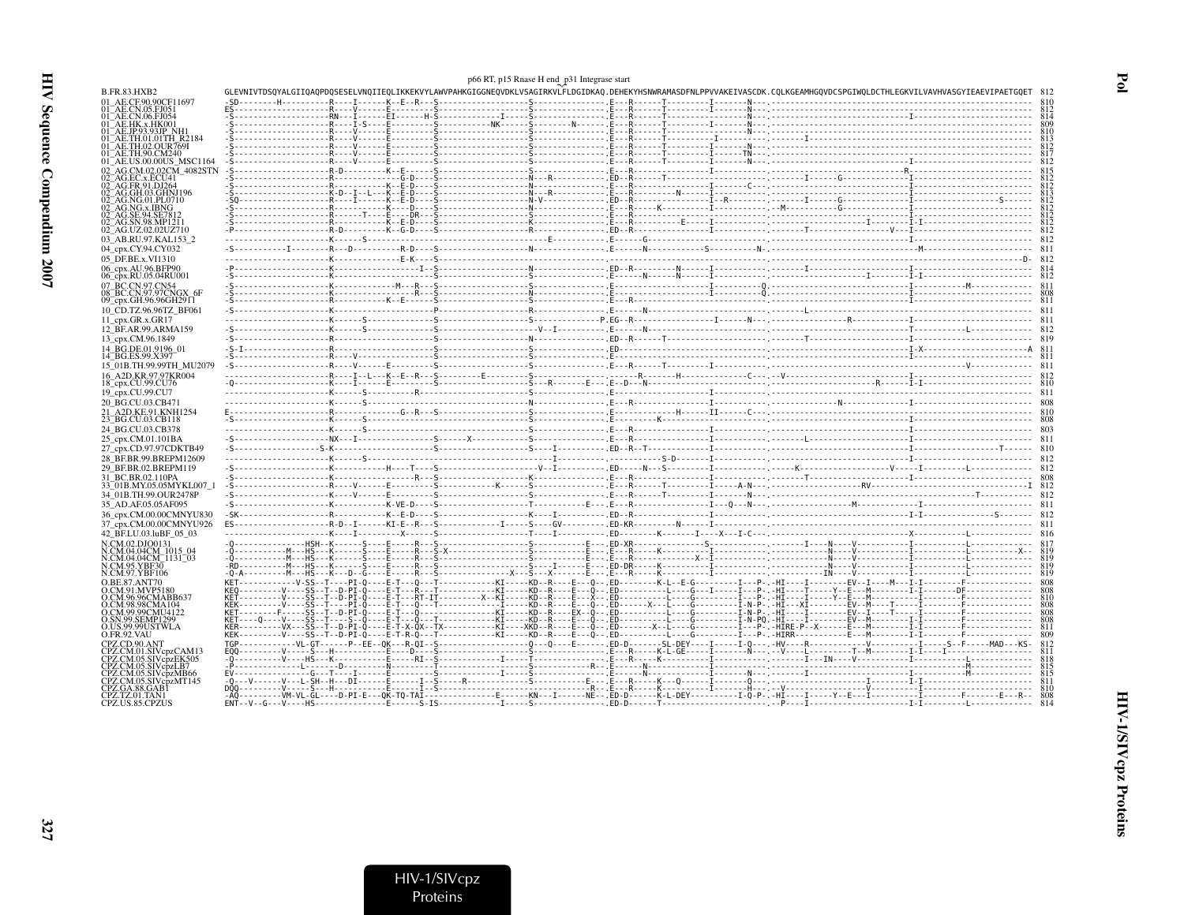p66 RT, p15 Rnase H end_p31 Integrase start

```
B.FR.83.HXB2                GLEVNIVTDSQYALGIIQAQPDQSESELVNQIIEQLIKKEKVYLAWVPAHKGIGGNEQVDKLVSAGIRKVLFLDGIDKAQ.DEHEKYHSNWRAMASDFNLPPVVAKEIVASCDK.CQLKGEAMHGQVDCSPGIWQLDCTHLEGKVILVAVHVASGYIEAEVIPAETGQET  812
```

| Sequence | Length |
|---|---|
| B.FR.83.HXB2 | 812 |
| 01_AE.CF.90.90CF11697 | 810 |
| 01_AE.CN.05.FJ051 | 812 |
| 01_AE.CN.06.FJ054 | 814 |
| 01_AE.HK.x.HK001 | 809 |
| 01_AE.JP.93.93JP_NH1 | 810 |
| 01_AE.TH.01.01TH_R2184 | 813 |
| 01_AE.TH.02.OUR769I | 812 |
| 01_AE.TH.90.CM240 | 817 |
| 01_AE.US.00.00US_MSC1164 | 812 |
| 02_AG.CM.02.02CM_4082STN | 815 |
| 02_AG.EC.x.ECU41 | 812 |
| 02_AG.FR.91.DJ264 | 812 |
| 02_AG.GH.03.GHNJ196 | 813 |
| 02_AG.NG.01.PL0710 | 812 |
| 02_AG.NG.x.IBNG | 812 |
| 02_AG.SE.94.SE7812 | 812 |
| 02_AG.SN.98.MP1211 | 812 |
| 02_AG.UZ.02.02UZ710 | 812 |
| 03_AB.RU.97.KAL153_2 | 812 |
| 04_cpx.CY.94.CY032 | 811 |
| 05_DF.BE.x.VI1310 | 812 |
| 06_cpx.AU.96.BFP90 | 814 |
| 06_cpx.RU.05.04RU001 | 812 |
| 07_BC.CN.97.CN54 | 811 |
| 08_BC.CN.97.97CNGX_6F | 808 |
| 09_cpx.GH.96.96GH2911 | 811 |
| 10_CD.TZ.96.96TZ_BF061 | 811 |
| 11_cpx.GR.x.GR17 | 811 |
| 12_BF.AR.99.ARMA159 | 812 |
| 13_cpx.CM.96.1849 | 819 |
| 14_BG.DE.01.9196_01 | 811 |
| 14_BG.ES.99.X397 | 811 |
| 15_01B.TH.99.99TH_MU2079 | 811 |
| 16_A2D.KR.97.97KR004 | 812 |
| 18_cpx.CU.99.CU76 | 810 |
| 19_cpx.CU.99.CU7 | 811 |
| 20_BG.CU.03.CB471 | 808 |
| 21_A2D.KE.91.KNH1254 | 810 |
| 23_BG.CU.03.CB118 | 808 |
| 24_BG.CU.03.CB378 | 803 |
| 25_cpx.CM.01.101BA | 811 |
| 27_cpx.CD.97.97CDKTB49 | 810 |
| 28_BF.BR.99.BREPM12609 | 812 |
| 29_BF.BR.02.BREPM119 | 812 |
| 31_BC.BR.02.110PA | 808 |
| 33_01B.MY.05.05MYKL007_1 | 812 |
| 34_01B.TH.99.OUR2478P | 812 |
| 35_AD.AF.05.05AF095 | 811 |
| 36_cpx.CM.00.00CMNYU830 | 812 |
| 37_cpx.CM.00.00CMNYU926 | 811 |
| 42_BF.LU.03.luBF_05_03 | 816 |
| N.CM.02.DJO0131 | 817 |
| N.CM.04.04CM_1015_04 | 819 |
| N.CM.04.04CM_1131_03 | 819 |
| N.CM.95.YBF30 | 819 |
| N.CM.97.YBF106 | 819 |
| O.BE.87.ANT70 | 808 |
| O.CM.91.MVP5180 | 808 |
| O.CM.96.96CMABB637 | 810 |
| O.CM.98.98CMA104 | 808 |
| O.CM.99.99CMU4122 | 808 |
| O.SN.99.SEMP1299 | 808 |
| O.US.99.99USTWLA | 811 |
| O.FR.92.VAU | 809 |
| CPZ.CD.90.ANT | 812 |
| CPZ.CM.01.SIVcpzCAM13 | 811 |
| CPZ.CM.05.SIVcpzEK505 | 818 |
| CPZ.CM.05.SIVcpzLB7 | 815 |
| CPZ.CM.05.SIVcpzMB66 | 815 |
| CPZ.CM.05.SIVcpzMT145 | 811 |
| CPZ.GA.88.GAB1 | 810 |
| CPZ.TZ.01.TAN1 | 808 |
| CPZ.US.85.CPZUS | 814 |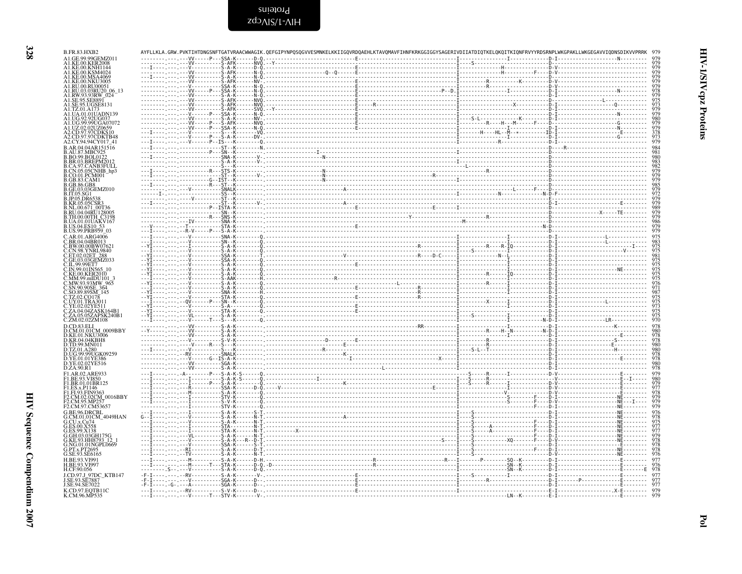```
B.FR.83.HXB2             AYFLLKLA.GRW.PVKTIHTDNGSNFTGATVRAACWWAGIK.QEFGIPYNPQSQGVVESMNKELKKIIGQVRDQAEHLKTAVQMAVFIHNFKRKGGIGGYSAGERIVDIIATDIQTKELQKQITKIQNFRVYYRDSRNPLWKGPAKLLWKGEGAVVIQDNSDIKVVPRRK  979
A1.GE.99.99GEMZ011        979
A1.KE.00.KER2008          979
A1.KE.00.KNH1144          979
A1.KE.00.KSM4024          979
A1.KE.00.MSA4069          979
A1.KE.00.NKU3005          979
A1.RU.00.RU00051          979
A1.RU.03.03RU20_06_13     978
A1.RW.93.93RW_024         979
A1.SE.95.SE8891           975
A1.SE.95.UGSE8131         973
A1.TZ.01.A173             979
A1.UA.01.01UADN139        979
A1.UG.92.92UG037          980
A1.UG.99.99UGA07072       979
A1.UZ.02.02UZ0659         979
A2.CD.97.97CDKS10         378
A2.CD.97.97CDKTB48        973
A2.CY.94.94CY017_41       979
B.AR.04.04AR151516        984
B.AU.87.MBC925            981
B.BO.99.BOL0122           980
B.BR.03.BREPM2012         983
B.CA.97.CANB3FULL         982
B.CN.05.05CNHB_hp3        979
B.CO.01.PCM001            979
B.GB.83.CAM1              979
B.GB.86.GB8               985
B.GE.03.03GEMZ010         979
B.IT.05.SG1               972
B.JP.05.DR6538            979
B.KR.05.05CSR3            979
B.NL.00.671_00T36         989
B.RU.04.04RU128005        979
B.TH.00.00TH_C3198        979
B.UA.01.01UAKV167         986
B.US.04.ES10_53           979
B.US.99.PRB959_03         979
C.AR.01.ARG4006           975
C.BR.04.04BR013           983
C.BW.00.00BW07621         975
C.CN.98.YNRL9840          975
C.ET.02.02ET_288          981
C.GE.03.03GEMZ033         975
C.IL.99.99ET7             975
C.IN.99.01IN565_10        975
C.KE.00.KER2010           975
C.MM.99.mIDU101_3         975
C.MW.93.93MW_965          976
C.SN.90.90SE_364          971
C.SO.89.89SM_145          987
C.TZ.02.CO178             975
C.UY.01.TRA3011           975
C.YE.02.02YE511           973
C.ZA.04.04ZASK164B1       975
C.ZA.05.05ZAPSK240B1      975
C.ZM.02.02ZM108           970
D.CD.83.ELI               978
D.CM.01.01CM_0009BBY      980
D.KE.01.NKU3006           978
D.KR.04.04KBH8            978
D.TD.99.MN011             980
D.TZ.01.A280              980
D.UG.99.99UGK09259        978
D.YE.01.01YE386           978
D.YE.02.02YE516           980
D.ZA.90.R1                978
F1.AR.02.ARE933           979
F1.BE.93.VI850            980
F1.BR.01.01BR125          979
F1.ES.x.P1146             977
F1.FI.93.FIN9363          978
F2.CM.02.02CM_0016BBY     979
F2.CM.95.MP257            979
F2.CM.97.CM53657          979
G.BE.96.DRCBL             976
G.CM.01.01CM_4049HAN      978
G.CU.x.Cu74               975
G.ES.00.X558              977
G.ES.99.X138              977
G.GH.03.03GH175G          979
G.KE.93.HH8793_12_1       978
G.NG.01.01NGPL0669        978
G.PT.x.PT2695             978
G.SE.93.SE6165            976
H.BE.93.VI991             977
H.BE.93.VI997             976
H.CF.90.056               978
J.CD.97.J_97DC_KTB147     977
J.SE.93.SE7887            977
J.SE.94.SE7022            977
K.CD.97.EQTB11C           979
K.CM.96.MP535             979
```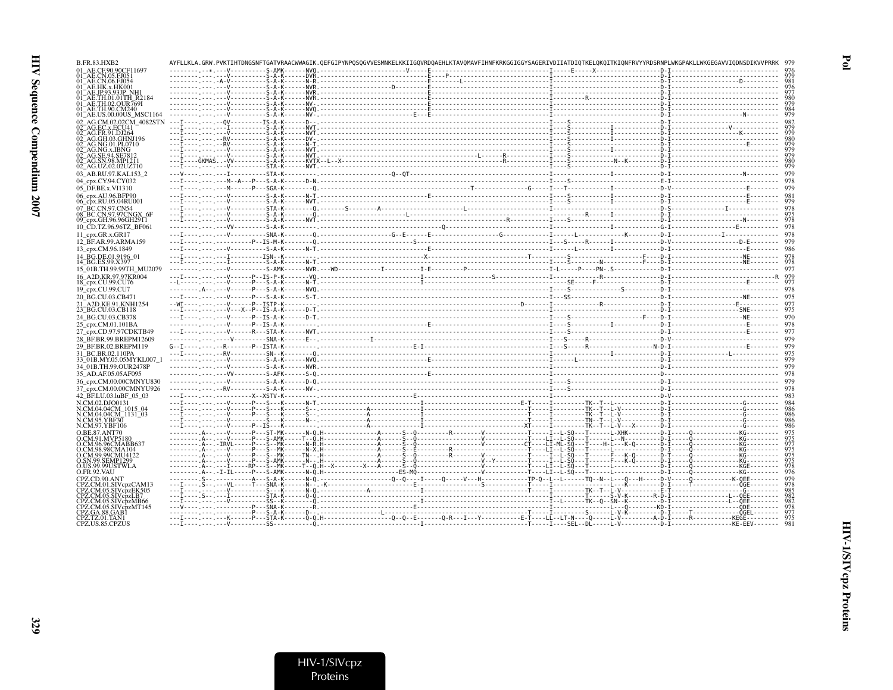```
B.FR.83.HXB2              AYFLLKLA.GRW.PVKTIHTDNGSNFTGATVRAACWWAGIK.QEFGIPYNPQSQGVVESMNKELKKIIGQVRDQAEHLKTAVQMAVFIHNFKRKGGIGGYSAGERIVDIIATDIQTKELQKQITKIQNFRVYYRDSRNPLWKGPAKLLWKGEGAVVIQDNSDIKVVPRRK  979
01_AE.CF.90.90CF11697     --------.--*.---V----------S-AMK------NVQ.------------------------V-----E--------------------------------------I-----E-----X-----------------D-I------------------------------  976
01_AE.CN.05.FJ051         --------.---.---V----------S-A-K------DVR.------------------------------E----P---------------------------------I---------------------------D-I------------------------------  979
01_AE.CN.06.FJ054         --------.---.-A-V----------S-A-K------N-R.------------------------------E---------L------------------------------I---------------------------D-I---------------------D--------  981
01_AE.HK.x.HK001          --------.---.---V----------S-A-K------NVR.-----------------D------------E----------------------------------------I---------------------------D-I------------------------------  976
01_AE.JP.93.93JP_NH1      --------.---.---V----------S-A-K------NVR.------------------------------E----------------------------------------I---------------------------D-I------------------------------  977
01_AE.TH.01.01TH_R2184    --------.---.---V----------S-A-K------NVR.------------------------------E----------------------------------------I----------R----------------D-I------------------------------  980
01_AE.TH.02.OUR769I       --------.---.---V----------S-A-K------NV-.------------------------------E----------------------------------------I---------------------------D-I------------------------------  979
01_AE.TH.90.CM240         --------.---.---V----------S-A-K------NVQ.------------------------------E----------------------------------------I---------------------------D-I------------------------------  984
01_AE.US.00.00US_MSC1164  --------.---.---V----------S-A-K------NV-.-----------------------E---E-----------------------------------------I---------------------------D-I---------------------N--------  979
02_AG.CM.02.02CM_4082STN  ---I----.---.---QV---------IS-A-K------D--.-----------------------------------------------------------------------I----S----------------------D-I------------------------------  982
02_AG.EC.x.ECU41          ---I----.---.---I----------S-A-K------NVT.----------------------------------------------------------------------I----S------I---------------D-I-------------------V----------  979
02_AG.FR.91.DJ264         ---I----.---.---V----------S-A-K------NVT.----------------------------------------------------------------------I----S------I---------------D-I-------------------K----------  979
02_AG.GH.03.GHNJ196       ---I----.---.---RV---------S-A-K------DV-.----------------------------------------------------------------------I----S------I---------------D-I------------------------------  980
02_AG.NG.01.PL0710        ---I----.---.---RV---------S-A-K------N-T.----------------------------------------------------------------------I----S----------------------D-I----------------------E-------  979
02_AG.NG.x.IBNG           ---I----.---.---V----------S-A-K------NVT.----------------------------------------------------------------------I----S------I---------------D-I------------------------------  979
02_AG.SE.94.SE7812        ---I----.---.---V----------S-A-K------NVT.----------------------------------------L------R-----------------------I----S----------------------D-I------------------------------  979
02_AG.SN.98.MP1211        ---I----GKMAS..-VV---------S-A-K------KVTX--L--X----------------------------------------------R-----------------I----S-----------N--K---------D-I------------------------------  980
02_AG.UZ.02.02UZ710       ---I----.---.---V----------STA-K------NVT.----------------------------------------------------------------------I----S----------------------D-I------------------------------  979
03_AB.RU.97.KAL153_2      ---V----.---.---I----------STA-K------------------------Q--QT-------------------------------------------------I---------------I------------D-I---------------------N--------  979
04_cpx.CY.94.CY032        ---I----.---.---M--A---P---S-A-K------D-N.----------------------------------------------------------------------I----S----------------------E-I------------------------------  978
05_DF.BE.x.VI1310         ---I----.---.---M------P---SGA-K--------Q.-----------------------------------T---------------G-----I---T-----------I--------------D-V----------------------E-------  979
06_cpx.AU.96.BFP90        ---I----.---.---V----------S-A-K------N-T.-----------------------------------E-----------------------------------I----S------I---------------D-I----------------------E-------  981
06_cpx.RU.05.04RU001      ---I----.---.---V----------S-A-K------NVT.----------------------------------------------------------------------I----S------I---------------D-I----------------------E-------  979
07_BC.CN.97.CN54          ---I----.---.---V----------STA-K--------Q.-------S---------A------------------------L-----------------------------I---------------------------D-S------------------I------------  978
08_BC.CN.97.97CNGX_6F     ---I----.---.---V----------S-A-K--------Q.---------------------------L------------------------------------------I----------R-----I----------D-I------------------------------  975
09_cpx.GH.96.96GH29T1     ---I----.---.---V----------S-A-K------NVT.---------------------------------------------------R-------------------I----S----------------------D-I---------------------N--------  978
10_CD.TZ.96.96TZ_BF061    --------.---.---VV---------S-A-K--------.---------------------------------------Q---------------------------------I---------------I------------G-I-------------------E-----------  978
11_cpx.GR.x.GR17          ---I----.---.---V----------SNA-K--------Q.--------------------G--E------E-------------------G-------------------I--------L-----------K--------D-I------------I-------------------  978
12_BF.AR.99.ARMA159       ---I----.---.----------P---IS-M-K-------Q.-----------------------------S--------------------------------------------I---S----R------I------------D-V----------------------D-E-------  979
13_cpx.CM.96.1849         ---I----.---.---V----------S-A-K------N-T.------------------------------E-----------------------------------------I--------L---------I------------D-I----------------------E-------  986
14_BG.DE.01.9196_01       ---I----.---.---I----------ISN--K--------------------------------------X-----------------------T-----------------S-------------------F----D-I----------------------NE-------  978
14_BG.ES.99.X397          ---I----.---.---I----------S-A-K------N-T.----------------------------------------------------------------------I----S----------N-----------F----D-I----------------------NE-------  978
15_01B.TH.99.99TH_MU2079  --------.---.---V----------S-AMK------NVR.---WD-------------I-----------I-E--------P-----------------------------I-L-----P----PN--S-----------D-I------------------------------  977
16_A2D.KR.97.97KR004      ---I----.---.---V------P---IS-P-K-------VQ.------------------------------I-----------------------S------------------I-----------------R--------D-I-------------------------------R  979
18_cpx.CU.99.CU76         --L-----.---.---V------P---S-A-K------N-T.-----------------------------------I----------------------------------------SE-----F----------------D-I----------------------E-------  977
19_cpx.CU.99.CU7          --------.A--.---V------P---S-A-K------NVQ.----------------------------------------------------------------------I----S-----------------S-------D-I------------------------------  978
20_BG.CU.03.CB471         ---I----.---.---V------P---S-A-K------S-T.----------------------------------------------------------------------I---SS-------------------------D-I----------------------NE-------  975
21_A2D.KE.91.KNH1254      --WI----.---.---V------P---ISTP-K--------.-----------------------------------------------------D-------I------------R--------------------------D-I-------------------E------------  977
23_BG.CU.03.CB118         ---I----.---.---V---X--P---IS-A-K------D-T.----------------------------------------------------------------------I---------------------------D-I----------------------SNE-------  975
24_BG.CU.03.CB378         ---I----.---.---V------P---IS-A-K------D-T.----------------------------------------------------------------------I----S---------------------F----D-I----------------------NE-------  970
25_cpx.CM.01.101BA        ---I----.---.---V------P---IS-A-K-------------------------------------E-------------------------------------------I----S------I----------------D-I----------------------E-------  978
27_cpx.CD.97.97CDKTB49    ---I----.---.---V------R---STA-K------NVT.----------------------------------------------------------------------I----S-------------------------D-I----------------------E-------  977
28_BF.BR.99.BREPM12609    --------.---.---V----------SNA-K------E--.--------------I------------------------------------------------------I---S-----R-------------------D-V------------------------------  979
29_BF.BR.02.BREPM119      G--I----.---.--R-------P---ISTA-K--------.----------------------E-I-----------------------------------------------I---S----R-------------------N-D-I----------------------E-------  979
31_BC.BR.02.110PA         ---I----.---.--RV----------SN--K--------Q.----------------------------------------------------------------------I--------------I---------------D-I-------------------L------------  975
33_01B.MY.05.05MYKL007_1  --------.---.---V----------S-A-K------NVQ.-----------------------------------E-----------------------------------I--------L-----------------------D-I------------------------------  979
34_01B.TH.99.OUR2478P     --------.---.---V----------S-A-K------NVR.----------------------------------------------------------------------I---------------------------D-I------------------------------  979
35_AD.AF.05.05AF095       --------.---.---VV---------S-AFK------S-Q.-----------------------------------E-----------------------------------I---------------------------D-I------------------------------  978
36_cpx.CM.00.00CMNYU830   --------.---.---V----------S-A-K------D-Q.----------------------------------------------------------------------I----S----------------------D-I------------------------------  979
37_cpx.CM.00.00CMNYU926   --------.---.--RV----------S-A-K------NV-.----------------------------------------------------------------------I----S----------------------D-I------------------------------  978
42_BF.LU.03.luBF_05_03    ---I----.---.----------X--XSTV-K---------.------------------------------E-----------------------------------------I---------------------------D-V------------------------------  983
N.CM.02.DJO0131           ---I----.---.---V------P---S---K------N-T.------------------------------I---------------------------E-T------I---------TK--T--L-------------D-I--------------------G--------  984
N.CM.04.04CM_1015_04      ---I----.---.---V------P---S---K------S--.------------A-----------------I----------------------------------T------I---------TK--T--L-V-----------D-I--------------------G--------  986
N.CM.04.04CM_1131_03      ---I----.---.---V------P---S---K------S--.------------A-----------------I----------------------------------T------I---------TK--T--L-V-----------D-I--------------------G--------  986
N.CM.95.YBF30             ---I----.---.---V----------S---K------N--.------------A-----------------I----------------------------------T------I---------TN--T--L-V-----------D-I--------------------G--------  986
N.CM.97.YBF106            ---I----.---.---V------P--IS---K---------.------------A-----------------I---------------------------XT------I---------TK--T--L-V---X-------D-I--------------------G--------  986
O.BE.87.ANT70             --------.A--.---V------P---ST-MK------N-Q.H-------------A------S--Q-----------R--------V--------------T-----I--L-SQ---T-------L-XHK-----------D-I-----Q-------------KG--------  975
O.CM.91.MVP5180           --------.A--.---V------P---S-AMK-----T--Q.H-------------A------S--Q--------------------V--------------T-----LI--L-SQ---T-------L--N-----------D-I-----Q-------------KG--------  975
O.CM.96.96CMABB637        --------.A--.-IRVL-----P---S--MK------N-R.H-------------A------S--Q--------------------V-----------CT-----LI-ML-SQ---T-----H-L---K-Q---------D-I-----Q-------------KG--------  977
O.CM.98.98CMA104          --------.A--.---V------P---S--MK------N-X.H-------------A------S--E----------R-----------------------T-----LI--L-SQ---T---------L-----------D-I-----Q-------------KG--------  975
O.CM.99.99CMU4122         --------.A--.---V------P---S--MK-----TN--.H-------------A------S--Q--------R-----------V--------------T-----I--L-SQ---T-------F---K-Q---------D-T-----Q-------------KG--------  975
O.SN.99.SEMP1299          --------.A--.---V------P---S-AMK------N--.H-------------A------S--Q--------------------V--Y-----------T-----I--L-SQ---T-------F---K-Q---------D-I-----Q-------------KG--------  975
O.US.99.99USTWLA          --------.A--.---I-----RP---S--MK-----T--Q.H--X---------X--A------S--Q--------------------V--------------T-----LI--L-SQ---T---------L-----------D-I-----Q-------------KGE-------  978
O.FR.92.VAU               --------.A--.-I-IL-----P---S-AMK------N-Q.H---------------ES-MQ-------------------------------------T-----LI--L-SQ---T-------L-------------D-I-----Q-------------KG--------  976
CPZ.CD.90.ANT             --------.S--.-----------A---S-A-K------N-Q.------------------Q--Q---I-----Q-----V--H---------------TP-Q--L--L------TQ--N--L---Q---H-----D-V-----Q-----------K-QEE--------  979
CPZ.CM.01.SIVcpzCAM13     ---I----.S--.---VL-----T---SNA-K------N--.-K--------------------------E------------------S--------------T-----I----------L----K---------D-I-----T--------------QGE--------  978
CPZ.CM.05.SIVcpzEK505     ---I----.---.---V----------S---K------N-Q.----------------A-----------------I-------------------------------T-----I---------TK--T--L-V----------E-T----------------------G--------  985
CPZ.CM.05.SIVcpzLB7       ---I----.S--.---I----------STA-K------Q-Q.----------------------------------------------------------------------I---------T------S-V-K-------R-D-I-------------------L--QEE--------  982
CPZ.CM.05.SIVcpzMB66      ---I----.---.---V----------SS--K--------Q.-----------------------------------I------------------------------------I--L-------TK--Q--SN--K-------D-I-------------------L--QEE--------  982
CPZ.CM.05.SIVcpzMT145     ---V----.---.----------P---SNA-K--------R.------------------------------E----------------------------------------------------L---Q---------KD-I---------------------QDE--------  978
CPZ.GA.88.GAB1            --------.---.----------P---S-A-K------D--.------------L---------------------------------------------T-----I---------S-------L-V-K-------D-I-----T-----------QGEL-------  977
CPZ.TZ.01.TAN1            ---I----.---.---K------P---STA-K------Q-Q.H------------------Q--Q--E--------Q-R---I---Y-----------E-T-----LL--LT-N----Q-----L-V-----------A-D-I-----R-------------KEGE--------  975
CPZ.US.85.CPZUS           ---I----.---.---V----------SS-----------Q.-----------------------------I----------------------------------T-----I----SEL--DL------L-V-----------D-I---------------------KE-EEV-------  981
```

HIV-1/SIVcpz Proteins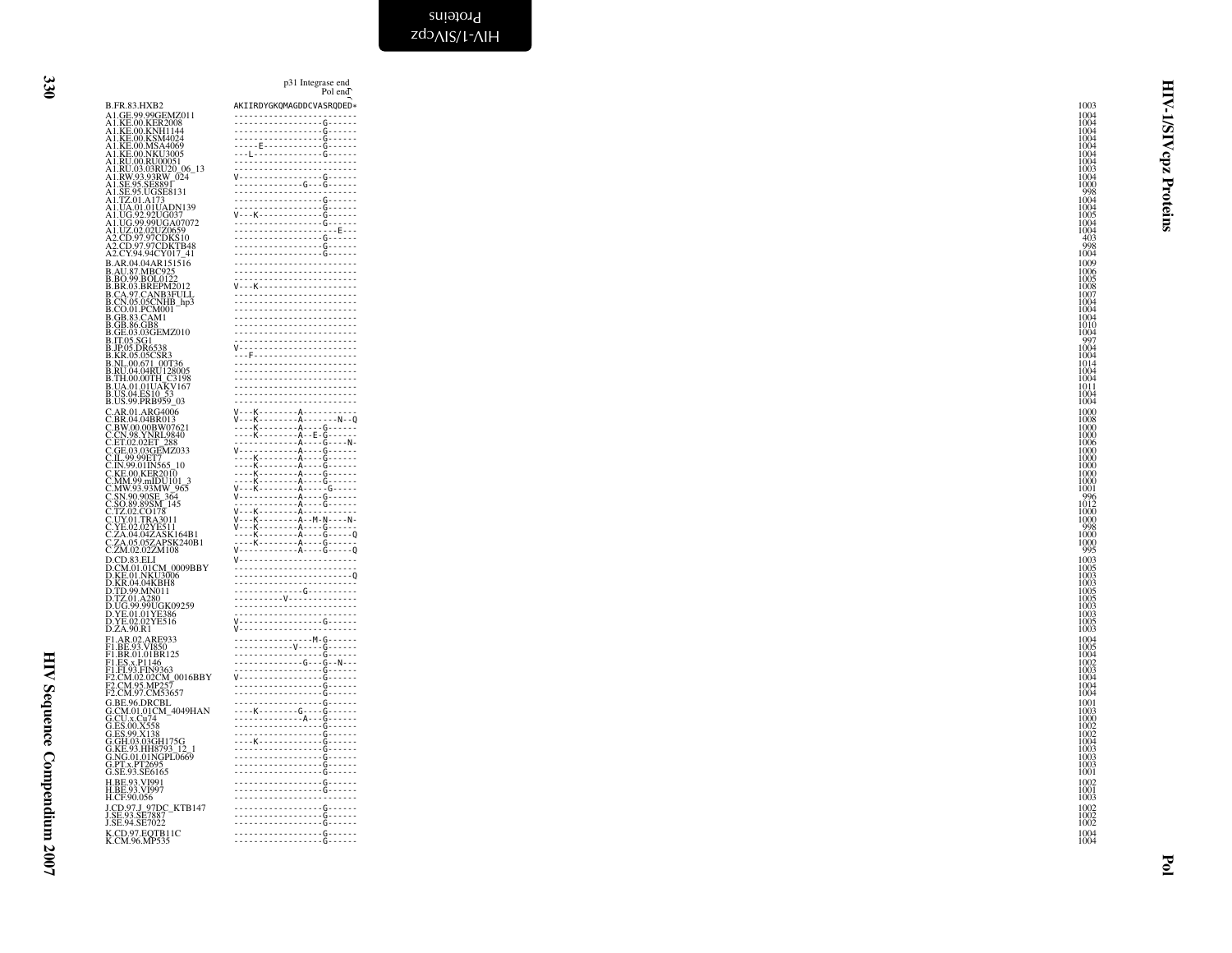```
                              p31 Integrase end
                                        Pol end
B.FR.83.HXB2                  AKIIRDYGKQMAGDDCVASRQDED*      1003
A1.GE.99.99GEMZ011            ------------------------       1004
A1.KE.00.KER2008              ------------------G-----       1004
A1.KE.00.KNH1144              ------------------G-----       1004
A1.KE.00.KSM4024              ------------------G-----       1004
A1.KE.00.MSA4069              ----E-------------G-----       1004
A1.KE.00.NKU3005              ---L--------------G-----       1004
A1.RU.00.RU00051              ------------------------       1004
A1.RU.03.03RU20_06_13         ------------------------       1003
A1.RW.93.93RW_024             V-----------------G-----       1004
A1.SE.95.SE8891               --------------G---G-----       1000
A1.SE.95.UGSE8131             ------------------------        998
A1.TZ.01.A173                 ------------------G-----       1004
A1.UA.01.01UADN139            ------------------G-----       1004
A1.UG.92.92UG037              V---K-------------G-----       1005
A1.UG.99.99UGA07072           ------------------G-----       1004
A1.UZ.02.02UZ0659             ---------------------E--       1004
A2.CD.97.97CDKS10             ------------------G-----        403
A2.CD.97.97CDKTB48            ------------------G-----        998
A2.CY.94.94CY017_41           ------------------G-----       1004
B.AR.04.04AR151516            ------------------------       1009
B.AU.87.MBC925                ------------------------       1006
B.BO.99.BOL0122               ------------------------       1005
B.BR.03.BREPM2012             V---K-------------------       1008
B.CA.97.CANB3FULL             ------------------------       1007
B.CN.05.05CNHB_hp3            ------------------------       1004
B.CO.01.PCM001                ------------------------       1004
B.GB.83.CAM1                  ------------------------       1004
B.GB.86.GB8                   ------------------------       1010
B.GE.03.03GEMZ010             ------------------------       1004
B.IT.05.SG1                   ------------------------        997
B.JP.05.DR6538                V-----------------------       1004
B.KR.05.05CSR3                ---F--------------------       1004
B.NL.00.671_00T36             ------------------------       1014
B.RU.04.04RU128005            ------------------------       1004
B.TH.00.00TH_C3198            ------------------------       1004
B.UA.01.01UAKV167             ------------------------       1011
B.US.04.ES10_53               ------------------------       1004
B.US.99.PRB959_03             ------------------------       1004
C.AR.01.ARG4006               V---K--------A----------       1000
C.BR.04.04BR013               V---K--------A-------N--Q      1008
C.BW.00.00BW07621             ----K--------A----G-----       1000
C.CN.98.YNRL9840              ----K--------A--E-G-----       1000
C.ET.02.02ET_288              -------------A----G----N-      1006
C.GE.03.03GEMZ033             V------------A----G-----       1000
C.IL.99.99ET7                 ----K--------A----G-----       1000
C.IN.99.01IN565_10            ----K--------A----G-----       1000
C.KE.00.KER2010               ----K--------A----G-----       1000
C.MM.99.mIDU101_3             ----K--------A----G-----       1000
C.MW.93.93MW_965              V---K--------A-----G----       1001
C.SN.90.90SE_364              V------------A----G-----        996
C.SO.89.89SM_145              -------------A----G-----       1012
C.TZ.02.CO178                 V---K--------A----------       1000
C.UY.01.TRA3011               V---K--------A--M-N----N-      1000
C.YE.02.02YE511               V---K--------A----G-----        998
C.ZA.04.04ZASK164B1           ----K--------A----G-----Q      1000
C.ZA.05.05ZAPSK240B1          ----K--------A----G-----       1000
C.ZM.02.02ZM108               V------------A----G-----Q       995
D.CD.83.ELI                   V-----------------------       1003
D.CM.01.01CM_0009BBY          ------------------------       1005
D.KE.01.NKU3006               ------------------------Q      1003
D.KR.04.04KBH8                ------------------------       1003
D.TD.99.MN011                 --------------G---------       1005
D.TZ.01.A280                  ----------V-------------       1005
D.UG.99.99UGK09259            ------------------------       1003
D.YE.01.01YE386               ------------------------       1003
D.YE.02.02YE516               V-----------------G-----       1005
D.ZA.90.R1                    V-----------------------       1003
F1.AR.02.ARE933               ----------------M-G-----       1004
F1.BE.93.VI850                ------------V-----G-----       1005
F1.BR.01.01BR125              ------------------G-----       1004
F1.ES.x.P1146                 --------------G---G--N--       1002
F1.FI.93.FIN9363              ------------------G-----       1003
F2.CM.02.02CM_0016BBY         V-----------------G-----       1004
F2.CM.95.MP257                ------------------G-----       1004
F2.CM.97.CM53657              ------------------G-----       1004
G.BE.96.DRCBL                 ------------------G-----       1001
G.CM.01.01CM_4049HAN          ----K---------G---G-----       1003
G.CU.x.Cu74                   --------------A---G-----       1000
G.ES.00.X558                  ------------------G-----       1002
G.ES.99.X138                  ------------------G-----       1002
G.GH.03.03GH175G              ----K-------------G-----       1004
G.KE.93.HH8793_12_1           ------------------G-----       1003
G.NG.01.01NGPL0669            ------------------G-----       1003
G.PT.x.PT2695                 ------------------G-----       1003
G.SE.93.SE6165                ------------------G-----       1001
H.BE.93.VI991                 ------------------G-----       1002
H.BE.93.VI997                 ------------------G-----       1001
H.CF.90.056                   ------------------------       1003
J.CD.97.J_97DC_KTB147         ------------------G-----       1002
J.SE.93.SE7887                ------------------G-----       1002
J.SE.94.SE7022                ------------------G-----       1002
K.CD.97.EQTB11C               ------------------G-----       1004
K.CM.96.MP535                 ------------------G-----       1004
```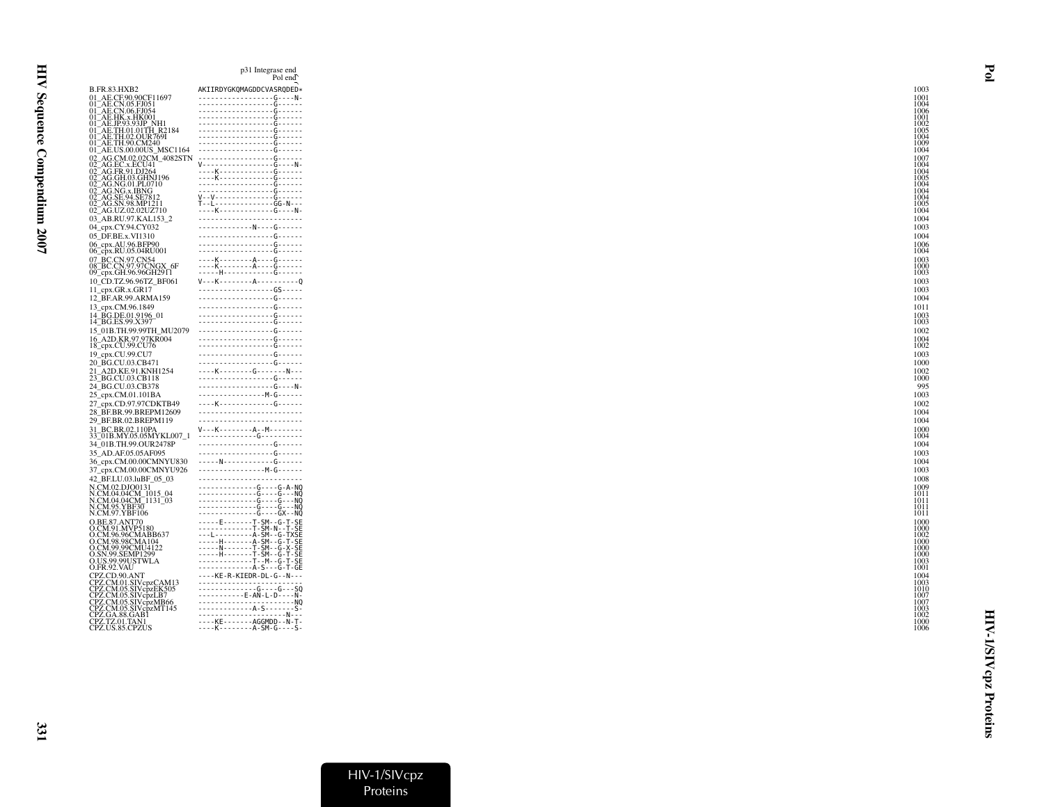p31 Integrase end
Pol end

```
B.FR.83.HXB2                AKIIRDYGKQMAGDDCVASRQDED*   1003
01_AE.CF.90.90CF11697       ------------------G----N-   1001
01_AE.CN.05.FJ051           ------------------G------   1004
01_AE.CN.06.FJ054           ------------------G------   1006
01_AE.HK.x.HK001            ------------------G------   1001
01_AE.JP.93.93JP_NH1        ------------------G------   1002
01_AE.TH.01.01TH_R2184      ------------------G------   1005
01_AE.TH.02.OUR769I         ------------------G------   1004
01_AE.TH.90.CM240           ------------------G------   1009
01_AE.US.00.00US_MSC1164    ------------------G------   1004
02_AG.CM.02.02CM_4082STN    ------------------G------   1007
02_AG.EC.x.ECU41            V-----------------G----N-   1004
02_AG.FR.91.DJ264           ----K-------------G------   1004
02_AG.GH.03.GHNJ196         ----K-------------G------   1005
02_AG.NG.01.PL0710          ------------------G------   1004
02_AG.NG.x.IBNG             ------------------G------   1004
02_AG.SE.94.SE7812          V--V--------------G------   1004
02_AG.SN.98.MP1211          T--L--------------GG-N---   1005
02_AG.UZ.02.02UZ710         ----K-------------G----N-   1004
03_AB.RU.97.KAL153_2        -------------------------   1004
04_cpx.CY.94.CY032          -------------N----G------   1003
05_DF.BE.x.VI1310           ------------------G------   1004
06_cpx.AU.96.BFP90          ------------------G------   1006
06_cpx.RU.05.04RU001        ------------------G------   1004
07_BC.CN.97.CN54            ----K--------A----G------   1003
08_BC.CN.97.97CNGX_6F       ----K--------A----G------   1000
09_cpx.GH.96.96GH2911       -----H------------G------   1003
10_CD.TZ.96.96TZ_BF061      V---K--------A----------Q   1003
11_cpx.GR.x.GR17            ------------------GS-----   1003
12_BF.AR.99.ARMA159         ------------------G------   1004
13_cpx.CM.96.1849           ------------------G------   1011
14_BG.DE.01.9196_01         ------------------G------   1003
14_BG.ES.99.X397            ------------------G------   1003
15_01B.TH.99.99TH_MU2079    ------------------G------   1002
16_A2D.KR.97.97KR004        ------------------G------   1004
18_cpx.CU.99.CU76           ------------------G------   1002
19_cpx.CU.99.CU7            ------------------G------   1003
20_BG.CU.03.CB471           ------------------G------   1000
21_A2D.KE.91.KNH1254        ----K--------G-------N---   1002
23_BG.CU.03.CB118           ------------------G------   1000
24_BG.CU.03.CB378           ------------------G----N-    995
25_cpx.CM.01.101BA          ----------------M-G------   1003
27_cpx.CD.97.97CDKTB49      ----K-------------G------   1002
28_BF.BR.99.BREPM12609      -------------------------   1004
29_BF.BR.02.BREPM119        -------------------------   1004
31_BC.BR.02.110PA           V---K--------A--M--------   1000
33_01B.MY.05.05MYKL007_1    -------------G-----------   1004
34_01B.TH.99.OUR2478P       ------------------G------   1004
35_AD.AF.05.05AF095         ------------------G------   1003
36_cpx.CM.00.00CMNYU830     -----N------------G------   1004
37_cpx.CM.00.00CMNYU926     ----------------M-G------   1003
42_BF.LU.03.luBF_05_03      -------------------------   1008
N.CM.02.DJO0131             --------------G----G-A-NQ   1009
N.CM.04.04CM_1015_04        --------------G----G---NQ   1011
N.CM.04.04CM_1131_03        --------------G----G---NQ   1011
N.CM.95.YBF30               --------------G----G---NQ   1011
N.CM.97.YBF106              --------------G----GX--NQ   1011
O.BE.87.ANT70               -----E-------T-SM--G-T-SE   1000
O.CM.91.MVP5180             -------------T-SM-N--T-SE   1000
O.CM.96.96CMABB637          ---L---------A-SM--G-TXSE   1002
O.CM.98.98CMA104            -----H-------A-SM--G-T-SE   1000
O.CM.99.99CMU4122           -----N-------T-SM--G-X-SE   1000
O.SN.99.SEMP1299            -----H-------T-SM--G-T-SE   1000
O.US.99.99USTWLA            -------------T--M--G-T-SE   1003
O.FR.92.VAU                 -------------A-S---G-T-GE   1001
CPZ.CD.90.ANT               ----KE-R-KIEDR-DL-G--N---   1004
CPZ.CM.01.SIVcpzCAM13       -------------------------   1003
CPZ.CM.05.SIVcpzEK505       --------------G----G---SQ   1010
CPZ.CM.05.SIVcpzLB7         -----------E-AN-L-D----N-   1007
CPZ.CM.05.SIVcpzMB66        -----------------------NQ   1007
CPZ.CM.05.SIVcpzMT145       -------------A-S-------S-   1003
CPZ.GA.88.GAB1              ---------------------N---   1002
CPZ.TZ.01.TAN1              ----KE-------AGGMDD--N-T-   1000
CPZ.US.85.CPZUS             ----K--------A-SM-G----S-   1006
```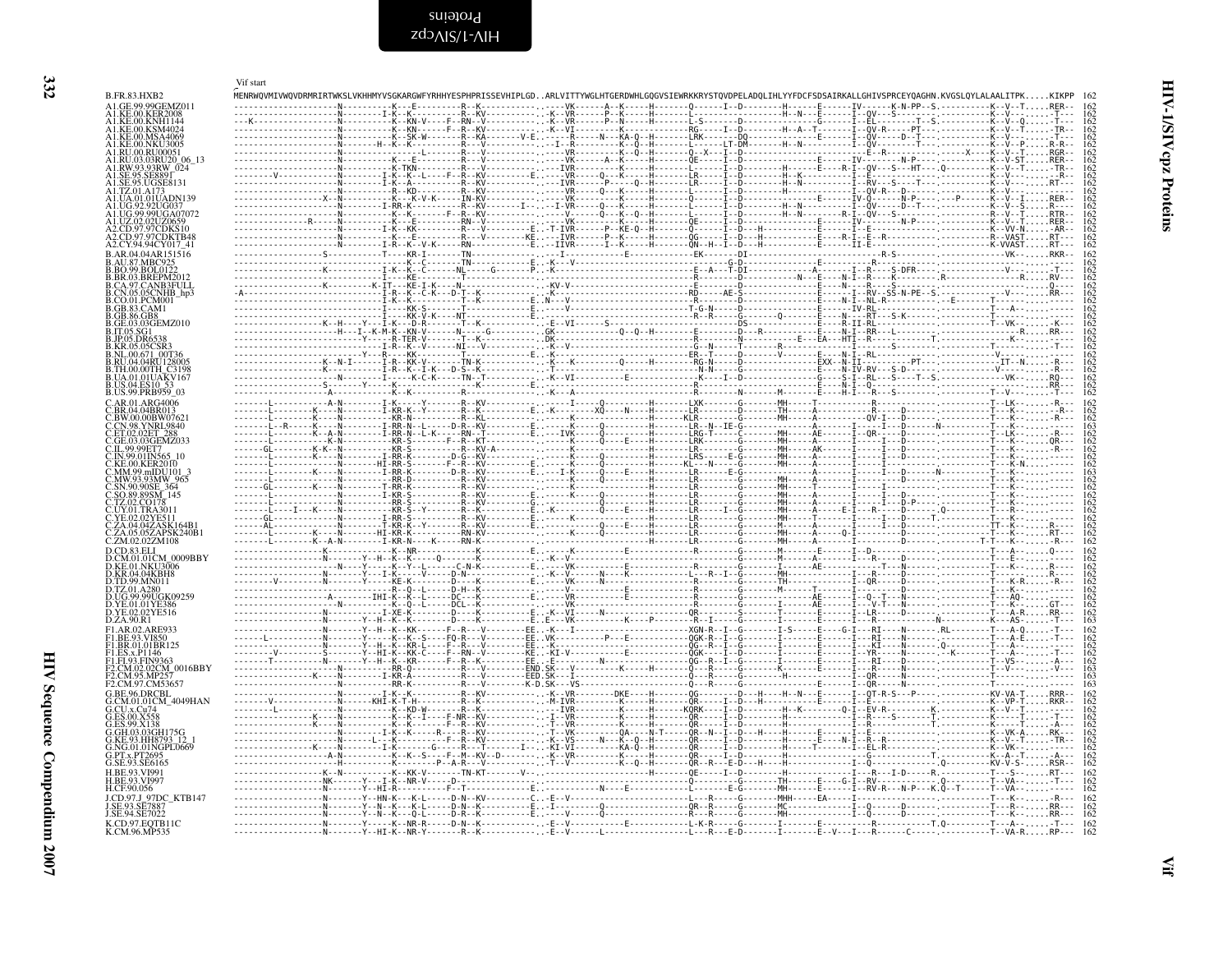Vif start

```
B.FR.83.HXB2            MENRWQVMIVWQVDRMRIRTWKSLVKHHMYVSGKARGWFYRHHYESPHPRISSEVHIPLGD..ARLVITTYWGLHTGERDWHLGQGVSIEWRKKRYSTQVDPELADQLIHLYYFDCFSDSAIRKALLGHIVSPRCEYQAGHN.KVGSLQYLALAALITPK.....KIKPP  162
A1.GE.99.99GEMZ011      162
A1.KE.00.KER2008        162
A1.KE.00.KNH1144        162
A1.KE.00.KSM4024        162
A1.KE.00.MSA4069        162
A1.KE.00.NKU3005        162
A1.RU.00.RU00051        162
A1.RU.03.03RU20_06_13   162
A1.RW.93.93RW_024       162
A1.SE.95.SE8891         162
A1.SE.95.UGSE8131       162
A1.TZ.01.A173           162
A1.UA.01.01UADN139      162
A1.UG.92.92UG037        162
A1.UG.99.99UGA07072     162
A1.UZ.02.02UZ0659       162
A2.CD.97.97CDKS10       162
A2.CD.97.97CDKTB48      162
A2.CY.94.94CY017_41     162
B.AR.04.04AR151516      162
B.AU.87.MBC925          162
B.BO.99.BOL0122         162
B.BR.03.BREPM2012       162
B.CA.97.CANB3FULL       162
B.CN.05.05CNHB_hp3      162
B.CO.01.PCM001          162
B.GB.83.CAM1            162
B.GB.86.GB8             162
B.GE.03.03GEMZ010       162
B.IT.05.SG1             162
B.JP.05.DR6538          162
B.KR.05.05CSR3          162
B.NL.00.671_00T36       162
B.RU.04.04RU128005      162
B.TH.00.00TH_C3198      162
B.UA.01.01UAKV167       162
B.US.04.ES10_53         162
B.US.99.PRB959_03       162
C.AR.01.ARG4006         162
C.BR.04.04BR013         162
C.BW.00.00BW07621       162
C.CN.98.YNRL9840        163
C.ET.02.02ET_288        162
C.GE.03.03GEMZ033       162
C.IL.99.99ET7           162
C.IN.99.01IN565_10      162
C.KE.00.KER2010         162
C.MM.99.mIDU101_3       163
C.MW.93.93MW_965        162
C.SN.90.90SE_364        162
C.SO.89.89SM_145        162
C.TZ.02.CO178           162
C.UY.01.TRA3011         162
C.YE.02.02YE511         162
C.ZA.04.04ZASK164B1     162
C.ZA.05.05ZAPSK240B1    162
C.ZM.02.02ZM108         162
D.CD.83.ELI             162
D.CM.01.01CM_0009BBY    162
D.KE.01.NKU3006         162
D.KR.04.04KBH8          162
D.TD.99.MN011           162
D.TZ.01.A280            162
D.UG.99.99UGK09259      162
D.YE.01.01YE386         162
D.YE.02.02YE516         162
D.ZA.90.R1              163
F1.AR.02.ARE933         162
F1.BE.93.VI850          162
F1.BR.01.01BR125        162
F1.ES.x.P1146           162
F1.FI.93.FIN9363        162
F2.CM.02.02CM_0016BBY   163
F2.CM.95.MP257          163
F2.CM.97.CM53657        163
G.BE.96.DRCBL           162
G.CM.01.01CM_4049HAN    162
G.CU.x.Cu74             162
G.ES.00.X558            162
G.ES.99.X138            162
G.GH.03.03GH175G        162
G.KE.93.HH8793_12_1     162
G.NG.01.01NGPL0669      162
G.PT.x.PT2695           162
G.SE.93.SE6165          162
H.BE.93.VI991           162
H.BE.93.VI997           162
H.CF.90.056             162
J.CD.97.J_97DC_KTB147   162
J.SE.93.SE7887          162
J.SE.94.SE7022          162
K.CD.97.EQTB11C         162
K.CM.96.MP535           162
```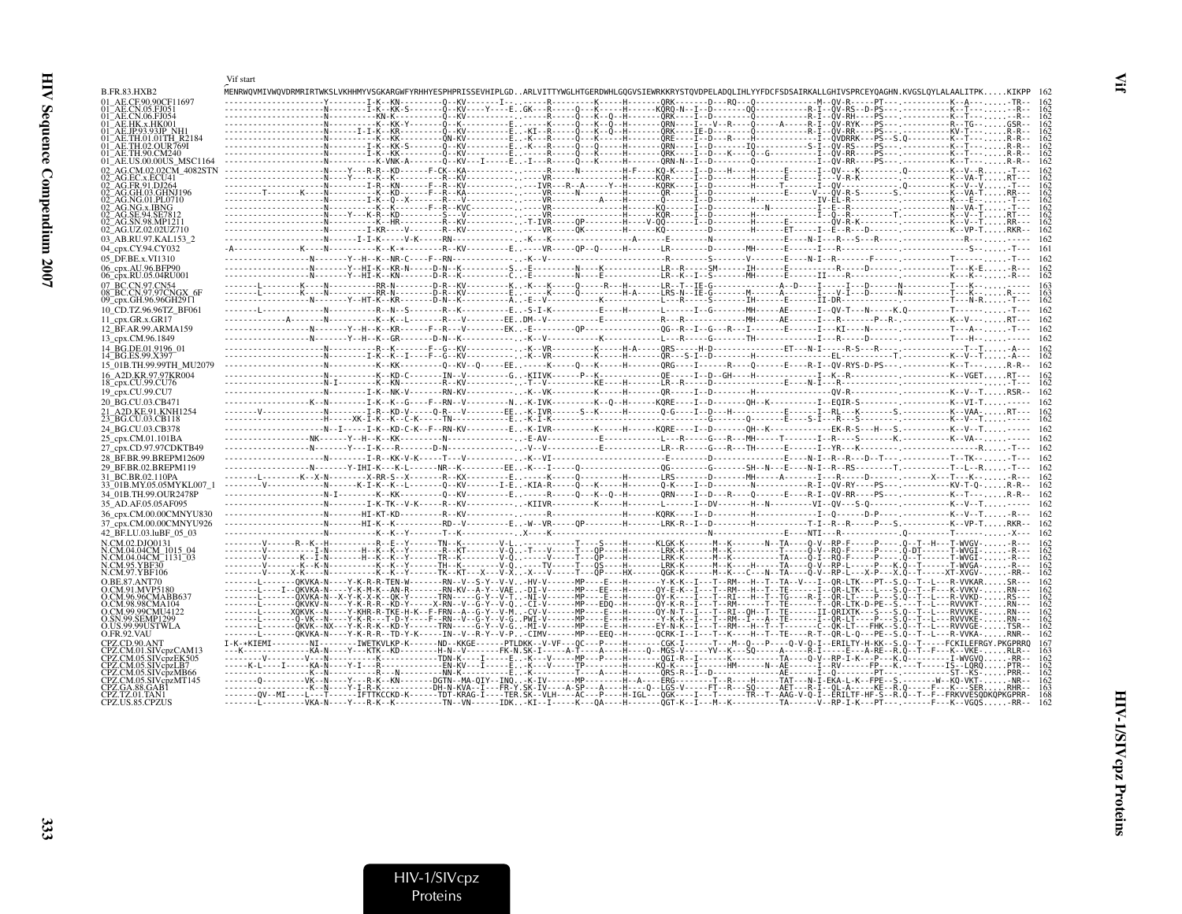Vif start

```
B.FR.83.HXB2              MENRWQVMIVWQVDRMRIRTWKSLVKHHMYVSGKARGWFYRHHYESPHPRISSEVHIPLGD..ARLVITTYWGLHTGERDWHLGQGVSIEWRKKRYSTQVDPELADQLIHLYYFDCFSDSAIRKALLGHIVSPRCEYQAGHN.KVGSLQYLALAALITPK.....KIKPP  162
01_AE.CF.90.90CF11697     162
01_AE.CN.05.FJ051         162
01_AE.CN.06.FJ054         162
01_AE.HK.x.HK001          162
01_AE.JP.93.93JP_NH1      162
01_AE.TH.01.01TH_R2184    162
01_AE.TH.02.OUR769I       162
01_AE.TH.90.CM240         162
01_AE.US.00.00US_MSC1164  162
02_AG.CM.02.02CM_4082STN  162
02_AG.EC.x.ECU41          162
02_AG.FR.91.DJ264         162
02_AG.GH.03.GHNJ196       162
02_AG.NG.01.PL0710        162
02_AG.NG.x.IBNG           162
02_AG.SE.94.SE7812        162
02_AG.SN.98.MP1211        162
02_AG.UZ.02.02UZ710       162
03_AB.RU.97.KAL153_2      162
04_cpx.CY.94.CY032        161
05_DF.BE.x.VI1310         162
06_cpx.AU.96.BFP90        162
06_cpx.RU.05.04RU001      162
07_BC.CN.97.CN54          163
08_BC.CN.97.97CNGX_6F     163
09_cpx.GH.96.96GH2911     162
10_CD.TZ.96.96TZ_BF061    162
11_cpx.GR.x.GR17          162
12_BF.AR.99.ARMA159       162
13_cpx.CM.96.1849         162
14_BG.DE.01.9196_01       162
14_BG.ES.99.X397          162
15_01B.TH.99.99TH_MU2079  162
16_A2D.KR.97.97KR004      162
18_cpx.CU.99.CU76         162
19_cpx.CU.99.CU7          162
20_BG.CU.03.CB471         162
21_A2D.KE.91.KNH1254      162
23_BG.CU.03.CB118         162
24_BG.CU.03.CB378         162
25_cpx.CM.01.101BA        162
27_cpx.CD.97.97CDKTB49    162
28_BF.BR.99.BREPM12609    162
29_BF.BR.02.BREPM119      162
31_BC.BR.02.110PA         162
33_01B.MY.05.05MYKL007_1  162
34_01B.TH.99.OUR2478P     162
35_AD.AF.05.05AF095       162
36_cpx.CM.00.00CMNYU830   162
37_cpx.CM.00.00CMNYU926   162
42_BF.LU.03.luBF_05_03    162
N.CM.02.DJO0131           162
N.CM.04.04CM_1015_04      162
N.CM.04.04CM_1131_03      162
N.CM.95.YBF30             162
N.CM.97.YBF106            162
O.BE.87.ANT70             162
O.CM.91.MVP5180           162
O.CM.96.96CMABB637        162
O.CM.98.98CMA104          162
O.CM.99.99CMU4122         162
O.SN.99.SEMP1299          162
O.US.99.99USTWLA          162
O.FR.92.VAU               162
CPZ.CD.90.ANT             167
CPZ.CM.01.SIVcpzCAM13     163
CPZ.CM.05.SIVcpzEK505     162
CPZ.CM.05.SIVcpzLB7       162
CPZ.CM.05.SIVcpzMB66      162
CPZ.CM.05.SIVcpzMT145     162
CPZ.GA.88.GAB1            163
CPZ.TZ.01.TAN1            168
CPZ.US.85.CPZUS           162
```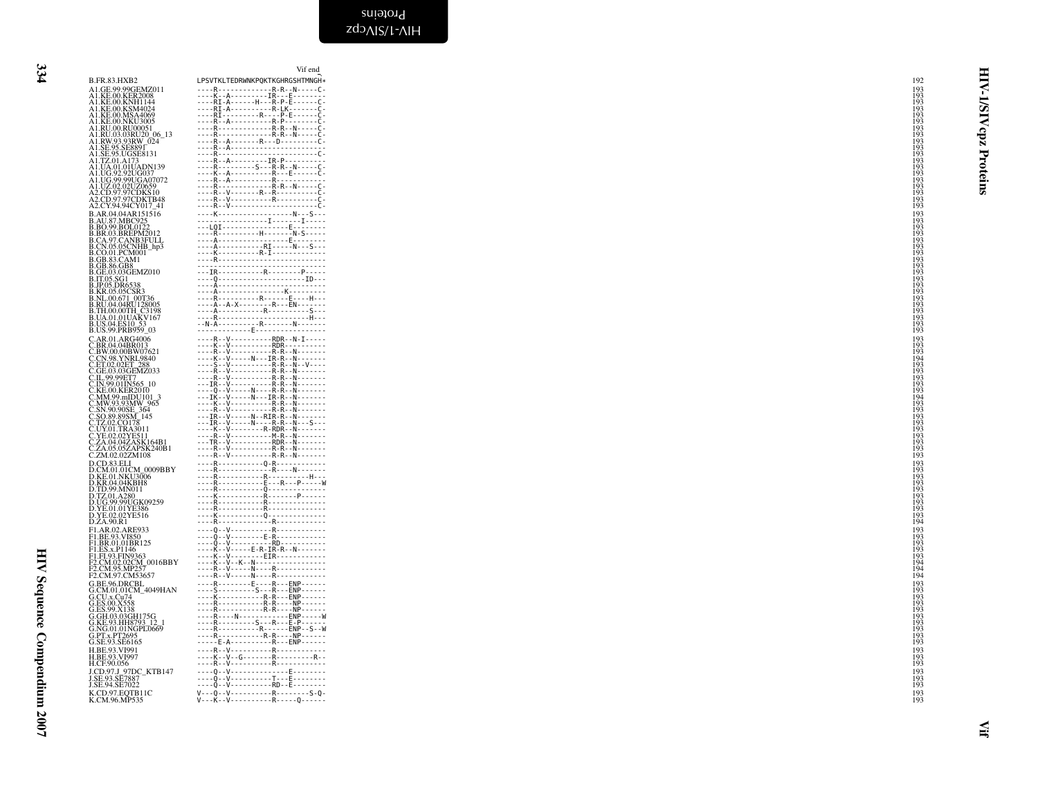```
                                   Vif end
B.FR.83.HXB2              LPSVTKLTEDRWNKPQKTKGHRGSHTMNGH*          192
A1.GE.99.99GEMZ011        ----R-------------R-R--N-----C-          193
A1.KE.00.KER2008          ----K--A---------IR---E-------           193
A1.KE.00.KNH1144          ----RI-A------H---R-P-E------C-          193
A1.KE.00.KSM4024          ----RI-A----------R-LK-------C-          193
A1.KE.00.MSA4069          ----RI---------R----P-E------C-          193
A1.KE.00.NKU3005          ----R--A----------R-P--------C-          193
A1.RU.00.RU00051          ----R-------------R-R--N-----C-          193
A1.RU.03.03RU20_06_13     ----R-------------R-R--N-----C-          193
A1.RW.93.93RW_024         ----R--A-------R---D---------C-          193
A1.SE.95.SE8891           ----R--A----------------------           193
A1.SE.95.UGSE8131         ----R------------------------C-          193
A1.TZ.01.A173             ----R--A---------IR-P---------           193
A1.UA.01.01UADN139        ----R---------S---R-R--N-----C-          193
A1.UG.92.92UG037          ----K--A----------R---E------C-          193
A1.UG.99.99UGA07072       ----R--A----------R-----------           193
A1.UZ.02.02UZ0659         ----R-------------R-R--N-----C-          193
A2.CD.97.97CDKS10         ----R--V-------R--R----------C-          193
A2.CD.97.97CDKTB48        ----R--V----------R----------C-          193
A2.CY.94.94CY017_41       ----R--V---------------------C-          193
B.AR.04.04AR151516        ----K------------------N---S---          193
B.AU.87.MBC925            ---------------I-------I------           193
B.BO.99.BOL0122           ---LQI----------------E-------           193
B.BR.03.BREPM2012         ----R----------H-------N-S-----          193
B.CA.97.CANB3FULL         ----A-----------------E-------           193
B.CN.05.05CNHB_hp3        ----A-----------RI-----N---S---          193
B.CO.01.PCM001            ----K----------R-I------------           193
B.GB.83.CAM1              ----R-------------------------           193
B.GB.86.GB8               ------------------------------           193
B.GE.03.03GEMZ010         ---IR-----------R--------P-----          193
B.IT.05.SG1               ----Q----------------------ID---         193
B.JP.05.DR6538            ----A-------------------------           193
B.KR.05.05CSR3            ----A----------------K--------           193
B.NL.00.671_00T36         ----R-----------R------E----H--          193
B.RU.04.04RU128005        ----A--A-X--------R---EN-------          193
B.TH.00.00TH_C3198        ----A-----------R-----------S--          193
B.UA.01.01UAKV167         ----R-----------------------H--          193
B.US.04.ES10_53           --N-A-----------R-------N-------         193
B.US.99.PRB959_03         ------------E-------------------         193
C.AR.01.ARG4006           ----R--V----------RDR--N-I-----          193
C.BR.04.04BR013           ----K--V----------RDR----------          193
C.BW.00.00BW07621         ----R--V----------R-R--N-------          193
C.CN.98.YNRL9840          ----K--V------N---IR-R--N------          194
C.ET.02.02ET_288          ----S--V----------R-R--N--V----          193
C.GE.03.03GEMZ033         ----R--V----------R-R--N-------          193
C.IL.99.99ET7             ----R--V----------R-R--N-------          193
C.IN.99.01IN565_10        ---IR--V----------R-R--N-------          193
C.KE.00.KER2010           ----Q--V------N---R-R--N-------          193
C.MM.99.mIDU101_3         ---IK--V------N---IR-R--N------          194
C.MW.93.93MW_965          ----K--V----------R-R--N-------          193
C.SN.90.90SE_364          ----R--V----------R-R--N-------          193
C.SO.89.89SM_145          ---IR--V------N--RIR-R--N------          193
C.TZ.02.CO178             ---IR--V------N---R-R--N---S---          193
C.UY.01.TRA3011           ----K--V---------R-RDR--N------          193
C.YE.02.02YE511           ----R--V----------M-R--N-------          193
C.ZA.04.04ZASK164B1       ---TR--V----------RDR--N-------          193
C.ZA.05.05ZAPSK240B1      ----R--V----------R-R--N-------          193
C.ZM.02.02ZM108           ----R--V----------R-R--N-------          193
D.CD.83.ELI               ----R-----------Q-R------------          193
D.CM.01.01CM_0009BBY      ----R-------------R----N-------          193
D.KE.01.NKU3006           ----R-----------R-----------H--          193
D.KR.04.04KBH8            ----R-----------E---R---P-----W          193
D.TD.99.MN011             ----R-----------Q--------------          193
D.TZ.01.A280              ----K-----------R-------P------          193
D.UG.99.99UGK09259        ----R-----------R--------------          193
D.YE.01.01YE386           ----R-----------R--------------          193
D.YE.02.02YE516           ----K-----------Q--------------          193
D.ZA.90.R1                ----R-------------R------------          194
F1.AR.02.ARE933           ----Q--V----------R------------          193
F1.BE.93.VI850            ----Q--V--------E-R------------          193
F1.BR.01.01BR125          ----Q--V----------RD-----------          193
F1.ES.x.P1146             ----K--V-----E-R-IR-R--N-------          193
F1.FI.93.FIN9363          ----K--V--------EIR------------          193
F2.CM.02.02CM_0016BBY     ----K--V--K--N-----------------          194
F2.CM.95.MP257            ----R--V------N----R-----------          194
F2.CM.97.CM53657          ----R--V------N----R-----------          194
G.BE.96.DRCBL             ----R--------E----R---ENP------          193
G.CM.01.01CM_4049HAN      ----S----------S---R---ENP-----          193
G.CU.x.Cu74               ----K-----------R-R---ENP------          193
G.ES.00.X558              ----R-----------R-R----NP------          193
G.ES.99.X138              ----R-----------R-R----NP------          193
G.GH.03.03GH175G          ----R----N------------ENP-----W          193
G.KE.93.HH8793_12_1       ----R---------S---R---E-P------          193
G.NG.01.01NGPL0669        ----R-----------R-------ENP--S--W        193
G.PT.x.PT2695             ----R-----------R-R----NP------          193
G.SE.93.SE6165            -----E-A----------R---ENP------          193
H.BE.93.VI991             ----R--V----------R------------          193
H.BE.93.VI997             ----K--V--G-------R---------R-           193
H.CF.90.056               ----R--V----------R------------          193
J.CD.97.J_97DC_KTB147     ----Q--V---------------E-------          193
J.SE.93.SE7887            ----Q--V-----------T---E-------          193
J.SE.94.SE7022            ----Q--V----------RD--E--------          193
K.CD.97.EQTB11C           V---Q--V----------R---------S-Q-         193
K.CM.96.MP535             V---K--V----------R------Q------         193
```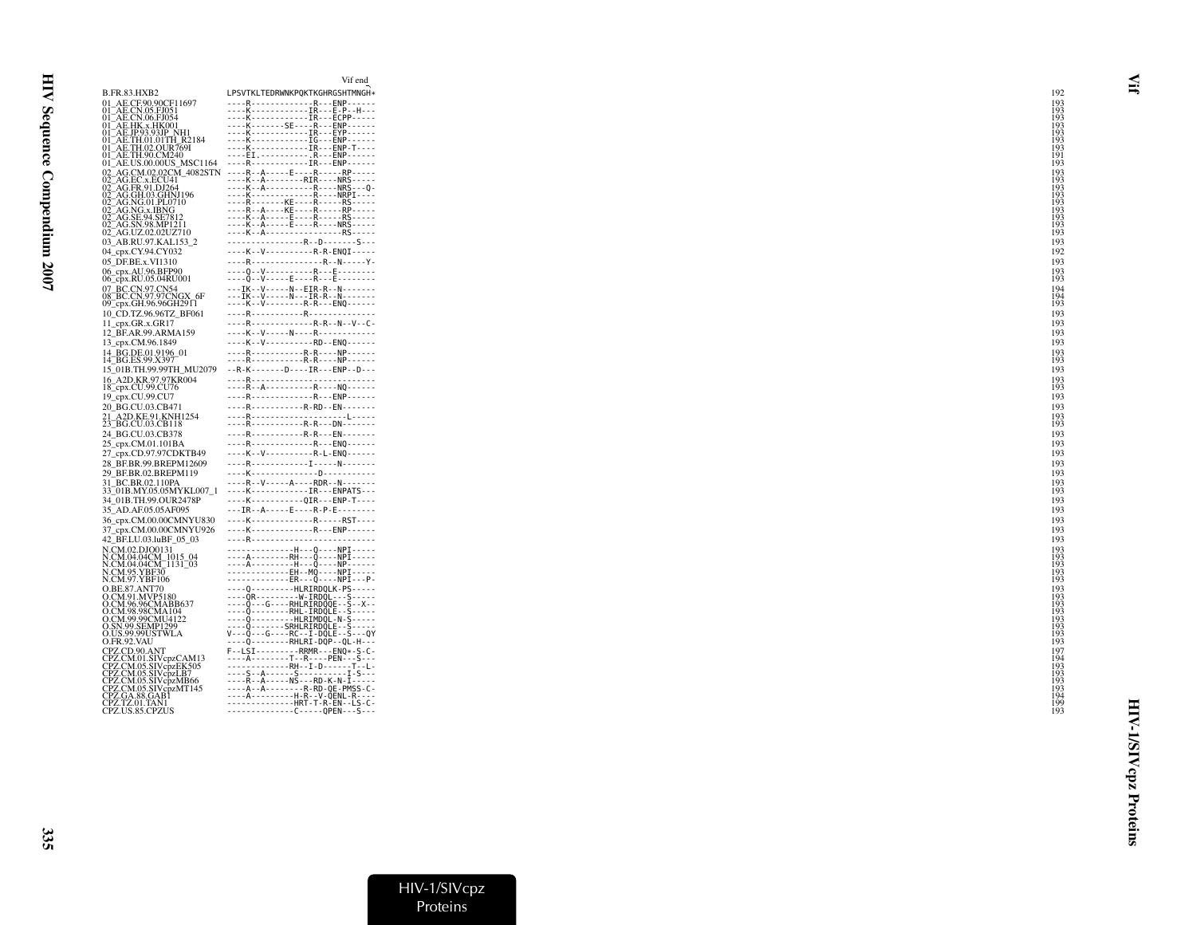```
                              Vif end
B.FR.83.HXB2                  LPSVTKLTEDRWNKPQKTKGHRGSHTMNGH*   192
01_AE.CF.90.90CF11697         ----R-------------R---ENP------   193
01_AE.CN.05.FJ051             ----K------------IR---E-P--H--    193
01_AE.CN.06.FJ054             ----K------------IR---ECPP-----   193
01_AE.HK.x.HK001              ----K-------SE----R---ENP------   193
01_AE.JP.93.93JP_NH1          ----K------------IR---EYP------   193
01_AE.TH.01.01TH_R2184        ----K------------IG---ENP------   193
01_AE.TH.02.OUR769I           ----K------------IR---ENP-T----   193
01_AE.TH.90.CM240             ---EI.------------.R---ENP------  191
01_AE.US.00.00US_MSC1164      ----R------------IR---ENP------   193
02_AG.CM.02.02CM_4082STN      ----R--A-----E----R-----RP-----   193
02_AG.EC.x.ECU41              ----K--A--------RIR----NRS-----   193
02_AG.FR.91.DJ264             ----K--A----------R----NRS---Q-   193
02_AG.GH.03.GHNJ196           ----K-------------R----NRPI----   193
02_AG.NG.01.PL0710            ----R-------KE----R-----RS-----   193
02_AG.NG.x.IBNG               ----R--A----KE----R-----RP-----   193
02_AG.SE.94.SE7812            ----K--A-----E----R-----RS-----   193
02_AG.SN.98.MP1211            ----K--A-----E----R----NRS-----   193
02_AG.UZ.02.02UZ710           ----K--A----------------RS-----   193
03_AB.RU.97.KAL153_2          ----------------R--D-------S---   193
04_cpx.CY.94.CY032            ----K--V----------R-R-ENQI-----   192
05_DF.BE.x.VI1310             ----R---------------R--N-----Y-   193
06_cpx.AU.96.BFP90            ----Q--V----------R---E--------   193
06_cpx.RU.05.04RU001          ----Q--V-----E----R---E--------   193
07_BC.CN.97.CN54              ---IK--V-----N--EIR-R--N-------   194
08_BC.CN.97.97CNGX_6F         ---IK--V-----N---IR-R--N-------   194
09_cpx.GH.96.96GH2911         ----K--V--------R-R---ENQ------   193
10_CD.TZ.96.96TZ_BF061        ----R-----------R--------------   193
11_cpx.GR.x.GR17              ----R-------------R-R--N--V--C-   193
12_BF.AR.99.ARMA159           ----K--V-----N----R------------   193
13_cpx.CM.96.1849             ----K--V----------RD--ENQ------   193
14_BG.DE.01.9196_01           ----R-----------R-R----NP------   193
14_BG.ES.99.X397              ----R-----------R-R----NP------   193
15_01B.TH.99.99TH_MU2079      --R-K-------D----IR---ENP--D---   193
16_A2D.KR.97.97KR004          ----R--------------------------   193
18_cpx.CU.99.CU76             ----R--A----------R----NQ------   193
19_cpx.CU.99.CU7              ----R-------------R---ENP------   193
20_BG.CU.03.CB471             ----R-----------R-RD--EN-------   193
21_A2D.KE.91.KNH1254          ----R---------------------L----   193
23_BG.CU.03.CB118             ----R-----------R-R---DN-------   193
24_BG.CU.03.CB378             ----R-----------R-R---EN-------   193
25_cpx.CM.01.101BA            ----R-------------R---ENQ------   193
27_cpx.CD.97.97CDKTB49        ----K--V----------R-L-ENQ------   193
28_BF.BR.99.BREPM12609        ----R------------I-----N-------   193
29_BF.BR.02.BREPM119          ----K--------------D-----------   193
31_BC.BR.02.110PA             ----R--V-----A----RDR--N-------   193
33_01B.MY.05.05MYKL007_1      ----K------------IR---ENPATS---   193
34_01B.TH.99.OUR2478P         ----K------------QIR---ENP-T----  193
35_AD.AF.05.05AF095           ---IR--A-----E----R-P-E--------   193
36_cpx.CM.00.00CMNYU830       ----K-------------R-----RST----   193
37_cpx.CM.00.00CMNYU926       ----K-------------R---ENP------   193
42_BF.LU.03.luBF_05_03        ----R--------------------------   193
N.CM.02.DJO0131               -------------H---Q----NPI-----    193
N.CM.04.04CM_1015_04          ----A--------RH---Q----NPI-----   193
N.CM.04.04CM_1131_03          ----A---------H---Q----NP------   193
N.CM.95.YBF30                 -------------EH--MQ----NPI-----   193
N.CM.97.YBF106                -------------ER---Q----NPI---P-   193
O.BE.87.ANT70                 ----Q---------HLRIRDQLK-PS-----   193
O.CM.91.MVP5180               ----QR---------W-IRDQL---S-----   193
O.CM.96.96CMABB637            ----Q---G----RHLRIRDQQE--S--X--   193
O.CM.98.98CMA104              ----Q--------RHL-IRDQLE--S-----   193
O.CM.99.99CMU4122             ----Q---------HLRIMDQL-N-S-----   193
O.SN.99.SEMP1299              ----Q--------SRHLRIRDQLE--S-----  193
O.US.99.99USTWLA              V---Q---G----RC--I-DQLE--S---QY   193
O.FR.92.VAU                   ----Q--------RHLRI-DQP--QL-H---   193
CPZ.CD.90.ANT                 F--LSI---------RRMR---ENQ*-S-C-   197
CPZ.CM.01.SIVcpzCAM13         ----A--------T--R----PEN---S---   194
CPZ.CM.05.SIVcpzEK505         -------------RH--I-D------T--L-   193
CPZ.CM.05.SIVcpzLB7           ----S--A------S-----------I-S---  193
CPZ.CM.05.SIVcpzMB66          ----R--A------NS---RD-K-N-I-----  193
CPZ.CM.05.SIVcpzMT145         ----A--A---------R-RD-QE-PMSS-C-  193
CPZ.GA.88.GAB1                ----A---------H-R--V-QENL-R----   194
CPZ.TZ.01.TAN1                --------------HRT-T-R-EN--LS-C-   199
CPZ.US.85.CPZUS               --------------C-----QPEN---S---   193
```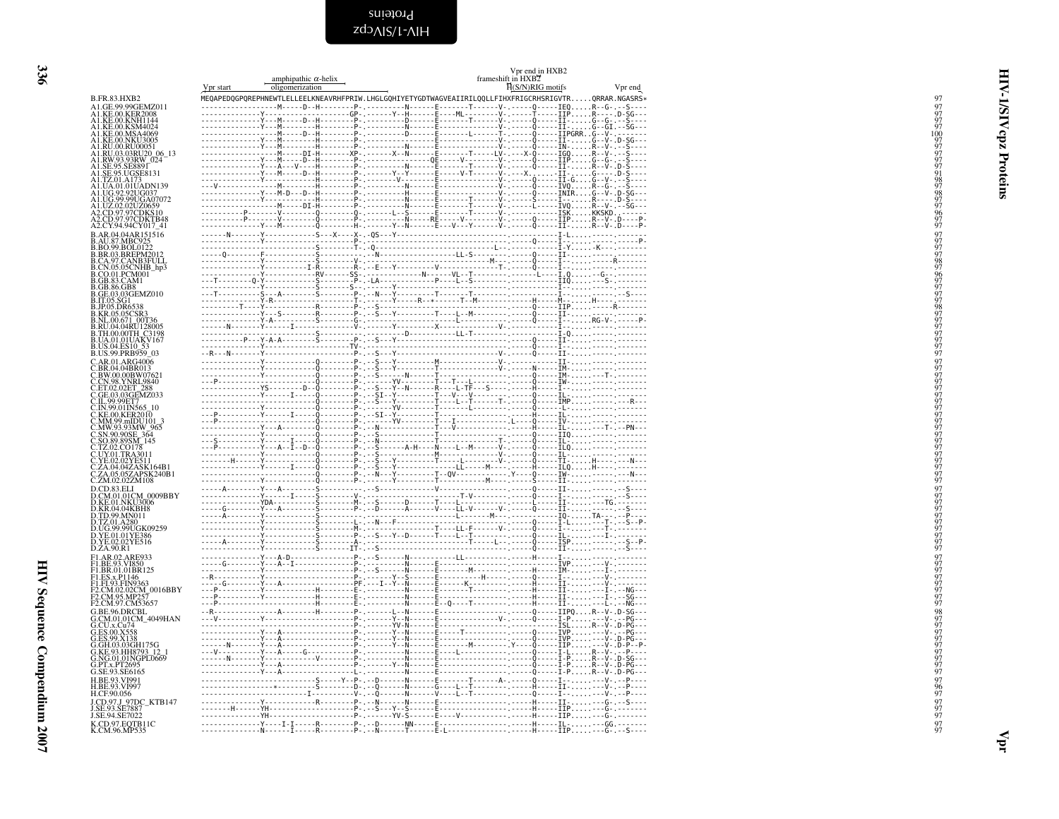# HIV-1/SIVcpz Proteins — Vpr

```
                 Vpr start      amphipathic α-helix                                         Vpr end in HXB2
                                oligomerization                                    frameshift in HXB2
                                                                                   H(S/N)RIG motifs         Vpr end
B.FR.83.HXB2              MEQAPEDQGPQREPHNEWTLELLEELKNEAVRHFPRIW.LHGLGQHIYETYGDTWAGVEAIIRILQQLLFIHXFRIGCRHSRIGVTR.....QRRAR.NGASRS*   97
A1.GE.99.99GEMZ011        -----------------M-----D--H--------P-----------N------E-------T------V-.------Q-----IEQ.....R--G-.--S----   97
A1.KE.00.KER2008          -------------Y----------------------GP-------Y--H------E----ML-------V-.-----T-----IIP.....R-----.D-SG---   97
A1.KE.00.KNH1144          -------------Y---M-----D--H--------P-----------D------E-------T------V-.------Q-----II-.....G--G-.--S----   97
A1.KE.00.KSM4024          -------------Y---M-----D--H--------P-----------N------E--------------V-.------Q-----II-.....G--GI.--SG---   97
A1.KE.00.MSA4069          -----------------M-----D--H--------P-----------D------E-------L------T-.------Q-----IIPGRR..G--V-.-------  100
A1.KE.00.NKU3005          -------------Y---M--------H--------P-----------N------E--------------V-.------Q-----II-.....G--V-.D-SG---   97
A1.RU.00.RU00051          -------------Y---M--------H--------P------------------E--------------V-.------Q-----IN-.....R--V-.--S----   97
A1.RU.03.03RU20_06_13     -----------------M-----DI-H-------XP-------X--N------E-------T-----LV-.----X-Q-----IGQ.....R--V-.--S----   97
A1.RW.93.93RW_024         -------------Y---M-----D--H--------P---------------QE------V-------V-.------Q-----IIP.....G--G-.--S----   97
A1.SE.95.SE8891           -------------Y---A---V----H--------P-----------N------E-------T------V-.------Q-----II-.....R--V-.D-S----   97
A1.SE.95.UGSE8131         -------------Y---M-----D--H--------P-------Y--Y------E------V-T------V-.----X.......II-.....G-----.D-S----   91
A1.TZ.01.A173             -------------Y------------H--------P----------V-------E--------------V-.------Q-----II-G....G--V-.--S----   98
A1.UA.01.01UADN139        ---V---------------M------H--------P-----------N------E--------------V-.------Q-----IVQ.....R--G-.--S----   97
A1.UG.92.92UG037          -------------Y---M-D---D--H--------P-----------H------E--------------V-.------Q-----INIR....G--V-.D-SG---   98
A1.UG.99.99UGA07072       -------------Y------------H--------P-----------N------E-------T------V-.------S-----I-......R-----.D-S----   97
A1.UZ.02.02UZ0659         -----------------M-----DI-H--------P-----------N------E-------T------V-.------L-----IVQ.....R--V-.--SG---   97
A2.CD.97.97CDKS10         ----------P-------V--------Q-------Q-------L--S------E-------T------V-.-------------ISK.....KKSKD.-------   96
A2.CD.97.97CDKTB48        ----------P-------V--------Q-------P-----------N------RE-------V------V-.------Q-----IIP.....R--V-.D----P-   97
A2.CY.94.94CY017_41       -------------Y---M---------Q-------H-------Y--N------E---V---Y-------V-.------Q-----II-.....R--V-.D----P-   97
B.AR.04.04AR151516        ------N-------Y-------------S---X----X--QS---Y----------------------------.-------------I-L..........------   97
B.AU.87.MBC925            --------------Y---------------------P-------------------------------------.------Q-----I-.............----P-   97
B.BO.99.BOL0122           --------------Y-------------S-------T-.-Q----------------------------L-.-------------I-Y.....-K---.-------   97
B.BR.03.BREPM2012         ----Q---------F-------------S-------------N---------------LL-S------------.------Q-----II-..........-------   97
B.CA.97.CANB3FULL         --------------Y-------------S-------V-------------------------------M--.------Q-----I-...........R-------   98
B.CN.05.05CNHB_hp3        --------------Y--------I-R----------R----E---Y--------V----------------T-.------Q-----I-...................   97
B.CO.01.PCM001            --------------Y-------------RV------SS--------------N------VL-T---------.-----L------I.Q.........G-.-------   96
B.GB.83.CAM1              ---T--------Q-Y-------------S-------P--LA-------------P-----L--S---------.------Q-----IIQ.........S-.-------   97
B.GB.86.GB8               --------------Y-------------S-------S------------Y-------------------------.-------------I-...............   97
B.GE.03.03GEMZ010         ---T----------S---A---------S-------P--N---Y--------------T----------------.------Q-----I-............-S----   97
B.IT.05.SG1               --------------Y-R-------------------T-------Y-----R--*------T--M-----------.-----H-----M-......H---.-------   97
B.JP.05.DR6538            ---------T----Y-------------R-------P---S----------------------------------.------Q-----IIP...........R-------   98
B.KR.05.05CSR3            --------------Y---S---------R-------P---S---Y-----------T-----L--M---------.------Q-----II-...................   97
B.NL.00.671_00T36         --------------Y-A-----------S-------G----------------------L---------------.------Q-----I-.....RG-V-.-----P-   97
B.RU.04.04RU128005        ------N-------Y--------I------------V-------Y---------X----------------V-.------Q-----I-...................   97
B.TH.00.00TH_C3198        --------------Y-------------S------------------D--------------LL-T----------.-------------I-Q.............   97
B.UA.01.01UAKV167         ---------P---Y-A-A----------S-------P---S---Y-----------------------------.------Q-----II-...................   97
B.US.04.ES10_53           --------------Y---------------------TV-----------------------------------.------Q-----I-...................   97
B.US.99.PRB959_03         --R---N-------Y---------------------P---S---Y-------------------------V-.------Q-----II-...................   97
C.AR.01.ARG4006           --------------Y-------------Q-------P---S---Y-------M-----------------V-.-------------II-.................   97
C.BR.04.04BR013           --------------Y-------------Q-------P---S---Y--------T-----------------V-.------N-----IM-.................   97
C.BW.00.00BW07621         --------------Y-------------Q-------P---S-------N--------T-----------------.------Q-----IM-.........T-.-------   97
C.CN.98.YNRL9840          ---P----------Y-------------Q-------P---------YV-------T---T--L------------.------Q-----IW-.................   97
C.ET.02.02ET_288          --------------YS-------D----Q-------P---S---Y--N-------R----L-TF---S-----.------H-----I-...................   97
C.GE.03.03GEMZ033         --------------Y------I------Q-------P---SI--Y-----------T----V---V---------.------Q-----IL-.................   97
C.IL.99.99ET7             --------------Y-------------Q-------P---S---Y-----------T----L--T------T-.------Q-----IMP.............-R---   97
C.IN.99.01IN565_10        --------------Y-------------Q-------P-------YV-------T-------L-------------.------Q-----L-...................   97
C.KE.00.KER2010           ---P----------Y------I------Q-------P---SI--Y-----------T----------------.------H-----IL-.................   97
C.MM.99.mIDU101_3         ---P----------Y-------------Q-------P-------YV-------T-----I-----------L-.------Q-----IV-.................   97
C.MW.93.93MW_965          --------------Y---A---------Q-------P---N---------------T----V-------------.------H-----IL-.........T-.--PN---   97
C.SN.90.90SE_364          --------------Y-------------Q-------P---S-----------------------------------.------Q-----IIQ.................   97
C.SO.89.89SM_145          ---S----------Y------I------Q-------P---N-----------------T---------T-----.------Q-----IL-.................   97
C.TZ.02.CO178             ---P----------Y---A--I--D---Q-------P---S-------A-H----N----L--M------V-.------Q-----ILQ.................   97
C.UY.01.TRA3011           --------------Y-------------Q-------P---S-----------M-----------------V-.------Q-----IL-.................   97
C.YE.02.02YE511           --------H-----Y-------------Q-------P---S---Y-----------T-----L--------V-.------Q-----II-.....H-----.---N---   97
C.ZA.04.04ZASK164B1       --------------Y------I------Q-------P---S---Y-----------------LL-----M-----.------H-----ILQ.....H-----.-------   97
C.ZA.05.05ZAPSK240B1      --------------Y-------------Q-------P---N---Y-----------T--QV-------------Y---Q-----IW-...............--N---   97
C.ZM.02.02ZM108           --------------Y-------------Q-------P-------Y-----------T----------M-------.------S-----II-.................   97
D.CD.83.ELI               ------A-------Y---A---------S-----------S-------------------V---------------.------Q-----II-............-S----   97
D.CM.01.01CM_0009BBY      --------------Y------I------S-------V---------------------------T-V---------.------Q-----I-..............-S----   97
D.KE.01.NKU3006           --------------YDA-----------S-------M---S-------D-------T-----L-------------.------L-----II-..........TG.-------   97
D.KR.04.04KBH8            ------G-------Y---A---------S-------P---D-------A-------V----LL-V-------V-.------Q-----II-..............-S----   97
D.TD.99.MN011             ------A-------Y-------------S-------------------------------L--------M--.------------IQ-.......TA---.--P----   97
D.TZ.01.A280              --------------Y-------------S-------L---N---F-----------------------------.------Q-----I-L.........T-.--S--P-   97
D.UG.99.99UGK09259        --------------Y-------------S-------M-----------------------T----LL-F------V-.------Q-----I-...........T-.-------   97
D.YE.01.01YE386           --------------Y-------------S-------P---S---Y--D-------T----L--T------------.------Q-----IL-.........I-.-------   97
D.YE.02.02YE516           ------A-------Y-------------S-------A-------------------------T--------L-.------Q-----ISP.............-S--P-   97
D.ZA.90.R1                --------------Y-------------S-------IT--S-----------------------------------.------Q-----II-............-S----   97
F1.AR.02.ARE933           --------------Y---A-D---------------P---S-------N----------LL--------------.------H-----I-...................   97
F1.BE.93.VI850            ------G-------Y---A--I--------------P---S-------N-------E--------------------.------H-----IVP.........V-.-------   97
F1.BR.01.01BR125          --------------Y---------------------P---S-------N-------E--------M----------.------H-----IM-.........I-.-------   97
F1.ES.x.P1146             --R-----------Y---------------------P-------Y--S-----E---------------H------.------Q-----I-...........V-.-------   97
F1.FI.93.FIN9363          ------G-------Y---A-----------------PF----I--Y--N-------E-------K-----------.------H-----II-.........V-.-------   97
F2.CM.02.02CM_0016BBY     ---P----------Y-------------H-------E-----------N-------E-------T-----------.------H-----II-.........I-.--NG---   97
F2.CM.95.MP257            ---P----------Y-------------H-------E-----------N-------E--------------------.------H-----II-.........I-.--SG---   97
F2.CM.97.CM53657          ---P------------------------H-------E-----------N-------E-Q---T-------------.------H-----II-.........L-.--NG---   97
G.BE.96.DRCBL             --R---------------A---------H-------P-------L--N-------E----------------------.------Q-----IIPQ.....R--V-.D-SG---   98
G.CM.01.01CM_4049HAN      ---V----------Y---------------------P-------Y--N-------E--------------V-.------Q-----I-P.........V-.--PG---   97
G.CU.x.Cu74               ------------------------------------P-------YV-N-------E--------------------.-------------ISL.....R--V-.D-PG---   97
G.ES.00.X558              --------------Y---A-----------------P-------Y--N-------E-------T-------------.------Q-----IVP.........V-.--PG---   97
G.ES.99.X138              --------------Y---A-----------------P-------Y--N-------E--------------------.------Q-----IVP.........V-.D-PG---   97
G.GH.03.03GH175G          ------N-------Y---A-----------------P-------Y--N-------E-------M-------Y-----Q-----IIP.........V-.D-P--P-   97
G.KE.93.HH8793_12_1       ---V----------Y---A-----G-----------P-----------N-------E-----L--------------.------Q-----I-L.....R--V-.--P----   97
G.NG.01.01NGPL0669        ------N-------Y-------------V-------P-----------N-------E--------------------.------Q-----I-P.....R--V-.D-SG---   97
G.PT.x.PT2695             --------------Y---A-----------------P-------Y--N-------E--------------------.------Q-----I-P.....R--V-.D-PG---   97
G.SE.93.SE6165            --------------Y---A-----------------L-----------N-------E--------------------.------Q-----I-P.....R--V-.D-PG---   97
H.BE.93.VI991             ----------------------------S-----Y--P---D-------N-------E-------T------A-.------Q-----I-...........V-.--P----   97
H.BE.93.VI997             -----------------*----------S-------D---Q-------N-------G----L--T-----------.------H-----II-.........V-.--P----   96
H.CF.90.056               ------------------------I-----------V---Q-------N-------V----L--T-----------.------Q-----I-............V-.--P----   97
J.CD.97.J_97DC_KTB147     --------------Y-------------R-------P---N-------N-------E--------------------.------H-----II-.........G-.--S----   97
J.SE.93.SE7887            --------H-----YH--------------------P---S---Y--S-------E--------------------.------H-----IIP.........G-.-------   97
J.SE.94.SE7022            --------------YH--------------------P-------YV-S-------E-----V---------------.------H-----IIP.........G-.-------   97
K.CD.97.EQTB11C           --------------Y----I-I------R-------P---D-------NN------E--------------------.------H-----IL-.........GG.-------   97
K.CM.96.MP535             --------------N------I------R-------P---N-------T-------E-L------------------.------H-----IIP.........G-.--S----   97
```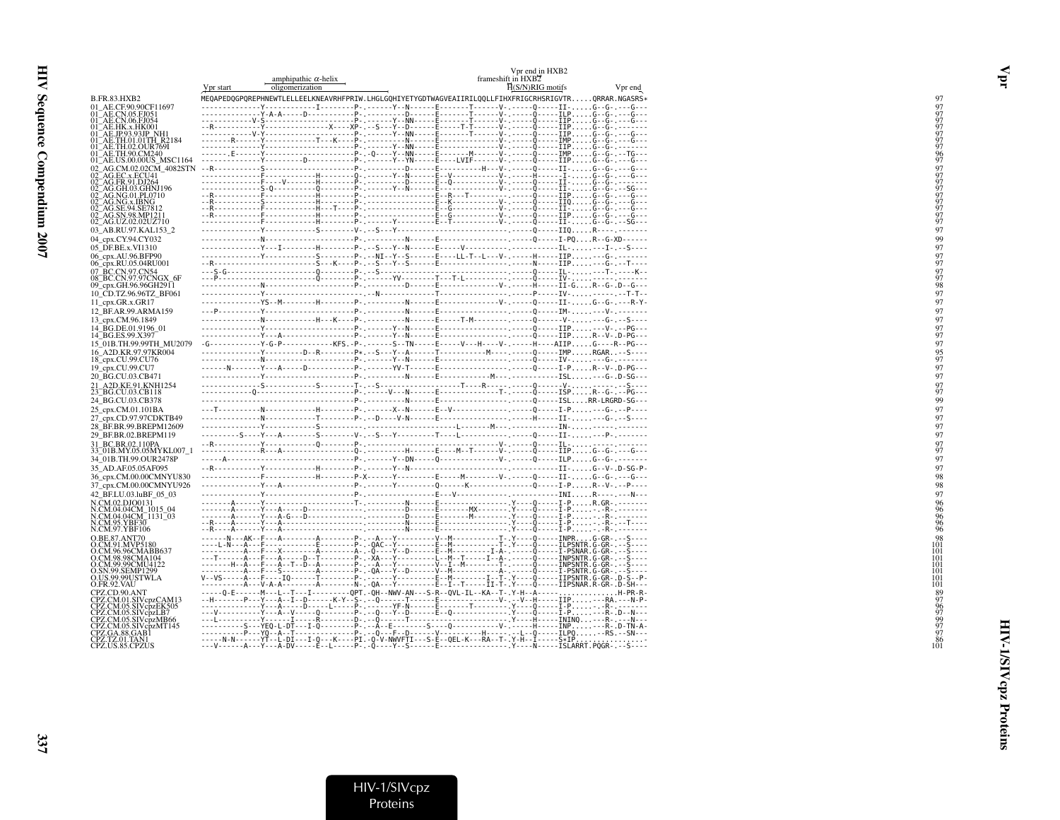```
                                                                                          Vpr end in HXB2
                                    amphipathic α-helix                           frameshift in HXB2
                          Vpr start  oligomerization                                    H(S/N)RIG motifs       Vpr end
B.FR.83.HXB2              MEQAPEDQGPQREPHNEWTLELLEELKNEAVRHFPRIW.LHGLGQHIYETYGDTWAGVEAIIRILQQLLFIHXFRIGCRHSRIGVTR.....QRRAR.NGASRS*   97
01_AE.CF.90.90CF11697     --------------Y-------------I---------P.--------Y--N------E--------T------V-.-----Q-----II-.....G--G-.---G---   97
01_AE.CN.05.FJ051         --------------Y-A-A-----D-------------P.-------------D------E--------T------V-.-----Q-----ILP.....G--G-.---G---   97
01_AE.CN.06.FJ054         ------------V-S-----------------------P.--------Y--NN-----E--------T------V-.-----Q-----IIP.....G--G-.---G---   97
01_AE.HK.x.HK001          -R------------Y-------------X----XP-.---S---Y--D------E-----T-T------V-.-----Q-----IIP.....G--G-.-------   97
01_AE.JP.93.93JP_NH1      ------------V-Y-----------------------P.--------Y--NN-----E--------T------V-.-----Q-----IIP.....G--G-.---G---   97
01_AE.TH.01.01TH_R2184    -------R------Y-----------T---K----P-.----------N-------E-----------------V-.-----Q-----IMP.....G--G-.---G---   97
01_AE.TH.02.OUR769I       --------------Y-----------------------P.--------Y--NN-----E-----------------V-.-----Q-----IIP.....G--G-.-------   97
01_AE.TH.90.CM240         -------E------Y-----------------------P-.-Q-----Y--NN-----E--------M------V-.-----Q-----IMP.....G--G-.--TG---   96
01_AE.US.00.00US_MSC1164  --------------Y-----------D-----------P.--------Y--YN-----E-----LVIF------V-.-----Q-----IIP.....G--G-.---G---   97
02_AG.CM.02.02CM_4082STN  --R-----------S-----------------------P.--------------D------E----------H---V-.-----Q-----II-.....G--G-.---G---   97
02_AG.EC.x.ECU41          --------------F-----------------H-----Q.--------Y--N------E----------------V-.-----M-----I-.....G--G-.---G---   97
02_AG.FR.91.DJ264         --------------F-----V--------H--------P.--------------D------E--Q-------------V-.-----Q-----II-.....G--G-.-------   97
02_AG.GH.03.GHNJ196       --------------S-Q-----------------Q---P.--------Y--N------E----------------V-.-----Q-----II-.....G--G-.--SG---   97
02_AG.NG.01.PL0710        --R-----------F-----------------H-----P.--------------E--R---T-----------.-----Q-----IIP.....G--G-.---G---   97
02_AG.NG.x.IBNG           --R-----------S-----------------H-----P.--------------E--K-------------V-.-----Q-----IIQ.....G--G-.---G---   97
02_AG.SE.94.SE7812        --R-----------F-----------------H---T----P.-------------E--G-------------V-.-----Q-----II-.....G--G-.---G---   97
02_AG.SN.98.MP1211        --R-----------F-----------------H-----P.--------------E--G-------------V-.-----Q-----IIP.....G--G-.---G---   97
02_AG.UZ.02.02UZ710       --------------F-----------------H-----P.--------Y-----E--T-------------V-.-----Q-----II-.....G--G-.--SG---   97
03_AB.RU.97.KAL153_2      --------------Y-----------------S-----V-.---S---Y-----------------------------.-----Q-----IIQ.....R-----.-------   97
04_cpx.CY.94.CY032        --------------N-----------------------P.-------------N------E-----------------.-----Q-----I-PQ.....R--G-XD------   99
05_DF.BE.x.VI1310         --------------Y---I-----------H-------P.---S---Y--N-------E-----V-------------.-----Q-----IL-.........-I-.--S---   97
06_cpx.AU.96.BFP90        --------------Y-----------------S-----P.---NI--Y--S-------E-----LL-T--L---V-.-----H-----IIP.........-G-.-------   97
06_cpx.RU.05.04RU001      --R-----------------------------S---K----P.---S---Y--S-------E-----------------.-----N-----IIP.........-G-.--T----   97
07_BC.CN.97.CN54          ---S-G--------------------------Q-----P.---S------------------------------------.-----Q-----IL-.........-T-.-----K--   97
08_BC.CN.97.97CNGX_6F     ---P----------------------------Q-----P.--------YV-------T---T-L---------------.-----Q-----IV-.........-.-------   97
09_cpx.GH.96.96GH2911     --------------N-----------------------P.-------------D------E-----------------V-.-----H-----II-G.....R--G-.D--G---   98
10_CD.TZ.96.96TZ_BF061    --------------Y------------------------.-N----------------T---------------------.-----P-----IV-.............-T-T--   97
11_cpx.GR.x.GR17          --------------YS--M-----------H-------P.-------------N------E-----------------V-.-----Q-----II-.....G--G-.---R-Y-   97
12_BF.AR.99.ARMA159       ---P----------Y-----------------------P.-------------N------E-----------------.-----Q-----IM-.........-V-.-------   97
13_cpx.CM.96.1849         --------------N-----------------H---K----P.-------------N------E-----T-M-----------.-----Q-----V-.........-G-.--S----   97
14_BG.DE.01.9196_01       --------------Y-----------------------P.--------Y--N------E-------------------.-----Q-----IIP.........-V-.--PG---   97
14_BG.ES.99.X397          --------------Y---A-------------------P.--------Y--N------E-------------------.-----Q-----IIP.....R--V-.D-PG---   97
15_01B.TH.99.99TH_MU2079  -G------------Y-G-P-----------KFS.-P.-------S--TN-----E-----V---H----V-.-----H-----AIIP.....G-----R--PG---   97
16_A2D.KR.97.97KR004      --------------Y---------D--R---------P*---S---Y--A-------T-----------M----.-----Q-----IMP.....RGAR.--S----   95
18_cpx.CU.99.CU76         --------------N-----------------------P.--------Y--N------E-------------------.-----Q-----IV-.........-G-.-------   97
19_cpx.CU.99.CU7          ------N-------Y---A-----D-------------P.--------YV-T------E-------------------.-----Q-----I-P.....R--V-.D-PG---   97
20_BG.CU.03.CB471         --------------Y-----------------------P.-------------N------E-----------M---.-----Q-----ISL.........-G-.D-SG---   97
21_A2D.KE.91.KNH1254      --------------S-----------------S-----T.---S------------------------T----R--------.-----Q-----V-.........-.--S----   97
23_BG.CU.03.CB118         ------------Q-------------------------P.--------V---N------E--------------T-.-----Q-----ISP.....R--G-.--PG---   97
24_BG.CU.03.CB378         --------------------------------------P.-------------N------E-----------------.-----Q-----ISL.....RR-LRGRD-SG---   99
25_cpx.CM.01.101BA        ---T----------N-----------------H-----P.-------X--N------E--V-----------------.-----Q-----I-P.........-G-.--P----   97
27_cpx.CD.97.97CDKTB49    --------------N-----------------T-----P.---D----V-N-------E-------------------.-----H-----II-.........-G-.--S----   97
28_BF.BR.99.BREPM12609    --------------Y-----------------S----------------------------L-------M----.-----Q-----IN-.........-.-------   97
29_BF.BR.02.BREPM119      ---------S----Y---A-------------S-----V-.---S---Y--------T----L---------------.-----Q-----II-.........-P-.-------   97
31_BC.BR.02.110PA         --R-----------Y-----------------Q-----P.-----------------------------------V-.-----Q-----IL-.........-.-------   97
33_01B.MY.05.05MYKL007_1  --------------R---A-------------------Q.------------H------E-----M--T-------V-.-----Q-----IIP.....G--G-.---G---   97
34_01B.TH.99.OUR2478P     -----A--------------------------------P.--------Y--DN-----Q------------------V-.-----Q-----ILP.....G--G-.-------   97
35_AD.AF.05.05AF095       --R-----------Y-----------------H-----P.--------Y--N------------------------------------II-.....G--V-.D-SG-P-   97
36_cpx.CM.00.00CMNYU830   --------------F-----------------H-----P-X-------Y----------E-----M---------V-.-----Q-----II-.....G--G-.---G---   98
37_cpx.CM.00.00CMNYU926   --------------Y---A-------------------P.--------Y-----------Q------K------------.-----Q-----I-P.....R--V-.--P----   98
42_BF.LU.03.luBF_05_03    --------------------------------------P.-------------------E---V---------------.-----------INI.....R-----.---N---   97
N.CM.02.DJO0131           -------A------Y-----------------------T.-------------N------E----------------.Y-----Q-----I-P.....R.GR-.-------   96
N.CM.04.04CM_1015_04      -------A------Y---A-----D----------------.-----------D------E--------MX-------.Y-----Q-----I-P.........-R-.-------   96
N.CM.04.04CM_1131_03      -------A------Y---A-G---D----------------.-----------D------E--------M--------.Y-----Q-----I-P.........-R-.-------   96
N.CM.95.YBF30             --R----A------Y---A----------------------.-----------N------E-----------------.Y-----Q-----I-P.........-R-.--T----   96
N.CM.97.YBF106            --R----A------Y---A----------------------.-----------N------E-----------------.Y-----Q-----I-P.........-R-.-------   96
O.BE.87.ANT70             ------N---AK--F---A--------A---------P.---A---Y---------V--M-----------T-.Y-----Q-----INPR.....G-GR-.--S----   98
O.CM.91.MVP5180           ----L-N---A---F-------------E--------P.--QAC--Y---------E--M-----------T-.Y-----Q-----ILPSNTR.G-GR-.--S----  101
O.CM.96.96CMABB637        ----------A---F---X---------A--------A.--Q----Y--D------E--M----------I-A-.-----Q-----I-PSNAR.G-GR-.--S----  101
O.CM.98.98CMA104          ---T------A---F---A-------D--T--------P.--XA---Y---------L--M--T-----I--A-.-----Q-----INPSNTR.G-GR-.--S----  101
O.CM.99.99CMU4122         -------H--A---F---A--T--D--A--------P.---A---Y----------V--I--M--------T-.-----Q-----INPSNTR.G-GR-.--S----  101
O.SN.99.SEMP1299          ----------A---F---S---------A--------P.--QA---Y--D------V--M-----------A-.-----Q-----I-PSNTR.G-GR-.--S----  101
O.US.99.99USTWLA          V--VS-----A---F----IQ-------T--------P.------Y-----------E--M-------I--T-.Y-----Q-----IIPSNTR.G-GR-.D-S--P-  101
O.FR.92.VAU               ----------A---V-A-A---------A--------N-.-QA---Y---------E--I--T------II-T-.Y-----Q-----IIPSNAR.R-GR-.D-SH---  101
CPZ.CD.90.ANT             -----Q-E------M---L--T---I----------QPT.-QH--NWV-AN---S-R--QVL-IL--KA--T-.Y-H--A---------..............H-PR-R-   89
CPZ.CM.01.SIVcpzCAM13     --H-------P---Y---A--I--D-------K-Y--S---Q-----T------E----------------V-.-V--H-----IIP.........-RA.---N-P-   97
CPZ.CM.05.SIVcpzEK505     --------------Y---A-----D-------L-----P.----------YF-N------E--------T--------.Y-----Q-----I-P.........-R-.-------   96
CPZ.CM.05.SIVcpzLB7       --V-----------Y---A--V------Q--------P.---Q---Y--D------E--Q--------------.Y-----Q-----I-P.........-R-.D--N---   97
CPZ.CM.05.SIVcpzMB66      ---L----------Y-------I-----R--------D.---Q-----T--------------------------.Y-----H-----ININQ......-R-.---N---   99
CPZ.CM.05.SIVcpzMT145     ----------S---YEQ-L-DT---I-Q---------P.---A--E-------S-----Q-------------V-.-----H-----INP.........-R-.D-TN-A-   97
CPZ.GA.88.GAB1            ----------P---YQ--A--T-----------------P.---Q---F--D------V----------H----.--L--Q-----ILPQ......-RS.--SN---   97
CPZ.TZ.01.TAN1            ----N-N-------YT--L-DI---I-Q---K----PI.-Q-V-NWVFTI---S-E--QEL-K---RA--T-.Y-H--I-----S+IP.................   86
CPZ.US.85.CPZUS           ---V------A---Y---A-DV------E--L-----P.--Q----Y--S------E--V-------------.Y-----N-----ISLARRT.PQGR-.--S----  101
```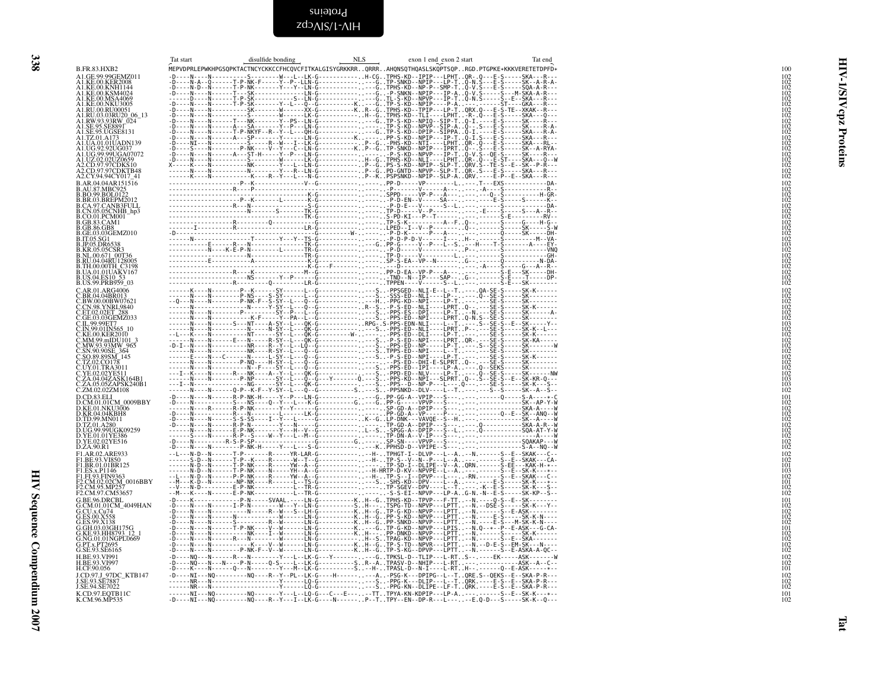```
                     Tat start              disulfide bonding            NLS          exon 1 end exon 2 start         Tat end
B.FR.83.HXB2         MEPVDPRLEPWKHPGSQPKTACTNCYCKKCCFHCQVCFITKALGISYGRKKRR..QRRR..AHQNSQTHQASLSKQPTSQP..RGD.PTGPKE*KKKVERETETDPFD*   100
A1.GE.99.99GEMZ011   -D----N----N----------S--------W---L--LK-G------------.H-CG..TPHS-KD--IPIP---LPHT..QR-.Q---E-S------SKA---R---  102
A1.KE.00.KER2008     -D----N-A--Q--------T-P-NK-F------Y--P--LLN-G---------.----G..TP-SNKD--NPIP---LP-T..Q-N.S---E-S------SK--A-R-A-  102
A1.KE.00.KNH1144     -D----N-D--N------T-P-NK-------Y---Y--LN-G------------.----G..TPHS-KD--NP-P--SMP-T..Q-V.S---E-S------SQA-A-R---  102
A1.KE.00.KSM4024     -D----N----N------T---SK--------------LN-G------------.----G..-P-SNKN--NPIP---IP-A..Q-V.S------S---M-SKA-A-R---  102
A1.KE.00.MSA4069     ------D----N------T-P-SK-----------S--LN-G------------.----G..TL-S-KD--NPVP---IP-T..Q-N.S---S--E--SKA---R---  102
A1.KE.00.NKU3005     -D----N----N------T-P-SK-------Y--L---Q--G------------K.----G..TP-S-KD--NPIP----P-A..-----------ST----GKA---R---  102
A1.RU.00.RU00051     -D----N----N----------SK-------W------XX-G------------K..R--G..TPHS-KD--TPIP---LP-T..QRX.Q---E-S-TE--XKAK--R---  102
A1.RU.03.03RU20_06_13 -D----N----N----------S--------W------LK-G------------.K.-G..TPHS-KD--TLI----LPHT..-R-.Q---E-S------SKA---Q---  102
A1.RW.93.93RW_024    -D----N----N------T---NK-------Y--PS--LN-G------------.----G..TP-S-KD--NPIQ--SIP-T..Q-I.-----E-S------SK----R---  102
A1.SE.95.SE8891      -D----N----N------A---SA-------Y--P---LN-G------------.------..TP-S-KD--NPVP--SIP-A..Q--.S---E-S------SK----R-A-  102
A1.SE.95.UGSE8131    -D----N----N------T-P-NKYF--R--Y--L---QH-G------------.----G..TP-S-KD--DPIP--SIPPA..Q-I.-----E-S------SKA---R-A-  102
A1.TZ.01.A173        -D----N----N------A---SP-------Y------LN-G------------K.------..PP-S-KD--NPIP---IP-T..Q.I.S---E-S------SKA---R---  102
A1.UA.01.01UADN139   -D----NI---N----------S------R--W---I--LK-G------------.P--G..-PHS-KD--NTI----LPHT..QR-.Q---E-S------SKA---RL--  102
A1.UG.92.92UG037     -D----S----N--------T-P-NK------V---Y--C--LN-G---------K..P--G..TP-SNKD--NPIP---IPRT..Q---S---E-S------SK--A-RYA-  102
A1.UG.99.99UGA07072  -D----N----N------A---ST-H------Y--P---LN-G------------.-----..-P-S-KD--NPVP---IP-T..Q-V.S--QE-S------SK----R---  102
A1.UZ.02.02UZ0659    -D----N----N----------S--------W------LK-G------------.H--G..TPHS-KD--NLI----LPHT..QR-.Q---E-ST----SKA---Q--W  102
A2.CD.97.97CDKS10    X-----K----N----------NK-------Y---L--LN-G------------.P--G..PS-S-KD--NPIP--SLP-T..QRV.S--TE-S--E--SK--P-R---  102
A2.CD.97.97CDKTB48   ------K----N----------N--------Y---R--LN-G------------.P--G..PD-GNTD--NPVP--SLP-T..QR-.S---E-S------SKA---R---  102
A2.CY.94.94CY017_41  ------K----N----------K----R--Y---L---N-G------------.P--K..PSPSNKD--NPIP--SLP-A..QRV.-----E-P--E--SKA---R---  102
B.AR.04.04AR151516   -------------------P--K-------------V--G------------.-----..PP-D-----VPP--------L.----.T---EXS-------------DA-  102
B.AU.87.MBC925       -------------------R---P----------------------------.-----..-P-------V------A-------.-A---S-----------R--  102
B.BO.99.BOL0122      ------------------------------------K-G------------.-----..SPPD-----VP-P---A---.----.--Q--S----------H-GR-  102
B.BR.03.BREPM2012    -------------------P--K-------L------K-G------------.-----..-P-D-EN--V------SA--.----.---E-S------S-------K--  102
B.CA.97.CANB3FULL    -------------------R---N-------------S-G------------.-----..-P-D-E---V------S--L.----.----------------------DA-  102
B.CN.05.05CNHB_hp3   ----------------------N-------S------TK-G------------.-----..TP-D-----V--P------.----.-E----S------S---A--R--  102
B.CO.01.PCM001       ------------------------------------TK-G------------.-----..S-PD-KI---P--T-------.----.------S-E----------RV--  102
B.GB.83.CAM1         -------------------R---------Q-------G------------.-----..TP-S-K---------A--F.Q--.------S------G----H-G--  102
B.GB.86.GB8          -------I-----------R----------------LR-G------------.-----..LPED--I--V--P-------.Q--.------S------SK-----S-W  102
B.GE.03.03GEMZ010    -D--------------------------------------G---------W.-----..-P-D-K------P---A---.----.------Q------SK-----DH-  102
B.IT.05.SG1          ------N--------------T---------Y---Y--TS-G------------.-----..-P-D-P-D-V-----I-----.H--.----------------M--VA-  102
B.JP.05.DR6538       -----------E------R---N-------------TK-G------------.---G..PP-G------V--P--L--S.---H----T-S-------A-----EY-  103
B.KR.05.05CSR3       -----------N----K-E-P-N-------L-----TR-G------------.-----..PP-D-----V-------------.P-.------S--------------VNQ  102
B.NL.00.671_00T36    -------------------N---------------TR-G------------.-----..TP-D-----V--------L--.----.----------------------GH-  102
B.RU.04.04RU128005   -----------E---------A--------------K-G------------.-----..SP-S-EA--VP--N------.G--.------Q-----------N-DA-  102
B.TH.00.00TH_C3198   ------------------------------------K-G---F--------.-----..------D---------------.----.A----S------G---A--R--  102
B.UA.01.01UAKV167    -------------------R----K-----------M--G------------.-----..PP-D-EA--VP-P---A---.----.------S-E----SK------DH-  102
B.US.04.ES10_53      ---------------------NS-------Y--P------G------------.-----..-TND--N--IP----SAP--.G--.------S-E----T------DP-  102
B.US.99.PRB959_03    -------------------R----------Q-------LR-G------------.-----..TPPEN----V------S--L.----.------S-E----SK-------  102
C.AR.01.ARG4006      ------K----N---------P--K------SY------L--G------------.S..-PPSGED--NLI-E---L--T.----.QA-SE-S------SK-K------  102
C.BR.04.04BR013      ------N----N---------P-NS-----S-SY-----L--G------------.S..-SSS-ED--NLI----LP---.----.Q--SE-S------SK-------  102
C.BW.00.00BW07621    --Q---N----N--------P-NK-F--S-SY--L---Q--G------------.H..-PPG-KD--NPI----LP-T.----.---SE-S------SK-------  102
C.CN.98.YNRL9840     ------N----------------N-----Y-SY-----L---Q--G------------.R--S..-P-S-ED--NLI----LPRT..Q----.--SE-S------SK-K------  102
C.ET.02.02ET_288     ------N----N----------P--------SY--P-----L--G------------.-S..-PPS-ES--DPI----LP-T..--N.--SE-S------SK-------A-  102
C.GE.03.03GEMZ033    ------N----N-----------K-F-----Y--PA--L--G------------.S..-PPS-ED--NPI----LPRT..Q-N.S--SE-S------SK-------  102
C.IL.99.99ET7        ------N----N------S---NT-----A-SY--L---QK-G------------.RPG-.S-PPS-EDN-NLI----L--T..-----.S--SE-S--E--SK-----Y--  102
C.IN.99.01IN565_10   ------N----N----------N------N-SY--L---QK-G------------.S..-PPS-ED--NLI----LPRT..P----.---SE-S------SK-K--L---  102
C.KE.00.KER2010      --L---K----N---------NT-------SY--L---QK-G---------W-.-----..-PPS-ED--DLI----LP-T.----.---SE-S------SK-K------  102
C.MM.99.mIDU101_3    ------N----N-------E---N------R-SY--L---QK-G------------.S..-P-S-ED--NPI----LPRT..QR-.---SE-S------SK-KA-----  102
C.MW.93.93MW_965     -D-I--N----N----------NR----R--Y--L---LQ--G------------.S..-PPS-ED--NP------L--T..---.S--SE-S------SK---------W  102
C.SN.90.90SE_364     ------N----N----------NK-----R-SY--L---Q--G------------.S..TPPS-ED--NPI----L--T..----.---SE-S------SK-------  102
C.SO.89.89SM_145     ------E----N---C------N------L-SY--L---Q--G------------.S..-P-S-ED--NPI----LP-T..----.---SE-S------SK-K------  102
C.TZ.02.CO178        ------N----N---------P-NQ---H-SY--L---Q--G------------.-----..-PS-ED--DHI-E-SLPRT..Q-----.-SE-S------SK-------  102
C.UY.01.TRA3011      ------N----N---------N--F----SY--L---Q--G------------.S..-PPS-ED--IPI----LP-A.----.Q--SEKS-----SK-------  102
C.YE.02.02YE511      ---I--K----N---------R---NK-----A--Y---L---QK-G------------.S..-PPD-ED--NLV----LP-T.----.Q--SE-S------SK--------NW  102
C.ZA.04.04ZASK164B1  ------N----N---------P-NP------SY--L---Q--G---Y--------Q.S..-PPS-KD--NPI----SLPRT..Q---S--SE-S------SK-KR-Q---  103
C.ZA.05.05ZAPSK240B1 ---I--N----N----------NG-------SY--L---QK-G------------.S..-PPS--D--NP-P---L---.Q---.---SE-S------SK-K---S--  103
C.ZM.02.02ZM108      ------N----N------Q-P--K-F--Y-SY--L---Q--G------------S.----S..-PPSNKD--DLV----L--T.----.---S--S------SK--A--S--  102
D.CD.83.ELI          -D----N----N------R-P-NK-H------Y--P----LN-G------------.G..PP-GG-A--VPIP---S---.----.------------Q------S-A----*-C  101
D.CM.01.01CM_0009BBY -D----N----N-----------S---NS------Q--Y---L---K-G------------G.----G..PP-G-----VPVP---S---.----.----------------SK--AP-Y-W  102
D.KE.01.NKU3006      -------N----N------R-P-NK-------Y--Y---------G------------.-----..SP-GD-A--DPIP---S---.----.----------------SKA-A----W  102
D.KR.04.04KBH8       -D----N----N-------R----N-------------LK-G------------.-----..PP-GD-A--VPV----P------.----.-------Q--E--SK--ANQ--W  102
D.TD.99.MN011        -D----N----N------S-S-SS-----I--Y---L---G------------.K--G..LP-DNK---VAVQE--S--H.----.-------------------SK--A----W  102
D.TZ.01.A280         -D----N----N-------R-P-N--------Y----N-----G------------.-----..TP-GD-A--DPIP---S---.----.--Q-----------SKA-A-R--W  102
D.UG.99.99UGK09259   -D----N----N------E-P-NK-------Y---H--V--G------------.L--S..-SPGG-K--DPIP---S--L.----.-Q---------SQA-AT-Y-W  102
D.YE.01.01YE386      ------S----N--------R-P--S-----W--Y--L--M--G------------.-----..TP-DN-A--V-IP---S---.----.----------------------A----W  102
D.YE.02.02YE516      -D----N-------R-S-P-SP-------------------------G-------------G.-----..SP-SN----VPVP---S---.----.-------------------SQAKAP---W  102
D.ZA.90.R1           -D----N----N---------P-NK-H-----Y---L---S-G------------.K..PPHSD-D--VPIPE--S---.----.----------------S-A--NQ--W  102
F1.AR.02.ARE933      --L---N-D--N------T-P-------R------YR-LAR-G------------.H-..TPHGT-I--DLVP---L--A..--N.------S--E--SKAK---C--  102
F1.BE.93.VI850       ------S-D--N------T-P--K-----R------W--T--G------------.H-..TP-S--V--N--P---L--A.----.------S--E--SKAK---CA-  102
F1.BR.01.01BR125     ------N-D--N------T-P-NK-----R------YW--A--G------------.-----..TP-SD-I--DLIPE--V--A..QRN.------SEE---KAK-H-*--  101
F1.ES.x.P1146        ------N-D--N------T-P-NK-----R------YH--A--G------------.H-HRTP-D-KV--NPVPE--L--A.----.------S--E--SK--K---*--  103
F1.FI.93.FIN9363     --L---N-D--N------P-P-NK-----R------YW--A--G------------.H-..TP-S--I--DPVP---L-----.--RN.------S--E--SKAK---C--  102
F2.CM.02.02CM_0016BBY --M---K-D--N-------NP-NK----R--------L--TS-G------------.S..-SHS-KD--DPV----L--A.----.-------E-S------SK-K---*--  101
F2.CM.95.MP257       --V---N-D--N--------------------------L--TR-G------------.-----..TP-SGEV--DPV----L--T..----.-K--E-S------SK-K---S--  102
F2.CM.97.CMS3657     --M---K----N------E-P-NK-------------L--TR-G------------.-----..-S-S-EI--NPVP---LP-A..G-N.-N--E-S------SK-KP--S--  102
G.BE.96.DRCBL        -D----K----------------P-N-----SVAAL-----LN-G-----------K..H--G..TPHS-KD--TPVP---F-TT..---N.-----Q-S--E--SK--------  101
G.CM.01.01CM_4049HAN -D----N----N-------I-P-N--------W--Y--LN-G------------S..H--A..TSPG-TD--NPVP---LPTT.---N.---DSE-S------SK-K---Y--  102
G.CU.x.Cu74          -D----N----N----------N----R--W---S--LH-G-----------K..H--G..TP-G-KD--NPVP---LPTT..---N.------S--E-ASK--------  102
G.ES.00.X558         -D----N----N------N------------W------LN-G-----------K..H--G..PP-S-KD--NPVP---LPTT..---N.-----E-S-----SK-K-N---  102
G.ES.99.X138         -D----N----N------S---------R--W------LN-G-----------K..H--G..PP-SNKD--NPVP---LPTT..---N.------E-S---M-SK-K-N---  102
G.GH.03.03GH175G     -D----N----N------T-P-NK-----V--W------LN-G-----------K.----G..TP-G-KD--NPVP---LPIS..---N.Q--*-P--E-ASK---G-CA-  101
G.KE.93.HH8793_12_1  -D----N----N------NK----I--W------LN-G-----------K..H---..PP-DNKD--NPVP---LPTT..---N.------S------SK-K------  102
G.NG.01.01NGPL0669   -D----N----N------R---N--------W------LN-G------------.H--S..TPAG-KD--NPVP---LPTT..---N.-------S--E--SKA-------  102
G.PT.x.PT2695        -D----N----N----------K-----V--W------LN-G-----------K..H--G..TP-S-TD--NPVR---LPTT..---N.--D-E-S--EM-SK---N---  102
G.SE.93.SE6165       -D----N----N----------P-NK-F--V--W------LN-G-----------K..H--G..TP-S-KG--DPVP---LPTT..---N.------S--E-ASKA-A-QC--  102
H.BE.93.VI991        -D----NQ---N------R---N-------Y---L--LK-G---Y-----------G..TPKSL-D--TLIP---L-RT..S--.-----EK-----ASK--------W  102
H.BE.93.VI997        -D----NQ---N---N---P-N------Q-S-----LK-G------------S..R--A..TPASV-D--NHIP---L-RT..-----.----------ASK--A--C--  102
H.CF.90.056          -D----K----N--------Q---N-------Y---M--LK-G------------S..-H-..TPASL-D--N-I----L-RT..H--.------Q--E-ASK-----*--  101
J.CD.97.J_97DC_KTB147 -D----NI---NQ----------NQ----R--Y---PL--LK-G----H-----------A..-PSG-K--DPIPG--L--T..QRE.S--QEKS--E--SKA-P-R---  102
J.SE.93.SE7887       ------NR---N----------------------Y------LQ-G------------.S..-PPG-K---DLIP---L--T..QRK.-----E-S--E--SKA-P-R---  102
J.SE.94.SE7022       ------NR---N----------------------Y------LQ-G------------.S..-PPG-KN--DLIPE--LF-T..QRK.-----E-S--E--SKA-P-R---  102
K.CD.97.EQTB11C      ------NI---NQ----------NQ--------Y---L--LQ-G---C---E------.TT..TPYA-KN-KDPIP---LP-A..----.------S--E--SK-K---*--  101
K.CM.96.MP535        -D----NI---NQ----------NQ----R--Y---I--LK-G----N------.P--T..TPY--EN--DP-R---L---.---E.Q-D---S----SK-K--Q---  102
```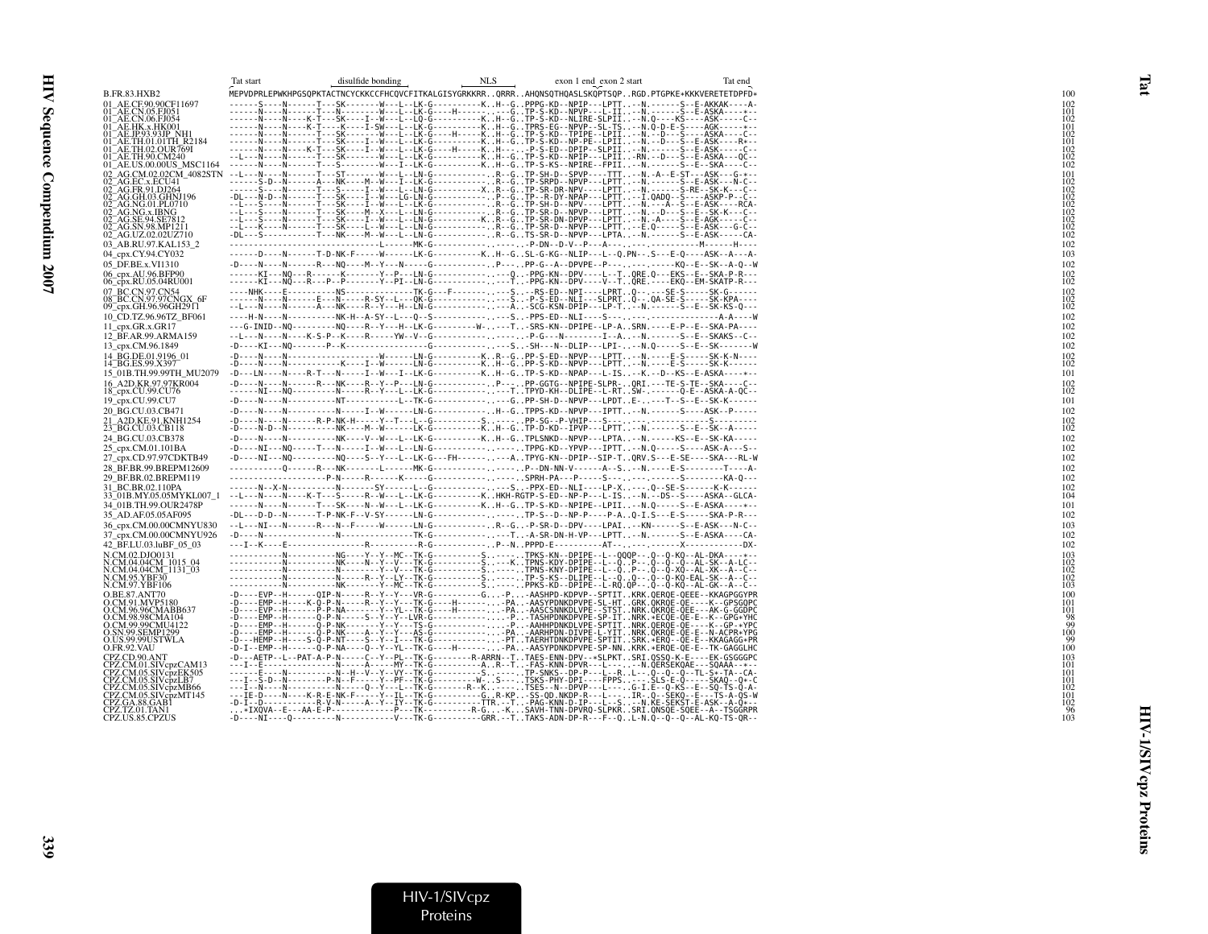```
                         Tat start          disulfide bonding          NLS          exon 1 end  exon 2 start          Tat end
B.FR.83.HXB2             MEPVDPRLEPWKHPGSQPKTACTNCYCKKCCFHCQVCFITKALGISYGRKKRR..QRRR..AHQNSQTHQASLSKQPTSQP..RGD.PTGPKE*KKKVERETETDPFD*  100
01_AE.CF.90.90CF11697    ------S----N------T---SK-------W---L--LK-G---------K..H--G..PPPG-KD--NPIP---LPTT...--N.------S--E-AKKAK----A-  102
01_AE.CN.05.FJ051        ------N----N------T---N--------W---L--LK-G-----H--------G..TP-S-KD--NPVP---L-II...--N.------S--E-ASKA----*--  101
01_AE.CN.06.FJ054        ------N----N----K-T---SK----I--W---L--LQ-G----------K..H--G..TP-S-KD--NLIRE-SLPII...--N.Q----KS----ASK-----C--  102
01_AE.HK.x.HK001         ------N----N----K-T---K----I-SW---L--LK-G----------K..H--G..TPRS-EG--NPVP--SL-TS...--N.Q-D-E-S-----AGK-----*--  101
01_AE.JP.93.93JP_NH1     ------N----N------T---SK-------W---L--LK-G-----H---K..H--G..TP-S-KD--TPIPE--LPII...--N.--D---S-----ASKA----C--  102
01_AE.TH.01.01TH_R2184   ------N----N------T---SK----I--W---L--LK-G----------K..H--G..TP-S-KD--NP-PE--LPII...--N.--D---S--E-ASK----R*--  101
01_AE.TH.02.OUR769I      ------N----N----K-T---SK----I--W---L--LK-G-----H----K..H---..-P-S-ED--DPIP--SLPII...--N.------S--E-ASK-----C--  102
01_AE.TH.90.CM240        --L---N----N------T---SK----I--W---L--LK-G----------K..H--G..TP-S-KD--NPIP---LPII...RN.--D---S--E-ASKA---QC--  102
01_AE.US.00.00US_MSC1164 ------N----N------T---S--------W---I--LK-G----------K..H--G..TP-S-KS--NPIRE--FPII...--N.------S--E--SKA----C--  102
02_AG.CM.02.02CM_4082STN --L---N----N------T---ST-------W---L--LN-G------------R--G..TP-SH-D--SPVP----TTT...--N.-A--E-ST---ASK---G-*--  101
02_AG.EC.x.ECU41         ------S-D--N------A---NK----M--W---I--LK-G------------R--G..TP-SRPD--NPVP---LPTT...--N.------S--E-ASK---N-C--  102
02_AG.FR.91.DJ264        ------S----N------T---S----I--W---L--LN-G-------------X..R--G..TP-SR-DR-NPV---LPTT...--N.------S-RE--SK-K---C--  102
02_AG.GH.03.GHNJ196      -DL---N-D--N------T---SK----I--W---LG-LN-G------------P--G..TP--R-DY-NPAP---LPTT...--I.QADQ--S----ASKP-P--C--  102
02_AG.NG.01.PL0710       --L---S----N------T---SK----I--W---L--LK-G------------R--G..TP-SH-D--NPV----LPTT...--N.----A--S--E-ASK----RCA-  102
02_AG.NG.x.IBNG          --L---S----N------T---SK----M--X---L--LN-G------------R--G..TP-SR-D--NPVP---LPTT...--N.--D---S--E--SK-K---C--  102
02_AG.SE.94.SE7812       --L---S----N------T---SK----I--W---L--LN-G----------K..R--G..TP-SR-DN-DPVP---LPTT...--N.-A----S--E-AGK-----C--  102
02_AG.SN.98.MP1211       --L---K----N------T---SK----L--W---L--LN-G------------R--G..TP-SR-D--NPVP---LPTT...--E.Q-----S--E-ASK---G-C--  102
02_AG.UZ.02.02UZ710      -DL---S----------T---NK----M--W---L--LN-G------------R--G..TS-SR-D--NPVP---LPTA...--N.------S--E-ASK-----CA-  102
03_AB.RU.97.KAL153_2     ----------------------------------L------MK-G--------------..-P-DN--D-V--P---A----.----.----------M------H----  102
04_cpx.CY.94.CY032       ------D----N------T-D-NK-F-----W------LK-G----------K..H--G..SL-G-KG--NLIP---L--Q.PN--.S---E-Q-----ASK--A---A-  103
05_DF.BE.x.VI1310        -D----N----N------R---NQ----M--Y---N-----G------------P---..PP-G--A--DPVPE--P----.----.-----KQ--E--SK--A-Q--W  102
06_cpx.AU.96.BFP90       ------KI---NQ---R--------K------Y--P---LN-G------------Q..-PPG-KN--DPV----L--T..QRE.Q---EKS--E--SKA-P-R---  102
06_cpx.RU.05.04RU001     ------KI---NQ---R---P---P-------Y--PI--LK-G------------T..-PPG-KN--DPV----V--T..QRE.----EKQ--EM-SKATP-R---  102
07_BC.CN.97.CN54         ----NHK----E------------NS-------------TK-G---F---------S..-RS-ED--NPI----LPRT..Q--.---SE-S-----SK-G------  102
08_BC.CN.97.97CNGX_6F    ------N----N------E---N-----R-SY--L---QK-G--------------S..-P-S-ED--NLI---SLPRT..Q--.QA-SE-S-----SK-KPA---  102
09_cpx.GH.96.96GH2911    --L---N----N------A---NK----R--Y---H--LN-G-------------A..-SCG-KSN-DPIP---LP-T...--N.------S--E--SK-KS-Q---  102
10_CD.TZ.96.96TZ_BF061   ----H-N----N-----------NK-H--A-SY--L---Q--S-------------S..PPS-ED--NLI----S----.----.-------------A-A----W  102
11_cpx.GR.x.GR17         ---G-INID--NQ-----------NQ----R--Y---H-LK-G---------W-----T..SRS-KN--DPIPE--LP-A..SRN.----E-P--E--SKA-PA----  102
12_BF.AR.99.ARMA159      --L---N----N----K-S-P--K----R--YW--V--G-------------------.-P-G---N-----------I--A..--N.------S--E--SKAKS--C--  102
13_cpx.CM.96.1849        -D----KI---NQ---------P--K---------------G--------------S..-SH---N--DLIP---LPI-..--N.Q-----S--E--SK-------W  102
14_BG.DE.01.9196_01      -D----N----N------------------W------LN-G----------K..R--G..PP-S-ED--NPVP---LPTT...--N.-----E-S-----SK-K-N----  102
14_BG.ES.99.X397         -D----N----N---------K----I--W------LN-G----------K..H--G..PP-S-RD--NPVP---LPTT...--N.-----E-S-----SK-K-----  102
15_01B.TH.99.99TH_MU2079 -D---LN----N-----R-T---N-----I--W---I--LK-G----------K..H--G..TP-S-KD--NPAP---L-IS...--K.--D--KS--E-ASKA----*--  101
16_A2D.KR.97.97KR004     -D----N----N-----R---NK----R--Y---L--LK-G------------P---..PP-GGTG--NPIPE-SLPR..QRI.----TE-S-TE--SKA----C--  102
18_cpx.CU.99.CU76        -D----NI---NQ-----------N----R--Y---L--LK-G------------T..TPYD-KH--DLIPE--L-RT..SW-.------Q-E--ASKA-A-QC--  102
19_cpx.CU.99.CU7         -D----N----N-----------NT-----------L--TK-G------------G..PP-SH-D--NPVP---LPDT..E-..---T--S--E--SK-K-----  101
20_BG.CU.03.CB471        -D----N----N------------N-----I--W------LN-G------------H--G..TPPS-KD--NPVP---IPTT...--N.------S----ASK--P-----  102
21_A2D.KE.91.KNH1254     -D----N----N-----R-P-NK-H-----Y--T----L--G------------S..-----.PP-SG--P-VHIP---S---.----.------------S---------  102
23_BG.CU.03.CB118        -D----K-D--N-----------NK----M--W---L--LK-G----------K..H--G..TP-D-KD--IPVP---LPTT...--N.-----S--E--SK--A-----  102
24_BG.CU.03.CB378        -D----N----N-----------NK----V--W---L--LK-G----------K..H--G..TPLSNKD--NPVP---LPTA...--N.-----KS--E--SK-KA-----  102
25_cpx.CM.01.101BA       -D----NI---NQ-----T---N-----I--W---L--LN-G------------..----.TPPG-KD--YPVP---IPTT...--N.Q-----S----ASK-A---S--  102
27_cpx.CD.97.97CDKTB49   -D----NI---NQ----------NQ----S--Y---L--LK-G---FH--------A..TPYG-KN--DPIP--SIP-T..QRV.S---E-SE----SKA---RL-W  102
28_BF.BR.99.BREPM12609   ----------Q-------R---NK--------L------MK-G------------.----.P--DN-NN-V------A--S..--N.-----E-S--------T----A-  102
29_BF.BR.02.BREPM119     -------------------P-N------R------K-----G--------------.----.SPRH-PA---P----S---.----.------S--------KA-Q---  102
31_BC.BR.02.110PA        ------N--X-N------------N-------SY------L--G------------S..-PPX-ED--NLI----LP-X..----.Q--SE-S-----K-K------  102
33_01B.MY.05.05MYKL007_1 --L---N----A-----K-T---S-----R--W---L--LK-G----------K..HKH-RGTP-S-ED--NP-P---L-IS...--N.--DS--S----ASKA--GLCA-  104
34_01B.TH.99.OUR2478P    ------N----N------T---SK----N--W---L--LK-G----------K..H--G..TP-S-KD--NPIPE--LPII...--N.Q-----S--E-ASKA----*--  101
35_AD.AF.05.05AF095      -DL---D-D--N------T-P-NK-F--V-SY------LN-G--------------.----.TP-S--D--NP-P----P-A..Q-I.S---E-S-----SKA-P-R---  102
36_cpx.CM.00.00CMNYU830  --L---NI---N------R---N--F-----W------LN-G------------R--G..-P-SR-D--DPV----LPAI...--KN------S--E-ASK---N-C--  103
37_cpx.CM.00.00CMNYU926  -D----N------------------N-------------TK-G------------T..-A-SR-DN-H-VP---LPTT...--N.------S--E-ASKA----CA-  102
42_BF.LU.03.luBF_05_03   ---I--K----E-----------------R-----------R-G------------P--N..PPPD-E----------AT---.----.------X------------DX-  102
N.CM.02.DJO0131          -----------N----------NG----Y--Y--MC--TK-G----------S.-----..TPKS-KN--DPIPE--L--QQQP--.Q--Q-KQ--AL-DKA----*--  103
N.CM.04.04CM_1015_04     -----------N----------NK----N--Y--V---TK-G----------S.-----K..TPNS-KDY-DPIPE--L--Q..P--.Q--Q--Q-AL-SK--A-LC--  102
N.CM.04.04CM_1131_03     -----------N----------N-------Y--V----TK-G----------S.-----..TPNS-KNY-DPIPE--L--Q..P--.Q--Q-XQ--AL-XK--A--C--  102
N.CM.95.YBF30            -----------N----------N-----R--Y--LY--TK-G----------S.-----..TP-S-KS--DLIPE--L--Q..Q--.Q--Q-KQ-EAL-SK--A--C--  102
N.CM.97.YBF106           -----------N----------NK----V--MC--TK-G----------S.-----..PPKS-KD--DPIPE--L-RQ.QP--.Q--Q-KQ--AL-GK--A--C--  103
O.BE.87.ANT70            -D----EVP--H------QIP-N-----R--Y--Y---VR-G------------G..-P..-AASHPD-KDPVP--SPTIT..KRK.QERQE-QEEE--KKAGPGGYPR  100
O.CM.91.MVP5180          -D----EMP--H----K-Q-P-N-----R--Y--Y---TK-G-----H---------PA..-AASYPDNKDPVPE-SL-HT..GRK.QKRQE-QE----K--GPSGQPC  101
O.CM.96.96CMABB637       -D----EVP--H------P-P-NA-----Y--YL--TK-G-----H----------PA..-AASCSNNKDLVPE--STST..NRK.QKRQE-QEE---AK-G-GGDPC  101
O.CM.98.98CMA104         -D----EMP--H------Q-P-N-----S--Y--Y--LVR-G--------------P..-TASHPDNKDPVPE-SP-IT..NRK.*ECQE-QE-E--K--GPG*YHC  98
O.CM.99.99CMU4122        -D----EMP--H------Q-P-NK--------Y--Y---TS-G--------------P..-AAHHPDNKDLVPE-SPTIT..NRK.QERQE-QE----K--GP-*YPC  99
O.SN.99.SEMP1299         -D----EMP--H----Q-Q-P-NK-----A--Y--Y---AS-G--------------PA..-AARHPDN-DIVPE-L-YIT..NRK.QKRQE-QE-E--N-ACPR*YPG  100
O.US.99.99USTWLA         -D---HEMP--H----S-Q-P-NT-----S--Y--I---TK-G--------------PT..TAERHTDNKDPVPE-SPTIT..SRK.*ERQ--QE-E--KKAGAGG*PR  99
O.FR.92.VAU              -D-I--EMP--H------Q-P-NA-----Q--Y--YL--TK-G-----H---------PA..-AASYPDNKDPVPE-SP-NN..KRK.*ERQE-QE-E--TK-GAGGLHC  100
CPZ.CD.90.ANT            -D---AETP--L--PAT-A-P-N-----C--Y--PL--TK-G--------R-ARRN--T..TAES-ENN-DPV--*SLPKT..SRI.QSSQ-K-E----EK-GSGGGPC  103
CPZ.CM.01.SIVcpzCAM13    ---I--E------------------N--A-----MY--TK-G----------A..R--T..-FAS-KNN-DPVR---L-------N.QERSEKQAE---SQAAA--*--  101
CPZ.CM.05.SIVcpzEK505    ------E----N-----------N--H--V--Y--VY--TK-G----------S.------.TP-SNKS--DP-P---L--R..L---Q--Q--Q---TL-S*-TA--CA-  101
CPZ.CM.05.SIVcpzLB7      ---I--S-D--N----------P-N--F------Y--PF--TK-G----------W-..S---..TSKS-PHY-DPI----FPPS...----.SLS-E-Q-----SKAQ--Q*-C  102
CPZ.CM.05.SIVcpzMB66     ---I--N----N-----------N------Q--Y---L--TK-G--------R--K..-----.TSES--N--DPVP---L-----.G-I.E---Q-KS--E--SQ-TS-Q-A-  102
CPZ.CM.05.SIVcpzMT145    ---IE-D----N----K-R-E-NK-F-----Y--IL--TK-G----------G..R-KP..-SS-QD.NKDP-R---L---.--IR..Q--SEKQ--E---TS-A-QS-W  101
CPZ.GA.88.GAB1           -D-I--D-----------R-V-N-----A--Y--IY--TK-G----------TTR..-T..-PAG-KNN-D-IP---L--S..--N.KE-SEKST-E-ASK--A-Q*--  102
CPZ.TZ.01.TAN1           ..*IXQVA--E---AA-E-P------------P---TK----------R-G...-K..SAVH-TNN-DPVRQ-SLPKR..SRI.QNSQE-SQEE--A--TSGGRPR  96
CPZ.US.85.CPZUS          -D----NI----Q------------N-----------V---TK-G----------GRR..--T..TAKS-ADN-DP-R---F--Q..L-N.Q--Q--Q--AL-KQ-TS-QR--  103
```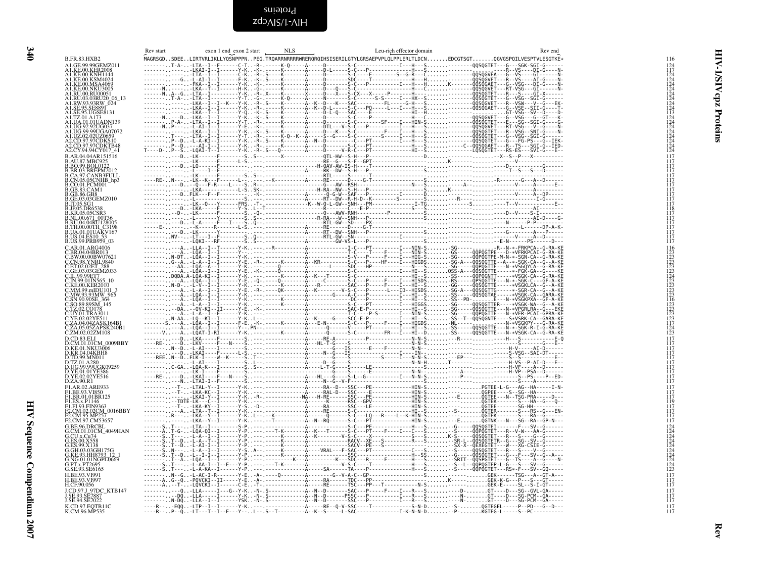```
                 Rev start         exon 1 end exon 2 start    NLS                Leu-rich effector domain                                     Rev end
B.FR.83.HXB2     MAGRSGD..SDEE..LIRTVRLIKLLYQSNPPPN..PEG.TRQARRNRRRRWRERQRQIHSISERILGTYLGRSAEPVPLQLPPLERLTLDCN.......EDCGTSGT.......QGVGSPQILVESPTVLESGTKE*   116
A1.GE.99.99GEMZ011   --------.T-A-..-LTA--I--F-------C-T..-R-.------K-Q------A-----D-------S-C-----------------I----H---S.......--------QQSQGTET---G---SGK-SGI-G------   124
A1.KE.00.KER2008     -------.------.-LKAI-I--I-------Y-K..-K-.S----K-------A-----D-------S-C-----P---------------H---S.......----------.-----R--VS-----DI-G-----N-   117
A1.KE.00.KNH1144     -------.------.-LTA--I--I-------C-K..-R-.S----K-------A-----D-------S-C-------E--------S--G-R---C.......--------QQSQGVEA---G--VS-----GI------N-   124
A1.KE.00.KSM4024     -------.---G-..-L-AI-I--I-------F-K..-K-.S----K-------A-----D-------SDC------T--------------H---H.......--------QQSQGVET---R--VS-----AI-G-----N-   124
A1.KE.00.MSA4069     -------.-P----.-FKA--I--I-------Y-K..-K-.S----K-------A-----D-------S-C---P--------I------H---H.......K-------QQSQGAET---G--VSG----DI-G-----N-   124
A1.KE.00.NKU3005     ------N.------.-LKA--T--I-------H-K..-G-.-----K-------A-----D---Q---S-C-------------------H---C.......--------QQSQGVET---RT-VSG----GI------N-   124
A1.RU.00.RU00051     ------N..A--G..-LTA--I----------Y-K..-R-.X----K-------X-----D---X---S-CX----X-------P------H-......--------QQSQGTET---R---S-----GI-X-------   124
A1.RU.03.03RU20_06_13  ------.-T-A-..-LTA--I--I-------Y-T..-G-.-----K-Q-----A-----N-------S-C-------S-S-----I---HX--S.......--------QQSQGTET---G--VSG---SGI-G-------   124
A1.RW.93.93RW_024    -------.------.-LKA--I--I--K---Y-K..-R-.S----K-------A--K--D---K---SAC---------FL-----G-H---S.......--------QQSQGVET---R--VSW---V--G---EK-   124
A1.SE.95.SE8891      -------.------.-LKA--I--I-------Y-K..-R-.S----K-------A--K--D--L-----S-C---PQ-----L---I---H---S.......--------QQSQGAET---G--VSE--SII-G-----T-   124
A1.SE.95.UGSE8131    -------.------.-LKA--I--I-------Y-Q..-K-.S----K-------A-----D-L-Q---SAC------E------------HI--H.......-----------------GT-VSG---SV--D-----D-   113
A1.TZ.01.A173        ------N.----D..-LKA--I--I-------Y-K..-K-.S----K-------A-----D-------S-C-----P------------H---C.......--------QQSQGVET---G--VSG---G--GT---K-   124
A1.UA.01.01UADN139   -------.-P-A-..-LTA--I--I-------Y-T..-R-.-----K-------A-----D-------S-C---------SF-----I---HIN-S.......--------QQSQGTET---E---SG---SGI-G-----G-   124
A1.UG.92.92UG037     ------N..P----.--AI-I--I-------Y-E..-K-.S----K-------A-----DTL---V-S-C---P---------I---H---S.......--------QQSQGTET---RT-VSG---V--G------N-   124
A1.UG.99.99UGA07072  -------.------.-LKA--I--I-------Y-K..-K-.S----K-------A-----D---K---S-C-----------F-----I---H---S.......--------QQSQGTET---R--VSG---SNI-G-----N-   124
A1.UZ.02.02UZ0659    -------.T-----.-LTA--I--I-------Y-T..-R-.S----K-Q--K--A-----S--G-----S-C---------S-----I---H---S.......--------QQSQGTET---G--VSG---SGI-G-------   124
A2.CD.97.97CDKS10    -------.P--D..-L-A-KI--I-------Y-K..-R-.S----K-------A--N--D-------S-C---PT------------I---H---S.......--------QQSQGTET---H-FG-PS----G---IEK-   124
A2.CD.97.97CDKTB48   -------.P--D..---AI-I--I-------Y-K..-R-.S----K-------A-----D-------S-C---PT-----------------H---S.......------C--QQSQGAET---R--TS---SGI-G---IED-   124
A2.CY.94.94CY017_41  T----D..P--S..-LQAI-T--I-------Y-K..-R-.S---Q--------A-----D-----V-R-C---PT------------HI--S.......--------LQSQGTET---RS-ES---SVI-G---E--   124
B.AR.04.04AR151516   -------.---D..-LK-------F-------S..S-.------X-----------QTL-HW--S-H----P-------------------D.......-------.-------.--X--S--P---X----------   117
B.AU.87.MBC925       -------.---D..-LK-------F-------L-S..-----------------RE--G---S-F--GPT--------------------------.......K--------.-------.-------V----------   117
B.BO.99.BOL0122      -------.---D..-LQ-------F-------.---.-----------------H-QAV-AW-IS-H----T-----------------------.......---------.-------.--D-----------G------   117
B.BR.03.BREPM2012    -------.------.-L-----I--F------.---.------------A-----RK--DW--S-H----P-------------------------.......---------.-------.------T--S---S--D-----   117
B.CA.97.CANB3FULL    -------.------.-LK------F-------S..S-.----------------RTL-----S-----T-----------------------.......---------.-------.----------------------   117
B.CN.05.05CNHB_hp3   ----RE-..N----.-LK--K---F-------L-.---.-K----------A-----RE------D----G-T--------------------------S.......---------.-------.-R-------G---A--D------   117
B.CO.01.PCM001       -------.---D..--Q---F-R-----L---S..R-.-----------------G---AW--RSH-----------------------N---S.......--------A--.-------.-------V-----A-------E--   117
B.GB.83.CAM1         -------.------.-LKA-----F-------L-S..SK-.-------------H-RA--NW--S-H----P-------------------S.......K--------.-------.----------------------   117
B.GB.86.GB8          -------.---D..FLK---F--F--------.-K-.----------A-------Q-G-W--SAF---P-----------I--------D.......---------.-------.-------V-----A--DP-----   117
B.GE.03.03GEMZ010    -------.------.-L-------------------.---------A-----RT--DW--R-H-D--K---------S--------S.......---R-----.-------.-----------I-G------   117
B.IT.05.SG1          -------.------.-LK--Q---Y-----FRS..-T-.---------K--W-Q-L-GW--SNH----PM-------------I-TG.......---------S-------.--T--V----------E--   117
B.JP.05.DR6538       -------.---D..-LKA------F-----Y-S..L-T-.-----------------R-------C---E-P---------------S---S.......---------.-------.---------------AI------   118
B.KR.05.05CSR3       -------.-D----.-LK------F-------S..Q-.----------------Q----AWV-RNH----------P----------------S.......---------.-------.------D--V-----S-I-------   117
B.NL.00.671_00T36    -------.------.-LK------F-------S..S-.-----------------R-RA---W--SNH---P----------------------.......---------.-------.----------------AI-D------G-   117
B.RU.04.04RU128005   -------.---D..-L-A------F---I---S..Q-.-------------------RTL-GW--SD----PX-----------------------.......---------.-------.------N-----P-P---------   117
B.TH.00.00TH_C3198   -----E-.------.-K------R--------L-S..-------------A-----RE-----D---G-T--------------------------.......---------.-------.--------------L-----DP-A-K-   117
B.UA.01.01UAKV167    -------.---D..-LK-------Y-------S..-----------------A-----RT--DW--SNH----P--------------------------.......---------.-------.------G-------A-------   117
B.US.04.ES10_53      -------.NV----.-LT---I--F-------S..Q-.---------------RTL-GW--SN----------------I-------------.......---------.-------.-----------V-----A--D------   117
B.US.99.PRB959_03    -------.------.-LQKI---RF-------S..S-.-----------------GW-VS-L---P-------------------------.......---------.-------.-E-N-------PS------D---   117
C.AR.01.ARG4006      -------.---A..-LLA--I--T-------Y-K..---R-------------A---------------I-C---PT---------I---NIN-S.......-SG------.-------.----R--N-*-FRKPCA--G-RA-KE   116
C.BR.04.04BR013      -------.---A..-LQA--I--I-------Y-K..-------------A---------------T-C---T-----F----I---NIN-S.......-GS-------QQPQGTPE---D-*VFRKPCAI-G-RA-KE   123
C.BW.00.00BW07621    -------.N-DT..-LQA--I--I-------Y-K..-------------A---------------S-V---P-----F----I---HIG-S.......-SG-------QQPQGTPE-M-N-*-SGN-CA--G-RA-KE   123
C.CN.98.YNRL9840     -------.G--A..-L-A--I--I-------Y-E..-R-.-----K-----A--KR--------S-C---P----HF----I---HIGDS.......-SG-A---QQSQGTTE--A--*-SGK-CA--G--A-KE   123
C.ET.02.02ET_288     -------.---A..-LQA--I--I-------Y-K..---------Q----A--------L----SDC---HP------------N---S.......-SG-------QQPQGTTE---N-*VSGQYCA--G-RA-KE   123
C.GE.03.03GEMZ033    -------.---A..-LQA--I--I-------Y-K..-K-.-----Q------A---------------S-C---------------I---HI--S.......QSS-A---QQSQGTET-------*-FGK-GA--G---KE   123
C.IL.99.99ET7        -------.DQDA.A-LQA-KI--I-------Y-K..-----K------A--K----T-------S-C----------------------HI--S.......-SS------QQPQGNTT-----*VSGK-CA--G-RA-KE   124
C.IN.99.01IN565_10   -------.---A..-LQA--I--I-------Y-E..-Q-.-Q-------A-----C-------S-C---P-----F----I---HISDS.......-RS------QPSQGTET---N-*-SGK-C---GF-A-KE   123
C.KE.00.KER2010      -------.N-D-..-L-V--I--I-------Y-K..-----K-----A---R------------SAC---P-----F----I---HI--S.......-GG-------QQSQGTTE-----*VSGKLCA--G--A-KE   123
C.MM.99.mIDU101_3    -------.---A..-L-A--I--I-------Y-E..-R-.---QK-------A--K--------V-S-C---P------L---ID--HISDS.......-SG-A---QQSQGTTG-----*-SGR-CA--G--A-KE   123
C.MW.93.93MW_965     -------.---A..-LQA--I--I-------Y-K..-----------------G-----A-C---P---------I---HI--S.......-SS------QQSQGTAE-----*VSGK-CA--GARA-KE   123
C.SN.90.90SE_364     -------.---A..-LQA--I--I-------Y-K..-------K------A---------------DC---P-----------I---HI--S.......-SS--PD-.......E---N-*VSGKPXA--GF-A-KE   116
C.SO.89.89SM_145     -------.---A..-L-A--I--I-------Y-K..-------K------A---------------S-C---PT---------I---HIGGS.......-SG------QQSQGTTER----*VSGK-WA--G--A-KE   123
C.TZ.02.CO178        -------.--DA..-QV-KI--II-------Y-E..-K-.---------A---------------SAC-E-P--------------HI--S.......-SG------QQSQGTTE---N-*VPGRLRA--G---EKE   123
C.UY.01.TRA3011      -------.---A..-L-A--I--F-------Y-K..-------------A---------------T-C----P-S--------I---NIN-S.......-SG------QQPQGTTE---N-*VFR-PCAI-GPRA-KE   123
C.YE.02.02YE511      -------.N-AA..-LQ--KI--I-------Y-K..L-.------K------A--K------G----SCC-E-P---------I---HI--S.......-SS--T-QQSQGNTE---S*VSRK-CA--GARA-KE   123
C.ZA.04.04ZASK164B1  -------.S---A..-LQA--I--I-------F-E..-K-.------K-----A---E-N------S-C---P-----F----I---HIGDS.......-NL------.------N-*VSGKPY---G-RA-KE   117
C.ZA.05.05ZAPSK240B1 -------.---A..-LQA--I--I-------Y--.PN-.------------A---------Q--------V----PT-------I---HI--S.......-SS------QQSQGTTE---N-*-SGK-R-I-G-RA-KE   124
C.ZM.02.02ZM108      -------V..---A..-LQAT-I-RI-------Y-K..------K------A---------Q-------S-C-------FR---I---HI--D.......-SS------QQSQGTTE---N-*VSGK-CA--G-RA-KE   123
D.CD.83.ELI          -------.---D..-LKA------F-------S..-------------------RE-A---------P-------------------N-N-S.......---R-----.-------.---H---S-------------E-Q   117
D.CM.01.01CM_0009BBY ----RE-..---D..-LKV-----F---N----S..---------------A---HL-T--G-----S---------------------N-N-S.......---------.-------.--------------G----E-   117
D.KE.01.NKU3006      -------.N--D..-L-AI-----I-------S..------------------A---------G---IS-----E----F---------N-N--.......---------.-------.---H-V------AI-D------   117
D.KR.04.04KBH8       -------.---D..-LKAI--F------L-K..S.---------------A---N---G---IS-----------------I---IN----S.......---------.-------.---S-VSG---SAI-DT------   117
D.TD.99.MN011        ----REE..N--D..FLK-I----W--K-----S..T-.----------------A--------G----S---------S-------I---N-N-S.......---EP----.-------.---S--S-------------E--   117
D.TZ.01.A280         -------.------.-L-AI----I-------S..L-.-------------------A----D--G----S-------------------N-N-H.......T--------.-------.---H-VS--P-AI-D---E--   117
D.UG.99.99UGK09259   -------.C-GA..-LQA-K----I-------S..S-.--------------A---L-T-G----S-----LE-----------------S.......---------.-------.---H-VF---A--DT------   117
D.YE.01.01YE386      -------.------.-LK-I----F-------S..---------------------G---S-------E--------------------N-N-S.......---------A--.-------.---H-VP--PSA--D------   117
D.YE.02.02YE516      ----RE-..---D..-LKAI----F---N----S..-----------------A---HL---G---S-L--G-------------I---N-N-S.......-----P--.-------.-------S--PS----P--ED-   117
D.ZA.90.R1           -------.---N..-IAI-I----F-------S..-----------------A-----N--G--V-F-----------------------S.......---------.-------.-------S-------A------   117
F1.AR.02.ARE933      -------.---T-..-LTAL-Y--I-------Y-K..---------------A------RA--D---SSC---PE--------------HIN-S.......-----------PGTEE-L-G---AG--HA-----I-N-   117
F1.BE.93.VI850       -------.---T-..-LKA-KC--I-------Y-K..----------------A------RAL-D---SSC------E-------------HIN-S.......---------QGPEE----S--SG--HA---------   117
F1.BR.01.01BR125     -------.---T-..-LKAI-Y--I-------Y-K..-R-.------------NA---H-RE-----SSC---PE--------------HIN-S.......--E------QGTEE---N--TSG-PRA-----D---   117
F1.ES.x.P1146        -------.---TDTE-.L-C--I---------Y-K..-------------K-------RSC-GPV--------------------HIN-S.......---------QGTEK-------S---HA--G---Q---   117
F1.FI.93.FIN9363     -------.---T-..-LKA-KY--I-------Y-S..-D-.------------A------RA------SSC---LE---------------HIN-S.......---------QGTEE-------SG-HH---------   117
F2.CM.02.02CM_0016BBY  -------.---A..-LTA--T--I-------Y-K..---------------A------RE-------S-C-----------------------HIN-S.......---S-----QGTER-------S----RS--G---EN-   117
F2.CM.95.MP257       -------.R-----.-LKA--Y--I-------Y-K..L-.--K-------------Q-------S-C---LQ--R---L--K-HIN-S.......---------QGTEK-------S----HA--C-------   117
F2.CM.97.CM53657     -------.------.-LKA--Y--I-------Y-K..-----T----------A--N--RQ------S-C---PT--------------HIN-S.......--E------QGTNK---N---SG--RA--GP-N---   117
G.BE.96.DRCBL        -------S..T---..-LTA--I---------S-P..-----------------A----------S-C---PE----------------H---S.......--G------QQSQGTEI-------F---SV--G------   124
G.CM.01.01CM_4049HAN -------A..T-G-..-LQA-QI--I-------Y-P..-------T-K-------A--K--T-------S-C---PT----F---I---C--S.......--S------QQPQGTET---R--V-W----AA-G-------   124
G.CU.x.Cu74          -------S..T---..-L-A--I--I-------Y-P..-------K---------A--K-------V-S-C-----X-------------S---S.......K-S------QQSQGTET---N--S----G--G-------   124
G.ES.00.X558         -------S..T--D..-L-A--T--I-------Y-P..-------K------------------RACV--XE---S----------R---S.......--SR-L---QQSQGTETR--G----SG--SV--G-------   124
G.ES.99.X138         -------S..T--D..-L-AI-I--I-------Y-P..-------K-----------------SACV--PE---S-------------------.......--SX-X--QEXEGTET---W----XG-CSIE-G-------   124
G.GH.03.03GH175G     -------S..N---..-L-A--I--I-------Y-S..A-.------K--------A------VRAL---F-SAC---PT---------C---S.......--S------QQSQGTET---R--S---V--G-------   124
G.KE.93.HH8793_12_1  -------S..T--D..-L--I-I--I-------Y-P..-------K----------------SSC--------------------H--SS.......--G------QQSQGTET---G---F---SV--G---A---   124
G.NG.01.01NGPL0669   -------S..T--A..-LQA--I--I-------Y-P..---------K-----------K----SDC---R----F---------H---S.......--SRIT---QQSPGTET---G--TS-----A--G-----N-   124
G.PT.x.PT2695        -------S..T---..-L-AA-I--I--E---Y-P..-----T-K-----------------V-S-C---T---------------H---S.......--S--L---QQPQGTEP-L-G---S---SV--G-------   124
G.SE.93.SE6165       -------S..T---..-L-A-KA--I-------Y-P..-----------A-------SA-----TA---P-----------------H---S.......--S------QQPQGTET---RS*-F---SV--GQ------   123
H.BE.93.VI991        -------.N--G..-L-AC-I-R--------Y-E..-A-.----Q--------A----------G--V-A-C--GP-----------------------S.......-----------GEK------TSG---A--GT-A---   117
H.BE.93.VI997        -------.A..G--Q..-PQVCKI--II-------Y-E..-A-.-----------A------RA------TDC---PP---------------------.......K--------GEK-K-G---P----S---GT-----   117
H.CF.90.056          -------.A---T-..-LQVCKI--I-------C-E..-T-.-------------A------RE-----TSC---PP---T------------N-S.......---------GEK-E------SL--S-I-GT-----   117
J.CD.97.J_97DC_KTB147  -------..---Q..-LLA------I---G--Y-K..-N-.S-----------A--N--D-------SAC---P-----F----I---R---S.......----D----.GT----D---SG--GVL-GA-----   117
J.SE.93.SE7887       -------.--DQ..-LLA------I-------Y-K..-N-.S-----------A--N--D-------PSSC---P---------I---R---S.......---N-----.GT----D---SG-PCM--GA-----   117
J.SE.94.SE7022       -------.N-DQ..-LLA--I--I-------YSK..-N-.S-----------A--N--D-------SSC---P---------I---R---S.......---N-----.GT----D---SG-PCM--GA-----   117
K.CD.97.EQTB11C      ----R--..--EQQ..-LTP--I--I-------Y-K..-----------A------RE--Q-V-SSC-----T------------S-N-D.......--S------QGTEGEL-----P--PD---G--D---   117
K.CM.96.MP535        ----R--..P--Q..-LT---T--I--E---Y--.L--.S--T----------A--K--S-------L-SAC------------I-K-N-N-D.......--P------KGTEG-L-----S--PC---------   117
```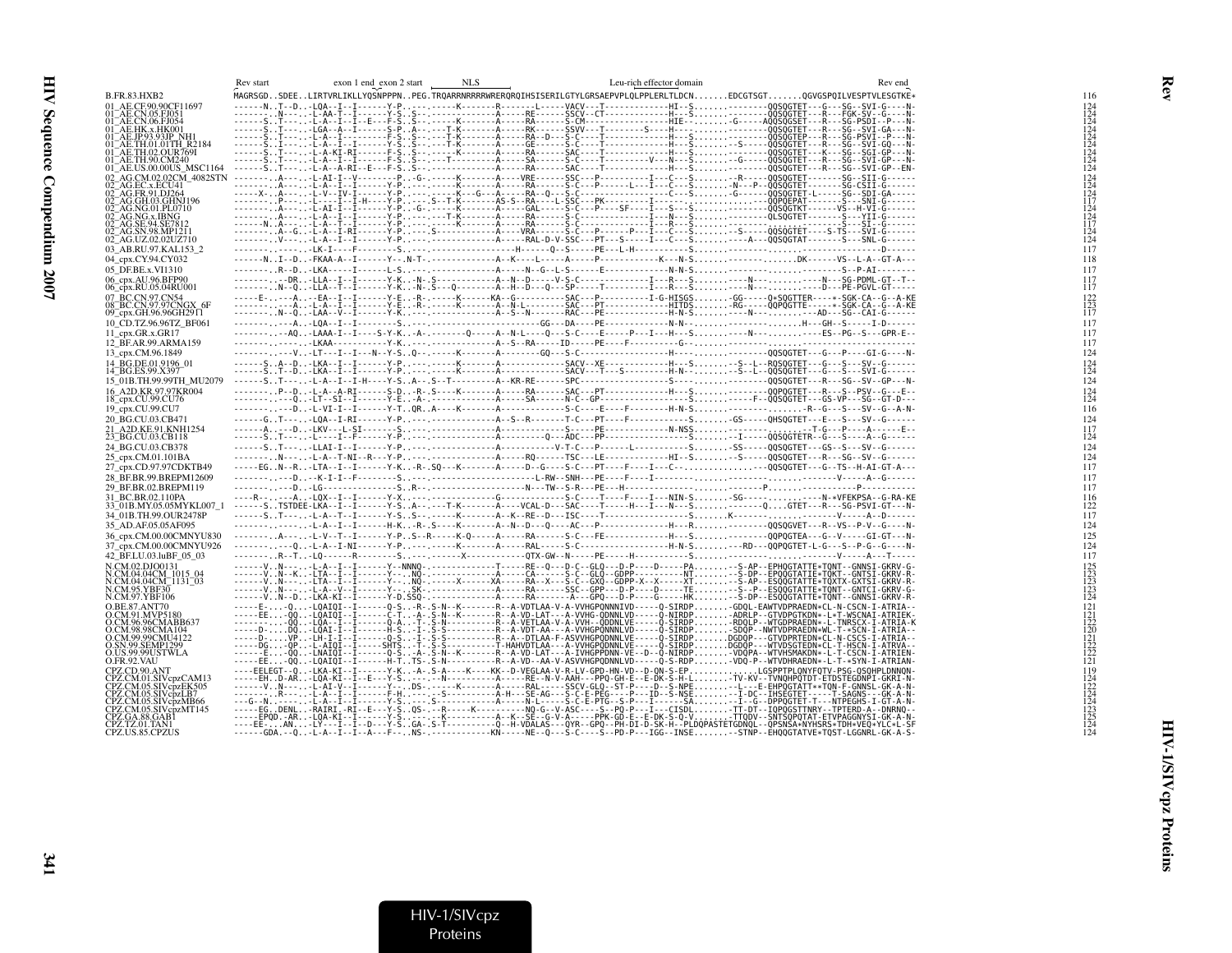```
                        Rev start        exon 1 end exon 2 start    NLS                      Leu-rich effector domain                              Rev end
B.FR.83.HXB2            MAGRSGD..SDEE..LIRTVRLIKLLYQSNPPPN..PEG.TRQARRNRRRRWRERQRQIHSISERILGTYLGRSAEPVPLQLPPLERLTLDCN.......EDCGTSGT.......QGVGSPQILVESPTVLESGTKE*   116
01_AE.CF.90.90CF11697   ------N..T--D..-LQA--I--I------Y-P.....------K-------R--------L-----VACV---T-------------HI--S.......---------QQSQGTET---G---SG--SVI-G-----N-   124
01_AE.CN.05.FJ051       -------..N---..-L-AA-T--I------Y-S..S--.-----------A-----RE-------SSCV--CT-------------H---S.......---------QQSQGTET---R---FGK-SV--G-----N-   124
01_AE.CN.06.FJ054       ------S..T---..-L-A--I--I--E---F-S..S--.----------A-----RA------S-CM---------------HIE---.......-G------AQQSQGSET---R---SG-PSDI--P---N-   124
01_AE.HK.x.HK001        ------S..T---..-LGA--A--I------S-P..A--.----T-K-------A-----RK------SSVV---T--------S----H---.......---------QQSQGTET---R---SG--SVI-GA---N-   124
01_AE.JP.93.93JP_NH1    ------S..T---..-L-A--I--I------F-S..S--.----T-K-------A-----RA--D---S-C-------T-------------H---S.......---------QQSQGTEP---R---SG-PSVI--P---N-   124
01_AE.TH.01.01TH_R2184  ------S..I---..-L-A--I--I------Y-S..S--.----T-K-------A-----GE------S-C-------T-------------H---S.......--S------QQSQGTET---R---SG--SVI-GQ---N-   124
01_AE.TH.02.OUR769I     ------S..T---..-L-A-KI-RI------F-S..S--.------K-------A-----RA------SAC-------T-------------H---S.......---------QQSQGTET---K---SG-SGI-GP---N-   124
01_AE.TH.90.CM240       ------S..T---..-L-A--I--I------F-S..S--.----T-------A-----SA------S-C-------T-----------V---N---S.......-G-------QQSQGTET---R---SG--SVI-GP---N-   124
01_AE.US.00.00US_MSC1164 -----S..T---..-L-A--A-RI--E---F-S..S--.----------A-----RA------SAC-------T-------------H---S.......---------QQSQGTET---R---SG--SVI-GP--EN-   124
02_AG.CM.02.02CM_4082STN --------..A----..-L-AI-I--V---------P..-G-.-----K--------A-----VRE------SSC---P----------I----C---S.......-R------QQSQGTET--------SG--SII-G------   124
02_AG.EC.x.ECU41        -------..A----..-L-A--I--I-----Y-P......-----K--------A-----RA------S-C---P---------L---I---C---S.......-N---P--QQSQGTET--------SG-CSII-G------   124
02_AG.FR.91.DJ264       -----X-..A----..-L-V--IV-I------Y-P.....-----K---G--A-----RA--Q----S-C-------------------C---S.......-G------QQSQGTET---L------SG--SDI-GA-----   124
02_AG.GH.03.GHNJ196     -------..P----..-L----I--I-H----Y-P......S--T-K-------AS-S--RA---L-SSC---PK-----------I-------.......---------QQPQEPAT-------S---SNI-G------   117
02_AG.NG.01.PL0710      -------..A----..-L-AI-I--I------Y-P..-G-.-----K--------A-----GAL------S-C---P----SF-----I---S---S.......---------QQSQGTKT-------VS--H-VI-G------   124
02_AG.NG.x.IBNG         -------..A----..-L-A--I--I------Y-P......----T-K--------A-----RA------S-C-------------I---N---S.......---------QLSQGTET-----------S---YII-G------   124
02_AG.SE.94.SE7812      -------N..A----..-L-A--T--I------Y-P......-----K--------A-----RA------S-C-------------I---R---S.......---------------------------------S---SI--G------   117
02_AG.SN.98.MP1211      -------..A--G..-L-A--I-RII------Y-P......S----------A-----VRA------S-C---P------P---I---C---S.......-S------QQSQGTET---S-TS---SVI-G------   124
02_AG.UZ.02.02UZ710     -------..V----..-L-A--I--I------Y-P......-----------A-----RAL-D-V-SSC---PT---S-----I---C---S.......-A---QQSQGTAT--------S---SNL-G------   124
03_AB.RU.97.KAL153_2    -------..-----..-LK-I----F--------S......-----------------H-------Q--S------PE---L-H-----------S.......-------------------------------------D------   117
04_cpx.CY.94.CY032      ------N..I--D..-FKAA-A--I------Y---N-T-.-----------A--K-----L------A-----P------------K---N-S.......---------.......DK-------VS--L-A--GT-A---   118
05_DF.BE.x.VI1310       -------..R--D..-LKA-----I------L-S......-----------A-----N--G--L-S------E-------------N-N-S.......---------.......---------S--P-AI-------   117
06_cpx.AU.96.BFP90      -------..--DR..-LLA--I--I------Y-K..-N-.S-----------A--N--D------V-S-C--------------I---R---S.......---N---.......---N---SG-PDML-GT--T--   117
06_cpx.RU.05.04RU001    -------..N--Q..-LLA--T--I------Y-K..-N-.S---Q-------A--H--D---Q---SP--------T-------I---R---S.......---N---.......---D---PE-PGVL-GT------   117
07_BC.CN.97.CN54        -----E-..--A..--EA--I--I------Y-E..-R-.-----K------KA--G--------SAC---P---------I-G-HISGS.......-GG-----Q*SQGTTER----*-SGK-CA--G---A-KE   122
08_BC.CN.97.97CNGX_6F   -------..--A..-L-A--I--I------Y-E..-R-.-----K-------A--N-L--------SAC---PT-----------HITDS.......-RG-----QQPQGTTE-----*-SGK-CA--G---A-KE   123
09_cpx.GH.96.96GH2911   -------..N--Q..-LAA--V--I------Y-K......-----------A--S--N-------RAC---PE-------------H-N-S.......---N---.......---AD---SG--CAI-G------   117
10_CD.TZ.96.96TZ_BF061  -------..---A..-LQA--I--I------S......-----------------------GG---DA----PE-------------N-N-........---------.......---H---GH--S-----I-D------   117
11_cpx.GR.x.GR17        -------..--AQ..-LAAA-I--I----S-Y-K..-A-.-----------Q-----A--N-L---Q---S-C----E------P---I---H---S.......---N---.......---ES--PG--S---GPR-E---   117
12_BF.AR.99.ARMA159     -------..-----..-LKAA-------------Y-K......-----------------A--S--RA-----ID------PE----F-----------G-........-----------------------------------   117
13_cpx.CM.96.1849       -------..--V..-LT---I--I---N--Y-S..Q-.-----K--------A-----GQ---S-C---------------H---S.......---------QQSQGTET---G---P----GI-G----N-   124
14_BG.DE.01.9196_01     ------S..A--D..-LKA--I--I------Y-P......-----K--------A-----------SACV--XE-------------H---S.......-S--L--RQSQGTET---G---S---SV--G------   124
14_BG.ES.99.X397        ------S..T--D..-LKA--I--I------Y-P......-----K--------A-----------SACV---T--S-----------H-N--.......-S--L--QQSQGTET---G---S---SVI-G------   124
15_01B.TH.99.99TH_MU2079 -----S..T---..-L-A--I--I-H----Y-S..A--.S--T---------A--KR-RE------SPC-------------------S----.......---------QQSQGTET---R---SG--SV--GP---N-   124
16_A2D.KR.97.97KR004    -------..P--D..-L-A--A-RI------S-D..-R-.S-----K-------A-----RA------SAC---PT-------------H---S.......---------QQPQGTET---R---S--PSV--G---E--   124
18_cpx.CU.99.CU76       -------..----Q..-LT--SI--I------Y-E..-A-.-----------A-----SA------N-C--GP-----------------S---S.......---F--QQSQGTET---GS-VP---SG--GT-D---   124
19_cpx.CU.99.CU7        -------..---D..-L-VI-I--I------Y-T..QR..A----K--------A------------S-C---E----F----------H-N-S.......---------.......-R--G---S---SV--G---A-N-   116
20_BG.CU.03.CB471       ------G..T---..-LQA--I-RI------Y-P......-----------A--S--R-------T-C---PT----F-------------S.......-GS-----QHSQGTET---E---S---SV--G------   124
21_A2D.KE.91.KNH1254    -------A..--D..-LKV---L-SI------S......------------------------S-C----PE---------------N-NSS.......---------.......-T-G---P-----A------E--   117
23_BG.CU.03.CB118       ------S..T---..-L-A--I--I------Y-P......-----K--------A-----Q------ADC---PP------------------S.......-I-----QQSQGTETR--G---S---A--G------   124
24_BG.CU.03.CB378       ------S..T---..-LAI-I--I------Y-P......-----------A-----------V-T-C---P-----L-------------S.......-SS-----QQSQGTET---GS--S---SV--G------   124
25_cpx.CM.01.101BA      -------..N----..-L-A--T-NI--R---Y-P......-----------A-----RQ------TSC---LE-------------HI--S.......-S------QQSQGTET---R---SG--SV--G------   124
27_cpx.CD.97.97CDKTB49  -----EG..N--R..-LTA--I--I------Y-K..-R-.SQ---K--------A-----D--G----S-C---PT----F---I---C--........-----------QQSQGTET---G--TS--H-AI-GT-A---   124
28_BF.BR.99.BREPM12609  -------..--D..-K-I-I--F---------S......--------------------------L-RW--SNH---PE----F----I---------........------------.......---------V-----A--G------   117
29_BF.BR.02.BREPM119    -------..--D..-LG-----------------S..R-.------------------------N---TW--S-R---PE---H-------------------.......-----P-------.........P---------   117
31_BC.BR.02.110PA       ----R-..---A..-LQX--I--I------Y-X......-----------------G--------------S-C----T----F----I---NIN-S.......-SG------.......---N-*VFEKPSA--G-RA-KE   116
33_01B.MY.05.05MYKL007_1 -----S..TSTDEE-LKA--I--I------Y-S..A-..---T-K--------A---VCAL-D-----SAC------T----H---I---N---S.......---------QQ..GTET---R---SG-PSV-GT---N-   122
34_01B.TH.99.OUR2478P   ------S..T---..-L-A--T--I------Y-S......-----K--------A--K--RE--D---ISC---T--------------------S.......K---------.......----------V-----A--D------   117
35_AD.AF.05.05AF095     -------..---..-L-A--I--I------H-K..-R-.S----K--------A--N--D---Q-----AC---P-------------H---R.......---------QQSQGVET---R--VS--P-V--G----N-   124
36_cpx.CM.00.00CMNYU830 -------..A----..-L-V--T--I------Y-P..S--R---K-Q-------A-----RA------S-C---FE--------------H---S.......---------QQPQGTEA---G--V-----GI-GT---N-   125
37_cpx.CM.00.00CMNYU926 -------..--Q..-L-A--I-NI------Y-P......-----K--------A-----RAL------S-C-------------------H-N-S.......---RD---QQPQGTET-L-G---S--P-G--G----N-   124
42_BF.LU.03.luBF_05_03  -------..R--T..-LQ-----R-------S......-----------X-----------QTX-GW--N------PE-----H-----------S.......---------.......---------V-----A---T------   117
N.CM.02.DJO0131         ------V..N---..-L-A--I--I------Y---NNNQ-.----------------T------RE--Q---D-C--GLQ---D-P----D------PA.......-S-AP--EPHQGTATTE*TQNT--GNNSI-GKRV-G-   125
N.CM.04.04CM_1015_04    ------V..N--K..-LTA--I--I------Y---NQ-.-------------------CA------S-C--GLQ--GDPP------------NT.......-S-DP--EPQQGTATIE*TQKT--GNTSI-GKRV-R-   123
N.CM.04.04CM_1131_03    ------V..N---..-LTA--I--I------Y---NQ-.-----X--------XA------RA--X---S-C--GXQ--GDPP-X--X-----XT.......-S-AP--ESQQGTATTE*TQXTX-GXTSI-GKRV-R-   123
N.CM.95.YBF30           ------V..N---..-L-A--V--I------Y---SK-.---------------A-------RA------SSC--GPP---D-P----D-----TE.......-S--P--ESQQGTATTE*TQNT--GNTCI-GKRV-G-   123
N.CM.97.YBF106          ------V..N--D..-LAA-KI--I------Y-D.SSQ-.---------------A-------GPQ----D-P----G------HK.......-S-DP--ESQQGTATTE*TQNT--GNNSI-GKRV-R-   124
O.BE.87.ANT70           -----E-..---Q..-LQAIQI--I------Q-S..-R-.S-N--K-------R--A-VDTLAA-V-A-VVHGPQNNNIVD-----Q-SIRDP.......-GDQL-EAWTVDPRAEDN*CL-N-CSCN-I-ATRIA--   121
O.CM.91.MVP5180         -----EE..-QQ..-LQAIQI--I------C-T..-A-.S-N--K-------R--A-VD-LAT---A-VVHG-QDNNLVD-----Q-NIRDP.......-ADRLP--GTVDPGTKDN*-L*T-WSCNAI-ATRIEK-   121
O.CM.96.96CMABB637      -------..-QQ..-LQA--I--I------Q-A..-T-.S-N----------R--A-VETLAA-V-A-VVH--QDDNLVE-----Q-SIRDP.......-RDQLP--WTGDPRAEDN*-L-TNRSCX-I-ATRIA-K   122
O.CM.98.98CMA104        -----D-..-DQ..-LQAI-I--I------H-S..-I-.S-S----------R--A-VDT-AA---A-VVHGPQNNNLVD-----Q-SIRDP.......-SDQP--NWTVDPRAEDN*WL-T-*SCN-I-ATRIA--   120
O.CM.99.99CMU4122       -----D-..---VP..-LH-I--I------Q-S..-I-.S-S----------R--A--DTLAA-F-ASVVHGPQDNNLVE-----Q-SIRDP.......DGDQP---GTVDPRTEDN*CL-N-CSCS-I-ATRIA--   121
O.SN.99.SEMP1299        -----DG..-QP..-L-AIQI--I------SHTS..-T-.S-S----------T-HAHVDTLAA---A-VVHGPQDNNLVE-----Q-SIRDP.......DGDQP---WTVDSGTEDN*CL-T-HSCN-I-ATRVA--   122
O.US.99.99USTWLA        -----E-..-QQ..-LNAIQI--I------Q-S..-A-.S-N--K-------R--A-VD-LAT---A-IVHGPPDNN-VE--D--Q-NIRDP.......-VDQPA--WTVHSMAKDN*-L-T-CSCN-I-ATRIEN-   122
O.FR.92.VAU             -----EE..-QQ..-LQAIQI--I------H-T..TS-.S-N----------R--A-VD--AA-V-ASVVHGPQDNNLVE-----Q-S-RDP.......-VDQ-P--VTVDHRAEDN*-L-T-*SYN-I-ATRIAN-   121
CPZ.CD.90.ANT           ----EELEGT--Q..-LKA-KI--I------Y-K..-A-.S-A----K----KK--D-VEGLAA-V-R-LV-GPD-HN-VD--D-QN-S-EP.............LGSPPTPLQNYFQTV-PSG-QSQHPLDNNQN-   119
CPZ.CM.01.SIVcpzCAM13   -----EH..D-AR..-LQA-KI--I--E---Y-S......--N-----------RE--N-V-AAH---PPQ-GH-E--E-DK-S-H-L.......-TV-KV--TVNQHPQTDT-ETDSTEGDNPI-GKRI-N-   124
CPZ.CM.05.SIVcpzEK505   ------V..N---..-L-AI-V--I------Y---DS-.-----K--------A-----RAL------SSCV-GLQ--ST-P-----D--S-NPE.......-L---E-EHPQGTATT**TQN-F-GNNSL-GK-A-N-   122
CPZ.CM.05.SIVcpzLB7     -------..R----..-L-A--I--I------F-H......--S----------A-H---SE-AG---S-C-E-PEG----P---ID--S-NSE.......-I-DC--IHSEGTET-----T-SAGNS---GK-A-N-   124
CPZ.CM.05.SIVcpzMB66    ---G--N..------..-L-A--I--I------Y-S......-S----------A-----N-L-----S-C-E-PTG--S-P---I------SA.......-I--G--DPPQGTET-T---NTPEGHS-I-GT-A-N-   124
CPZ.CM.05.SIVcpzMT145   -----EG..DENL..-RAIRI.-RI--E---Y-S..QS-..-R-----K---------NQ-G--V-ASC----S--PQ-P---I---CISDL.......-TT-DT--IQPQGSTTNRY--TPTERD-A--DNRNQ--   123
CPZ.GA.88.GAB1          -----EPQD..AR..-LQA-KI--I------Y-S......--K-----------A--K--SE--G-V-A-----PPK-GD-E--E-DK-S-Q-V.......-TTQDV--SNTSQPQTAT-ETVPAGGNYSI-GK-A-N-   125
CPZ.TZ.01.TAN1          -----EE-..AN..-LY---I--I--D---Y-S..GA-.S-T----------Q--H-VDALAS---QYR--GPQ--PH-DI-D-SK-H--PLDQPASTETGDNQL--QPSNSA*NYHSRS*TDH*VEQ*YLC*L-SF   124
CPZ.US.85.CPZUS         ------GDA..-Q..-L-A--I--I--A---F---NS-.-----------KN-----NE--Q---S-C----S--PD-P---IGG--INSE.......-STNP--EHQQGTATVE*TQST-LGGNRL-GK-A-S-   124
```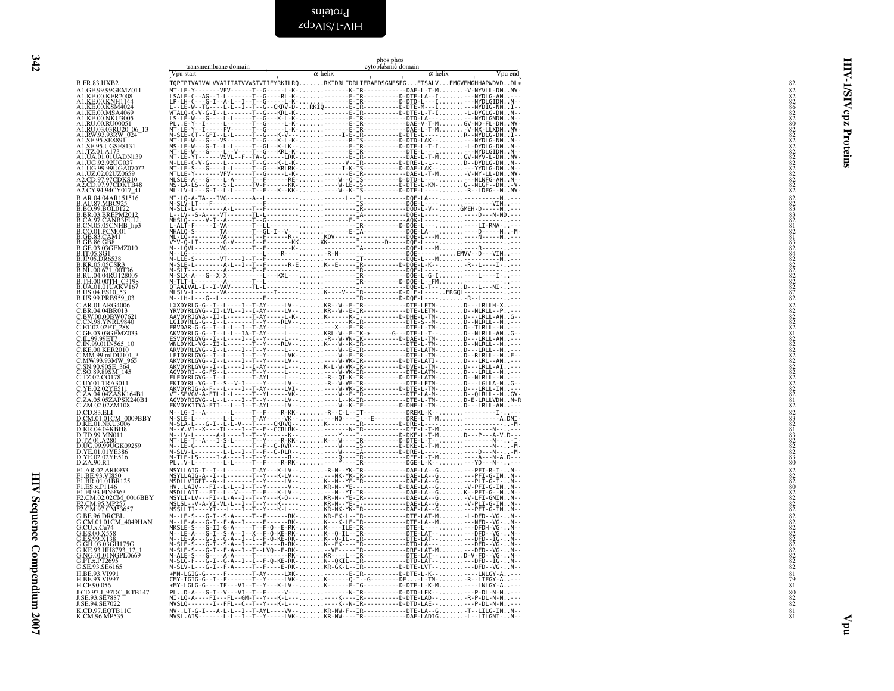```
                         transmembrane domain                          phos phos
                                                                       cytoplasmic domain
                        Vpu start                          α-helix                              α-helix         Vpu end
B.FR.83.HXB2            TQPIPIVAIVALVVAIIIAIVVWSIVIIEYRKILRQ.......RKIDRLIDRLIERAEDSGNESEG...EISALV...EMGVEMGHHAPWDVD..DL*     82
A1.GE.99.99GEMZ011      MT-LE-Y-------VFV------T--G-----L-K-.......---------E-IR-----------DAE-L-T-M.......-V-NYVLL-DN..NV-    82
A1.KE.00.KER2008        LSALE-C--AG--I-L-------T--G----RL-K-.......---------E-IR---------D-DTE-LA--I.......---NYDLG-AN..---    82
A1.KE.00.KNH1144        LP-LH-C---G-I--A-L--I--T--G-----L-K-.......---------E-IR---------D-DTD-L---I.......---NYDLGIDN..N--    82
A1.KE.00.KSM4024        L--LE-W--TG----L-L--I--T--CKRV-D-...RKIQ---------E-IR---------D-DTE-M---I.......---NYDIG-NN..I--    86
A1.KE.00.MSA4069        WTALQ-C-V-G-I--L-------T--G---KRL-K-.......---------E-IR---------D-DTE-L-T-I.......-L-DYGLG-DN..N--    82
A1.KE.00.NKU3005        LS-LE-W--G----L-L------T--G--K-L-K-.......---------E-IR------------DTD-LA---.......---NYDLGNDN..N--    82
A1.RU.00.RU00051        PL..E-Y--I-----L-------T--G-----L-K-.......---------E-IR-----------DAE-V-T-M.......GV-ND-FL-DN..NV-    80
A1.RU.03.03RU20_06_13   MT-LE-Y--I-----FV------T--G-----L-K-.......---------E-IR-----------DAE-L-T-M.......-V-NX-LLXDN..NV-    82
A1.RW.93.93RW_024       M-SLE-CT--GFI--L-L-----T--G---K-V--.......-------I-E-IR---------D-DTE-L----.......R--NYDLG-DN..I--    82
A1.SE.95.SE8891         MT-LE-W---G---VS-------T--G---K-L-K-.......---------E-IS---------D-DTD-LAK-.......---NYDLG-NN..N--    82
A1.SE.95.UGSE8131       MS-LE-W---G-I--L-L-----T--GL--K-LK-.......---------E-IR---------D-DTE-L-T-I.......-L-DYDLG-DN..N--    82
A1.TZ.01.A173           MT-LE-W---G----L--V----T--G---KRL-K-.......---------E-IR-----------DTE-L---L.......---NYDLGIDN..N--    82
A1.UA.01.01UADN139      MT-LE-YT------VSVL--F--TA-G----LRK-.......---------E-IR-----------DAE-L-T-M.......GV-NYV-L-DN..NV-    82
A1.UG.92.92UG037        M-LLE-C-V-G----L-------T--G---K-L-K-.......--------V--IR---------D-DRE-L-L--.......D--DYDLG-DN..N--    82
A1.UG.99.99UGA07072     MT-LE-S---G----L-L-----T--G---KRLRK-.......------I-K-IS----------D-DAE-LAK-.......---YYDLG-DN..N--    82
A1.UZ.02.02UZ0659       MTLLE-Y-------VFV------T--G-----L-K-.......---------E-IR-----------DAE-L-T-M.......-V-NY-LL-DN..NV-    82
A2.CD.97.97CDKS10       MLSLE-A---G----L-A-----T--F-------RE-.......-------W--Q-IS---------D-DTD-L----.......---NLNFG-AN..N--    82
A2.CD.97.97CDKTB48      MS-LA-LS--G----S-L-----TV-F-------KK-.......-------W-LE-IS---------D-DTE-L-KM-.......G--NLGF--DN..-V-    82
A2.CY.94.94CY017_41     ML-LV-L---G-I--L-L-----T--F----K--KK-.......-------W--K-IS---------D-DTE-L----.......-R--LDFG--N..NV-    82
B.AR.04.04AR151516      MI-LQ-A-TA---IVG-------A--L-----------------.......--------L--IL-----------DQE-LA---.......----------N..---    82
B.AU.87.MBC925          M-SLV-LT---F----------------------------------......--------IS-----------DQE-L---.......--------VIN..---    82
B.BO.99.BOL0122         M-SLI-L-------A-L-----T--F------------------.......---------IR-----------DQD-L-V--.......GMEH-D-----N..---    83
B.BR.03.BREPM2012       L--LV--S-A----VT-------TL-L-----------------.......---------IA-----------DQE-L---.......------D---N-ND..---    82
B.CA.97.CANB3FULL       MHSLQ-----V-I--A-------T--G-----------------.......--------E-I-----------AQK-L---.......----------..---    82
B.CN.05.05CNHB_hp3      L-ALT-F-----I-VA-------T--LL----------------.......---------IR-----------D-DQE-L---.......----LI-RNA-..---    81
B.CO.01.PCM001          MHALQ-S-------TA-------T--GL-I--V-----------.......--------E-IA-----------DQE-LA---.......------D-----N..-M-    82
B.GB.83.CAM1            ML-LQ-*-------VA-------T--F-------R---------.......KQV------I-------------DQE-L--M.......------N-----N..---    81
B.GB.86.GB8             VYV-Q-LT-------G-V-----I--F-------KK--------.......XK-------I--------D----DQE-L---.......----------..---    83
B.GE.03.03GEMZ010       M--LQVL--------VG------T--F-----K-----------.......---------IA-----------DQE-L--M.......------R-----..---    82
B.IT.05.SG1             M--LG-----------------L--F-----R------------.......-R-N-----------------DQE------.......EMVV--D---VIN..---    84
B.JP.05.DR6538          M-LLE-S-------VT----I--T--F-----------------.......---------IT-----------DQE-L--M.......----------N..---    82
B.KR.05.05CSR3          M-SLE-L-------A-L-I--T--F-------R-E---------.......K--E-----IR---------D-DQE-L-K--.......---R--L---I-..---    82
B.NL.00.671_00T36       M-SLT----------A-------T--F-----------------.......---------IR-----------DQE-L---.......----------..---    82
B.RU.04.04RU128005      M-SLX-A---G--X-X-------T--L-----KXL---------.......---------IR-----------DQE-L-G-I.......----L---I-..---    82
B.TH.00.00TH_C3198      M-TLT-L--------A-------T--L-----------------.......---------IR---------D-DQE-L--FM.......----------..---    82
B.UA.01.01UAKV167       QTAAIVAL-I--I-VAV------TL-L-----------------.......--------I-------------DQE-L-T--.......D----L---NI-..---    82
B.US.04.ES10_53         MLSLV-L-------VA---------------I------------.......K------V---IR---------D-DLE-L----.ERGQL------..---    87
B.US.99.PRB959_03       M--LH-L---G-L----------T--F-----------------.......---------IR---------D-DQE-L----.......-R--L------..---    82
C.AR.01.ARG4006         LXXDYRLG-G--I--L----I--T-AY------LV--.......KR--W--E-IR------------DTE-LETM-.......D---LRLLH-X..---    82
C.BR.04.04BR013         YRVDYRLGVG--II-LVL--I--I-AY------LV--.......KR--W--E-IR------------DTE-LETM-.......D--NLRLL--P..---    82
C.BW.00.00BW07621       AAVDYRIGVA--II-L-------T-AY------L-K.......K-------E-IR---------D-DHE-L-TM-.......D---LRLL-AN..G--    82
C.CN.98.YNRL9840        LGIDYRLG-G--I--L-------T--Y----RLV--.......--------K-IR------------DTE-S--M-.......D--NLRLL--N..---    82
C.ET.02.02ET_288        ERVDAR-G-G--I--L-L--I--T-AY------L--.......---X---E-IR------------DTE-L-TM-.......D--TLRLL--H..---    82
C.GE.03.03GEMZ033       AKVDYRLG-G--I--L-L--IA-T-AY------L--.......KRL-W---E-IR-*------G---DTE-L-T--.......D--NLRLL-AN..G--    81
C.IL.99.99ET7           ESVDYRLGVG--I--L----I--T--Y------L--.......-R--W-VN-IK---------D-DAE-L-TM-.......D---LRLL-AN..---    82
C.IN.99.01IN565_10      WNLDYKL-VG--II-L-------T--Y----RLV--.......K---W--K-IR------------DTE-L-TM-.......D--NLRLL--N..---    82
C.KE.00.KER2010         ARVDYRLGVG--I--L----I--T--Y------L--.......--------E-IR------------DTE-LATM-.......D---LRLL--N..---    82
C.MM.99.mIDU101_3       LEIDYRLGVG--I--L----I--T--Y------LVK-.......---W--E-IR------------DTE-L-TM-.......D--RLRLL--N..E--    82
C.MW.93.93MW_965        AKVDYRLGVG--I--L----I--T--Y------LV-.......----W-VK-IR---------D-DTE-LATI-.......D---LRL--AN..---    82
C.SN.90.90SE_364        AKVDYRLGVG--I--L----I--I-AY------L--.......K-L-W-VK-IR---------D-DVE-L-TM-.......D---LRLL-AI..---    82
C.SO.89.89SM_145        AGVDYRI--G-FS--L-------T--Y---------.......----W-VK-IR------------DTE-LATM-.......D---LRLL--N..---    82
C.TZ.02.CO178           FLEDYRLGVG--I--L-------T-AYL----L--.......-R--QI-K-IR---------D-DTE-LATM-.......D--NLRLL--N..---    82
C.UY.01.TRA3011         EKIDYRL-VG--I--S--V-I--T--Y------LV--.......-R--W-VE-IR------------DTE-LETM-.......D---LGLLA-N..G--    82
C.YE.02.02YE511         AKVDYRIG-A-F--L-L----I--T-AY------LVI-.......---W-VK-IR---------D-DTE-L-TM-.......D---LRLL-IN..---    82
C.ZA.04.04ZASK164B1     VT-SEVGV-A-FIL-L-L-----T--YL------VK-.......-----W--E-IR------------DTE-LA-M-.......D--QLRLL--N..GV-    82
C.ZA.05.05ZAPSK240B1    AGVDYRIGVG--L--L-------T--Y------LV--.......----L--K-IR------------DTE-L-TM-.......D-E-LRLLVDN..N*R    81
C.ZM.02.02ZM108         EKVDYKITVA-FII---L--I--T-AYL-----LV--.......----W--K-IE---------D-DHE-L-TM-.......D---LRLL-AN..---    82
D.CD.83.ELI             M--LG-I--A-------L-----T--F----R-KK-.......-R--C-L--IT----------DREKL-K--.......--------I-..---    82
D.CM.01.01CM_0009BBY    M-SLE-L-------L-L-----T-AY-------VK--.......---NQ----I---E---------DRE-L-T-M.......---------A.DNI-    83
D.KE.01.NKU3006         M-SLA-L---G-I--L-L-V---T----CKRVQ-.......K-------IR---------D-DRE-L---------.......---------..-M-    82
D.KR.04.04KBH8          M--V.VI--X----TL----I--T--F--CCRLRK-.......-------N-IR------------DEE-L-T-M.......-------N---..---    81
D.TD.99.MN011           M--LV-L-------A-L-----I--Y-------K---.......------Y----I-----------D-DKE-L-T-M.......D---P---A-V.D---    83
D.TZ.01.A280            MT-LE-T--A---I-S-L-----T--Y-----R-KK-.......K---W---IR---------D-DTE-L-T----.......------N---..I-    82
D.UG.99.99UGK09259      M--LE-G---------L-L----T--F--C-RVR--.......----W---IS------------D-DKE-L-T-M.......-------N---..-M-    82
D.YE.01.01YE386         M-SLV-L-------L-L--I--T--F--C-RLR--.......----W---IA------------D-DRE-L------.......-----D---N-..-M-    82
D.YE.02.02YE516         M-TQE-LS---I-A----I--T--Y------R----.......----W---IR------------DEE-L-T-M.......----A---N-A.D---    83
D.ZA.90.R1              PL..V-L-------L-L-----T--F-----R-RK-.......----Y---IR------------DGE-L-K--.......---YD----N-..---    80
F1.AR.02.ARE933         MSYLLAIG-T--I--L-------T-AY---K-LV--.......-R-N--YK-IR-----------DAE-LA--G.......---PFI-R-I-..N--    82
F1.BE.93.VI850          MSYLLAIG-A--I--L-------T--Y----K-LV--.......---NK-YK-IR-----------DAE-LA--G.......---PFI-G-IN..N--    82
F1.BR.01.01BR125        MSDLLVIGFT--A--L-------I--Y------LV--.......K--N--YE-IR-----------DAE-LA--G.......---PLI-G-I-..N--    82
F1.ES.x.P1146           HV..LAIV---FI--L-L--I--T--Y------V--.......KR-N--YE----------D-DAE-LA--G.......---PFI-G-IN..N--    80
F1.FI.93.FIN9363        MSDLLAIT---FI--L--V----T--F----K-LV--.......---N--YI-IR-----------DAE-LA--G.......K--PFI-G--N..N--    82
F2.CM.02.02CM_0016BBY   MSYLI-LV---FI--L-A--I--T--Y----K-Q--.......KR-N--YE-IR-----------DAE-LA--G.......-V-LFI-GNIN..N--    82
F2.CM.95.MP257          MSLSL--V-A-YI-VL-L--I--T--Y----K----.......KR-N--YE-I------------DAE-LA--G.......-V-PLI-G-IN..N--    82
F2.CM.97.CM53657        MSSLLTI----YI--L--I--T--Y----K-L----.......KR-NK-YK-IR-----------DAE-LA--G.......---PFI-G-IN..N--    82
G.BE.96.DRCBL           M--LE-S---G-I--S-A-----T--F-------RK-.......KR-EK-L--IR------------DTE-LAT-M.......--L-DFD--VG-..N--    82
G.CM.01.01CM_4049HAN    M--LE-A---G-I--F-A--I-----F-------RK-.......K---K-LE-IR------------DTE-LA--M.......---NFD--VG-..N--    82
G.CU.x.Cu74             MKSLE-S---G-II-G-A-----T--F-Q--E-RK-.......K----ILE-IR------------DTE-L----.......---DFDH-VG-..N--    82
G.ES.00.X558            M--LE-A---G-I--S-A--I--X--F-Q-KE-RK-.......K--Q-IL--IR------------DTE-LAT---.......---DFD--VG-..N--    82
G.ES.99.X138            M--LE-A---G-I--G-A--I--T--F-Q-KE-RK-.......K--Q-IL--IR------------DTE-LAT---.......---DFD--IG-..N--    82
G.GH.03.03GH175G        M-SLE-S---G-I--S-A-----T--F-----R-RK-.......K--EK----IR------------DTD-LA----.......---DFD--VG-..N--    82
G.KE.93.HH8793_12_1     M-SLE-S---G-I--F-A--I--T--LVQ--E-RK-.......---VE----IR------------DRE-LAT-M.......---DFD--VG-..N--    82
G.NG.01.01NGPL0669      M-ALE-S---G----A-A-----T----------RK-.......KR----L--IR------------DTE-LAT---.......D-V-FD--VG-..N--    82
G.PT.x.PT2695           M-SLG-F---G-I--G-A--I--I--F-Q-KE-RK-.......N--QKIL--IR------------DTD-LAT---.......---DFD--IG-..N--    82
G.SE.93.SE6165          M-SLV-L---G-I--F-A-----T--F-----E-RK-.......KR-GK-L--IR---------D-DTE-LVT---.......---DFD--VG-..N--    82
H.BE.93.VI991           *MN-LGIG-G-----F-------T-AY-----LXK-.......---------E-IR---------D-DTE-L-K--.......----LNLGY-A..---    81
H.BE.93.VI997           CMY-IGIG-G--I--F-------T--Y-----LVK-.......K--------Q-I--G---------DE....L-TM-.......-R--LTFGY-A..---    79
H.CF.90.056             *MY-LGLG-G----TF---VI--T--Y---K-LV--.......K-------E-IG----------D-DTE-L-K-M.......----LNLGY-A..---    81
J.CD.97.J_97DC_KTB147   PL..D-A---G-I--V---VI--T--F-----V---.......--------N-IR----------D-DTD-LEK--.......---P-DL-N-N..---    80
J.SE.93.SE7887          MI-LQ-A----FI---FL--GM-T--Y----K-L--.......------K----N-IR--------D-DTE-LAD--.......-R-P-DL-N-N..---    82
J.SE.94.SE7022          MVSLQ--------I--FFL--C--T--Y----K-L--.......------K--N-IR----------D-DTD-LAE--.......---P-DL-N-N..---    82
K.CD.97.EQTB11C         MV-.LT-G-I---A-L-L--I--T-AYL----VV--.......KR-NW-F--IR------------DTE-LA--G.......-T--LILG-IN..N--    81
K.CM.96.MP535           MVSL.AIS-------L-L--I--T--Y-----LVK-.......KR-NW----IR------------DAE-LADIG.......-L--LILGNI-..N--    81
```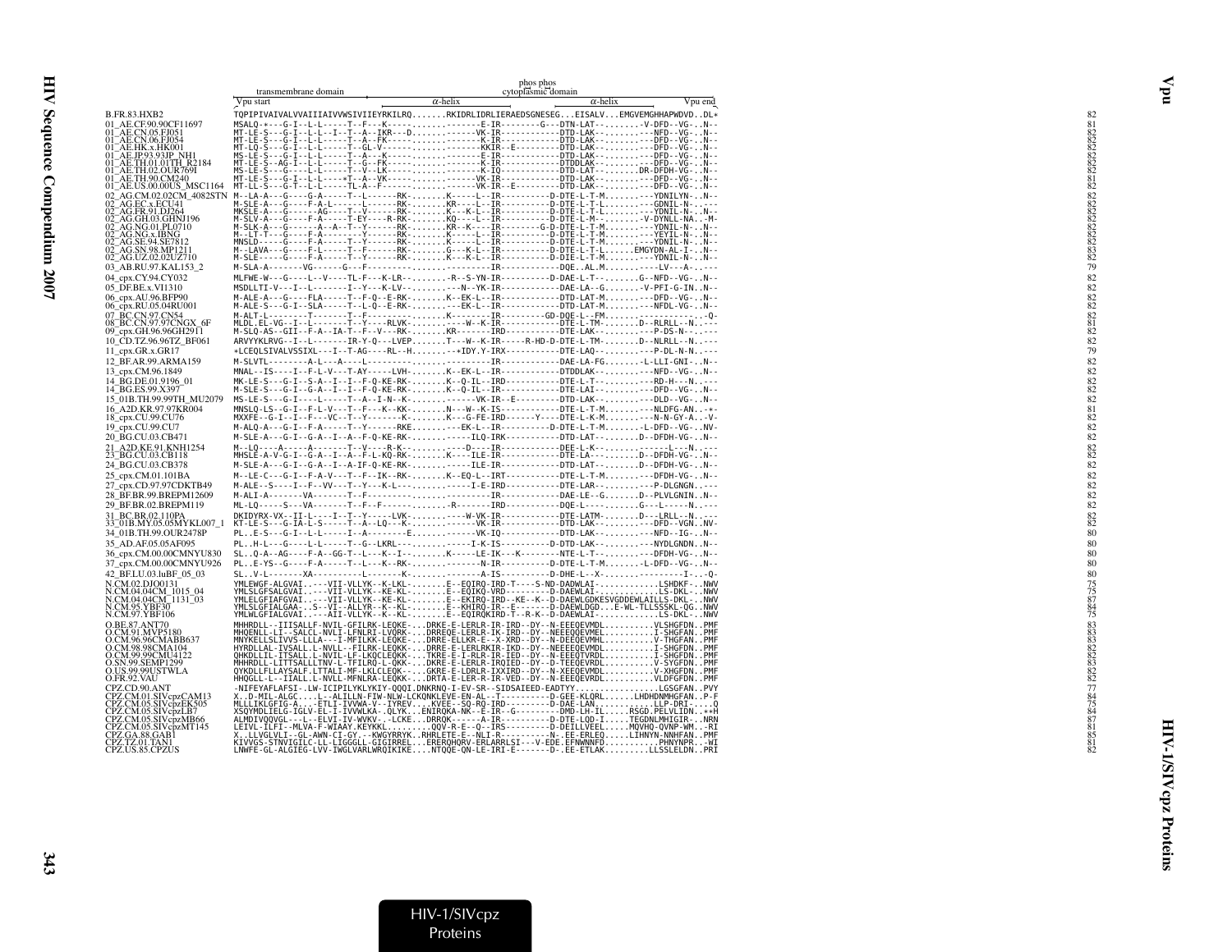```
                               transmembrane domain                       phos phos
                                                                        cytoplasmic domain
                         Vpu start                          α-helix                       α-helix        Vpu end
B.FR.83.HXB2              TQPIPIVAIVALVVAIIIAIVVWSIVIIEYRKILRQ.......RKIDRLIDRLIERAEDSGNESEG...EISALV...EMGVEMGHHAPWDVD..DL*   82
01_AE.CF.90.90CF11697     MSALQ-*---G-I--L-L-----T--F---K-----.......------E-IR---------G---DTN-LAT-.........-V-DFD--VG-..N--   81
01_AE.CN.05.FJ051         MT-LE-S---G-I--L-L--I--T--A--IKR---D.......------VK-IR-----------DTD-LAK--.........---NFD--VG-..N--   82
01_AE.CN.06.FJ054         MT-LE-S---G-I--L-L-----T--A--FK-----.......------K-IR------------DTD-LAK--.........---DFD--VG-..N--   82
01_AE.HK.x.HK001          MT-LQ-S---G-I--L-L-----T--GL-V------.......------KKIR--E---------DTD-LAK--.........---DFD--VG-..N--   82
01_AE.JP.93.93JP_NH1      MS-LE-S---G-I--L-L-----T--A---K-----.......------E-IR------------DTD-LAK--.........---DFD--VG-..N--   82
01_AE.TH.01.01TH_R2184    MT-LE-S--AG-I--L-L-----T--G--FK-----.......------K-IR------------DTDDLAK--.........---DFD--VG-..N--   82
01_AE.TH.02.OUR769I       MS-LE-S---G-I--L-L-----T--V--LK-----.......------K-IQ------------DTD-LAT--.........DR-DFDH-VG-..N--   82
01_AE.TH.90.CM240         MT-LE-S---G-I--L-L----*T--A--VK-----.......------VK-IR-----------DTD-LAK--.........---DFD--VG-..N--   81
01_AE.US.00.00US_MSC1164  MT-LL-S---G-T--L-L-----TL-A--F-----.......------VK-IR--E---------DTD-LAK--.........---DFD--VG-..N--   82
02_AG.CM.02.02CM_4082STN  M--LA-A---G----G-A-----T--L------RK-.......K------L--IR----------D-DTE-L-T-M.......---YDNILYN-..N--   82
02_AG.EC.x.ECU41          M-SLE-A---G----F-A-L-----L------RK-.......KR-----L--IR----------D-DTE-L-T-L.......---GDNIL-N-..---   82
02_AG.FR.91.DJ264         MKSLE-A---G------AG----T--V------RK-.......K---K-L--IR----------D-DTE-L-T-L.......---YDNIL-N-..N--   82
02_AG.GH.03.GHNJ196       M-SLV-A---G----F-A-----T-EY-----R-RK-.......KQ----L--IR----------D-DTE-L-M-........-V-DYNLL-NA..-M-   82
02_AG.NG.01.PL0710        M-SLK-A---G-----A--A-T--Y------RK-.......KR--K---L--IR---------G-D-DTE-L-T-M.......---YDNIL-N-..N--   82
02_AG.NG.x.IBNG           M--LT-T---G----F-A-------Y------RK-.......K-----L--IR----------D-DTE-L-T-M.......---YEYIL-N-..N--   82
02_AG.SE.94.SE7812        MNSLD-----G----F-A-----T--Y------RK-.......K-----L--IR----------D-DTE-L-T-M.......---YDNIL-N-..N--   82
02_AG.SN.98.MP1211        M--LAVA---G----F-L-----T--F------RK-.......G---K-L--IR----------D-DTE-L-T-L.......EMGYDN-AL-I-..N--   83
02_AG.UZ.02.02UZ710       M-SLE-----G----F-A-----T--Y------RK-.......K---K-L--IR----------D-DIE-L-T-M.......---YDNIL-N-..N--   82
03_AB.RU.97.KAL153_2      M-SLA-A-------VG------G---F---------.......---------IR-----------DQE..AL.M.........----LV---A-..---   79
04_cpx.CY.94.CY032        MLFWE-W---G----L--V----TL-F---K-LR--.......-R--S-YN-IR----------D-DAE-L-T--........G--NFD--VG-..N--   82
05_DF.BE.x.VI1310         MSDLLTI-V---I--L-------I--Y---K-LV---.......---N--YK-IR-----------DAE-LA--G.......-V-PFI-G-IN..N--   82
06_cpx.AU.96.BFP90        M-ALE-A---G----FLA-----T--F-Q--E-RK-.......K--EK-L--IR-----------DTD-LAT-M.......---DFD--VG-..N--   82
06_cpx.RU.05.04RU001      M-ALE-S---G-I--SLA-----T--L-Q--E-RK-.......---EK-L--IR-----------DTD-LAT-M.......---NFDL-VG-..N--   82
07_BC.CN.97.CN54          M-ALT-L---------T-------T--F--------........K--------IR---------GD-DQE-L--FM.......------------..-Q-   82
08_BC.CN.97.97CNGX_6F     MLDL.EL-VG--I--L-------T--Y----RLVK-.......-------W--K-IR-----------DTE-L-TM-.......D--RLRLL--N..---   81
09_cpx.GH.96.96GH2911     M-SLQ-AS--GII--F-A--IA-T--F--V---RK-.......KR-------IRD-----------DTE-LAK--.........---P-DS-N-..---   82
10_CD.TZ.96.96TZ_BF061    ARVYKLRVG--I--L-------IR-Y-Q---LVEP.......T---W--K-IR-----R-HD-D-DTE-L-TM-.......D--NLRLL--N..---   82
11_cpx.GR.x.GR17          *LCEQLSIVALVSSIXL---I--T-AG----RL--H.......-*IDY.Y-IRX-----------DTE-LAQ--........---P-DL-N-N..---   79
12_BF.AR.99.ARMA159       M-SLVTL--------A-L---A----L---------.......---------IR-----------DAE-LA-FG.......-L-LLI-GNI-..N--   82
13_cpx.CM.96.1849         MNAL--IS----I--F-L-V---T-AY-----LVH-.......K--EK-L--IR-----------DTDDLAK--.......---NFD--VG-..N--   82
14_BG.DE.01.9196_01       MK-LE-S---G-I--S-A--I--I--F-Q-KE-RK-.......K--Q-IL--IRD-----------DTE-L-T--........---RD-H---N..---   82
14_BG.ES.99.X397          M-SLE-S---G-I--G-A--I--I--F-Q-KE-RK-.......K--Q-IL--IR-----------DTE-LAI--........---DFD--VG-..N--   82
15_01B.TH.99.99TH_MU2079  MS-LE-S---G-I----L-----T--A--I-N--K-.......------VK-IR--E---------DTD-LAK--........---DLD--VG-..N--   82
16_A2D.KR.97.97KR004      MNSLQ-LS--G-I--F-L-V---T--F---K--KK-.......N---W--K-IS-----------DTE-L-T-M.......---NLDFG-AN-..-*-   81
18_cpx.CU.99.CU76         MXXFE--G-I--I--F---VC--T--Y------K-.......K---G-FE-IRD------Y----DTE-L-K-M.......---N-N-GY-A..-V-   82
19_cpx.CU.99.CU7          M-ALQ-A---G-I--F-A-----T--Y------RKE.......---EK-L--IR----------D-DTE-L-T-M.......-L-DFD--VG-..NV-   82
20_BG.CU.03.CB471         M-SLE-A---G-I--G-A--I--A--F-Q-KE-RK-.......------ILQ-IRK----------DTD-LAT--........D--DFDH-VG-..N--   82
21_A2D.KE.91.KNH1254      M---LQ----A-------------V---R-K-----.......--D------IR-----------DEE-L-K--........A-------L---N..---   82
23_BG.CU.03.CB118         MHSLE-A-V-G-I--G-A--I--A--F-L-KQ-RK-.......K----ILE-IR-----------DTE-LA--.........D--DFDH-VG-..N--   82
24_BG.CU.03.CB378         M-SLE-A---G-I--G-A--I--A-IF-Q-KE-RK-.......-----ILE-IR-----------DTD-LAT--........D--DFDH-VG-..N--   82
25_cpx.CM.01.101BA        M--LE-C---G-I--F-A-V---T--F--IK--RK-.......K--EQ-L--IRT-----------DTE-L-T-M.......---DFDH-VG-..N--   82
27_cpx.CD.97.97CDKTB49    M-ALE--S----I--F--VV---T--Y---K-L---.......------I-E-IRD----------DTE-LAR--........---P-DLGNGN..---   82
28_BF.BR.99.BREPM12609    M-ALI-A-------VA-------T--F---------.......---------IR-----------DAE-LE--G.......D--PLVLGNIN..N--   82
29_BF.BR.02.BREPM119      ML-LQ-----S---VA-------T--F--F------.......-R-------IRD-----------DQE-L----........G---L-----N..---   82
31_BC.BR.02.110PA         DKIDYRX-VX--II-L---I--T--Y----LVK-.......------W-VK-IR-----------DTE-LATM-.......D---LRLL--N..---   82
33_01B.MY.05.05MYKL007_1  KT-LE-S---G-IA-L-S-----T--A--LQ--K-.......------VK-IR-----------DTD-LAK--........---DFD--VGN..NV-   82
34_01B.TH.99.OUR2478P     PL..E-S---G-I--L-L-----I--A--------E.......------VK-IQ-----------DTD-LAK--........---NFD--IG-..N--   80
35_AD.AF.05.05AF095       PL..H-L---G----L-L-----T--G--LKRL---.......------I-K-IS----------D-DTD-LAK--.......---NYDLGNDN..N--   80
36_cpx.CM.00.00CMNYU830   SL..Q-A--AG----F-A--GG-T--L---K--I--.......K-----LE-IK---K---------NTE-L-T--........---DFDH-VG-..N--   80
37_cpx.CM.00.00CMNYU926   PL..E-YS--G----F-A-----T--L---K--RK-.......--------N-IR-----------D-DTE-L-T-M.......-L-DFD--VG-..N--   80
42_BF.LU.03.luBF_05_03    SL..V-L-------XA----------L-------K-.......--------A-IS-----------D-DHE-L--X-........----------I-..-Q-   80
N.CM.02.DJO0131           YMLEWGF-ALGVAI.---VII-VLLYK--K-LKL-.......E--EQIRQ-IRD-T----S-ND-DADWLAI-............LSHDKF-..NWV   75
N.CM.04.04CM_1015_04      YMLSLGFSALGVAI.---VII-VLLYK--KE-KL-.......E--EQIKQ-VRD---------D-DAEWLAI-............LS-DKL-..NWV   75
N.CM.04.04CM_1131_03      YMLELGFIAFGVAI.---VII-VLLYK--KE-KL-.......E--EKIRQ-IRD--KE--K--D-DAEWLGDKESVGDDEWLAILLS-DKL-..NWV   87
N.CM.95.YBF30             YMLSLGFIALGAA-.-S--VI--ALLYR--K--KL-.......E--KHIRQ-IR--E-------D-DAEWLDGD....E-WL-TLLSSSKL-QG..NWV   84
N.CM.97.YBF106            YMLWLGFIALGVAI.---AII-VLLYK--K--KL-.......E--EQIRQKIRD-T--R-K--D-DAEWLAI-............LS-DKL-..NWV   75
O.BE.87.ANT70             MHHRDLL--IIISALLF-NVIL-GFILRK-LEQKE-...DRKE-E-LERLR-IR-IRD--DY--N-EEEQEVMDL.........VLSHGFDN..PMF   83
O.CM.91.MVP5180           MHQENLL-LI--SALCL-NVLI-LFNLRI-LVQRK-...DRREQE-LERLR-IK-IRD--DY--NEEEQQEVMEL.........I-SHGFAN..PMF   83
O.CM.96.96CMABB637        MNYKELLSLIVVS-LLLA---I-MFILKK-LEQKE-...DRRE-ELLKR-E--X-XRD--DY--N-DEEQEVMHL.........V-THGFAN..PMF   83
O.CM.98.98CMA104          HYRDLLAL-IVSALL.L-NVLL--FILRK-LEQKK-...DRRE-E-LERLRKIR-IKD--DY--NEEEEQEVMDL.........I-SHGFDN..PMF   82
O.CM.99.99CMU4122         QHKDLLIL-ITSALL.L-NVIL-LF-LKQCLEQKK-...TKRE-E-I-RLR-IR-IED--DY--N-EEEQTVRDL.........I-SHGFDN..PMF   82
O.SN.99.SEMP1299          MHHRDLL-LITTSALLLTNV-L-TFILRQ-L-QKK-...DKRE-E-LERLR-IRQIED--DY--D-TEEQEVRDL.........V-SYGFDN..PMF   83
O.US.99.99USTWLA          QYKDLLFLLAYSALF.LTTALI-MF-LKLCLEQK-...GKRE-E-LDRLR-IXXIRD--DY--N-XEEQEVMDL.........V-XHGFDN..PMF   82
O.FR.92.VAU               HHQGLL-L--IIALL.L-NVLL-MFNLRA-LEQKK-...DRTA-E-LER-R-IR-VED--DY--N-EEEQEVRDL.........VLDFGFDN..PMF   82
CPZ.CD.90.ANT             -NIFEYAFLAFSI-.LW-ICIPILYKLYKIY-QQQI.DNKRNQ-I-EV-SR--SIDSAIEED-EADTYY................LGSGFAN..PVY   77
CPZ.CM.01.SIVcpzCAM13     X..D-MIL-ALGC....L--ALILLN-FIW-NLW-LCKQNKLEVE-EN-AL--T---------D-GEE-KLQRL......LHDHDNMHGFAN..P-F   84
CPZ.CM.05.SIVcpzEK505     MLLLIKLGFIG-A...-ETLI-IVVWA-V--IYREV....KVEE--SQ-RQ-IRD---------D-DAE-LAN.............LLP-DRI-....Q   75
CPZ.CM.05.SIVcpzLB7       XSQYMDLIELG-IGLV-EL-I-IVVWLKA-.QLYK...ENIRQKA-NK--E-IR--G---------DMD-LH-IL......RSGD.PELVLIDN..**H   84
CPZ.CM.05.SIVcpzMB66      ALMDIVQQVGL---L--ELVI-IV-WVKV-.-LCKE...DRRQK------A-IR----------D-DTE-LQD-I.....TEGDNLMHIGIR-..NRN   87
CPZ.CM.05.SIVcpzMT145     LEIVL-ILFI--MLVA-F-WIAAY.KEYKKL.........QQV-R-E--Q--IRS---------D-DEILLVEEL....MQVHQ-QVNP-WM..-RI   81
CPZ.GA.88.GAB1            X..LLVGLVLI--GL-AWN-CI-GY.--KWGYRRYK..RHRLETE-E--NLI-R----------N-.EE-ERLEQ.....LIHNYN-NNHFAN..PMF   85
CPZ.TZ.01.TAN1            KIVVGS-STNVIGILC-LL-LIGGGLL-GIGIRREL...ERERQHQRV-ERLARRLSI---V-EDE.EFNWNNFD...........PHNYNPR..-WI   81
CPZ.US.85.CPZUS           LNWFE-GL-ALGIEG-LVV-IWGLVARLWRQIKIKE....NTQQE-QN-LE-IRI-E-------D-.EE-ETLAK.........LLSSLELDN..PRI   82
```

HIV-1/SIVcpz Proteins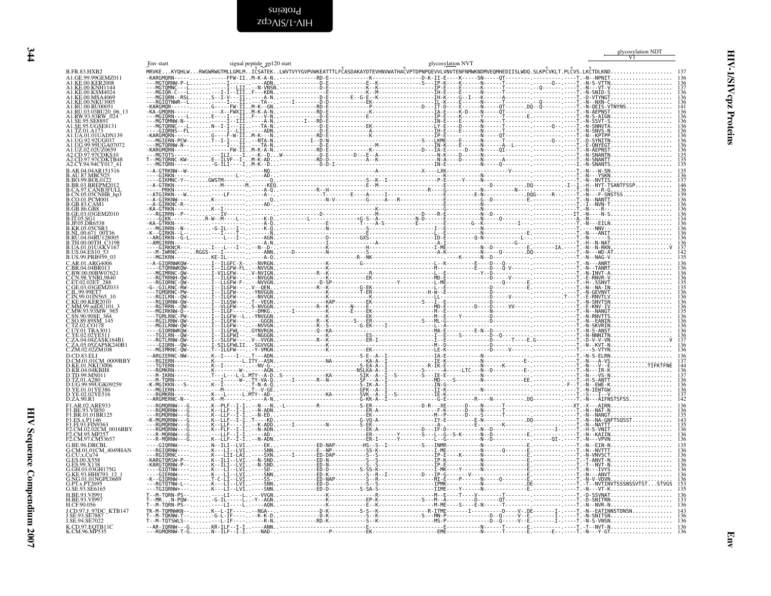```
                                                                                                                                                                          glycosylation NDT
                  Env start              signal peptide  gp120 start                                              glycosylation NVT                                          V1
B.FR.83.HXB2      MRVKE...KYQHLW...RWGWRWGTMLLGMLM..ICSATEK..LWVTVYYGVPVWKEATTTLFCASDAKAYDTEVHNVWATHACVPTDPNPQEVVLVNVTENFNMWKNDMVEQMHEDIISLWDQ.SLKPCVKLT.PLCVS.LKCTDLKND.................... 137
A1.CY.99.99GEMZ011 -KARGMQRN-----.......------FFW-II..M-K-A-N..------------RD-E-----------K---------------D-K-II-E----K-----SN-----QT-----------------.---T.-N--NPNIT................... 136
A1.KE.00.KER2008  ---MGTQRNW-P-L.......------I---------ADN..-----------D-E-----------E--K-------------S---IP-K----K-----N-----T------------Q---.---T.-N-S-VTTN.................. 136
A1.KE.00.KNH1144  ---MGTQMNC---L.......---I--LII.-N-VNSN.-----------D-E-----------K--K----------------IP-E----E-----K-----T---------Q------.---T.-N---VT-V.................. 137
A1.KE.00.KSM4024  ---MGIQR-C---L.......---I-I--III..F---KDN..----------E-------------K--M-------------IH-E----E-----N-----T-------------.---T.-N-SNID-S.................. 136
A1.KE.00.MSA4069  ---MGIQRN--RSL.......S--I-V---II.......A-N..-----------D-E-------E--G-E--K-----------IH-K----G--I---K-----A---------.---T.-D-VTYNGT.................. 136
A1.KE.00.NKU3005  ---RGIQTNWR--L.......---I---II.....TA---..---I------D-D-----------EK----------------IL-K----E-----N-----T--------Q-------.---T.-N--NXN-C.................. 136
A1.RU.00.RU00051  -KARGMQR--------.....G----FW-II..M-K---GN..---------RD-E-----------P----------D---IT-D----E-----N-----QT---------DQ--Q-------.---T.-N-QEIS-VTNYNS.............. 141
A1.RU.03.03RU20_06_13 -KA-GMQRN------.......---X--FWXII..M-K-A-N..------------RD-E-----------K-------------IA-E----K-D-----N-----QT-----------------.---T.-N-AEPNST.................. 136
A1.RW.93.93RW_024 ---MGIQRN---L.......E---I---II......TA-N..------------D-E-----------E---------------IP-E----K-----Y-----T-------E------------.---T.-N-S-AIGN.................. 136
A1.SE.95.SE891    ---MGTQMNW-N-........---I--III.....A-N..-------I----RD-E-----------------------------IN-E----E-----N-----T----------------.---T.-N-SSVT-S.................. 136
A1.SE.95.UGSE8131 ---MGTQRNC---L.......N--I-I---III.....TA-N..-----------D-E-----------EK-------------LY-E----D-----N-----T----------Q---.---T.-N-SNNVTA.................. 136
A1.TZ.01.A173     ----GIQRNS--FL.......---I--LII.....ADN..-----------D-E-----------A-----------------IH-E----E-----N-----T-------------.---T.-N-SNVS-N.................. 136
A1.UA.01.01UADN139 -KARGMQRN--------.....G----F-W-II..M-K---N..---------RD-E-----------K---------------IP-E----RD-----N-----QT------------------.---T.-N--KPTPP.................. 136
A1.UG.92.92UG037  ---MGIERN-PCW-.......T--I-I---II....NTA-N..---------I--D-N-----------------------S---LKME----E-----N-----T----------Q---.---T.-D-SYNITN.................. 136
A1.UG.99.99UGA07072 ---MGTQRNW-N-........---I---II......TA-N..-----------D-E-----------M---------------IN-K----E-----N-----A--L---------------.---T.-E-QNYEGT.................. 136
A1.UZ.02.02UZ0659 -KARGMQRN--------.....----FW-II..M-K-A-N..------------RD-E-----------K-------------D--IA-E----D-----N-----QT-----------------.---T.-N-AEPNST.................. 136
A2.CD.97.97CDKS10 ---MGTQTS--------.......---ILI----I...--K--D..W-----------D-E-----------D---E--A--------N-K----D-----N---------------------.---T.-N-SNANTN.................. 135
A2.CD.97.97CDKTB48 T--MGTQRNC-KW-.......E--ILVF--I-.M-K-AD..-----------RD-D-----------A--K-------------N-A----D-----N-----A----------------.---T.-N-SNANTT.................. 135
A2.CY.94.94CY017_41 ---MGTQRN--------.....-G-ILI----I..M-K--D..-----------D-D-I----------------------------IN-E----------N-----Q---------------.---T.-N-SNANTS.................. 135
B.AR.04.04AR151516 --A-GTRKNW--W-........----------------NQ..--------------------------A-----------X----LXK-----------------------V--------------.---T.-N---W-SN.................. 135
B.AU.87.MBC925    ----GIRKN-------..........-------L-------AD-..------------------------------------------K------------N---------------------.---T.-N---YSKN.................. 136
B.BO.99.BOL0122   ----GIKMNC-Y-.......GWSTM----------------Q..-------------------------S--K--I-------------P-E-----Y-----N-------------------.---T.-N---NVTIS.................. 137
B.BR.03.BREPM2012 --A-GTRKN-------.......--M--------M------KEQ..-----------------------E--M------------------E---------------D----------DQ-------.--I--I.-H--NYT-TSANTFSSP.......... 146
B.CA.97.CANB3FULL ----PRKN--------..........-----------A-Q..----------R--H--------------------------------R------G-----------N-------N----.---T.-N-----R-G.................. 136
B.CN.05.05CNHB_hp3 --ATGIRKN--W-........--LF-------------A---..-----------T---------E---A-----I----------------------E-N--------------DQG-----R--.---T.-N---F-SNSTSS.............. 139
B.CO.01.PCM001    --A-GIRKNW--...........K-----------------Q..-------------N-V----------G-----A---R-------------------G--D---------E--------------.---T.-N--NANTT.................. 136
B.GB.83.CAM1      --A-GIRKNC-R-........-------------------AD-..--------------------------------------------------N-----------------------------.---T.-I--NVN-T.................. 136
B.GB.86.GB8       -KA-GTRKN--------......K--I-----------------..----------------------------------------------------N-------------------------------.---T.-N--------.................. 136
B.GE.03.03GEMZ010 ---RGIRRN--P-.........IV----------------------..------------D------------------M---------D----R-E--------N-D-------------.---II.-N----N-S.................. 136
B.IT.05.SG1       ----GIKK--------......R-W--M---L---------K-D..----------L-------------*G-S--A------------N-D------E-----------N-----Q-------------.-----A.-N---------.................. 134
B.JP.05.DR6538    -KA-GTRKN--------.....----------------A-Q..-------------------E----------T---A-S----------E----------G--K---------I----.---T.-N---EILN.................. 136
B.KR.05.05CSR3    ---MGIRRN--N-........--G-IL--I---------K-Q..-----------------N-------------------------I--E---------N-----------------------.---T.----NNV--.................. 136
B.NL.00.671_00T36 -K--GIRKN--L--........--I---T-----------N..---------------------E------------------------L--E---------N-----------E----.---T.-N---ANIT.................. 136
B.RU.04.04RU128005 --ARGIRKN--G-L.........---L---I-----------AGN..---------------D-----------GXS----------------ID-E----------Q-N---------------L---------.---T.-N------S.................. 136
B.TH.00.00TH_C3198 --AMGIRRN--------......................A-N..-------------I--------------A------------------A-I--------------------G-------.---T.-H--N-NAT.................. 136
B.UA.01.01UAKV167 ----GIRKNCR-----......I---L---I------N--D-..------------K------------H-----------------I-ME---------N--D----------E------IA.---T.-N--N-RKN..................V 137
B.US.04.ES10_53   ---M-IWRNC-----.RGGS----I-----------ANN..-----D---------N--------------------------A-K----------N-----Q---------DQ--------.---T.-N---WD-AT.................. 142
B.US.99.PRB959_03 ---MGIKRN--------.......KE-IL------------A-Q..-------------------R--NK-----------------------K------N--D----------E--------.---T.-N--NAG-V.................. 135
C.AR.01.ARG4006   --A-GIQRNWKQW-.......I--ILGFC-X-.....NVRGN..-----------K-----------G--------------L--K---------E-----D---Q------------.---T.-N---ANRT.................. 136
C.BR.04.04BR013   ----GTQRNWKQW-.......I--ILGFW-FL.--NVVGN..--------------------------------------------M--------------E-----D--Q-V-------.---T.-N--TANRT.................. 136
C.BW.00.00BW07621 ---MGIMRNC-QW-.......I-VILGFW-----V-NVIGN..-----------R--K---------R-------------------L--E-------------Y--D--------------.---T.-N-INVT-A.................. 136
C.CN.98.YNRL9840  ---RGTRRNH-QW-.......I--ILGFW------NVGGN..-----------K-------------EK--------------MD-E---------------D-----V----------.---T.-E-RNVR-V.................. 136
C.ET.02.02ET_288  ---RGIQRNC-QW-.......I--LLGFW-F---NVVGN..----------D-SP---------------Y-----------L-ME-------------------Q------E------.---T.-H-.SSNVT.................. 135
C.GE.03.03GEMZ033 -G--GILRNC-RW-.......I--ILGFW-----V--DIN..----------R--K----------G-EK------------------L--E-----------D-------------E------.---T.-N--NA-IN.................. 135
C.IL.99.99ET7     ---TGMQRNC-PW-.......I--ILGFW-----YNVGGN..-----------------------T-ER-------------H-W--E-----------D-----------------.---T.-N-GEVNVT.................. 136
C.IN.99.01IN565_10 ---RGILRN-QW-........I--ILGFW-------NVVGN..--------------K-------------K------------------LL-----------D--------V-----------T---T.-E-RNVTLV.................. 136
C.KE.00.KER2010   ---RGIQRNW-QW-.......I--ILGSW-----T--VEGN..----------KAP-----------EK-------------S---I--E-------------D-----------------.---T.-N-SNVTSN.................. 136
C.MM.99.mIDU101_3 ---RGTRRN--QW-.......I--VIGFW-----S-NVGGN..-----------R--K-------N----E-----------MD-E-------D---D-------VV------------.---T.-E-KNV-IV.................. 136
C.MW.93.93MW_965  ---MGIRKNW-Q--.......I--ILGF-------DMKG..------I---------K--------E----EK-------------M--E---------N---------------------.---T.-N--NANGT.................. 135
C.SN.90.90SE_364  ---TGMLRNC-PW-.......I--ILGFW--L...YNVGGN..-----------K-------------------EK--------------IN-E----Y-----------D--------------.---T.-N-RNVTTS.................. 136
C.SO.89.89SM_145  ---RGILRNW-QW-.......I--ILGFW------GGGN..-----------R--K-------S---ER------------S---ML-G---------D-----------------.---T.-N--EANIN.................. 136
C.TZ.02.CO178     ---MGILRNW-QW-.......I--ILGFW-------NVVGN..-----------R--S----------G-EK-----I-----------L--A-------------------------------.---T.-N-SKVRIN.................. 136
C.UY.01.TRA3011   ----GIQRNWKQW-.......I--ILGFWL.....GYNVRGN..------------Q--KA--------------------------------MA-----------E-N--D--------------.---T.-N-S-ANST.................. 136
C.YE.02.02YE511   ---TGILRN--QW-.......I--ILGFWI-----NGGGN..----------K-------------ES-------------I--E---S-------D--Q----------------.---T.-N-NNNITN.................. 136
C.ZA.04.04ZASK164B1 ---RGTLRNW-QW-.......I--SLGFW-----V--VVGN..-----------R--K-----------ER-I---------------I--E----------D-------T----E-G----------.---T.-D-V-V-VN..................V 137
C.ZA.05.05ZAPSK240B1 ----GIQRN--QW-.......I-SILGFW-----SGVVGN..-----------K-----------------------------M--D-------------------------------.---T.-N--KVT-N.................. 136
C.ZM.02.02ZM108   ---MGIMRNC-QW-.......I--ILGFW-----Y-VMGN..--------------K-----------EK----------------LE-K--------------D-----V---------.----S-VTYN.................. 136
D.CD.83.ELI       --ARGIERNC-NW-.......K--I----I----T---ADN..------------------------S-E--A--I--------------IA-E--------N-------------------------.---T.-N-S-ELRN.................. 136
D.CM.01.01CM_0009BBY ---RGIERN-------.....K---------L.ITY--ASN..------------NA---------------KA-A--I------------IE-K--------N--------E-------------.---T.-N---A-VS.................. 137
D.KE.01.NKU3006   ---TGTERN-------.....K--I----------NV-G-..------------------------S-EA-A--I----------R-IK-E-----------N-----K-------E------------.---T.-N---V--E..........TIFKTFNE 144
D.KR.04.04KBH8    ---RGMKRN--------.....------W------AGN..---------------------NSLKA-A--I-----------S------A-----LTC---N--D--------E------------.---T.-N---IR-K.................. 136
D.TD.99.MN011     ---M-IKRN-------.....T----L---L-L.MTY--A-D..S---------KA-----------SIK--A--I--S-----------S---IE-E--------N---------------------.---T.-N---VS-N.................. 137
D.TZ.01.A280      ---M-TQRN-------.....T-------W---TY-VA-Q..----I-------R--N-------------SF--A--I-----------MD---S-------N-------------EE----------.---T.-H-S-ANTT.................. 136
D.UG.99.99UGK09259 -K-MGIKKN---S-.......K--I----------T-N-A-Q..-------------------------S-IK-A--I--------------IN-G---------------------------------.---F-T.-N--EWE-K.................. 136
D.YE.01.01YE386   ---MGIERN-------.....-M----------T--V-GE..-------------------------GFK--A--I--------------II-K--------N--------------------------.---T.-N-IEWTGW.................. 136
D.YE.02.02YE516   ---RGMKRN-------.....K--L------L.MTY--AD-..---------KA-----------SVK--A--I--S-----------ID-E-------------------------------------.---S-T.-I--V.................. 137
D.ZA.90.R1        ---ARGMERNC-N---.....K--M------------------A-N..------------------------G-KK-A--I--------------G-E------R----N----------DQ-------.---T.-N--AIFNSTSFSS.............. 142
F1.AR.02.ARE933   ---RGMQRNW---G.......K--PLF--I-I---N---N..-L-------------R-----------S-ER-----------D-R---XE-----D----N-----T--------------.--XT.-X--AIRN.................. 136
F1.BE.93.VI850    ---RGMQRNW---G.......K--LLF--I-I----N-ADN..------------------------ER-A-----------------F-K-----D----N-----T----------------.---T.-N--NAT-N.................. 136
F1.BR.01.01BR125  ---RGMQRNW---G.......K--LLF--I-I----N-ED..--------------------------E--------------------M--P-----D-----S-----T----------------.---T.-N--NANGT.................. 135
F1.ES.x.P1146     -K-MGMQRNW---G.......K--LLF--I-I..T----KD..--------------------------G-VQ-A-----------------IY-E-----------E-N---------------DQ-------.---T.-N--NA-GNFTSQSST.......... 143
F1.FI.93.FIN9363  ---RGMQRNW---G.......K--LLF---I--K-ADD..----I-----------N-------S-EK---------------------E-------------E------K-------.---T.-N--NATTT.................. 135
F2.CM.02.02CM_0016BBY ---RGMQRNW---G.......K--PLF--I-I----N-ADN..-----------------------EK-A-------------D---IF-D--------N--D---------------I-------.---T.-H-S-VNIT.................. 136
F2.CM.95.MP257    ---R-MQRNW---G.......K--LLF--I-I-----AD-..----------------------EK------Y---------S---L--G--S-K-----N--D-------E--------------.---T.-N--KAIIN.................. 136
F2.CM.97.CM53657  ---R-MQRNW---G.......K--LLF--I-I----N-ADN..----------------------ER-I------Y-----------E-------------N--D---------------QI-.---T.-N---VPVN.................. 136
G.BE.96.DRCBL     ----GIQRNW------.....N--ILI--LVI-----EK..-----------ED-NAP-------HS--S--I---------S---INMR---------N--------------------------.---T.-N--EIN-N.................. 135
G.CM.01.01CM_4049HAN ---RGIQRNW------.....K--LI--LVI-----SNN..------------E--NP-------SS-K---------------------I-ME------------N-------Q-------E--------.---T.-N--NVTTT.................. 136
G.CU.x.Cu74       ---RGIQRNC------.....K---LII-LAI-----SXN..----I-------ED-DAP-------S--S---------------------IP-E----K-----N-----------------------.---T.-N-VNVSCT.................. 136
G.ES.00.X558      -KARGTQRSW-P-.......K--ILI--LVI-----N-SND..------------ED-N-------------S--S-----------------IP-E---------N-----------------------.---T.-T-ANVT-N.................. 136
G.ES.99.X138      -KARGTQRNW-P-.......K--ILI--LVI-----N-SND..------------ED-N-------------S--S-----------------IP-E---------N-----------------------.---T.-T-NVT-N.................. 136
G.GH.03.03GH175G  ----GIQTNW------.....K---LI--LVI-----SD-..------------ED-D-------------S-SS-K---------------I-MK----Y-----N-----------------------.---T.-N---IVYS.................. 136
G.KE.93.HH8793_12_1 ----GIERNW------.....K--LI--LVI-----SNN..------------ED-K-------------S--R-I-----------D--IP-G--------V-----N------------------------.---T.-N---ANVT.................. 136
G.NG.01.01NGPL0669 -K--GIQRNW------.....T-C-LI--LVI-----SS-..------------ED-NAP-------S--R---------------------MI-E-----P-----N-----Q-----------E-------.---T.-N-V-VDVN.................. 136
G.PT.x.PT2695     ---RGTQTNW-L-........K--LI--LVI-----SNN..------------ED-D-------------S--S----------------IPMK-----------N---------------DE--------.---T.-T--NVTINVTSSSNSSVTST...STVGS 153
G.SE.93.SE6165    ---TGIQRNW------.....K---LI--LVI-----SNN..------------ED-D-------------S-SA-S---------------IIME-----Y-----N-----------------------.---T.-N---VT-K.................. 135
H.BE.93.VI991     T--M-TQRN-PS-.........--LI------VVGN..----------------K---------------------------M--E----T--V----------T---------------.---T.-D-SSVNAT.................. 136
H.BE.93.VI997     T--MR...N-PQW-.......-G-IL-------L---Y--AGN..-----------------------EP-K------------S---M--A------D--------QT-------------------.---T.-D-SNITRN.................. 133
H.CF.90.056       T--M-TQRN-PS-.........--LI-------AQN..------------------------E--K-----------------M-ME----S----E-N-------T---------------.---T.-N--NVR-N.................. 136
J.CD.97.J_97DC_KTB147 TK-M-TQMNWKN--........K--L-IF-------NGA-..-----------D-K-------------S-S--K-------------R-ITME-------I-----------D----V--DE-------I-.---T.-N--EATINNSTDNSN.......... 143
J.SE.93.SE7887    T--M-TQKNW--T-........-G-L-IF-------K-K-D..----------S--K-------------S---MN-P-------------D--Q------V--E--------I-.---T.-N--SNITSN.................. 136
J.SE.94.SE7022    T--M-TQTSWLS--........----L-IF------R-N..------------RD-K-------------S--K-----------------MS-P-------------D--Q------V--E--------I-.---T.-N-S-VNSN.................. 136
K.CD.97.EQTB11C   --AR-IQRNW---G.......KR-ILF--I-I.....ANN..------------------------E-------------------------E----------N------T--------E------------.---T.-T--NVT-N.................. 136
K.CM.96.MP535     ---RGMQRNW-T-G.......N--ILF--I-I-----NAD-..-----------------P---------EK------------------EME--------N------T--------E----E----.---T.-N---Y-GT.................. 136
```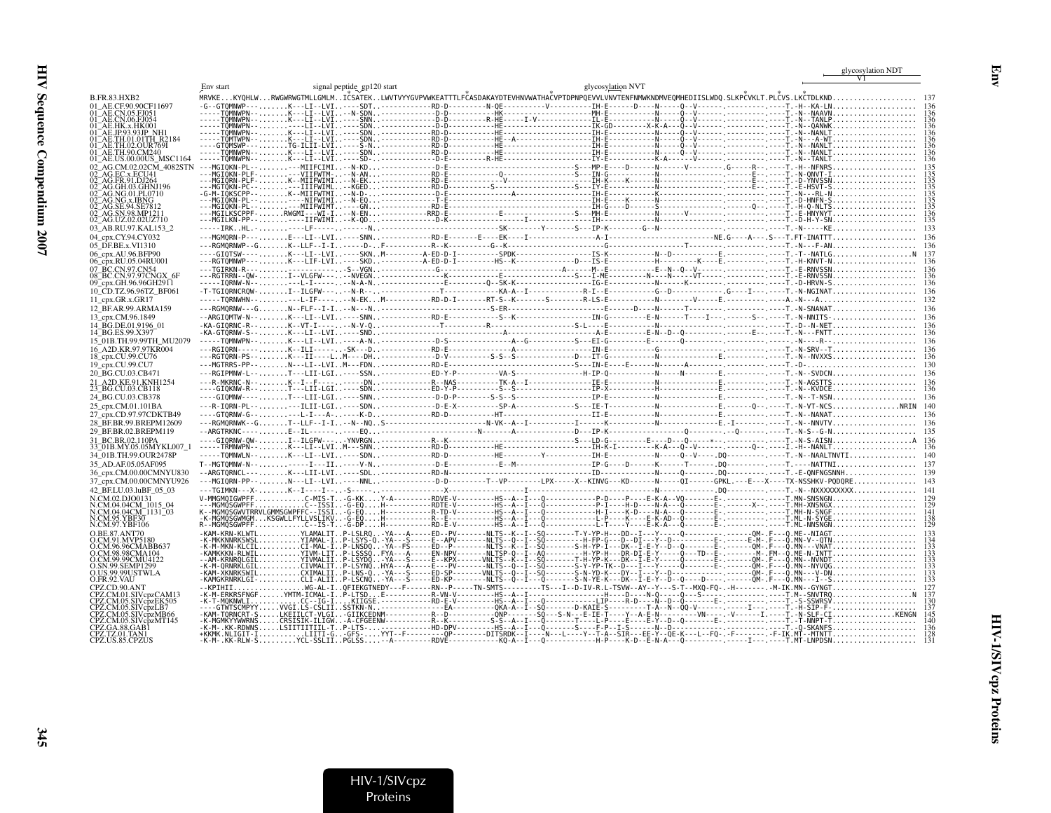```
                                                                                                                                                   glycosylation NDT
                          Env start              signal peptide  gp120 start                                        glycosylation NVT                   V1
B.FR.83.HXB2              MRVKE...KYQHLW...RWGWRWGTMLLGMLM..ICSATEK..LWVTVYYGVPVWKEATTTLFCASDAKAYDTEVHNVWATHACVPTDPNPQEVVLVNVTENFNMWKNDMVEQMHEDIISLWDQ.SLKPCVKLT.PLCVS.LKCTDLKND....................  137
01_AE.CF.90.90CF11697     -G--GTQMNWP---.......K---LI--LVI.....-SDT..-----------RD-D---------N-QE----------V----------IH-E-------D----N------Q--V------.---------.----T.-H--KA-LN..................  136
01_AE.CN.05.FJ051         -----TQMNWPN--.......K---LI--LVI.---N-SDN..-----------D-D----------HK--------------------MH-E----------N------Q--V------.---------.----T.-N--NAAVN.................  136
01_AE.CN.06.FJ054         -----TQMNWPN--.......K---LI--LVI.....-SNN..-----------D-D---------R-HE------I-V----------IL-E----------N------Q--V------.---------.----T.-N--TANLP.................  136
01_AE.HK.x.HK001          -----TQMNWPN--.......K---LI--LVI.....-SDN..-----------D-D----------HE--------------------IK-GD--------X-K-A----Q--V------.---------.----T.-N--QANWK.................  136
01_AE.JP.93.93JP_NH1      -----TQMNWPN--.......K---LI--LVI.....-SDN..-----------RD-D----------HE--------------------IH-E----------N------Q--V------.---------.----T.-N--NANLT.................  136
01_AE.TH.01.01TH_R2184    -----TQMTWPN--.......K---LI--LVI.....-SNN..-----------RD-D----------HE--A-----------------IH-E----------N------Q--V------.---------.----T.-N---A-WT.................  136
01_AE.TH.02.OUR769I       -----GTQMSWP--.......TG-LII-LVI.....-S-N..-----------RD-D----------HE--------------------IH-E----------N------Q--V------.---------.----T.-N--NANLT.................  136
01_AE.TH.90.CM240         -----TQMNWPN--.......K---LI--LVI.....-SDN..-----------RD-D----------HE--------------------IH-E----------N------Q--V------.---------.----T.-N--NANLT.................  136
01_AE.US.00.00US_MSC1164  -----TQMNWPN--.......K---LI--LVI.....-SD-..-----------RD-D---------R-HE--------------------IY-E----------K-A----V--V------.---------.----T.-N--TANLT.................  136
02_AG.CM.02.02CM_4082STN  ---MGIQKN-PL--.......---MIIFCIMI.---N-KD..-------------D-E--------------------------S---MP-E-----D------N------V--------.G-----R--.----T.-H--NFNRS.................  135
02_AG.EC.x.ECU41          ---MGIQKN-PLF-.......---VIIFWTM-.---N-AN..-------------RD-E-----------Q--------------S---IN-G----------N------------------.---------.----T.-N-QNVT-I.................  135
02_AG.FR.91.DJ264         ---MGIQRN-PLF-.......K--MIIFWIMI.---N-EK..-------------RD-E------------------------------IH-K----K-----N------------------.---------E--.----T.-D-YNVSSN...............  135
02_AG.GH.03.GHNJ196       ---MGTQKN-PC--.......---IIIFWIML.---KGED..-------------RD-D-----------S--------------S---IY-E----------N------------------.---------E--.----T.-E-HSVT-S...............  135
02_AG.NG.01.PL0710        -G-M-IQKSCPP--.......K--MIIFWTMI.---N-D-..-------------D-E-------------A------------------IH-E----------K------------------.---------.----T.-N---RL-N.................  135
02_AG.NG.x.IBNG           ---MGIQKN-PL--.......---NIFWIMI.---N-EQ..-------------T-E------------------------------IH-E----K-----N------------------.---------.----T.-D-HNFN-S...............  135
02_AG.SE.94.SE7812        ---MGIQKN-PL--.......---MIIFWIMT.....-GN..-------------RD-E------------------------------IH-G-----D-----S---------------Q--.---------.----T.-H-Q-NLTS...............  135
02_AG.SN.98.MP1211        ---MGILKSCPPF-.......RWGMI---WI-I.---N-EN..----------RRD-E--------------E--------------S---MH-E----------N------V----------.---------.----T.-E-HNYNYT...............  136
02_AG.UZ.02.02UZ710       ---MGILKN-PP--.......---LIIFWIMI.---K-QD..-------------D-K-------------------I------------IH-----------N------------------.---------.----T.-D-H-Y-SN...............  135
03_AB.RU.97.KAL153_2      -----IRK..HL..-.......----LF-----------N..-------------------------------------SK---------Y-------S---IP-K--------G--N------------------.---------.----T.-N-----KE.................  133
04_cpx.CY.94.CY032        ---MGMQRN-P---.......E---LI--LVI.....-SNN..-----------RD-E---------E---EK-----I-----------------A-I------------------------NE.G-----A---.S---T.FT-INATTT.................  136
05_DF.BE.x.VI1310         ---RGMQRNWP--G.......K--LLF--I-I.-----D-..F-----------R--K----------G--K--------------------------------------T--------.---------.----T.-N---F-AN.................  136
06_cpx.AU.96.BFP90        ----GIQTSW----.......K---LI--LVI.....-SKN..M-----------A-ED-D-I---------SPDK-------------IS-K----------N--D------------.---------.----T.-T--NATLG...................N  137
06_cpx.RU.05.04RU001      ---RGTQMNWP---.......K---LIF-LVI.....-SKD..-----------A-ED-D-I---------HS--K---------------D---IS-E------------H-------K----E--.---------.----T.-H-KNVT-N.................  136
07_BC.CN.97.CN54          ---TGIRKN-R---.......-------------S--VGN..------------------------G-------------------------A--------M--E-----------E--N--Q--V-------.---------.----T.-E-RNVSSN...............  136
08_BC.CN.97.97CNGX_6F     ---RGTRRN--QW-.......I--VLGFW-----NVEGN..-----------------------K-----------------------S---I-ME-------N---N---VT------.---------.----T.-E-RNVSSN...............  136
09_cpx.GH.96.96GH2911     ------IQRNW-N--.......--L---------E----N-A-N..-------------E----------Q---SK-K--------------IG-E----------N------K----------.---------.----T.-D-HRVN-S...............  136
10_CD.TZ.96.96TZ_BF061    -T-TGIQRNCRQW-.......I---ILGFW-----N-R---..---------------T--------------KA-A--I---------------R-I--E-----------G--D--------------.G----I---.----T.-N-NGINAT.................  136
11_cpx.GR.x.GR17          -----TQRNWHN--.......-----L-IF-------N-EK..M-----------RD-D-I-------RT-S--K-----S--------R-LS-E----------N-------V-----E----.---------.----A.-N---A.................  132
12_BF.AR.99.ARMA159       ---RGMQRNW---G.......N--FLF--I-I.---N---N..----------------------------S-ER---------------------------E-----D----N------T-----------.---------.----T.-N-SNANAT.................  136
13_cpx.CM.96.1849         --ARGIQMTW-N--.......K---LI--LVI.....-SNN..-----------RD-E-------------S--K----------------IN-G--------E-N------T----I-----------S--.----T.-N-NNITS-.................  136
14_BG.DE.01.9196_01       -KA-GIQRNC-R--.......K--VT-I-------N-V-Q..-------------------T---------------------------S-L---E----------N-------------------------.---------.----T.-D--N-NET.................  136
14_BG.ES.99.X397          -KA-GTQRNW-S--.......K---LI--LVI.....-SND..------------------------------------------------A-E-------E-N--D--Q-------------E--.---------.----T.-N---FNTT.................  136
15_01B.TH.99.99TH_MU2079  -----TQMNWPN--.......K---LI--LVI.....-A-N..-------------D-S-------------A--G----------S---EI-G----------E-------Q-------.---------.----T.-N----R-....................  136
16_A2D.KR.97.97KR004      ---RGIQRN-----.......K--ILI-------SK--D..-------------RD-E--------------A----------------IN-E----------G-------------.---------.----T.-N-SRV--T.................  136
18_cpx.CU.99.CU76         ---RGTQRN-PS--.......K---II----L.M----DH..-------------D-V---------S-S--S--------------D---IT-G----------N---------------E--.---------.----T.-N--NVXXS.................  136
19_cpx.CU.99.CU7          ---MGTRRS-PP--.......N---LI--LVI.M---FDN..-------------RD-E---------------------------------IN-E----E------N------A----------.---------.----T.-D-.....................  130
20_BG.CU.03.CB471         ---RGIPMNW-L--.......T---LII-LGI.....-SSN..-------------ED-Y-P---------VA-S------------------H-IP-Q----------N-----N----------.---------.----T.-N--SVDCN.................  136
21_A2D.KE.91.KNH1254      ---R-MKRNC-N--.......K---I-F------N--DN..-------------R--NAS-----------TK-A--I---------------IE-E----------N-----------------E--.---------.----T.-N-AGSTTS.................  136
23_BG.CU.03.CB118         -----GIQKNW-R-.......T---LII-LGI.....-SDN..-------------ED-Y-P---------S--S------------------IP-X-----------H------------------E--.---------.----T.-N--KVDCE.................  136
24_BG.CU.03.CB378         -----GIQMNW----.......T---LII-LGI.....-SNN..-------------D-D-P---------S--S--S------------------IP-E----------N-----------------E--.---------.----T.-N--T-NSN.................  136
25_cpx.CM.01.101BA        ---R-IQRN-PL--.......---ILII-LGI.....-SDN..-------------D-E-X------------SP-A---------------S---IE-T----------N-----------------E---------Q---.----T.-N-VT-NCS...............NRIN  140
27_cpx.CD.97.97CDKTB49    ----GTQRNW-G--.......--L-I---A------K-D..-------------RD-D------------HT--------------------II-E----------N-----------------E--.---------.----T.-N--NANAT.................  136
28_BF.BR.99.BREPM12609    ---RGMQRNWK--G.......T--LLF--I-I.---N--NQ..S--------------------N-VK--A--I-----------I-------K----------N-------------------E.-I-------.----T.-N--NNVTV.................  136
29_BF.BR.02.BREPM119      --ARGTRKNC----.......E---IL-------------EQ..-----------------------N------A--------------D---IP-K------------------------Q--------.-Q-------.----T.-N-S--G-N.................  135
31_BC.BR.02.110PA         ---GIQRNW-QW--.......I--ILGFW-----YNVRGN..-------------R--K----------TK-A--I--------------S---LD-G---------E----D---Q--------+-.--------.----T.-N-S-AISN...................A  136
33_01B.MY.05.05MYKL007_1  -----TRMNWPN--.......K---LI--LVI.M---SNN..-------------RD-D----------HE-----------------------IH-K-I---------K-A---Q--V------------Q---.----T.-H--NANLT.................  136
34_01B.TH.99.OUR2478P     -----TQMNWLN--.......K---LI--LVI.....-SDN..-------------RD-D----------HE-------Y-----------IH-E----------N-----Q--V-----.DQ---------.----T.-N--NAALTNVTI...............  140
35_AD.AF.05.05AF095       T--MGTQMNW-N--.......----I---II.-----V-N..-------------D-E-------------E--M-------------------IP-G----D------K------T-------.DQ---------.----T.-----NATTNI...............  137
36_cpx.CM.00.00CMNYU830   --ARGTQRNCL---.......K---LII-LVI.....-SDL..-------------RD-N---------------------------------ID--------------N-----Q-------.DQ---------.----T.-E-QNFNGSNNH...............  139
37_cpx.CM.00.00CMNYU926   ---MGIQRN-PP--.......N---LI--LVI.....-NNL..-------------D-D----------T--VP---------LPX-----X--KINVG---KD------N-----QI------GPKL.---E---X----TX-NSSHKV-PQDQRE...............  143
42_BF1.LU.03.luBF_05_03   ---TGIMKN---X-.......K---I----I-----S----..--------------------------------------------------------------------------------.DQ---------.----T.-N---NXXXXXXXXXXX...........  141
N.CM.02.DJO0131           V-MMGMQIGWPFF.........C-MIS-T..-G-KK...Y-A--------RDVE-V---------HS--A--I---Q-----------P-D----P----E-K-A--VQ--------E---------.----T.MN-SNSNGN.................  129
N.CM.04.04CM_1015_04      ---MGMQSGWPFF.........C---ISSI..-G-EQ...H-----------RDTE-V---------HS--A--I---Q-----------P-I----H-D----N-A---Q-------E--------X--.----T.MH-XNSNGX.................  129
N.CM.04.04CM_1131_03      K--MGMQSGWVTRRVLGMMSGWPFFC--ISSI..-G-EQ...H-----------R-TD-V---------HS--A--I---Q-----------H-I----K-D----N-A---Q-------E---------.----T.MH-N-SNGF.................  141
N.CM.95.YBF30             -K-MGMQSGWMGM...KSGWLLFYLLVSLIKV..-G-EQ...H-----------R--E-----------HS--A--I---Q-----------L-P----K-----E-K-AD--Q-------E---------.----T.ML-N-SYGE.................  138
N.CM.97.YBF106            R--MGMQSGWPFF.........C--IS-T..-G-DP...H-----------RD-E-V---------HS--A--I---Q-----------L-T----Y----E-K-A---Q-------E---------.----T.ML-NNSNGN.................  129
O.BE.87.ANT70             -KAM-KRN-KLWTL..........YLAMALIT..P-LSLRQ..-YA---A-----ED--PV-------NLTS--K--I--SQ--------T-Y-YP-H---DD--I---Y-----Q--------.-------QM-.F---Q.ME--NIAGT.................  133
O.CM.91.MVP5180           -K-MKKNNRKSWSL..........YIAMAL-I..P-LSYS-Q..-YA---S-----E--APV-------NLTS--Q--I--SQ---------H-FP-G---D--DI---Y--D----------E-------E-M-.F---Q.MN-V--QTN.................  134
O.CM.96.96CMABB637        -K-M-MKN-KLCIL..........CI-MAL-I..P-LNSDQ..-YA--FS-----ED--P--------NLTS--K--I--SQ---------S-H-YP-I---DK--I-E-Y--D--Q-------E-------QM-.F---Q.MN---VNAT.................  133
O.CM.98.98CMA104          -KAMKKKN-RLWIL..........YIVM-LIT..P-LSSSQ..FYA---A-----EN-NPV-------NLTSP-Q--I--AQ---------H-YP-H---DR-DI-E-Y-----Q---TD--E---------M-.FM--Q.ME-N-INTT.................  133
O.CM.99.99CMU4122         --AM-KRNRQLGIL..........YIVMALIT..P-LSYDQ..-YA---S-----E--KPX-------VNLTS--K--I--SQ---------T-H-YP-K---DK--I-E-Y-----Q-------E-------QM-.F---Q.MN--NVNDT.................  133
O.SN.99.SEMP1299          -K-M-QRNRKLGIL..........CIVMALIT..P-LSYNQ..HYA---A-----E---PV-------NLTS--Q--I--SQ---------S-Y-YP-TK--D---I---Y-----Q-------E-------QM-.F---Q.MN---NYVQG.................  133
O.US.99.99USTWLA          -KAM-XKNRKSWIL..........CXIMALIT..P-LNS-Q..-YA---S-----ED-SP-------VNLTS--Q--I--SQ---------S-N-YD-K---DY--I---Y--D----------E-------QM-.F---Q.MN---V-DN.................  133
O.FR.92.VAU               -KAMGKRNRKLGI-..........CLI-ALII..P-LSCNQ..-YA---S-----ED-KP-------NLTS--Q--I---Q---------S-N-YE-K---DK--I-E-Y--D--Q--D-----D---.-------QM-.F---Q.MN---I--S.................  133
CPZ.CD.90.ANT             --KPIHII..................WG-AL-I..QFIEKGTNEDY---F-------RN--P-----TN-SMTS-----------TS---I--D-IV-R.L-TSVW--AY--Y---S-T--MXQ-FQ-.-H---------.-M-IK.MN--GYNGT.................  127
CPZ.CM.01.SIVcpzCAM13     -K-M-ERKRSFNGF.....YMTM-ICMAL-I..P-LTSD..E-----------R-VN-V----------HS--A--I---------------H----D----N-Q-----Q---S------.------------.----T.M--SNVTRQ.................N  137
CPZ.CM.05.SIVcpzEK505     -K-T-MQKNWLI...........CC--IG-I.....KIIGSE.-----------RD-E-V---------HS--A--I---Q-----------LIP------R-D-----N--D--Q------E----------.----T.-S-SSWRSV.................  130
CPZ.CM.05.SIVcpzLB7       ----GTWTSCMPYY......VVGI.LS-CSLII..SSTKN-N.-----------EA---------QKA-A--I---SQ-------D-KAIE-S--------T-A--N--QQ-V---------I---.----T.-H-SIP-F-.................  137
CPZ.CM.05.SIVcpzMB66      -KAM-TQRNCRT-S.....LKEIILCT-VLGI..-GIIKCEDNM-----------QNP-------SQ---S-N---E-IE-T-----Y--A-E-N-----VN-----V------I---.----T.-N-SLF-CI...............KENGN  145
CPZ.CM.05.SIVcpzMT145     -K-MGMKYYWWRNS.....CRSISIK-ILIGW..-A-CFGEENW------------R--K-----------S-S--A--I---Q--------T----L-P----E-----E-Y--D--Q-------E----------.----T.-T-NNPT-T.................  140
CPZ.GA.88.GAB1            -K-M-.KK-RDWNS......LSIITIITIIL-T..P-LTS-.----------HD-DPV----------HS--A--I---Q-----------S----F-P--I-S-----N--D--------------.----T.-Q-SKANFS.................  136
CPZ.TZ.01.TAN1            *KKMK.NLIGIT-I.........LIITI-G..-GFS-....YYT--F---------QP--------DITSRDK--I----N---L----Y--T-A--SIR---EE-Y--QE-K---L--FQ--F--------.-F-IK.MT--MTNTT.................  128
CPZ.US.85.CPZUS           -K-M-.KK-RLW-S..........YCL-SSLII..PGLSS....--A---------RDVE-----------KQ-A--I---Q-----------H-P----K-D--E-N-A---Q------------I---.----T.MT-LNPDSN.................  131
```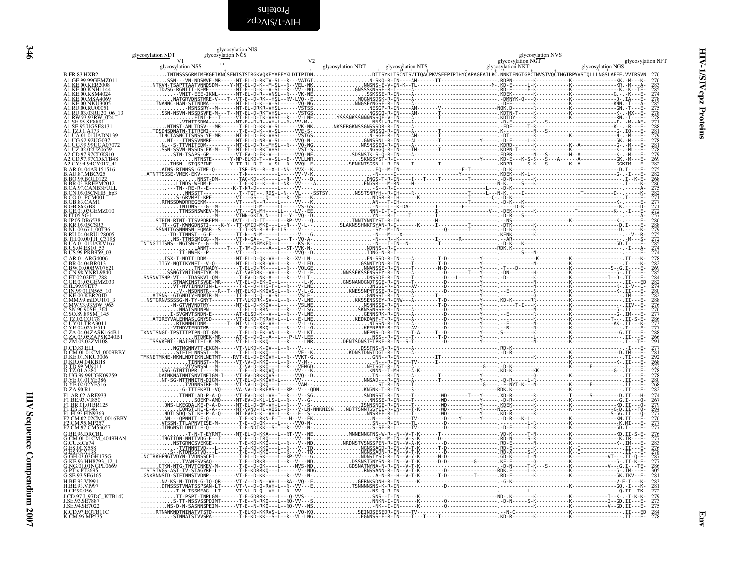```
                              glycosylation NIS
          glycosylation NDT  glycosylation NCS                                                            glycosylation NVS
                V1                                              V2                                         glycosylation NGT              glycosylation NFT
          glycosylation NSS                          glycosylation NDT    glycosylation NTS          glycosylation NKT         glycosylation NGS

B.FR.83.HXB2          .........TNTNSSSGRMIMEKGEIKNCSFNISTSIRGKVQKEYAFFYKLDIIPIDN...................DTTSYKLTSCNTSVITQACPKVSFEPIPIHYCAPAGFAILKC.NNKTFNGTGPCTNVSTVQCTHGIRPVVSTQLLLNGSLAEEE.VVIRSVN  276
A1.GE.99.99GEMZ011    .........SSN---VN-NDSMVE-MR-----MT-EL-D-RKTV-SL--R--VATGI..................N-SKQ-R-IN----AM------IT------------------------.RDPN------K-----------K--------------KK.-M---K-  276
A1.KE.00.KER2008      ....NTKVN-TSAPTTAATVNNDSDM----Y-MT-EL-D-K--M-SL--R--VEL-NK..............NNSNS-E-V-IN-K--TL------------------------M-.KD-E------L-K-----------K--------------KR.-M---A-  283
A1.KE.00.KNH1144      .....TDVSG-RGNITI-KEME----------MT-EL-D-K--V-SL--R--VV--NG..............GNSSSKNSSE-R-I----A-------------------------.RD-E------E-K-----------K--------------K.-K--TE-  285
A1.KE.00.KSM4024      ..........-VNITEEE-IKNL------MT-EL-D-R--VNSL--R--VK-NE..............SSKSSE-R-IN----A-------------------------.KDEK-----------------------K--------------G.-.-K---E-  274
A1.KE.00.MSA4069      ..........NATGRVDNSTMRE-V---T--VT-E--D-RK--HSL--RV-LVQ--E.............MQGNNSDSK-R-IN----A-------------------------.-DMNYK-Q---Q-----------------------------Q-.IA---E-  278
A1.KE.00.NKU3005      ....TNANNC-HAN-SITNDMA--------MT-EL-D-K--V-SL--R--VQ-NG..............NNGSEYNGSE-R-IN----A-------------------------.-DEE------K-K-----------K--------------KNN.-T---E-  278
A1.RU.00.RU00051      .........-MSNSSRY--M------MT-EL-DRKR-VHSL------VSTSS..................NESGP-R-IN----AM------V----------------------NQK.D--------E-R---------K--------------GN.-T---E-  275
A1.RU.03.03RU20_06_13 ......SSN-NSVN-NSSDSVFE-M---T--MT-EL-D-RKTVHSL------VSTGS..................NGSGQ-R-IN----AM------T----------------------.KDTN-T------K-----------K--------------K.-MX--E-  278
A1.RW.93.93RW_024     ...........FTNI-E--T---VT-EL-D-TK-VHSL--R--V-LNE.......YSSSNKSSNNNNSSQE-V-IN----A-------T---------------------.KDTDY-------------------------------------RN.-T---E-  278
A1.SE.95.SE8891       ..........VTNITSDMA--------MT-E--D-R--VH-L--R--VV-M-...................NNSL-R-IN----A-------------------------.-D-E-------K--S-----------------------------T-.-M--AE-  271
A1.SE.95.UGSE8131     ........NTNST-ANLTDSV---MR------T-EL-D-KK-V-SL------VK-NK.......NKSFRGKNSSGNSSSDR-R-IN----A-------------------------.EDE------T-R-----------------------K---.R---E-  281
A1.TZ.01.A173         .....TDSDNSDNATN-TITREMI------T-E--D-K--V-SL------VVE-S.................SNSSQ-R-IN----A-------------------------.K-------------N---S--------------------G-.IQ---E-  281
A1.UA.01.01UADN139    ....TLNCTASNCTISNSSLYE-MR-----MT-EL-D-EK-VHSL------VSTGS..................N-SGE-R-IN----AM------T----------------------.-DT--------R-----------K--------------N-.-M---E-  279
A1.UG.92.92UG037      ........NI---ITNSSVNMRE------MT-EL-D-NR-V-SL------VVQ-N-...............GNNSSNL-R-IN----AL------T--------Y--------D-E--------L-K-----------K--------------GK.-M---E-  278
A1.UG.99.99UGA07072   .......NL--S-TTVNITEDM--------MT-EL-D-R--MHSL--R--VQ-NG..............NRSNSSEQ-R-IN----A-------------------------.KDRD-------K------------K--A-----------G-.-M---E-  278
A1.UZ.02.02UZ0659     ......SSN-SSVN-NSSDSLFK-M---T--MT-EL-D-RKTVHSL------VST-S..................NGSGQ-R-IN----TM------T----------------------.KDPN-T------K-----------K--------------K.-ML--E-  278
A2.CD.97.97CDKS10     ..........STN-TSAPS-GP--------VT-EV-D-EK-V--L------VVQ-NE............SDSNSTK-S-Q-R-IN----A-------------------------.EDPR-------N---S------M--A-----------K-.-M---E-  279
A2.CD.97.97CDKTB48    ..............NTNSTE------Y-MP-ELKD-T--V-SL--E--VVLLNR..............SKNSSYST-R-I-----A----------------Y---------.KD-E---K-S-S---S---A-----A-----------GK.-M---E-  269
A2.CY.94.94CY017_41   .........THSN--STQSPINE------Y-TT-IL-D-T--V-SL--R--VVQL-E...........SENKNTSGSN-L-R-IN----T------T----------------------.KDPR------S-K---S------K--A-----------GGKIM---E-  282

B.AR.04.04AR151516    .........ATNS-RINNSSLGTME-Q--------ISR-EN--R--X-L-NS--VVX--K..................EQ--M-IN------------------F-T------------.-D-K-----------------------------------D.I----E-  275
B.AU.87.MBC925        ..ATNTTSSSE-VMEK-EKV-----------T-N---------L-----VV-V-K..........................-N---I-------------------Y------------.KDEK---K-L-------------------------------G-.-I---E-  282
B.BO.99.BOL0122       ...........NNST-DM-------TAG-KD--K-----L--N---VV---D...............DNGS-T-R-IN----I--T---T-----------T----------.-D-N---------------------------------------I--K-E-  268
B.BR.03.BREPM2012     ..........LTNDS-WEDM-E---------T-G-KD--K--H-L-NR--VV---A..............ENGSR---M-RN-----M---------------------------.N-K.----S---K-----------------------------I---K-E-  286
B.CA.97.CANB3FULL     ..........-TN--RE-R--E---------K-T-NR-D---------L-----VV.................-S---R-I------------------------L---D-K---------------------------------------------A-  275
B.CN.05.05CNHB_hp3    ...........NNSSTT---------------T--TGT---RDS--L-N---VL----SSTSY.......NSSTSNRYH--R-IN----R--------------T------L--N-K.---I-------------------T----------D---.----E-  282
B.CO.01.PCM001        ...........S-GRVMPT-KPE---------VT---GS---Q-T-L--R--VE---K................NDSR-R-IH------K-------------T---Q-.-D-K---------------------------------------I---E-  271
B.GB.83.CAM1          .........RTNSSDWDRREGEKM-------VT-----N--R-----L----VV---K.................AN--T-IH-----------------------.-D-K--K----------------------------------------K-----E-  277
B.GB.86.GB8           ..........TNTDNS---G--M-------T-----D-M---L-----VS-GS...................-N---K-DA----I--------F------------.----D-K------------------------------------K---D-  271
B.GE.03.03GEMZ010     ..........TTNSSNSWKEV--M------VT---GN-MH----LL----LV--EE.................NNN-I-T-I-----------I--------------V---.DEK-----K--------------T--------------K--.-I---E-  272
B.IT.05.SG1           ......................-M-----VTNN-GKTA-N---LL--Y--VQ--D...............YN--R-I-----T-------I------------------.-D-R---S-------------------------------------A-  257
B.JP.05.DR6538        ......STETN-RTNT-TTSVPDREPM-----DVT--L-D-IT-----L--RP-VV---Q..........TNNTYNNTYST-R-IH-------------------------.-NS--------K----------------------------K---E-  286
B.KR.05.05CSR3        ......TT--GT-KWNGDNSTI----K-Y--TT-GMID-MKE---L--N--V-L-.........SLAKNSSHNKTSYAN-R-I-------K----I---------T----------.-DTK-------K--------------------------D.I---E-  288
B.NL.00.671_00T36     .....SSNNITGSNNNSNLEQMAR--S-----T-T-KN-R-R-F-LLS---V--............................-SY--M-IN--------------------------.-D-K-------K---------------------------------E-  279
B.RU.04.04RU128005    ...........TD--TTNNST--G-E-------TT-N--N-M--------V---G..................KENK--------X--------Q----T----------.KENK-----K----------------------------------V--R-  275
B.TH.00.00TH_C3198    ..........NS-TTNSSMIGG--M-----VT-N-GA---L----L---T--VQ-A-....................-N---R--K-----------I-----R----------.-AR-----------------------------------------M---S-  272
B.UA.01.01UAKV167     TNTNGTITSNS--NGTSWEY--G--M-----VT---GNEMKED--L-------KS-K-.....................-N---I-IN--N---------T------------.-D-K--K-------------------------------------GD.I---E-  285
B.US.04.ES10_53       ...........LANMT-------T---T-TM-D-----A--L---ST-VVK-N-.................NDNNS--R-I-------------------------RDK.K--------------------------------------------I---A-  274
B.US.99.PRB959_03     .........-TT-NWEK--P--------VT---D---------L-----VVQ--D.................IDNG-N-R-I-----------------------------------S---N-------------------------------------E-  274

C.AR.01.ARG4006       .......ISX-I-NDTILDDM---------MT-EL-D-QK-VH-L--R--XV-LN-.................EN-SSD-R-IN----A--------T-D--------------Y------------------K-------------------------II---K-  278
C.BR.04.04BR013       ......IIGY-NQTIKYNET--V-Q------MT-EL-D-KR-VH-L--R--V-LED.................GSNNTYDN-R-IN----T--------T-D---------------Y--------------------------------------------I-----K-  282
C.BW.00.00BW07621     ...........-TNVTNADY--------T-EL-D-RK-------L--R--VQLGE...................NNANSSE-R-IN----A----------T-D-------------.--T---D-------------------------S--G.I---E-  269
C.CN.98.YNRL9840      .......SSNGTYNIIHNETYK-M-------AT-VVEDRK--VH-L--R--V-L-E.........NNSSEKSSENSSEY-R-IN----A-------D-------T----Y----.-DN---------H------------------------G-.II---E-  285
C.ET.02.02ET_288      .SNSNVTSNP-VT---TDASKVI-QM-------T-EV-D-NK-A--L--R--V-LT...................DNSSDE-R-IN----T--------D---L----------Y----.-D---------K---------------I--D-.II---E-  284
C.GE.03.03GEMZ033     ......-----STNAKINSTSVGE-MR-----VT-EL-D-EK-Q----L--------L-K.........GNSNANQGNDTSGE-R-IN----T--------------------------Y------------------------------------------IM---ED  278
C.IL.99.99ET7         .........VT-NVTINNDTIN-L--------T-E--D-KKS-F-L--R--V-LNE.................QNSSE-R-IN----AV-------D----------------Y------------------K--------------------------K-.I-V--E-  274
C.IN.99.01IN565_10    .........-V--NSDNNTR---R--T--MT-ELKD-KKQVS--L--R--V-L-G.........KNESSNPNTSSE-R-IN----A--------D---------------Y-----.-D------------------------------K-.II---E-  280
C.KE.00.KER2010       .....ATSNS--GTGNDTYENDMTR-M-----TT-E--D-Q-V-S-------VSLE.................GNNST-R-IN----A----I--------------------.-D------------K------------------------------IM---E-  282
C.MM.99.mIDU101_3     ..NSTGRNVSSSSG-N-TY-GNYT-------TT-VLKDRK-SV--L--R--V-LNE.........KKSSENSSEY-R-INW---A--------T-D--------Y-----.KD-K------RR--------------------------------II---E-  288
C.MW.93.93MW_965      .........-N-GTVNVNDTMY--------MT-EL-D-KKQV--L--R--VSLNE.................NSNNSSE-R-IN----A--------T-D-------------------T-I---K-----------------------------------IIV--E-  276
C.SN.90.90SE_364      .........NNATSNDNPN-----------T-EL-D-RRN----L--R--V-LSG.................SKNSSNSSE-R-IN----A--------T-D------------Y--------------------------------------------G-.IM---E-  276
C.SO.89.89SM_145      .........I-SVGNVTSNDN-E--------AT-ELSD-K--V--L--R--V-LNE.................GENNSRK-R-IN----A-------T-D-----------Y---.-E------------K--------------------------G-.IM---E-  277
C.TZ.02.CO178         ....ATIREYVALEHNASLGNYSD---------VT-ELKD-TKRVH--L--L--E-LNE..........KEDKDANF-T-R-IN----A--------D-------------------Y-----------------------------------T---.II-S-E-  286
C.UY.01.TRA3011       .........RTKNNHTDNM--------T--MT-VL-D-KE-VH-L------V-L-G...............-MTSSN-R-IN----A----------------------------Y-----------------------------------AK-.II---K-  273
C.YE.02.02YE511       .........-VTNDVTFNDTMR-----------T-E--D-RKQ---L--R--V-L-G.................KEENPSE-R-IN----AV-------D--------Y----.-R------------K--------------------------------I---E-  277
C.ZA.04.04ZASK164B1   TKNNTSNGT-TPSTTTPTPN-DT-GM-----VT-EL-D-EK-VN-L--R--V-LKT.................NEPNS-D-R-IN----T-A----I--D--------Y-----.S--------K-----------------------------G.II---E-  288
C.ZA.05.05ZAPSK240B1  .........NTDMEK-MR--------AT-E--D-Q--A--L----P-LV-LEE.................NSS--R-I-----T--------T-D----------Y--------------K---------------------------------------I---E-  266
C.ZM.02.02ZM108       ...TSSVKENT--NAIFNITEI-K-MS-----VT-EL-D-KKQ---L--R------LNR.........DENTSDNSTETPKE-R-IN--S-T-------------D----------Y-----------------------------------------I---TE-  291

D.CD.83.ELI           .........NGTMGNNVTT-EKGM------VT-VLKD-K-QV--L--R--V-..................DSSTNS-N-R-IN----A----------------------.RD-K---------------------------------------I---E-  277
D.CM.01.01CM_0009BBY  .........STETELNNSST--M-------T-E--D-KKQ---L--VE--K...............KDNSTDNSTDGT-R-IN----A-----------------------.-D-R-----------------------------------D.IM---E-  281
D.KE.01.NKU3006       TMKNETMKNE-MKNLNDTIKNLNETMT-----RVT-EL-D-EKQVH-L--R--VVKT-G...................GNN--R-IN--------IT--------------------------------------------------------------.TI---E-  292
D.KR.04.04KBH8        ..............TINNNST--M-------VT-VV-D-KKQ---L--R---V-M-..........................-N---R-IN----TV----I--------------------------------------------------------K-.II---E-  268
D.TD.99.MN011         ..........VTVSNSSL--M-------VT-VV-D-KKQ---L--R--VEMGD...............NETSGT-R-IN----A-------------------G----D-K------------------------F---------.II---E-  272
D.TZ.01.A280          .......NSG-GTNTTDPRLI----M------T-E--D-RQVQ-L------V-LKE.................KNNN-T-MH----A-K---------------------.KD-K------KK--------------------------G-.II---E-  278
D.UG.99.99UGK09259    ......DATNKNATNNTSNVTNEIGM-I----VT-EV-DRKKQVS-L------VVQ--D...................TN---R-IN----A--------T---------------Y--------------K-------------------------------II---E-  278
D.YE.01.01YE386       ......NT-SG-NTTNNITN-DIGM-------VT-EV-D-KKQVH--L--R-----V..................NNSAD---R-IN-----A---------------Y--------.-D-R------L-----------------------------------II---E-  280
D.YE.02.02YE516       .........TVDNNSTRE-M-------VT-VV-D-QKQ--------VAM--..........................ST-R-IN----A-----------------------G-----E-NYT-K---N-------------K------F---------II---E-  268
D.ZA.90.R1            ............-G-TTTEKPTL-VQ-----VA-VV-D-RKEAS-L--RP--V--QDN..........KNGNK-T-R-IN----S----------------------RDK.K-----------------------------------------------II---E-  282

F1.AR.02.ARE933       ..........TTNNTLAD-P-A-Q-----VT-EV-D-KL-VH-I--R--V--SG..............SNDNSST-R-IN----T-----------WD-------T---Y-----.XD-R-------R-----------T------S------.D-II---H-  274
F1.BE.93.VI850        ..........--SQEKP-AMQ-------MT-EV-D-KL-LS-L--R--V---G...............NNSSE-R-IN----V-----------WD-------------------.-D-R-------K--------------------------G.I--Q-  267
F1.BR.01.01BR125      ........QNS-LKEGDALKE-P-A-Q-----MT-EL-D-QM-VH-L--R--V---S..........ISNNSNGE-R-IN----T-----------WD----------Y-----.KDEK---------K-------------------------KD.II---Q-  279
F1.ES.x.P1146         ........EQNSTLKE-E-A-------MT-VVND-KL-VQSL--R--V-LN-NNKNISN.....NDTTSNNTSSYEE-R-IN----T-K------WD---------Y-----.NEE.E-------R---------------------------G-D.II---FQ-  294
F1.FI.93.FIN9363      .......NDTLSDQ-STLKE-P-A-Q-----MT-EVED-K--VH-L--R--V---S...............NTSEEE-R-IT----T-----------WD---------------------.RD-R------K--------------------------S-GG.II---Q-  277
F2.CM.02.02CM_0016BBY ........AN---QPNNITLE-Q---------T-E-KD-RKN-F-T---H--V--EK.....................N----R------TV-----------D---Y----Y------.-D-R---K-L------------------------------------KN.II---E-  276
F2.CM.95.MP257        .......VTSSN-TTLAPNVTISE-M-------T-E--D-QK---L------VVQ-N-...............SN--R-IN----TV----------D-------------------.L-R---------------------------------------K.MI---E-  277
F2.CM.97.CM53657      ........ITNGNSTLDNITLE-Q--------T-E-NDIKK--S-L--R--VV-NE.......................S-SE-R-IN----TV----------D-------------------.-D-E-----L-R-------------------------GD.II---E-  277

G.BE.96.DRCBL         .........-T-N-T-EYRMT------MT-EL-D-KKA---L--RT-VV--NE...........MNNENNGTNS-W-R--N--V-T-K------T--------------------.VD-K----T-N------------------------------KD.II-S-E-  276
G.CM.01.01CM_4049HAN  ......TNGTIDN-NNITVDG-E--T------T-E--D-IRQ----L-----VV--N-......................NR--M-IN----V-S-K------D----------------.RD-N----S-R-------------------------------K.IR---E-  277
G.CU.x.Cu74           ..........NSTGRNCSVEKGE--------T-E-KD-KKQ---L--R----V--ND.........NRDNSTVSNSSPEN-R-IN----V-A-K------D------------------.RD-E------------------------------------K-.IM---E-  283
G.ES.00.X558          .........-TVTNNNTVD---L-------T-A-KD-KKQ---L--R----V--TD...............NGNSSAGD-R-IN----V-T-K------T-D--------------------.RD-E-----------K--I--------------------II---E-  276
G.ES.99.X138          .........S--KTDNSSTVD---L-------T-E--D-KKQ---L--R--V--TD...............NGNSSADN-R-IN----V-T-K------T-D------------------.RD-X-----S-K---------K--I-----------------II---E-  278
G.GH.03.03GH175G      .NCTRKHPNGTVDYN-TVDNSSCEI-------T-EL-D-SK----L--RP-VV---G...............NDNSTYSD-R-IN----V-Y-K------N-D---------------.GD-K------L-N------------------VT---.II-Q-E-  287
G.KE.93.HH8793_12_1   .............TVANESVSAQ--------T-E---DRKR----L--R--V---ND.........DSSNSTGNYSN-R-IN----V-T-K-------D-D-------G-------.KE-E-----Q--------------------------G-.II-K-E-  277
G.NG.01.01NGPL0669    ......CTKN-NTG-TNVTCNKEV-M-------T-E--D-QK------L-----MVS-ND..........GDSNATNYNA-N-R-IN----V-T-K----------------------.-D-N----T-K---S------K--------------V---G.I---TE-  286
G.PT.x.PT2695         TTSTSTVGS-AST-TV-STAGYRE-L-------T-E-KDRRKQ---L-----V--NDG..........RNSSANN-R-IN----V-T-K-------D---------------------.RDK.E------L-K---------------------------G-.IM---E-  305
G.SE.93.SE6165        .GNKRNNSTD-STETNNSTVDNP--------VT-E--D-KK-------V--N-......................A-N-R--H-V-T-K-------D---------------------.RD-E-----------------------------------GK.IKV--E-  281

H.BE.93.VI991         ......NV-KS-N-TDIN-G-IQ-QR-----VT-A--D-N--VH-L--RA--VQ--E...............GERNKSDNH-R-IN----K------------------------.-G-K-------------------------------V-E-I---K-  283
H.BE.93.VI997         ......DTNSSSTVNATSSPSAN-LT-----VT-V--D-Q-RVH-L--R--VV---E...............TSNNNNNSNS-K-R-IN-----------------------------------------------------------------GQ.-I---K-  281
H.CF.90.056           ..........T-N-TSSMEAG--LT-----VT-VL-D-Q-----VH-L--R--V-...........................NS-Q-R-IN----------------------------------------------------------------Q.II---TK-  272

J.CD.97.J_97DC_KTB147 ..........TT-PSPT-TNPLGM-------T-E-GDRRK-----Q-VVS--.........................SNS--I-IN----K------------------------ND-.K------K--------------------------I--K-.-I-K-K-  279
J.SE.93.SE7887        ..........S-TT-NSSVSSPDIMT------VT-E--N-RKQ---L--RQ-VV---S...............NNKN-I-IN----K------Q---------------------.-D-N-----S-K-------------------------I--GD.II---E-  273
J.SE.94.SE7022        ........NS-D-N-SASNNSPEIM------VT-E--N-RKQ---L--RQ-VV--NS.......................-NK--I-IN----K-------Q--------------------.-------------K---------------------V--GD.II---E-  275

K.CD.97.EQTB11C       .....RTNANKNDTNINATVTSTD---------T-ELKD-KKRVS-L-----VQ-KQ...............SEINQSESEDR-IN----TV----------------------.-N-C--------------------------------------.II---ED  284
K.CM.96.MP535         .........-STNNATSTVVSPA---------T-E-KD-KK--S-L--R--VL-LNG...............EGNNSS-E-R-IN----T---T---T-----------------.KD-R------K---K------------------------------.II---E-  278
```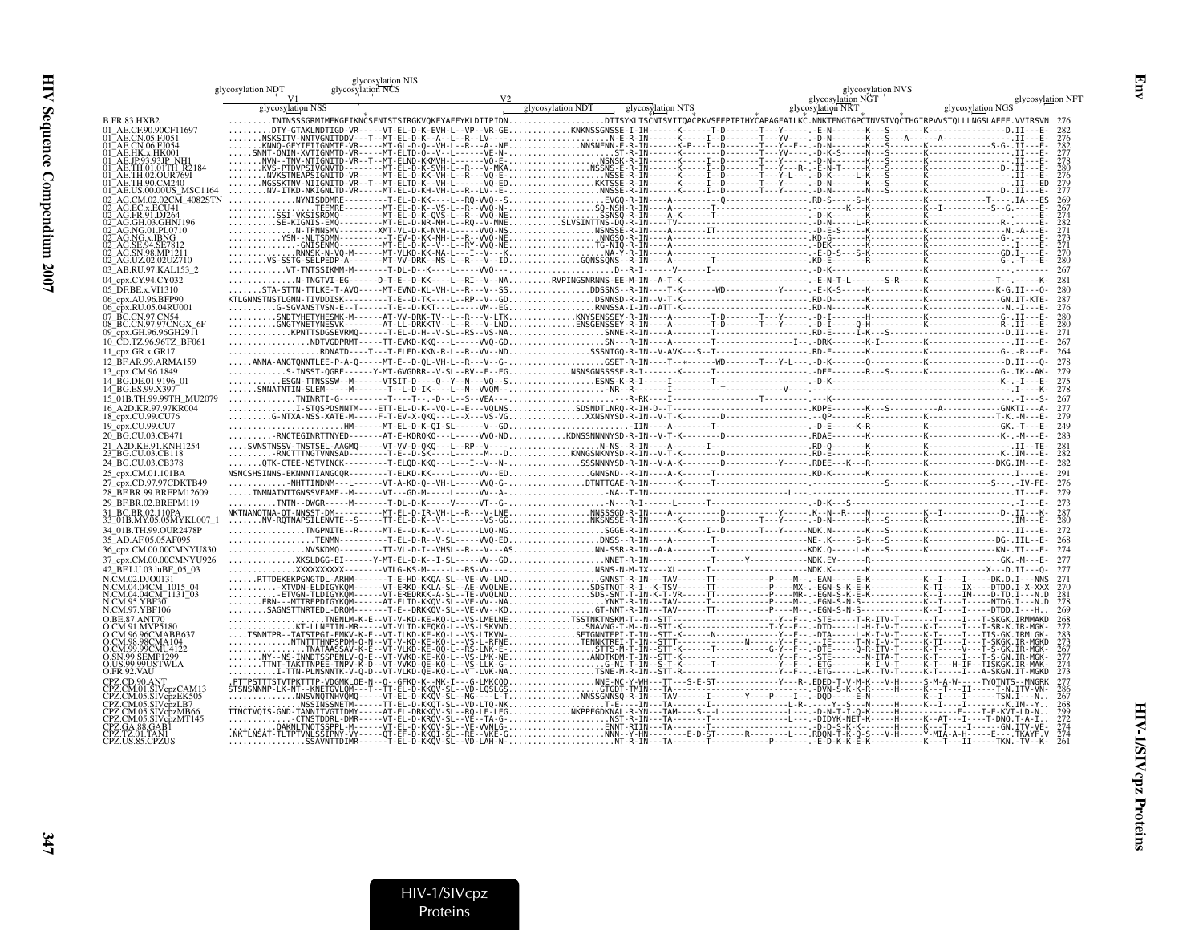```
                                                    glycosylation NIS
                 glycosylation NDT            glycosylation NCS                                                                                        glycosylation NVS
                        V1                                                   V2                                                               glycosylation NGT                          glycosylation NFT
                 glycosylation NSS                                                          glycosylation NDT        glycosylation NTS        glycosylation NKT                  glycosylation NGS

B.FR.83.HXB2              .........TNTNSSSGRMIMEKGEIKNCSFNISTSIRGKVQKEYAFFYKLDIIPIDN....................DTTSYKLTSCNTSVITQACPKVSFEPIPIHYCAPAGFAILKC.NNKTFNGTGPCTNVSTVQCTHGIRPVVSTQLLLNGSLAEEE.VVIRSVN  276
01_AE.CF.90.90CF11697     .........DTY-GTAKLNDTIGD-VR-----VT-EL-D-K-EVH-L--VP--VR-GE............KNKNSSGNSSE-I-IH------K------T-D-------T---Y------.-E-N-------K---S-------K---------------D.II---E-  282
01_AE.CN.05.FJ051         .......NSKSITV-NNTVGNITDDV---T--MT-EL-D-K--A--L--R--LV-...................N-E-R-IN------K------I--D-------T----YV-----.-D-N-------K---S---A------A---------------.II---E-  276
01_AE.CN.06.FJ054         .......KNNQ-GEYIEIGNMTE-VR-----MT-EL-D-Q---VH-L--R---A--NE............NNSNENN-E-R-IN----K-P-----I--D-------T----Y--F----D-N-------K---S---------K--------------S-G-.II---E-  282
01_AE.HK.x.HK001          .....SNNT-QNIN-XVTIGNMTD-VR-----MT-ELTD-Q--V---L-------VE-N-..................ST-R-IN------K------D-------T----YV-----.-D-K-S------N---S-------K---------------.II---E-  277
01_AE.JP.93.93JP_NH1      .......NVN--TNV-NTIGNITD-VR---T--MT-ELND-KKMVH-L------VQ-E-...................NSNSK-R-IN------K------I--D-------T---Y------.-D-N-------K---S-------K---------------.II---E-  278
01_AE.TH.01.01TH_R2184    .......KVS-PTDVPSIGVTD------MT-EL-D-K-SVH-L--R---V-MKA................NSSNS-E-R-IN------K------I--D-------T---Y---R--.-D-N-T-----K---S-------K---------------D-.II---E-  280
01_AE.TH.02.OUR769I       .......NVKSTNEAPSIGNITD-VR-----MT-EL-D-KK-VH-L--R---VQ-E-...................NSSE-R-IN------K------I--D-------T---Y-L----.-D-K------L-K---S-------K---------------.II---E-  276
01_AE.TH.90.CM240         .......NGSSKTNV-NIIGNITD-VR--T--MT-ELTD-K--VH-L------VQ-ED...............KKTSSE-R-IN------K------I--D-------T---Y------.-D-N-------K---S-------K---------------.II---ED  279
01_AE.US.00.00US_MSC1164  .......NV-ITKD-NKIGNLTD-VR-----MT-EL-D-KH-VH-L--R--LV--E-.................NNSSE-R-IN------K------I--D-------T---Y------.-D-N-------K---S-------K---------------D-.II---E-  277
02_AG.CM.02.02CM_4082STN  ...........NYNISDDMRE--------T-EL-D-KK-----L--RQ-VVQ--S...................EVGQ-R-IN----A--------Q----------------.RD-S-----S-K-----------K-----------T------.IA---ES  269
02_AG.EC.x.ECU41          .................TEEMRE--------MT-EL-D-K--VS-L--R--VVQ-N-...................SQ-NSH-R-IN----A--------T------------------------K----K-----------K---I----------S--G.-----E-  267
02_AG.FR.91.DJ264         .........SSI-VKSISRDMQ---------MT-EL-D-K-QVS-L--R--VVQ-NE....................SSNSQ-R-IN----A-K------T--------------.-D-K-------K-----------K---------------------E-  274
02_AG.GH.03.GHNJ196       .........SE-KIGNIS-EMQ---------MT-EL-D-NR-MH-L--RQ--V-MNE..........SLVSINTTNS-DQ-R-IN----TV-------------------.-D-N-------L-R----------K-----------------R-.----E-  282
02_AG.NG.01.PL0710        ............N-TFNNSMV--------XMT-VL-D-K-NVH-L------VVQ-NS...................NSNSSE-R-IN----A--------IT---------------.-D-E-S-----K-----------K-----------------N.-A---E-  271
02_AG.NG.x.IBNG           ..........YSN--NLTSDMN---------T-EV-D-KK-MH-L--R--VVQ-NE....................NNGSQ-R-IN----A-----------------------.KD-G-------K-----------K----------------G-.----E-  273
02_AG.SE.94.SE7812        ..............GNISENMQ---------MT-EL-D-K--V--L--RY-VVQ-NE....................TG-NIQ-R-IN----A-----------------------.DEK-------K-----------K-----------------.I---E-  271
02_AG.SN.98.MP1211        ............RNNSK-N-VQ-M------MT-VLKD-KK-MA-L---I--V---K...................NA-Y-R-IN----A-----------------------.-E-D-S---S-K-----------K----------------GD.I---E-  270
02_AG.UZ.02.02UZ710       .......VS-SSTG-SELPEDP-A------MT-VV-DRK--MS-L--R---V--ID.............GQNSSQNS--R-IN----A--------T---------------.KD-E-------R-----------K----------------G-.-T---E-  280
03_AB.RU.97.KAL153_2      .........VT-TNTSSIKMM-M-------T-DL-D--K-----L-----VVQ--.............................D--R-I-----V-------I--------------.-D-K-------K-----------K--------------------E-  267
04_cpx.CY.94.CY032        ........N-TNGTVI-EG-------D-T-E--D-KK----L--RI--V--NA...........RVPINGSNRNNS-EE-M-IN--A-T-K------------------------.-E-N-T-L-------S-R-------K----------T-.----E-  281
05_DF.BE.x.VI1310         .......STA-STTN-TTLKE-T-AVQ-----MT-EVND-KL-VH-L--R---V--SS...................DDSSNS--R-IN----T-K-------WD-------Y-----.-E-K-S-----K-----------K-------------K-G.II---Q-  280
06_cpx.AU.96.BFP90        KTLGNNSTNSTLGNN-TIVDDISK--------T-E--D-TK----L--RP--V--GD...................DSNNSD-R-IN--V-T-K----------------------.RD-D-------K-----------K--------------GN.IT-KTE-  287
06_cpx.RU.05.04RU001      .........G-SGVANSTVSN-E--T------T-E-D-KKT---L-----VM--EG...................RNNSSA-I-IN--ATT-K----------------------.RD-N-------K-----------K--------------N.-I---E-  276
07_BC.CN.97.CN54          .........SNDTYHETYHESMK-M------AT-VV-DRK-TV--L--R---V-LTK...........KNYSENSSEY-R-IN----A--------T-D-------T---Y----.-D-I-------H-----------K--------------G-.II---E-  280
08_BC.CN.97.97CNGX_6F     .........GNGTYNETYNESVK--------AT-LL-DRKKTV--L--R---V-LND...........ENSGENSSEY-R-IN----A--------T-D-------T---Y-----.-D-N-------Q-H---------K--------------G-.II---E-  280
09_cpx.GH.96.96GH2911     ............KPNTTSDGSEVRMQ------T-EL-D-H--V-SL--RS--VS-NA....................SNNE-R-IN----A--------T-----------------.RD-E-----I-K---S---------K------------D.II---E-  271
10_CD.TZ.96.96TZ_BF061    ................NDTVGDPRMT-----TT-EVKD-KKQ----L----VVQ-GD....................SN---R-IN----A-----------T-------I---.-DRK-------K-I-----------K------------------.II---E-  267
11_cpx.GR.x.GR17          ..................RDNATD----T---T-ELED-KKN-R-L--R--VV--ND..................SSSNIGQ-R-IN--V-AVK---S--T-------------------.RD-E-------K-----------K----------------G-.-R---E-  264
12_BF.AR.99.ARMA159       .......ANNA-ANGTQNNTLEE-P-A-Q-----MT-E--D-QL-VH-L--R----V--G-....................GSET-R-IN----T--+-----WD--------T---Y-L----.-D-K-------Q-----------K---------------D.II---Q-  278
13_cpx.CM.96.1849         .........S-INSST-QGRE------Y-MT-GVGDRR--V-SL--RV--E--EG............NSNSGNSSSSE-R-I-------K-------T----------------.-DEE------R---S-------K---------------G-.IK--AK-  279
14_BG.DE.01.9196_01       ..........ESGN-TTNSSSW--M------VTSIT-D----Q--Y--N---VQ--S...................ESNS-K-R-I-------I-------T--------------.-D-K-------K-----------K------------------K-.-I---E-  275
14_BG.ES.99.X397          .......SNNATNTIN-SLEM------M----T--L-D-IK----L--N--VVQM--......................-NR--R-------I--------T--------V---.-----------K-----------K------------------I.---K-  278
15_01B.TH.99.99TH_MU2079  .............TNINRTI-G----------T----T---D--L--S--VEA---...............................---R-RK----I---------------T--------.---K-------------------K-----------------------I---S-  267
16_A2D.KR.97.97KR004      ..............I-STQSPDSNNTM----ETT-EL-D-K--VQ-L--E---VQLNS.............SDSNDTLNRQ-R-IH-D--T------------------------.KDPE-------K---S-------A----------GNKTI---A-  277
17_BF.CU.99.CU76          .........G-NTXA-NSS-XATE-M-----F-T-EV-X-QKQ----L--X---VS-VG....................XXNSNYSD-R-IN--V-T-K----------D-------------.--QP-------R-----------K----------T-K.-M---E-  279
19_cpx.CU.99.CU7          ...................HM------MT-EL-D-K-QI-SL-------V--GD....................................IIN-----A--------T--------.-D-E------K-R-----------K------------GK.-T---E-  249
20_BG.CU.03.CB471         .........RNCTEGINRTTNYED-------AT-E-KDRQKQ---L-----VVQ-ND...........KDNSSNNNNYSD-R-IN--V-T-K----------D--------------.RDAE-------K-----------K-------------K-.-M---E-  283
21_A2D.KE.91.KNH1254      ....SVNSTNSSV-TNSTSEL-AAGMQ-----VT-VV-D-QKQ---L--RP--V--............................N-NS--R-IN----A--------I----------------.RD-Q-------K-----------K------------II--TE-  281
23_BG.CU.03.CB118         ..........RNCTTTNGTVNNSAD-------T-E--D-SK-----L------M---D...................KNNGSNKNYSD-R-IN--V-T-K-----------------.RD-E-------R-----------K---------------K-.IM---E-  282
24_BG.CU.03.CB378         .......QTK-CTEE-NSTVINCK---------T-ELQD-KKQ----L---I--V--N-..................SSSNNNNYSD-R-IN--V-A-K---------D-----------Y------.RDEE---K---R-----------K--------------DKG.IM---E-  282
25_cpx.CM.01.101BA        NSNCSHSINNS-EKNNNTIANGCQR--------T-ELKD-KK----L-----VV--ED...................GNNSND--R-IN----A-K------T---------------.KD-K-------K-----------K---------------I.----E-  291
27_cpx.CD.97.97CDKTB49    ...........-NHTTINDNM---L-------VT-A-KD-Q--VH-L-----VVQ-G-..................DTNTTGAE-R-IN------K------T-------------------------S-------K----------------S----.-IV-FE-  276
28_BF.BR.99.BREPM12609    .....TNMNATNTTGNSSVEAME--M------VT---GD-M-----L-----VV--A-.......................NA--T-IN----------T-------L-------.------------------K-----------------------.II---E-  279
29_BF.BR.02.BREPM119      .........TNTN--DWGR-----M-------T-DL-D-K------V-----VT--G-..............................-N---R-I------L------T----------.-D-K---S-----------K--------------------I---E-  273
31_BC.BR.02.110PA         NKTNANQTNA-QT-NNSST-DM---------MT-EL-D-IR-VH-L--R---V-LNE..............NNSSSGD-R-IN----A--------D---------Y-----.K--N--R----N-----------K--I-----------D-.II---K-  287
33_01B.MY.05.05MYKL007_1  .......NV-RQTNAPSILENVTE--S-----TT-EL-D-K--V--L------VS-GG.................NKSNSE-R-IN------K------D-------T---Y-----.-D-N-------K---S-------K---------------.IM---E-  280
34_01B.TH.99.OUR2478P     ...............TNGPNITE--R-----MT-EL-D-K--V--L-----LVQ-NG...................SGGE-R-IN------K------I--D-------T---Y----NDK.N-------K---S-------K---------------.II---E-  272
35_AD.AF.05.05AF095       .................TENMN---------T-EL-D-R--V-SL-----VVQ-ED....................DNSS--R-IN----A--------T-----------------NE-.K-----S-K---S-------K------------DG-.IIL--E-  268
36_cpx.CM.00.00CMNYU830   ............NVSKDMQ---------TT-VL-D-I--VHSL--R----V---AS.................NN-SSR-R-IN--A-A--------T----------------KDK.Q-----L-K---S-------K--------------KN-.TI---E-  274
37_cpx.CM.00.00CMNYU926   ............XKSLDGG-EI------Y-MT-EL-D-K--I-SL-----VV--GD..................NNET-R-IN----------T------Y-----------NDK.EY------R-----------K-------------GK.-M---E-  277
42_BF.LU.03.luBF_05_03    ...........XXXXXXXXXX---------VTLG-KS-M-----L--RS-VV--...................NSNS-N-M-IX----XL------I--------------NDK.K------K-----------K-----------------X---D.II---Q-  277
N.CM.02.DJO0131           ......RTTDEKEKPGNGTDL-ARHM--------T-E-HD-KKQA-SL--VE-VV-LND..................GNNST-R-IN---TAV------TT----------P----M---EAN-----E-K-----------K--I-----I-----DK.D.I---NNS  271
N.CM.04.04CM_1015_04      .........-XTVDN-ELDIGYKQM------VT-ERKD-KKLA-SL--AE-VVQLNE...............SDSTNQT-R-I--K-TSV-----TT----------P----MX--.EGN-S-K-E-K-----------K-TI----IX-----DTDD.I-X-XXX  270
N.CM.04.04CM_1131_03      .........-ETVGN-TLDIGYKQM-------T-EREDRKK-A-SL--TE-VVLND...............SDS-SNT-T-IN-K-T-VR-----TT----------P----MR--.EGN-S-K-E-K-----------K-I-----IM-----D-TD.I---N.D  281
N.CM.95.YBF30             ........ERN---MTTREPDIGYKQM------AT-ELTD-KKQV-SL--VE-VV--NA..................YNKT-R-IN---TAV------T----------P----M---EGN-S-N-S-----------K-I-----I-----NTDG.I---N.D  278
N.CM.97.YBF106            ........SAGNSTTNRTEDL-DRQM-------T-E--DRKKQV-SL--VE-VV--KD..................GT-NNT-R-IN---TAV------T----------P----M---EGN-S-N-S-----------K-I-----I-----DTD.I---H.  269
O.BE.87.ANT70             ..................TNENLM-K-E--VT-V-KD-KE-KQ-L--VS-LMELNE............TSSTNKTNSKM-T--N--STT-----------------Y--F----STE------T-R-ITV-T-------T------I---T-SKGK.IRMMAKD  268
O.CM.91.MVP5180           ...............KT-LLNETIN-MR-----VT-VLTD-KEQKQ-L--VS-LSKVND..................SNAVNG-T-M--N--STI-K--------------T-Y-F----DTD------L-H-I-V-T-------K-T-----I---T-SR-K.IR-MGK-  272
O.CM.96.96CMABB637        ....TSNNTPR--TATSTPGI-EMKV-K-E--VT-ILKD-KE-KQ-L--VS-LTKVN..............SETGNNTEPI-T-IN--STT-K-------N--------------Y--F----DTA-----L-K-I-V-T------K-T-----I---T-TIS-GK.IRMLGK-  283
O.CM.98.98CMA104          ...............NTNTTTHNPSPDM-Q-N--VT-V-KD-KE-KQ-L--VS-L-RFNE...........TENNKTREI-T-IN--STTT-------------N----Y--F----IE------T-N-I-V-T------K-TI-----I---T-SKGK.IR-MGKD  273
O.CM.99.99CMU4122         ...............TNATAASSAV-K-E--VT-VLKD-KE-QQ-L--RS-LNK-E...................STTS-M-T-IN--STT-K-----------T--------G-Y-F----DTE------Q-R-ITV-T------K-T----AT---I----T-SKGK.IR-MGK-  267
O.SN.99.SEMP1299          .......NY--NS-INNDTSSPENLV-Q-E--VT-VVKD-KE-KQ-L--VS-LMK-NE................ANDTKDM-T-IN--STT-K-----------------------Y--F----STE------N-ITA-T------K-T-----I---T-S-GN.IR-MGK-  277
O.US.99.99USTWLA          .......TTNT-TAKTTNPEE-TNPV-K-D--VT-VVKD-QE-KQ-L--VS-LLK-G.......................G-NI-T-IN--S-T-K--------------------Y--F----ETG------K-I-V-T------K-T---H-IF--TISKGK.IR-MAK-  274
O.FR.92.VAU               .......I-TTN-PLNSNNTK-V-Q-D--VT-VLKD-QE-KQ-L--VT-LVK-NA.................TSNE-M-R-IN--STT-R--------------------Y--F----ETG------L-K--TV-T------K-T-----I---A-KSGN.IT-MGKD  273
CPZ.CD.90.ANT             .PTTPSTTTSTVTPKTTTP-VDGMKLQE-N--Q--GFKD-K--MK-I---G-LMKCQD..................NNE-NC-Y-WH---TT---S-E-ST------------Y---R-.EDED-T-V-M-K---V-H-----S-M-A-W-----TYQTNTS--MNGRK  277
CPZ.CM.01.SIVcpzCAM13     STSNSNNNP-LK-NT--KNETGVLQM---T--TT-EL-D-KKQV-SL--VD-LQSLGS.......................GTGDT-TMIN---TA-----------------------------.-DVN-S-K-K-R------H-----K----T---II-----T-N.ITV-VN-  286
CPZ.CM.05.SIVcpzEK505     ...........NNSVNQTNHVQMQ-------VT-EL-D-KKQV-SL--MG-----L-T...........NNSSGNNSQ-R-IN---TAV--------I-------Y----P---I---.-DQD------E-R-------------K--I-----I-----TSN.I---N..  267
CPZ.CM.05.SIVcpzLB7       ...........NSSINSSNETM--------TT-EL-D-KKQT-SL--VD-LTQ-NK.........................T-E----IN---TA---------------------L-R-.----Y--S---N-----H-----K--I----I---------K.IM--Y-.  268
CPZ.CM.05.SIVcpzMB66      TTNCTVQIS-GND-TANNITVGTIDMY-----AT-EL-DRKKQV-SL--RQ-LE-LEG.........NKPPEGDKNAL-R-YN---TAM----S---L----------------L----.-D-N-T-I-Q-K------H-----------F-----T-E-KVT-LD-N.  299
CPZ.CM.05.SIVcpzMT145     ..............CTNSTDDRL-DMR------VT-EL-D-KRQV-SL--VE--TA-G-.......................NST-R-IN---TA------T---------------L----.-DIDYK-NET-K------H-----K--AT---I----T-DNQ.T-A-I..  272
CPZ.GA.88.GAB1            ..............QAKNLTNQTSSPPL-M----VT-EL-D-KKQV-SL--VE-VVNLG......................ENNT-RIIN---TA------T----------------------.-D-D-S-K-K------H-----K---T-----I-----GN.ITV-VE-  274
CPZ.TZ.01.TAN1            .NKTLNSAT-TLTPTVNLSSIPNY-VY-----QT-EF-D-KKQI-SL--RE--VKE-G......................NNN--Y-HN--------E-D-ST------R---------L-----.RDQN-T-K-Q-S---V-H-----Y-MIA-A-H-----E----TKAYF.V  274
CPZ.US.85.CPZUS           ...............SSAVNTTDIMR------T-EL-D-KKQV-SL--VD-LAH-N-.........................NT-R-IN---TA------T----------P----------.-E-D-K-K-E-K-----------K---T---II-----TKN.-TV--K-  261
```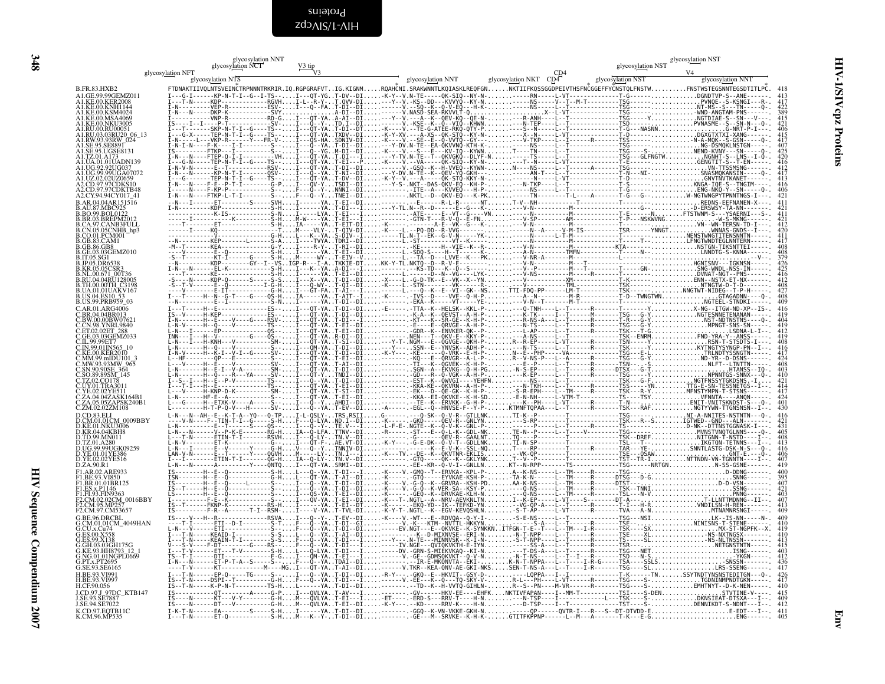```
                                        glycosylation NNT                                                                                                              glycosylation NST
                              glycosylation NCT            V3 tip                                                                                           glycosylation NST
              glycosylation NFT                      V3                                                                      CD4                                               V4
                   glycosylation NTS                                              glycosylation NNT        glycosylation NKT  CD4      glycosylation NST              glycosylation NNT
B.FR.83.HXB2        FTDNAKTIIVQLNTSVEINCTRPNNNTRKRIR.IQ.RGPGRAFVT..IG.KIGNM.....RQAHCNI.SRAKWNNTLKQIASKLREQFGN......NKTIIFKQSSGGDPEIVTHSFNCGGEFFYCNSTQLFNSTW..........FNSTWSTEGSNNTEGSDTITLPC.  418
```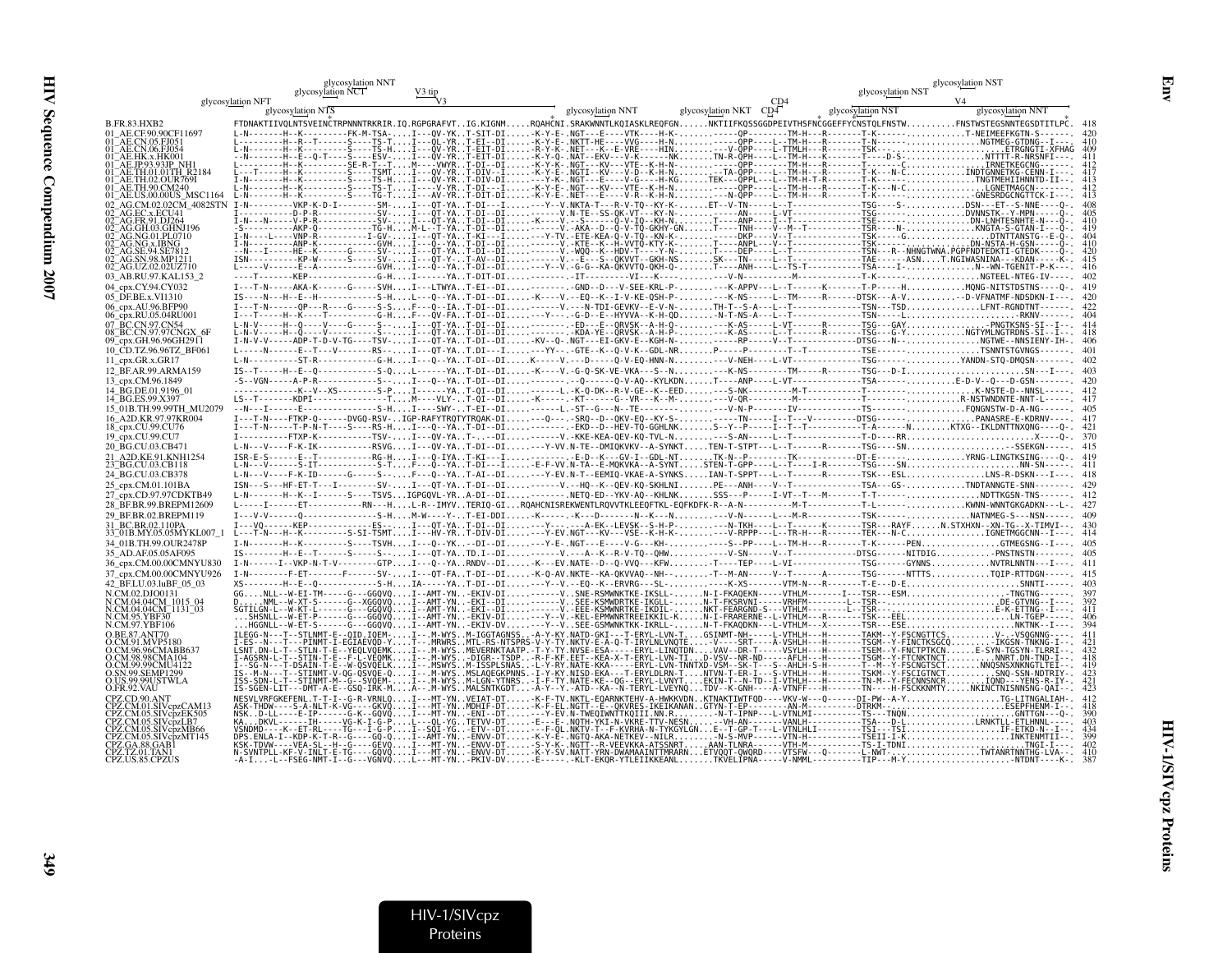```
                                                  glycosylation NNT                                                                                                                        glycosylation NST
                                       glycosylation NCT          V3 tip                                                                                                     glycosylation NST
                   glycosylation NFT                                    V3                                                                       CD4                                         V4
                        glycosylation NTS                                                        glycosylation NNT            glycosylation NKT  CD4          glycosylation NST                    glycosylation NNT
B.FR.83.HXB2              FTDNAKTIIVQLNTSVEINCTRPNNNTRKRIR.IQ.RGPGRAFVT..IG.KIGNM.....RQAHCNI.SRAKWNNTLKQIASKLREQFGN......NKTIIFKQSSGGDPEIVTHSFNCGGEFFYCNSTQLFNSTW..........FNSTWSTEGSNNTEGSDTITLPC.  418
01_AE.CF.90.90CF11697     L-N-------H--K---------FK-M-TSA-....I---QV-YK..T-SIT-DI......-K-Y-E-.NGT---E----VTK----H-K-............QP---------TM-H---R-------T-K-----............T-NEIMEEFKGTN-S------.  420
01_AE.CN.05.FJ051         L---------H--R--T-------S----TS-T...I---QL-YR..T-EI--DI......-R-Y-K-.NKTT-HE----VVG----H-N-............QPP----L--TM-H---R-------T-N-----............NGTMEG-GTDNG--I---.  410
01_AE.CN.06.FJ054         L-N-------H--K---------S----TS-N....I---QV-YR..T-EIT-DI......-R-Y-K-.NET---K--E-VRE----HIN.........-V-QPP----L-TTML-H---R-------TSK-----............ETRGNGTI-XFHAG  409
01_AE.HK.x.HK001          --N-------H--E--Q-T----S----ESV-....I---QV-YR..T-EIT-DI......-K-Y-Q-.NAT--EKV---V-K-------NK......TN-R-QPH----L--TM-H---R-------T-----D-S-..............NTTTT-R-NRSNFI----.  411
01_AE.JP.93.93JP_NH1      L---------H--K-------SE-R-T--T....M----VWYR..T-DI--DI......-K-Y-K-.NGT---KV---VTE--K-H-N-............QPP---------TM-H---R-------T-------C..............IRNETKEGCNG------.  412
01_AE.TH.01.01TH_R2184    L---T-----H--K---------S----TSMT....I---QV-YK..T-DIV--I......-K-Y-E-.NGTI--KV---V-D--K-H-N-........TA-QPP----L--TM-H---R-------T-K---N-C............INDTGNNETKG-CENN-I---.  417
01_AE.TH.02.OUR769I       I-N-------H--K---------S----TS-H....I---QV-YR..T-DIV-DI......-Y-K-.NGT---E----V-G----H-KG.....TEK---QPPL---L--TM-H-T-R-------T-K-----............TNGTMEHIIHNNTD-II---.  413
01_AE.TH.90.CM240         L-N-------H--K---------S----TS-T....I---V-YR..T-DI--I......-K-Y-E-.NGT---KV---VTE--K-H-N-............QPP----L--TM-H---R-------T-K---N-C............LGNETMAGCN-------.  413
01_AE.US.00.00US_MSC1164  L-N-------H--K---------S----TG-T....I---AV-YR..T-DIT-DI......-K-Y-E-.NET---E----V-R--K-H-N-...........N-QPP----L--TM-H---R-------T-K-----............GNESRDGCNGTTCK-I---.  413
02_AG.CM.02.02CM_4082STN  I-N---------VKP-K-D-I-------SM-....I---QT-YA..T-DI---I.........-Y--V.NKTA-T---R-V-TQ--KY-K-......ET--V-TN-----L--T-------------TSG----S-.............DSN---ET--S-NNE----Q-.  408
02_AG.EC.x.ECU41          I-----------D-P-R-----------SV-....I---QT-YA..T-DI--DI...........V.N-TE--SS-QK-VT---KY-N-..........ANN---L-VT-------------TSG------------.............DVNNSTK--Y-MPN-----Q-.  405
02_AG.FR.91.DJ264         I-N---N-----V-P-R-----------SV-....I---QT-YA..T-DI--DI......-K----V.--S-----Q-V-IQ--KH-N-......T----ANP----I--T-------------TSE------------.............DN-LNHTESNHTE-N---Q-.  410
02_AG.GH.03.GHNJ196       -S----------AKP-Q----------TG-H...M-L--T-YA..T-DI--DI...........V.-AKA--D--Q-V-TQ-GKHY-GN.....T----TNH-----V--M--T-------------TSR----N-..............KNGTA-S-GTAN-I---Q-.  419
02_AG.NG.01.PL0710        I-N----L----VNP-R----------I-GV-....I---QT-YA..T-KI---I.........-Y-TV.-ETE-KEA-Q-V-TQ--KN-K-........DKP----V--T-------------TSR-----G-.............DTNTTANSTG--E-Q-.  404
02_AG.NG.x.IBNG           I-N---------ANP-K-----------GVH....I---Q--YA..T-DI--DI...........V.-KTE--K--H-VVTQ-KTY-K-......T----ANPL----V--T-------------TSK------------.............DN-NSTA-H-GSN----Q-.  410
02_AG.SE.94.SE7812        --N---I-----HE--K-------G----SV-....I---QT-YA..T-DI--DI...........V.-WQQ--K--HDV-T----Y-N-......T----DEP----L--T-------------TSN---R--NHNGTWNA.PGPFNDTEDKTI-GTEDK----Q-.  420
02_AG.SN.98.MP1211        ISN---------KP-W------S-----SV-....I---QT-Y-..T-AV--DI...........V.-E---S--QKVVT--GKH-NS.......SK---TN-----L--T-------------TAE-----ASN....T.NGIWASNINA---KDAN----K-.  415
02_AG.UZ.02.02UZ710       L-----V-----E--A-----------GVH....I---Q--YA..T-DI--DI........-Y--V.-G-G--KA-QKVVTQ-QKH-Q-.......T----ANH----L--TS-T-------------TSA----I-.............N--WN-TGENIT-P-K---.  416
03_AB.RU.97.KAL153_2      ----T-------KEP-----------G-H...I-----YA..T-DIT-DI.............-IT----------VT---K-............-V-N----------------M-------------T-K-----..............NGTEEL-NTEG-IV----.  402
04_cpx.CY.94.CY032        I---T-N-----AKA-K-------G----SVH....I----LTWYA..T-EI--DI.........-GND---D---V-SEE-KRL-P-.........K-APPV---L--T---K-----T-P-----H..........MQNG-NITSTDSTNS---Q-.  419
05_DF.BE.x.VI1310         IS----N---H--E--H-----------S-H....L---Q--YA..T-DI--DI......-K----V.--EQ--K--I-V-KE-QSH-P-.........K-NS-----L--TM-----R--------DTSK---A-V..............D-VFNATMF-NDSDKN-I---.  420
06_cpx.AU.96.BFP90        I---T-N-----QP---R----G-----S-S....F---Q--IA..T-DI--DI...........V.---N-TDI-GEVKV--E-V-N-.......TH-T--S-A---L--T--------------TSN---TSD..............LFNT-RGNDTNT------.  422
06_cpx.RU.05.04RU001      I---T-----H--K---T-----------G-H....F---QV-FA..T-DI--DI.......-Y----.-G-D--E--HYVVA--K-H-QD.......-N-T-NS-A---L--T--------------TSN-----L............................-RKNV------.  404
07_BC.CN.97.CN54          L-N-V-----H--Q-----V----G-----S-....I---QT-YA..T-DI--DI..............-ED---E--QRVSK--A-H-Q-...........K-AS------L-VT------R--------TSG----GAY...............-PNGTKSNS-SI--I---.  414
08_BC.CN.97.97CNGX_6F     L-N-V-----H--Q-----V----G-----S-....I---QT-YA..T-DI--DI..............-KDA-YE--QRVSK--A-H-P-...........K-AS------L--T------R--------TSG----G-Y...............NGTYMLNGTRDNS-SI--I---.  418
09_cpx.GH.96.96GH2911     I-N-V-V-----ADP-T-D-V-TG----TSV-....I---QT-YA..T-DI--DI......-KV--Q-.NGT---EI-GKV-E--KGH-N-..........-RP-----V--T---------------DTSG---N-..............NGTWE--NNSIENY-IH-.  406
10_CD.TZ.96.96TZ_BF061    L-----N-----E--T---V-------RS-....I---QT-YA..T.DI---I.........-YY--.-GTE--K--Q-V-K--GDL-NR.......P-----P-------T--T-------------TSE------------.............TSNNTSTGVNGS------.  401
11_cpx.GR.x.GR17          L-N---------ST-R-----------G-H....I---Q--YA..T-DI--DI......K-----V.---D-----Q-V-EQ-HNN-N-..........V-NEH----L-VT-------------TSG------------..............YANDN-STQ-DMQSN------.  404
12_BF.AR.99.ARMA159       IS--T-----H--E--Q-----------S-Q....L-----YA..T-DI--DI......-K----V.-G-Q-SK-VE-VKA---S--N-.........K-NS------TM-----R--------TSG---D-I............................SN---I----.  402
13_cpx.CM.96.1849         -S--VGN-----A-P-R----------S--....I---Q--YA..T-DI--DI.............-Q------Q-V-AQ--KYLKDN.......T----ANP----L-VT------------TSA------------......E-D-V--Q---D-GSN------.  403
14_BG.DE.01.9196_01       ----------K--V--XS-------S-P....I---Q--YA..T-QI--DI.......-L.-K-Q-DK--R-V-GE--K--EED.........-N-NK---------M-T--------------T-------............K-NSTE-D--NNSL-----.  412
14_BG.ES.99.X397          LS--T-------KDPI-----------T....M----VLY--.T-QI--DI......-K-----.-KT-----G--VR---K--M-........-V-QR---------M-T--------------T-------...........R-NSTWNDNTE-NNT-L-----.  417
15_01B.TH.99.99TH_MU2079  --N---I-----E---------------S-H....I----SWY--.T-EI--DI.........L.-ST--G---N--TE---------------...-V-N-P------IV-------------TS------------...........FQNGNSTW-D-A-NG------.  405
16_A2D.KR.97.97KR004      I---T-N----FTKP-Q------DVGQ-RSV-..IGP-RAFYTRQTYTRQAK-DI.......-Q----.-SRQ--D--QKV-EQ--KY-S-..........TN-----I--T---V-----------DTSG----...........PANASRE-E-KDRNV----.  417
16_A2D.CU.99.CU76         I---T-N-----T-P-N-T----S----RS-H....I---Q--YA..T-DI--DI.............-EKD--D--HEV-TQ-GGHLNK.......S--Y--P-----I--T--T-------------T-A------N.......KTXG--IKLDNTTNXQNG----Q-.  421
19_cpx.CU.99.CU7          I----------FTXP-K-----------TSV-....I---QV-YA..T-.--DI.........-V.-KKE-KEA-KQ-TVL-N-..........-S-AN-----L--T--------------T-D----RR............................X----Q-.  370
20_BG.CU.03.CB471         L-N---V-----F-K-IK----------RSVG....I---QV-YA..T-DI--DI......-Y-VV.N-TE--DMIQKVKV--A-SYNKT.....TEN-T-SPT---L--T------R--------TSG----SN.............................-SSEKGN------.  415
21_A2D.KE.91.KNH1254      ISR-E-S-----E--T-----------RG-H....I---Q-IYA..T-KI---I...............-E-D--K---GV-I--GDL-NT.....TK-N--P--------TK------------DT-E-----...........YRNG-LINGTKSING----Q-.  419
23_BG.CU.03.CB118         L-N---V-----S-IT------------S-T....F---Q--YA..T-DI---I.....-E-F-VV.N-TA--E-MQKVKA--A-SYNT.....STEN-T-GPP----L--T-----I-R-------TSG----SN..............................NN-SN-----.  411
24_BG.CU.03.CB378         L-N---V-----F-K-ID-----G-----S-....F---Q--YA..T-AI--DI.........-Y-EV.N-T--EEMIQ-VKAE-A-SYNKS.....IAN-T-SPPT---L--T------R--------TSK---ESL...............LNS-R-DSKN---I---.  418
25_cpx.CM.01.101BA        ISN---S---HF-ETX-T--I---------SV-....I---QT-YA..T-DI--DI..........V.--HQ--K--QEV-KQ-SKHLNI.......PE---ANH----V--T-------------TSA---GS-...........TNDTANNGTE-SNN-------.  429
27_cpx.CD.97.97CDKTB49    L-N-------H--K--I------S----TSVS..IGPGQVL-YR..A-DI--DI.............NETQ-ED--YKV-AQ--KHLNK.......SSS---P------I-VT--T---M------T-T---------...........NDTTKGSN-TNS------.  412
28_BF.BR.99.BREPM12609    L-----I-----ET-----------RN---H....L-R--IMYV..TERIQ-GI....RQAHCNISREKWENTLRQVVTKLEEQFTKK.EQFKDFK-R--A-N------M-T---------------T-L------------...........KWNN-WNNTGKGADKN--L--.  427
29_BF.BR.02.BREPM119      I---V-V------Q---------------S-H....M-W----Y-..T-EI-DDI......-K------.-K---D-------N--K---N-...........-V-N-----L---M-R-------------TSK-------.............NATNMEG-S---NSN-----.  409
31_BC.BR.02.110PA         I---VQ------KEP------------ES-....I---QT-YA..T-DI--DI.........-Y----.---A-EK--LEVSK--S-H-P-.........N-TKH----L--T------K------TSR---RAYF......N.STXHXN--XN-TG--X-TIMVI--.  430
33_01B.MY.05.05MYKL007_1  L---T-N---H--K----------S-SI-TSMT....I---HV-YR..T-DIV-DI.......-Y-EV.NGT---KV---VSE--K-H-K-..........V-RPPP---L--TR-H---R-------TEK---N-C...........IGNETMGGCNN--I---.  414
34_01B.TH.99.OUR2478P     I-N-------H--K---------S----TSVH....I---Q--YK..--DI--DI........-Y-E-.NGT---E----V-G----KH-.........----S--PP----L--TM-H---R-------T-K-----PEN................GTMEGSNG--I---.  405
35_AD.AF.05.05AF095       IS-------H--E--T------S-----S-....I---QT-YA..TD.I--DI.............V.---A--K--R-V-TQ--QHW.........----V-SN-----V--T--------------DTSG-----NITDIG...........-PNSTNSTN--------.  405
36_cpx.CM.00.00CMNYU830   I-N-------I--VKP-N-T-V---------GTP....I---Q--YA..RNDV-DI.......-K---EV.NATE--D--Q-VVQ---KFW.........-T----TEP----L-VI-------------TSG-----GYNNS...........NVTRLNNTN---I---.  411
37_cpx.CM.00.00CMNYU926   I-N---------F-ET--------F------SV-....I---QT-FA..T-DI--DI.....-K-Q-AV.NKTE--KA-QKVVAQ--NH--.......-T--M-AN-----V--T------A--------TSG-----NTTTS...........TQIP-RTTDGN------.  415
42_BF.LU.03.luBF_05_03    XS---------H--E--Q-----------S-H....IA-----YA..T-DI--DI......-Y--V.--EQ--K--ERVRG---SL-.........--K-XS------VTM-N---R-------T-E---D-E.............................SNNTI------.  403
N.CM.02.DJO0131           GG....NLL--W-EI-TM-----G---GGQVQ....I--AMT-YN..-EKIV-DI...........V..SNE-RSMWNKTKE-IKSLL-......N-I-FKAQEKN-----VTHLM-------I---TSR---ESM...................-TNGTNG------.  397
N.CM.04.04CM_1015_04      D.....NML--W-XT-S-------G--XGGQVQ....I--AMT-YN..-EKI--DI...........V..SEE-KSMWDRTKE-IKGLL-......N-T-FKSRVNI-----VRHFM-------L--TSR-------..................DE-GTVNG--I---.  392
N.CM.04.04CM_1131_03      SGTILGN-L--W-KT-L-------G---GGQVQ....I--AMT-YN..-EKI--DI...........V..-EEE-KSMWNRTKE-IKDIL-......NKT-FEARGND-S---VTHLM-------L--TSR-------..................E-K-ETTNG--I---.  411
N.CM.95.YBF30             ...SHSNLL--W-ET-P-------G---GGQVQ....I--AMT-YN..-EKIV-DI.......-Y--V..-KEL-EPMWNRTREEIKKIL-K.......N-I-FRARERNE--L-VTHLM---R-------TSR---EEL..................LN-TGEP------.  406
N.CM.97.YBF106            ...HGGNLL--W-ET-S-------G---GGQVQ....I--AMT-YN..-EKIV-DV.......-Y--V..SEE-GSMWNKTKK-IKRLL-......N-I-FKAQDKN--L-VTHLM---X-------TSR---ESE..................LNTNK--I---.  394
O.BE.87.ANT70             ILEGG-N---T--STLNMT-E--QID.IQEM-....I---M-WYS..M-IGGTAGNSS..-A-Y-KY.NATD-GKI---T-ERYL-LVN-T.....GSINMT-NH-----L-VTHLH---H-------TAKM--Y-FSCNGTTCS.........V-.-VSQGNNG-----.  411
O.CM.91.MVP5180           I-ES--N---T---PINMT-I-EGIAEVQD-Y....T---M-MRWRS..MTL-RS-NTSPRS-V-Y-TY.NKTV-E-A-Q-T-IRYLNLVNQTE....-V----SRT----A-VSHLH---H-------TSGM--Y-FINCTKSGCQ..........IKGSN-TNKNG-I---.  421
O.CM.96.96CMABB637        LSNT.DN-L-T--STLN-T-E--YEQLVQEMK....I---M-WYS..MEVERNKTAATP.-T-Y-TY.NVSE-ESA-----ERYL-LINQTDN.....VAV--DR-T-----VSYLH---H-------TSEM--Y-FNCTPTKCN.....E-SYN-TGSYN-TLRRI--.  432
O.CM.98.98CMA104          I-AGSRN-L-T--STIN-T-E--F-L-VEQMK....I---M-WYS..-DIGR--TSDP..-R-F-KF.EET--KEA-X-T-ERYL-LVN-TI...D-VSV--NR-ND-----AFLH---H-------TSGM--Y-FTCNKTNCT...........NNRT.DN-TND-I---.  418
O.CM.99.99CMU4122         I--SG-N---T-DSAIN-T-E--W-QSVQELK....I---M-WSYS..M-ISSPLSNAS..-L-Y-RY.NATE-KKA-----ERYL-LVN-TNNTXD-VSM--SK-T---S--AHLH-S-H-------T--M--Y-FSCNGTSCT..........NNQSNSXNKNGTLTEI--.  419
O.SN.99.SEMP1299          IS--M-N---T--STINMT-V-QG-QSVQE-Q....I---M-WYS..MSLAQEGKPNNS.-I-Y-KY.NISD-EKA---T-ERYLDLRN-T.....NTVN-T-ER-I---S-VTHLH---H-------TSKM--Y-FSCIGTNCT..........SNQ-SSN-NDTRIY-.  423
O.US.99.99USTWLA          ISS-SDN-L-T--STINMT-M--G--SVQEM-....I---M-WYS..M-LGN-YTNRS..-I-F-TY.NATE-KE--QG--ERYL-LVNYT.....EKIN-T--N-TD--I-VTHLH---H-------TN-M--Y-FECNNSNCR..........IQND---YENS-R-IY-.  421
O.FR.92.VAU               IS-SGEN-LIT---DMT-A-E--GSQ-IRK-M....A---M-WYS..MALSNTKGDT..-A-Y-Y-.ATD--KA--N-TERYL-LVEYNQ.....TDV--K-GNH-----A-VTNFF---H-------TN----H-FSCKKNMTY........NKINCTNISNNSNG-QAI--.  423
CPZ.CD.90.ANT             NESVLVRFGKEFENL.T-T-I--G-R-VRNLQ....I---MT-YN..VEIAT-DT......-K-F-TV.NKTL-EQARNKTEHV-A-HWKKVDN..KTNAKTIWTFQD----VKV-W---Q------DI-PW--A-Y.................TG-LITNGALIAH-.  412
CPZ.CM.01.SIVcpzCAM13     ASK-THDW-----S-A-NLT-K-VG----GKVQ....I---MT-YN..MDHIF-DT......-K-F-EL.NGTT--E---QKVRES-IKEIKANAN..GTYN-T-EP---------AN-M-----------DTRKM-...........................ESEPFHENM-I--.  418
CPZ.CM.05.SIVcpzEK505     NSK..D-LL-----E-IP--------G-K--GQVQ....I---MT-YN..-ENI--DT.........-Y-EV.N-TWEQIWNTTKQIII.NN.R.........N-T-IPNP----L-VTNLMI---------TS----TNQN..................GNTTGN---Q-.  390
CPZ.CM.05.SIVcpzLB7       KA...DKVL------IH-------VG-K-I-G-P....L---QL-YG..TETVV-DT......-E---E-.NQTH-YKI-N-VKRE-TTV-NESN......-VH-AN--------VANLH-----------TSA---D-L...............LRNKTLL-ETLHNNL----.  403
CPZ.CM.05.SIVcpzMB66      VSNDMD----K--ET-RL-----TG----I-G-P....I---SQI-YG..-ETV--DT......-F-QL.NKTV-T--F-KVRHA-N-TYKGYLGN....-E--T-GP-T---L-VTNLHLI---------TSI---TSI..................IF-ETKD-N--I---.  434
CPZ.CM.05.SIVcpzMT145     DPS.ENLA-I--KDP-K-T-R--G----GQ-Q....I--AMT-YN..-ENVV-DT......-K-Y-E-.NGTQ-AKA-NETKEV--NILR........S-N-MVP-----VTN-H-----------TSEII-I-K...................INKTENMTII---.  399
CPZ.GA.88.GAB1            KSK-TDVW-----VEA-SL--H--G----GEVQ....I---MT-YN..-ENVV-DT......-S-Y-K-.NGTT--R-VEEVKKA-ATSSNRT......AAN-TLNRA-------VTH-M-----------TS-I-TDNI..................TNGI-I----.  402
CPZ.TZ.01.TAN1            N-SVNTPLL-KF-V-INLT-E-TG----GQVQ....I---MT-YN..-ENVV-DT......-K-Y-SV.NATT-YRN-DWAMAAINTTMRARN...ETVQQT-QWQRD----VTSFW---Q-------L-NWT-.................TWTANRTNNTHG-LVA--.  410
CPZ.US.85.CPZUS           -A-I...-L--FSEG-NMT-I--G---VGNVQ....L---MT-YN..-PKIV-DV......-E------.-KLT-EKQR-YTLEIIKKEANL......TKVELIPNA-----V-NMML----------TIP---M-Y.....................-NTDNT----K-.  387
```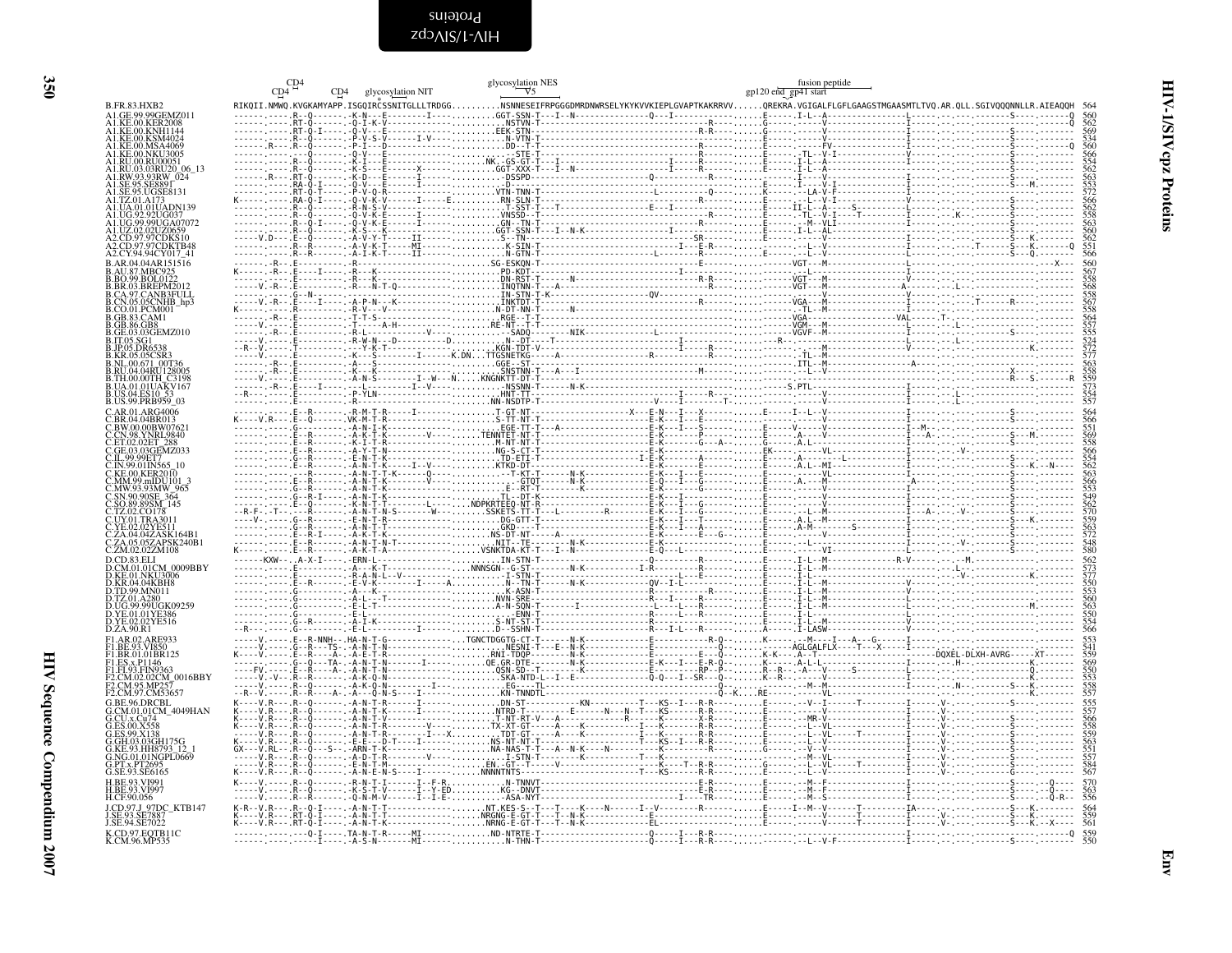```
                  CD4          CD4     glycosylation NIT              glycosylation NES                                     fusion peptide
                CD4                                                          V5                          gp120 end gp41 start

B.FR.83.HXB2                RIKQII.NMWQ.KVGKAMYAPP.ISGQIRCSSNITGLLLTRDGG..........NSNNESEIFRPGGGDMRDNWRSELYKYKVVKIEPLGVAPTKAKRRVV......QREKRA.VGIGALFLGFLGAAGSTMGAASMTLTVQ.AR.QLL.SGIVQQQNNLLR.AIEAQQH  564
A1.GE.99.99GEMZ011           ...                                                                                                                                                                    562
A1.KE.00.KER2008            ...                                                                                                                                                                    569
A1.KE.00.KNH1144            ...                                                                                                                                                                    534
A1.KE.00.MSA4069            ...                                                                                                                                                                    560
A1.KE.00.NKU3005            ...                                                                                                                                                                    566
A1.RU.00.RU00051            ...                                                                                                                                                                    554
A1.RU.03.03RU20_06_13       ...                                                                                                                                                                    562
A1.RW.93.93RW_024           ...                                                                                                                                                                    563
A1.SE.95.SE8891             ...                                                                                                                                                                    553
A1.SE.95.UGSE8131           ...                                                                                                                                                                    572
A1.TZ.01.A173               ...                                                                                                                                                                    566
A1.UA.01.01UADN139          ...                                                                                                                                                                    562
A1.UG.92.92UG037            ...                                                                                                                                                                    558
A1.UG.99.99UGA07072         ...                                                                                                                                                                    563
A1.UZ.02.02UZ0659           ...                                                                                                                                                                    560
A2.CD.97.97CDKS10           ...                                                                                                                                                                    562
A2.CD.97.97CDKTB48          ...                                                                                                                                                                    551
A2.CY.94.94CY017_41         ...                                                                                                                                                                    566
B.AR.04.04AR151516          ...                                                                                                                                                                    560
B.AU.87.MBC925              ...                                                                                                                                                                    567
B.BO.99.BOL0122             ...                                                                                                                                                                    558
B.BR.03.BREPM2012           ...                                                                                                                                                                    568
B.CA.97.CANB3FULL           ...                                                                                                                                                                    558
B.CN.05.05CNHB_hp3          ...                                                                                                                                                                    567
B.CO.01.PCM001              ...                                                                                                                                                                    558
B.GB.83.CAM1                ...                                                                                                                                                                    564
B.GB.86.GB8                 ...                                                                                                                                                                    557
B.GE.03.03GEMZ010           ...                                                                                                                                                                    555
B.IT.05.SG1                 ...                                                                                                                                                                    524
B.JP.05.DR6538              ...                                                                                                                                                                    572
B.KR.05.05CSR3              ...                                                                                                                                                                    577
B.NL.00.671_00T36           ...                                                                                                                                                                    563
B.RU.04.04RU128005          ...                                                                                                                                                                    558
B.TH.00.00TH_C3198          ...                                                                                                                                                                    559
B.UA.01.01UAKV167           ...                                                                                                                                                                    573
B.US.04.ES10_53             ...                                                                                                                                                                    554
B.US.99.PRB959_03           ...                                                                                                                                                                    557
C.AR.01.ARG4006             ...                                                                                                                                                                    564
C.BR.04.04BR013             ...                                                                                                                                                                    566
C.BW.00.00BW07621           ...                                                                                                                                                                    551
C.CN.98.YNRL9840            ...                                                                                                                                                                    569
C.ET.02.02ET_288            ...                                                                                                                                                                    558
C.GE.03.03GEMZ033           ...                                                                                                                                                                    566
C.IL.99.99ET7               ...                                                                                                                                                                    567
C.IN.99.01IN565_10          ...                                                                                                                                                                    562
C.KE.00.KER2010             ...                                                                                                                                                                    563
C.MM.99.mIDU101_3           ...                                                                                                                                                                    566
C.MW.93.93MW_965            ...                                                                                                                                                                    553
C.SN.90.90SE_364            ...                                                                                                                                                                    549
C.SO.89.89SM_145            ...                                                                                                                                                                    562
C.TZ.02.CO178               ...                                                                                                                                                                    570
C.UY.01.TRA3011             ...                                                                                                                                                                    559
C.YE.02.02YE511             ...                                                                                                                                                                    563
C.ZA.04.04ZASK164B1         ...                                                                                                                                                                    572
C.ZA.05.05ZAPSK240B1        ...                                                                                                                                                                    548
C.ZM.02.02ZM108             ...                                                                                                                                                                    580
D.CD.83.ELI                 ...                                                                                                                                                                    562
D.CM.01.01CM_0009BBY        ...                                                                                                                                                                    573
D.KE.01.NKU3006             ...                                                                                                                                                                    577
D.KR.04.04KBH8              ...                                                                                                                                                                    550
D.TD.99.MN011               ...                                                                                                                                                                    553
D.TZ.01.A280                ...                                                                                                                                                                    560
D.UG.99.99UGK09259          ...                                                                                                                                                                    563
D.YE.01.01YE386             ...                                                                                                                                                                    550
D.YE.02.02YE516             ...                                                                                                                                                                    554
D.ZA.90.R1                  ...                                                                                                                                                                    566
F1.AR.02.ARE933             ...                                                                                                                                                                    553
F1.BE.93.VI850              ...                                                                                                                                                                    541
F1.BR.01.01BR125            ...                                                                                                                                                                    559
F1.ES.x.P1146               ...                                                                                                                                                                    569
F1.FI.93.FIN9363            ...                                                                                                                                                                    550
F2.CM.02.02CM_0016BBY       ...                                                                                                                                                                    553
F2.CM.95.MP257              ...                                                                                                                                                                    558
F2.CM.97.CM53657            ...                                                                                                                                                                    557
G.BE.96.DRCBL               ...                                                                                                                                                                    555
G.CM.01.01CM_4049HAN        ...                                                                                                                                                                    557
G.CU.x.Cu74                 ...                                                                                                                                                                    566
G.ES.00.X558                ...                                                                                                                                                                    558
G.ES.99.X138                ...                                                                                                                                                                    559
G.GH.03.03GH175G            ...                                                                                                                                                                    563
G.KE.93.HH8793_12_1         ...                                                                                                                                                                    551
G.NG.01.01NGPL0669          ...                                                                                                                                                                    557
G.PT.x.PT2695               ...                                                                                                                                                                    584
G.SE.93.SE6165              ...                                                                                                                                                                    567
H.BE.93.VI991               ...                                                                                                                                                                    570
H.BE.93.VI997               ...                                                                                                                                                                    563
H.CF.90.056                 ...                                                                                                                                                                    556
J.CD.97.J_97DC_KTB147       ...                                                                                                                                                                    564
J.SE.93.SE7887              ...                                                                                                                                                                    559
J.SE.94.SE7022              ...                                                                                                                                                                    561
K.CD.97.EQTB11C             ...                                                                                                                                                                    559
K.CM.96.MP535               ...                                                                                                                                                                    550
```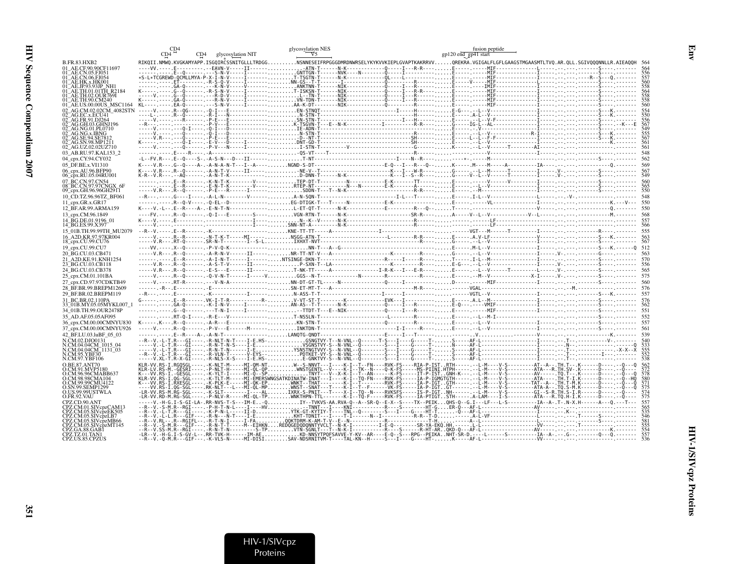```
                                   CD4                                                           glycosylation NES                                             fusion peptide
                                 CD4      CD4    glycosylation NIT                                      V5                                gp120 end  gp41 start
B.FR.83.HXB2                 RIKQII.NMWQ.KVGKAMYAPP.ISGQIRCSSNITGLLLTRDGG..........NSNNESEIFRPGGGDMRDNWRSELYKYKVVKIEPLGVAPTKAKRRVV......QREKRA.VGIGALFLGFLGAAGSTMGAASMTLTVQ.AR.QLL.SGIVQQQNNLLR.AIEAQQH  564
01_AE.CF.90.90CF11697        ----VV.-----E---------.--EAVN-V-----II-----.......--ATN-T------N-K-----------Q-----I---R-R----......E-----.-----MIF-------------L-----.--.-----.---S-----.-------  564
01_AE.CN.05.FJ051            ------.-----E--Q------.---S-N-V-----I-----........GNTTGN-T------NVK----N--------Q-----I--------......E-----.-----MIF-------------I-----.--.-----.---S-----.-------  556
01_AE.CN.06.FJ054            +S-L+TCGREWD-QCMLLMYA-P-X-I-N-V-----I---------.......T-TSGTN-T------N-K---------QL----L--------......E-----.-----MIF-------------I-----.--.-----.---R--S---Q.-------  557
01_AE.HK.x.HK001             ------.-----ET--------.-R-S-Q-V-----I------.......NN-GS--T-T-------I--------------Q-------R------......E-----V-----MIF-------------L-----.--.-----.---S-----.-------  560
01_AE.JP.93.93JP_NH1         ------.-----GA-Q------.---R-N-V-----V-----........ANKTNN-T------NIK----------------Q-----I---R------......E-----.-----IMIF------------I-----.--.-----.---S-----.-------  558
01_AE.TH.01.01TH_R2184       K-----.-----G--Q------.-R-S-N-V-----I-----........T-ISKSN-T------NIK---------------Q-----I---R-R----......E-----.-----MIF-------------I-----.--.-----.---S-----.-------  564
01_AE.TH.02.01UR769I         -----V.-----G--Q------.----R-D-V-----I-----........---TN-T------NIK---------------Q-----I---R------......E-----.-----MIF-------------I-----.--.-----.---S-----.-------  558
01_AE.TH.90.CM240            K-----.-----GA-Q------.----R-N-V-----I-----........VN-TDN-T------NIK---------------Q-----I---R------......E-----.-----MIF-------------I-----.--.-----.---S-----.-------  558
01_AE.US.00.00US_MSC1164     KL----.-----EA-Q------.---S-N-V-----I-----........AA-K-DT-------NIK---------------Q-------R------......E-----.-----MIF-------------I-----.--.-----.---S-----.-------  560
02_AG.CM.02.02CM_4082STN     -----V.-----R--QG-----.-Q-I---E-----------.........EN-STNQT-------------------I------H---------......E-G----.--L--V-------------I-----.--.-----.---S---K.-------  554
02_AG.EC.x.ECU41             ----L-.-----R--Q------.-R-I---N-----------.........N-STN-T---------------------I---H---------......E-----.A-L--V-------------I-----.--.-----.---S---K.-------  550
02_AG.FR.91.DJ264            -----V.-----R---------.-P-E---E-----------.........SN-STN-T--------------------I---H---------......E-----.--L--V-F------------I-----.--.-----.---S-----.-------  556
02_AG.GH.03.GHNJ196          --R---.-----------.-----P-V---E-----------.........K-TSGVN-T---E--N-K----------I----------R-R----......G-----IG-L--AL-------------I-----.--.-----.---S-----.----E  567
02_AG.NG.01.PL0710           -----V.-----Q-I-------.-Q-I---D-----------.........IE-ADN-T----------------------------H---------......E-----.-----V-------------I-----.--.-----.---S-----.-------  549
02_AG.NG.x.IBNG              -----V.-----Q---------.-Q-I---D-----------.........N-STN-T------------------------R---------......E-----.--L--V-------------R-I-----.--.-----.---S---K.-------  555
02_AG.SE.94.SE7812           -----V.R----.---Q-----.-P-E---E-----------.........-D--NT-T------------------------SH---------......E-----L--L--F-F------------I-----.--.-----.---S---K.-------  567
02_AG.SN.98.MP1211           K-----.-----Q-I-------.-E-V---D-----I-----.........DNT-GD-T------------------------SH---------......E-----.--L--V-------------I-----.--.-----.---------K.-------  561
02_AG.UZ.02.02UZ710          -----V.-----Q---------.-P-V---N-----I-----.........I-STN-T---------V----------------G---------......K-----.--L--V-------T-------AI-----.--.-----.---S-----.-------  561
03_AB.RU.97.KAL153_2         ------.-----E----R----.-A-----------------.........-QS-VT-----T---------------------R---------......E-----.-----V-------------I-----.--.-----.---S-----.-------  548
04_cpx.CY.94.CY032           -L--FV.R----E--Q----S-.-A-S-N---D---II-----........T-NT-------------------------I----N--R----......----*-.-----M-------------I-----.--.-----.---S-----.-------  562
05_DF.BE.x.VI1310            K-----V.R---.G--Q----A-.-A-N-A-N-T---I--A----.......NGND-S-DT-------------------E-Q---I---R---Q-.......K-----.M-----M-----A--------IA-----.--.-----------Q.-------  569
06_cpx.AU.96.BFP90           K----V.R----.R--Q-----.-A-N-T-V-----II------.........NE-V--T-------------------K---I---W-R-----......G-----.--L--M------T-------I-----.V-.-----.---S-----.-------  567
06_cpx.RU.05.04RU001         K-R--V.R----.--AQ-----.-A-N-T-K-----------.........D-DNN-T------N-K-------------K---I--S--R-----......G-----V--L--V------T-------I-----.V-.-----.---S-----.-------  549
07_BC.CN.97.CN54             ------.-----E--R------.-K-N-T-K--------V----........TEP-DT-T---------N--------E-K-------TT-----......E-----.-----V------V---------I-----.--.-----.---S-----.-------  560
08_BC.CN.97.97CNGX_6F        ------.-----E--R------.-E-N-T-K--------V----........RTEP-NT--------N--N--------E-K-------A------......E-----.--L--V-------------I-----.--.-----.---S-----.-------  565
09_cpx.GH.96.96GH2911        -----V.R----R--Q------.-P-E---R-----I----...........SDDN-T---T--N-K-----------------R-R-----......E-----.--M--------------I-----.--.-----.---S-----.-------  550
10_CD.TZ.96.96TZ_BF061       --R---.-----G---I-----.-A-L-N-------V------.........A-N-SQN-T-------------------I-L---T--------......E-----.I-L--V-------------L-----.--.V-.-------.-------.-------  548
11_cpx.GR.x.GR17             ------.-----R--Q-V----.-Q-EL--D----------.........EG-DTIGK-T---T-----N-------------E-K-------......E-----.-----VL-------------I-----.--.-----.--------K.---V---  550
12_BF.AR.99.ARMA159          K----V.-L---E---R----A-.-E-N-T-N-----------.........L-ET-QT-T-------N-K--------------E---------R---Q-.......T-----.-----------------V-----.--.-----.---------Q.-------  550
13_cpx.CM.96.1849            ----FV.-----R--Q------.-Q-I---E-------S------........VGN-RTN-T------N-K-------------------SR-R----......A-----V--L--V-----------V--L-----.--.-----.---------M.-------  568
14_BG.DE.01.9196_01          K----V.-----E---------.-------------------.........-N--K--V------N-K---------------------R-----......E-----.-------LF------------I-----.--.-----.---S-----.-------  557
14_BG.ES.99.X397             ----V-.----------------------------I------.........SNN-NT-A--------N-K----------------------R-----......------.-------LF------------I-----.--.-----.---S-----.-------  566
15_01B.TH.99.99TH_MU2079     --R--V.-----E--R------.-K----------------.........KNE--TT-T-----A---------------I-------------......------VGT---M------T-------I-----.--.-----.---R-----.-------  555
16_A2D.KR.97.97KR004         -----V.-----R--R------.-N-T-K-T-----MI-----.........NSGG-ATN-T---------------------L------R-R----......E-----.A.V-LF-------------V-----.--.-----.---S---K.-------  563
18_cpx.CU.99.CU76            -----V.R----RT-Q------.SR-N-T---------I--S-L......IXHXT-NVT-------------------------R------......G-----.--L--V-------------I-----.--.-----.---S-----.-------  567
19_cpx.CU.99.CU7             ----VV.-----X--Q------.-P-V-Q-K-----------.........-------NN-T---A--G-----------------------------......E-----.M-L--V-------------I-----.--.-----.---S---K.------Q  512
20_BG.CU.03.CB471            -----V.R----R--Q------.-A-R-N-V-----II------.........NR-TT-NT-V---A-------------------K---------R----......G-----.--L--V-------------I-----.V-.-----.---G-----.-------  563
21_A2D.KE.91.KNH1254         ------.-----E--R------.-A-I-N-T------I------........NTSINGE-DKN-T-------------------R------I----R----......T-----.I-L--M-------------I-----.--.-----.---S-----.-------  570
23_BG.CU.03.CB118            -----V.R----R--Q------.-A-S-T-V-----II------.........P-SXN-T--LA---------------------K-------R----......E-G----.--L--V-------------I-----.V-.-----.---S-----.-------  556
24_BG.CU.03.CB378            -----V.R----R--Q------.-E-S---E-----II------.........T-NK-TT-----A--------------I-R-K---I--E-R-----......E-----.--L--V-------T-------I-----.V-.-----.---S-----.-------  565
25_cpx.CM.01.101BA           -----V.-----R--Q------.-Q-V-N-T------I-----V.........GGS--N-T---------------N-------R------R-----......E-----.--M--V-----------X-I-----.V-.-----.---S-----.-------  575
27_cpx.CD.97.97CDKTB49       -----V.-----RT-R------.---V-N-A-----------.........NN-DT-GT-TL-----N-------------Q-----I-----------......D-----.-----MIF-------------I-----.--.-----.---S-----.-------  560
28_BF.BR.99.BREPM12609       -------.-R--E---------.-K-----------------.........SN-ET-MT-T---A---------------------------M-R-----......-----VGAL-----------------------.--.--M.-------.-------.-------  576
29_BF.BR.02.BREPM119         --R---.-----E---------.-K-----------I-----.........N-ASS-T-T----------------------I-----I------------......------VGTL--------------I-----.--.-----.---S---K.-------  557
31_BC.BR.02.110PA            G-----.-----E--R------.VK-I-T-R------------R-.......-V-VT-ST-T------K-------------EVK---I----------......E-----.A.L--M-------------I-----.--.-----.---S-----.-------  576
33_01B.MY.05.05MYKL007_1     -----V.-----GA-Q------.-K-I-N-V-----I------........AN-AS--T----------------------Q-----I-----R-----......E-Q----.-----IMIF------------I-----.--.-----.---S-----.-------  562
34_01B.TH.99.OUR2478P        ------.-----G--Q------.---T-N-I-----I------.........--TTDT-T---E--NIK------------Q-----I---R-----......E-----.-----MIF-------------I-----.--.-----.---S-----.-------  551
35_AD.AF.05.05AF095          ------.-----RT-Q-I----.-R-E---V-----------.........T-NSSLN-T---------------------------R------......E-----.--M-I-------------I-----.--.-----.---S-----.-------  552
36_cpx.CM.00.00CMNYU830      K-----.K----R--Q------.-A-R---E-----------.........KN-STN-T----------------------Q---------R-----......E-----.--L--V-------------I-----.--.-----.---S-----.-------  557
37_cpx.CM.00.00CMNYU926      -----V.-----R--Q------.-P-V---E-----M-----.........INKTDN-T---------------------I-I-----R-----......E-----.--L--V-------------I-----.--.-----.---S-----.-------  561
42_BF.LU.03.luBF_05_03       ------.-----E--R----A-.-A-N-T--------------........LANQTG-QNDT----------------------E-----I---T-----......------------.V---------------V-----.--.-----.---------K.-------  539
N.CM.02.DJO0131              --R--V.-L-T.R---GI----.-R-NLT-N-T----I-E.HS-...........GSNGTVY-T--N-VNL--Q------T-S---I----G-----T------......S-----AF-L------------I-----.--.T-.----------V-.-------  540
N.CM.04.04CM_1015_04         -----V.-L-T.R---GI----.-R-N-T-N-S----I-E.............VSGNSTVY-S--N-VNL--Q-------S---I----G-----T------......N-----AF-L-------------N---.--.--.-----------.-------Q  533
N.CM.04.04CM_1131_03         -----V.-L-T.R---GI----.-R-N-T-N-----I-E.............YSNSTNGTVVY-S--N-VNL--Q-------S---I----G-----T------......S-----AF-L------------I-----.--.T-.----------X-X--X  555
N.CM.95.YBF30                --R--V.-L-T.R---GI----.-R-VLN-T-----V-EYS-...........PDTKET-VY-S--N-VNL--Q-------S---I----G-----T------......S-----AF-L------------I-----.--.T-.---------I--.-------  552
N.CM.97.YBF106               -----V.XL-T.R-X-GI----.-R-NLS-X-S----I-E.HS-.........E-GNKTVY-S--N-VNL--Q-------S---I----G-----T------......S-----AF-L------------I-----.--.T-.-------------.-------  538
O.BE.87.ANT70                KLR-VV.RS-I.RGQSGL----.-K-NLT-M-----MI-QM-NT.........W--S-NNVT---I----K-I--T--FN----RVK-FS-----RIA-P-IST..RTH------.--L-M----V-S---------AT--A--.TH.T--.K------D-----.--Q---Q  562
O.CM.91.MVP5180              KLR-LV.RS-M.-GESRI----.-P-NLT-H-----MI-QL-QP.........WNSTGENTL--V----K-I--TK--N----Q-K-FS-----MS-PIINI.HTPH-----.--L-M----V-S----------ATA---R.TH.SV-.K------D-----.--Q----  572
O.CM.96.96CMABB637           K---VV.RS-I.-GESGL----.-K-YLT-I-----MI-Q--SP...............TNYT----V--X-K-I--T--AN------K-FS-----IT-P-IST..GNH-K-----.--L-M----V-S----------AV-----.TQ.T--.K------D-----.--Q---Q  578
O.CM.98.98CMA104             KLR-VV.RS-I.QG-SGL----.-K-TLT-M-----MI-EMERSWNGSATKDINATW-INAT---I----K-I--T--FN----RVK-FS-----IA-P-IGMGTGTH------.--L-M----V-S----------ATA----.TH.T-I.K------D-----.--Q---HQ  580
O.CM.99.99CMU4122            K---VV.RS-I.RXESGL----.-K-PLK-E-----MI-QK-EP.........WNKT--THAT-------K-I--T--------RVK-FS-----IA-P-IGT..GTH-----.--L-M----V-S---------TAT--A--.TH.T-M.K------D-----.--Q---Q  571
O.SN.99.SEMP1299             ----VV.RS-I.QG-SGL----.RK-NLT---L---MI-QL-MP.........WNST--SNAT---T----K-I--T--F-------VK-FS-----IA-P-IGT..GT-----.--L-M----V-S----------ATA-A--.TQ.S-M.K------D-----.--Q---Q  575
O.US.99.99USTWLA             -LR-VV.RS-M.RG-SGL----.-K-SLT--------I----AL.........IXRX-S-PNIT---T----X-I--TQ--N----RVKSFS-----IS-P-IGT..NH-----.--L-M----V-S---------GI--S-R.TH.S-I.R------D-----.--Q----  574
O.FR.92.VAU                  -LR-VV.RD-M.RG-SGL----.-P-NLV-R-----MI-QL-TP.........WNKTHPN-TTL-------K-I--TQ-F-----RVK-FS-----IA-P-IGT..STH-----.-A-LAM----I-S---------ATA---R.TQ.H-I.K------D-----.--Q----  575
CPZ.CD.90.ANT                ----V.-H-G.I-S-GI-LA-.RR-NVS-T-S---IM-E.--Q............IY--TVKVS-AA.RVA-Q--A--SR-Q--E-X--S----TX--PEIK...QHS-Q--G.I---LF---L-S---------IA--A-.T-.N-X.H------A---Q.---T---  557
CPZ.CM.01.SIVcpzCAM13        --R--V.-S-M.R--RGI----.-P-H-T-N-L----I----HV...........-TNNT---I----KNI----------R-----S-------HT-G....ER-Q---AF-L------------AV-----.--.-----.---------.-------  565
CPZ.CM.05.SIVcpzEK505        --R--V.-L-T.R---GI----.-K-P-N-L-----II-D.............YTK-GT-KYTIY-T-----TNL--Q---------S---I----G----HT-T.......-Q---AF-L-------------I-----.--.K--.-----.---------.-------  535
CPZ.CM.05.SIVcpzLB7          --R--V.-L-L.R---GIF---.-R-N---N-T----I-E..............KHT-TDNIT---I----T-I------N--I----------R-R--T-D......------.A-L-VF-------------I-----.--.-----.T-------S-----.-------  546
CPZ.CM.05.SIVcpzMB66         --R--V.RL---.R--RGIFL--.-R-T-N-I-----I-FA..........QQKTDRM-K-AM-T-V--E--N------------R-----------T-H.......------A--L------------------I-----.--.-----.---------S-----.-------  581
CPZ.CM.05.SIVcpzMT145        --R--V.-S-M.R---GIF---.-R-N-T-T-----M--EIHKN....REDQGEDQDQNNTYVCLT--N-K-I----------I-E-Q---------SR-YA-EKQ.HH......--L---------------VV-----.--.-----.T---------.-------  555
CPZ.GA.88.GAB1               --R--V.SS-M.R--RGI----.-R-N-T-N---------S-TP..........VTN-SGNLT---T--N-K-I-------------R-----S------R-HT-AR..QKD-Q---AF-L------------AV-----.--.-----.---------K.-------  554
CPZ.TZ.01.TAN1               -LR--V.-H-G.I-S-GV-L--.RR-TVK-H-----IM-AE.............KD-NNSYTPQFSAVVE-Y-KV--AR----E-Q--S---RPG--PEIKA..NHT-SR-D......---L-----S----------IA--A-.--.G--.-------Q---Q.-------  557
CPZ.US.85.CPZUS              --R--V.-Q-M.R---GIF---.-K-VLS-N-----MI-DISI.........SAV-NDSRNITVM-T----TAL-KN--H-----S--I----G---HT-......K-----AF-L------------VV-----.--.-----.---------.-------  536
```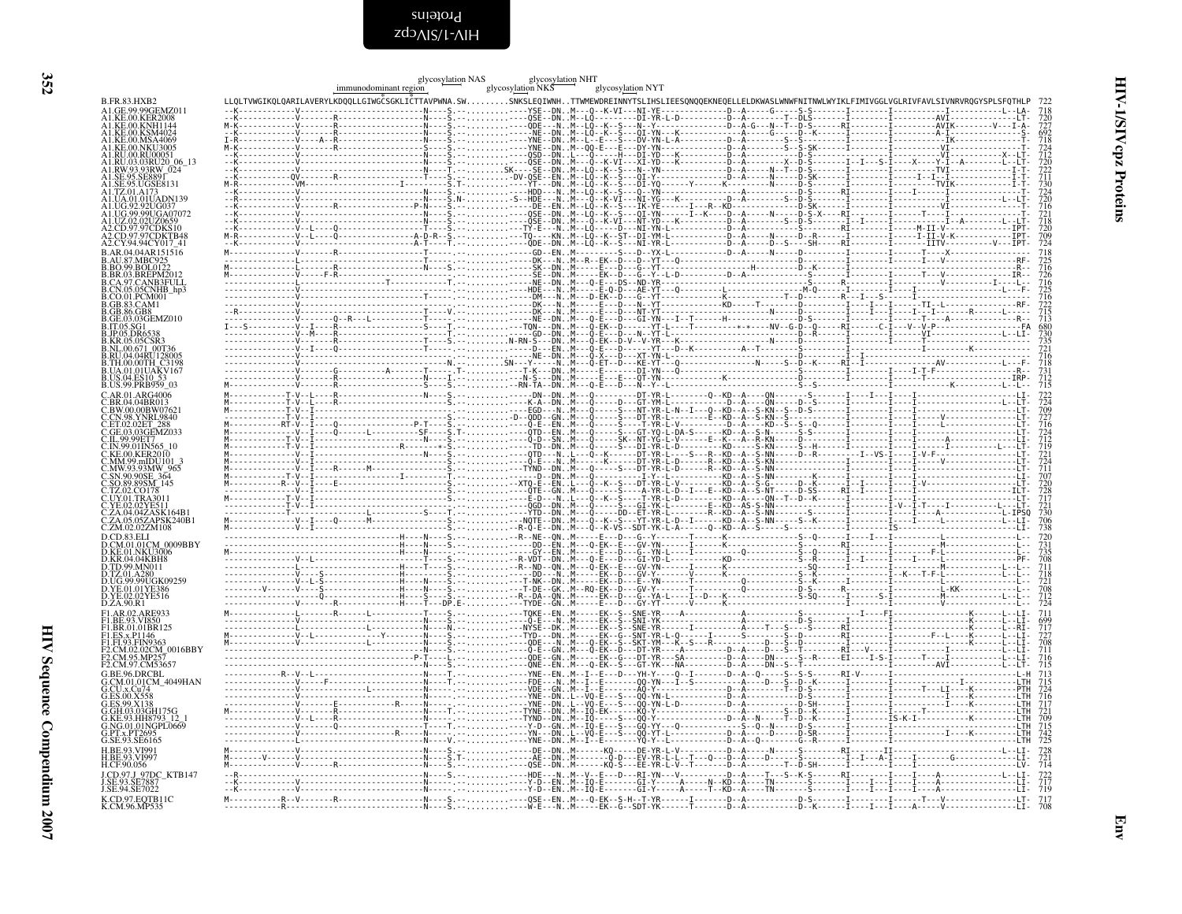```
                                         glycosylation NAS        glycosylation NHT
                       immunodominant region          glycosylation NKS          glycosylation NYT
B.FR.83.HXB2           LLQLTVWGIKQLQARILAVERYLKDQQLLGIWGCSGKLICTTAVPWNA.SW.........SNKSLEQIWNH..TTWMEWDREINNYTSLIHSLIEESQNQQEKNEQELLELDKWASLWNWFNITNWLWYIKLFIMIVGGLVGLRIVFAVLSIVNRVRQGYSPLSFQTHLP  722
```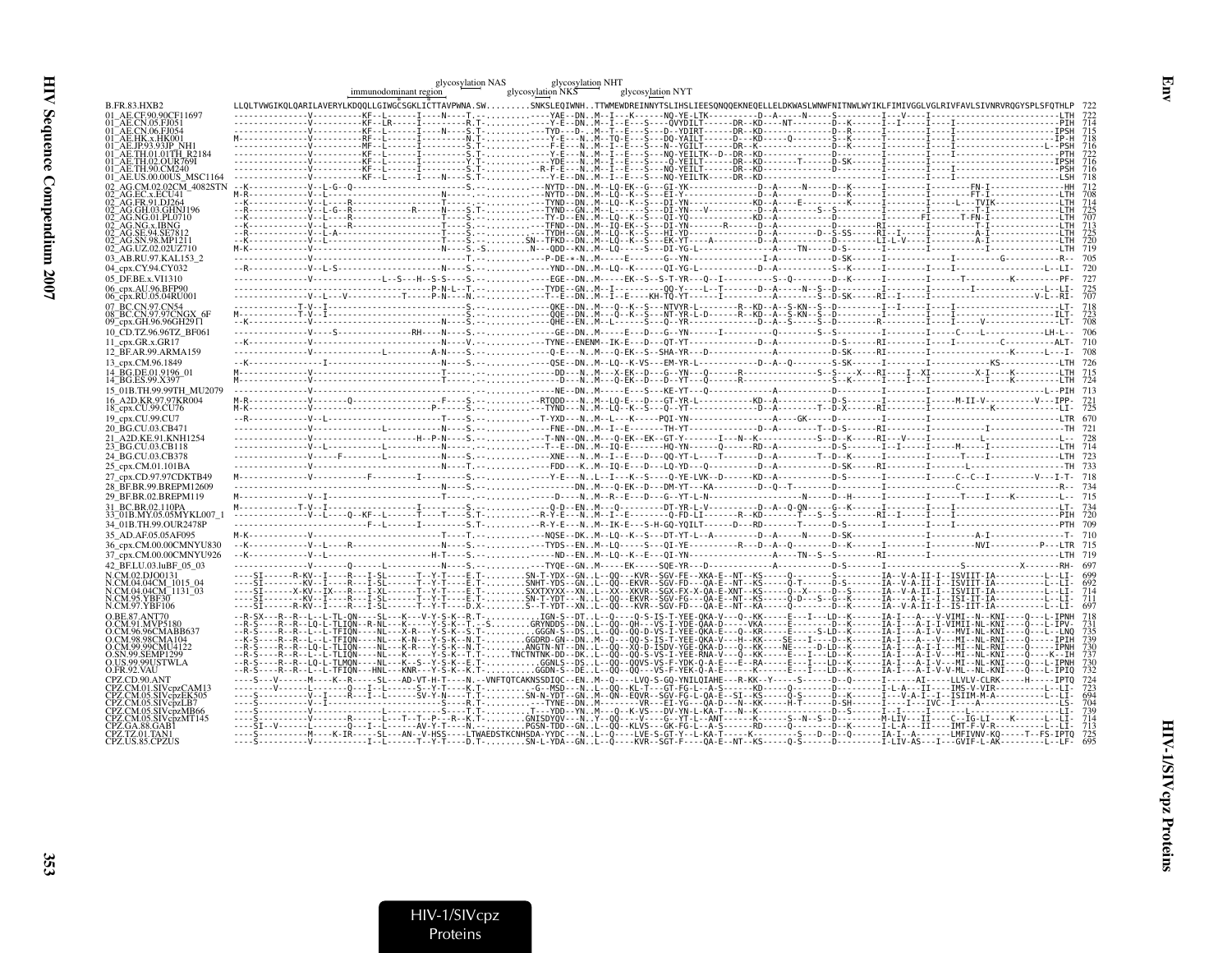```
                                          glycosylation NAS          glycosylation NHT
                  immunodominant region          glycosylation NKS          glycosylation NYT
B.FR.83.HXB2      LLQLTVWGIKQLQARILAVERYLKDQQLLGIWGCSGKLICTTAVPWNA.SW.........SNKSLEQIWNH..TTWMEWDREINNYTSLIHSLIEESQNQQEKNEQELLELDKWASLWNWFNITNWLWYIKLFIMIVGGLVGLRIVFAVLSIVNRVRQGYSPLSFQTHLP  722
```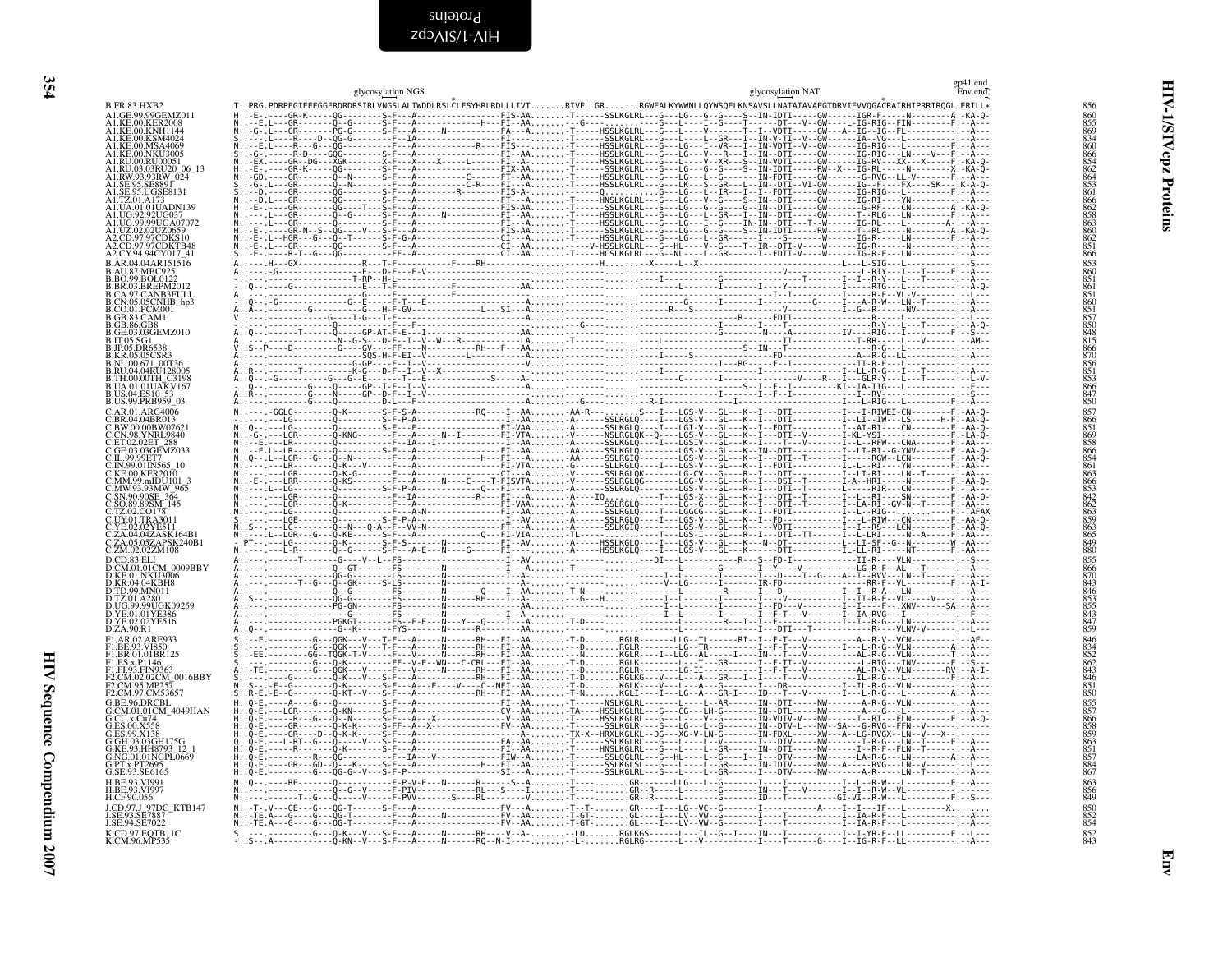# HIV-1/SIVcpz Proteins — Env

Alignment annotations: glycosylation NGS; glycosylation NAT; gp41 end; Env end

```
B.FR.83.HXB2   T..PRG.PDRPEGIEEEGGERDRDRSIRLVNGSLALIWDDLRSLCLFSYHRLRDLLLIVT.......RIVELLGR.......RGWEALKYWWNLLQYWSQELKNSAVSLLNATAIAVAEGTDRVIEVVQGACRAIRHIPRRIRQGL.ERILL*   856
```

| Sequence | Position |
|---|---|
| B.FR.83.HXB2 | 856 |
| A1.GE.99.99GEMZ011 | 860 |
| A1.KE.00.KER2008 | 855 |
| A1.KE.00.KNH1144 | 869 |
| A1.KE.00.KSM4024 | 834 |
| A1.KE.00.MSA4069 | 860 |
| A1.KE.00.NKU3005 | 866 |
| A1.RU.00.RU00051 | 854 |
| A1.RU.03.03RU20_06_13 | 862 |
| A1.RW.93.93RW_024 | 864 |
| A1.SE.95.SE8891 | 853 |
| A1.SE.95.UGSE8131 | 861 |
| A1.TZ.01.A173 | 866 |
| A1.UA.01.01UADN139 | 862 |
| A1.UG.92.92UG037 | 858 |
| A1.UG.99.99UGA07072 | 863 |
| A1.UZ.02.02UZ0659 | 860 |
| A2.CD.97.97CDKS10 | 862 |
| A2.CD.97.97CDKTB48 | 851 |
| A2.CY.94.94CY017_41 | 866 |
| B.AR.04.04AR151516 | 853 |
| B.AU.87.MBC925 | 860 |
| B.BO.99.BOL0122 | 851 |
| B.BR.03.BREPM2012 | 861 |
| B.CA.97.CANB3FULL | 851 |
| B.CN.05.05CNHB_hp3 | 860 |
| B.CO.01.PCM001 | 851 |
| B.GB.83.CAM1 | 857 |
| B.GB.86.GB8 | 850 |
| B.GE.03.03GEMZ010 | 848 |
| B.IT.05.SG1 | 815 |
| B.JP.05.DR6538 | 866 |
| B.KR.05.05CSR3 | 870 |
| B.NL.00.671_00T36 | 856 |
| B.RU.04.04RU128005 | 851 |
| B.TH.00.00TH_C3198 | 853 |
| B.UA.01.01UAKV167 | 866 |
| B.US.04.ES10_53 | 847 |
| B.US.99.PRB959_03 | 850 |
| C.AR.01.ARG4006 | 857 |
| C.BR.04.04BR013 | 866 |
| C.BW.00.00BW07621 | 851 |
| C.CN.98.YNRL9840 | 869 |
| C.ET.02.02ET_288 | 858 |
| C.GE.03.03GEMZ033 | 866 |
| C.IL.99.99ET7 | 854 |
| C.IN.99.01IN565_10 | 861 |
| C.KE.00.KER2010 | 863 |
| C.MM.99.mIDU101_3 | 866 |
| C.MW.93.93MW_965 | 853 |
| C.SN.90.90SE_364 | 842 |
| C.SO.89.89SM_145 | 862 |
| C.TZ.02.CO178 | 863 |
| C.UY.01.TRA3011 | 859 |
| C.YE.02.02YE511 | 863 |
| C.ZA.04.04ZASK164B1 | 865 |
| C.ZA.05.05ZAPSK240B1 | 849 |
| C.ZM.02.02ZM108 | 880 |
| D.CD.83.ELI | 855 |
| D.CM.01.01CM_0009BBY | 866 |
| D.KE.01.NKU3006 | 870 |
| D.KR.04.04KBH8 | 843 |
| D.TD.99.MN011 | 846 |
| D.TZ.01.A280 | 853 |
| D.UG.99.99UGK09259 | 855 |
| D.YE.01.01YE386 | 843 |
| D.YE.02.02YE516 | 847 |
| D.ZA.90.R1 | 859 |
| F1.AR.02.ARE933 | 846 |
| F1.BE.93.VI850 | 834 |
| F1.BR.01.01BR125 | 852 |
| F1.ES.x.P1146 | 862 |
| F1.FI.93.FIN9363 | 843 |
| F2.CM.02.02CM_0016BBY | 846 |
| F2.CM.95.MP257 | 851 |
| F2.CM.97.CM53657 | 850 |
| G.BE.96.DRCBL | 855 |
| G.CM.01.01CM_4049HAN | 857 |
| G.CU.x.Cu74 | 866 |
| G.ES.00.X558 | 858 |
| G.ES.99.X138 | 859 |
| G.GH.03.03GH175G | 863 |
| G.KE.93.HH8793_12_1 | 851 |
| G.NG.01.01NGPL0669 | 857 |
| G.PT.x.PT2695 | 884 |
| G.SE.93.SE6165 | 867 |
| H.BE.93.VI991 | 863 |
| H.BE.93.VI997 | 856 |
| H.CF.90.056 | 849 |
| J.CD.97.J_97DC_KTB147 | 850 |
| J.SE.93.SE7887 | 852 |
| J.SE.94.SE7022 | 854 |
| K.CD.97.EQTB11C | 852 |
| K.CM.96.MP535 | 843 |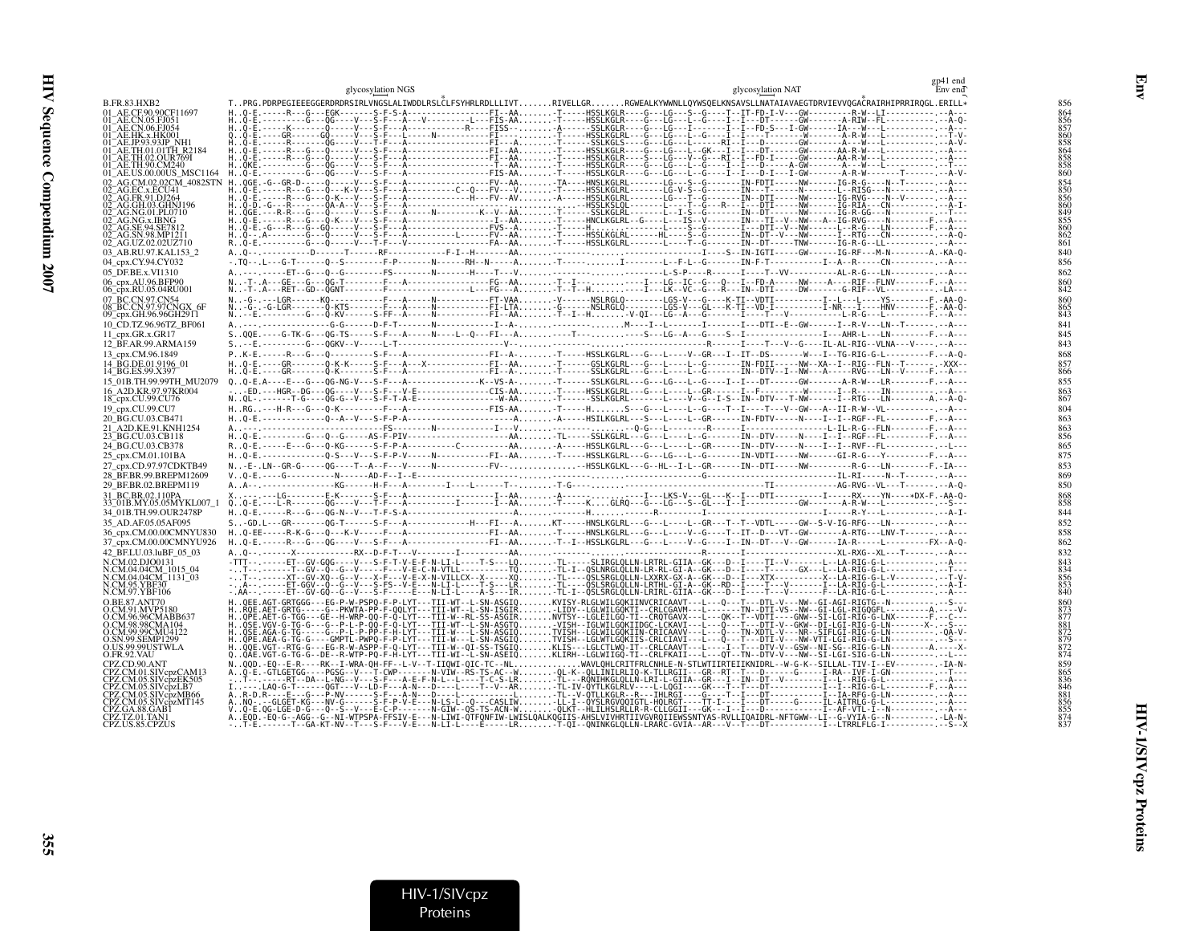```
                                   glycosylation NGS                                                         glycosylation NAT                        gp41 end
                                                       *                                                              *                                Env end
B.FR.83.HXB2                T..PRG.PDRPEGIEEEGGERDRDRSIRLVNGSLALIWDDLRSLCLFSYHRLRDLLLIVT.......RIVELLGR.......RGWEALKYWWNLLQYWSQELKNSAVSLLNATAIAVAEGTDRVIEVVQGACRAIRHIPRRIRQGL.ERILL*   856
01_AE.CF.90.90CF11697       H..Q-E.-----R---G---EGK-------S-F-S-A---------------FI--AA.......T-----HSSLKGLR----G---LG---S--G----T--IT-FD-I-V---GW---------R-W--LI----------.--A--   864
01_AE.CN.05.FJ051           H..Q-E.---------G---QG-----V---S-F---A---V---------L---FIS-AA.......T-----HSSLKGLR----G---LG---L--G----I--I---DT------GW-------A-RIW--FL---------.--A-Q-   856
01_AE.CN.06.FJ054           H..Q-E.-----K-------Q------V---S-F---A---------------R----FISS-.......A-----SSLKGLR----G---L---I-------I--I--FD-S---I-GW------IA---W---L----------.--A--   857
01_AE.HK.x.HK001            Q..Q-E.-----GR------GQ-----V---S-F---L------N-----------FI---.......T-----HSSLKGLRL---G---LG---L--G----I--I-----T-------W-------A-R-W---L----------.--T-V-   860
01_AE.JP.93.93JP_NH1        H..Q-E.-----GR------QG-----V---S-F---A---------------FI--A.......T-----SSLKGLS-----G---LG---L--G----RI--I---D-------GW-------A---W---L----------.--A-V-   858
01_AE.TH.01.01TH_R2184      H..Q-E.-----R---G---Q------V---S-F---A---------------FI--AA.......T-----HSSLKGLR----G---LG---L--GK---I--I---DT------GW-------AA-R-W---L----------.--A--   864
01_AE.TH.02.OUR769I         H..Q-E.-----R---G---Q------V---S-F---A---------------FI--AA.......T-----HSSLKGLR----S---LG---V--G----RI--I--FD-I------GW-------AA-R-W---L----------.--A--   858
01_AE.TH.90.CM240           H..QKE.---------G---QG-----V---S-F---A-------------------T--AA.......T-----HSSLKGLR----G---LG---L--G----I--I---D------A-GW-------A---W---L----------.--T--   858
01_AE.US.00.00US_MSC1164    H..Q-E.---------G---QG-----V---S-F---A---------------FIS-AA.......T-----HSSLKGLR----G---LG---L--G----I--I---D-I---I-GW-------A-R-W-------T--------.--A-V-   860
02_AG.CM.02.02CM_4082STN    H..QGE.-G--GR-D-----Q------V---S-F---A---------------FV--AA.......TA----HNSLKGLRL-------LG---S--G--------IN-FDTI-----NW-------IG-R-G----N--T-------.--A--   854
02_AG.EC.x.ECU41            H..Q-E.-----R---G---Q--K---V---S-F---A---------C--Q---FV----V.......T-----HSSLKGLR-------LG-V-S--G--------IN---T-------N-------L--RISG---N----------.--A--   850
02_AG.FR.91.DJ264           H..Q-E.-----R---G---Q-K---V---S-F---A---------------H---FV--AV.......A-----HSSLKGLRL------LG---T--G--------IN--DTI-----NW-------IG-RVG----N--V-------.--A--   856
02_AG.GH.03.GHNJ196         H..Q-D.-G---R-------QA-A--V---S-F---A----------------------------.......-----HSSLKSLQ-------L---T--G---R----I---DTI-----NW-------IG-RIA---CN---------.--A-I-   860
02_AG.NG.01.PL0710          H..QGE.----R-R---G---Q------V---S-F---A-----N--------K--V--AA.......T-----SSLKGLRL------L--I-S--G--------IN--DT------NW-------IG-R-GG---N----------.--T--   849
02_AG.NG.x.IBNG             H..Q-E.-----R---G---Q-K---V---S-F---A-----------------I--AA.......T-----HNCLKGLRL--G----L---IS--V--------IN---TI--V--NW----A--IG-RVG----N---------F.--A--   855
02_AG.SE.94.SE7812          H..Q-E.-G---R---G---GQ-----V---S-F---A---------------FVS--A.......T-----H---------------L---S--G--------I---DTI--V--NW-------L--R-G----LN---------F.--A--   860
02_AG.SN.98.MP1211          H..Q--.A--------G---Q------V---S-F---A-----------L----FV--AA.......T-----HSSLKGLRL------HL---S--G--------IN--DT--V---NW-------I--RTG----CN---------.--A-Q-   862
02_AG.UZ.02.02UZ710         R..Q-E.---------G---Q------V---T-F---V---------------FA--AA.......T-----HSSLKGLR-------L---T--G--------IN--DT-----TNW-------IG-R-G---LL----------.--A--   861
03_AB.RU.97.KAL153_2        A..Q--.---------D------T------RF----------F-I--H-------AA.......-.........-.............-----I----S--IN-IGTI-----GW-------IG-RF---M-N---------A.-KA-Q-   840
04_cpx.CY.94.CY032          -.TQ--.L---G-T------Q--S-------F-P--------N------RH--N-----A.......T---------.......I--------L--F-L--G--------IN-F-T-----------I--A--R-----CN----------.--A--   856
05_DF.BE.x.VI1310           A..--.-----ET--G---Q--G-------FS---------N------H----T---V.......-.........--.......---------L-S-P----R------I----T--VV---------AL-R-G---LN----------.--A--   862
06_cpx.AU.96.BFP90          N..-T-.A---GE---G---QG-T-------F---A---------------FG--AA.......T--I--.........--------I---LG--IC--G---Q----I--FD-A-----NW-----A----RIF--FLNV-------F.--A--   860
06_cpx.RU.05.04RU001        N..-T-.A---RET--GD--QGNT-------F---A---------------L---FG---A.......T-T-H.........------I----LK--VC--G---R----IN--DTI-----DW-------G-RIF--VL----------.-LA--   842
07_BC.CN.97.CN54            N..-G-.---LGR------KQ-----------F---A-----N-----------FT-VAA.......V------NSLRGLQ-------LGS-V---G----K-TI--VDTI-----------I--L---L----YS-------F.-AA-Q-   860
08_BC.CN.97.97CNGX_6F       N..-G-.-G-LGR--------Q-KTS------F---A-----N-----------FL-LTA.......G------NSLRGLQ-------LGS-V---GL---K-TI--VD-I-----------I-NR---I----HNV-------F.-AA-Q-   865
09_cpx.GH.96.96GH2911       N..-E.----------G---KV-------S-FF--A-----N------------FI--AA.......T--I--H.......-V-QI---LG--A---G--------I---T---V-----------I-A-R-G----L-------F.--A--   843
10_CD.TZ.96.96TZ_BF061      A..--.------------G-G------D-F-T----------N---------------I--A.......---------.......M----I--L------G-------I---DTI--E--GW------I--R-V---LN--T------.--A--   841
11_cpx.GR.x.GR17            S..QQE.-----G-TK-G---QG-TS------S-F---A-----N----L--Q---FI---A.......-------T-----------S---LG--A---G----S--I-------------------I---AHR-L---LN--------F.--A--   843
12_BF.AR.99.ARMA159         S...-E.---------G---QGKV--V-----L-T-------------------V---.......--.........-...-----------------R------I----T---V--G----IL-AL-RIG--VLNA---V-----.--A--   845
13_cpx.CM.96.1849           P..K-E.-----R---G---Q----------S-F---A---------------FI--A-.......T-----HSSLKGLR----G---L----V--GR---I--IT--DS-------W---I--TG-RIG-G-L---------F.--A-Q-   868
14_BG.DE.01.9196_01         H..Q-E.----GR-------Q-K-K------S-F---A----X----------FI--AA.......T-----GSLKGLRL----G---L---L--G--------IN-FDII-----NW--XA--I--RIG--FLN--T-------.-XXX--   857
14_BG.ES.99.X397            H..Q-E.----GR-------Q-K-------S-F---A-----------------FI--A-.......T-----SSLKGLRL----G---L---L--G--------IN--DTV--I--NW---A-----RVG---LN--V-----F.--A--   866
15_01B.TH.99.99TH_MU2079    Q..Q-E.A----E---G---QG-NG-V---S-F---A---------------K--VS-A........T-----SSLKGLR-----G---LG---L--G----I--I---DT-----GW-----A-R-W---LR----------.--A--   855
16_A2D.KR.97.97KR004        -..-ED.--HGR--DG----QG---V---S-F---V-E-------------CIS-AA.......T------HSSLKGLR----G---L---L--GR-----I--F-----------W-----I--R-----IN----------.--A--   863
17_BF.CU.99.CU76            N..QL-.-------T-G---QG-G--V---S-F-T-A-E--------------W-AA.......T-----SSLKGLR-------L---V--G--I-S--IN--DTV---T-NW------I--RTG---LN--------A.--A-Q-   867
19_cpx.CU.99.CU7            H..RG.---H-R---G---Q-K---------F---A---------------FIS-AA.......T-----H.......S---G---L----L--G----T--I----T---V--GW---A--II-R-W--VL----------.--A--   804
20_BG.CU.03.CB471           H..Q-E.-----------Q--A--V---S-F-P-A--------------------A.......A-----HSILKGLR----S---L----L--GR-----IN-FDTV-----N-----I--I--RGF--FL---------F.--A--   863
21_A2D.KE.91.KNH1254        A..--.-------------------------FS-------N---------I---V.......-.........-.............-Q-G--L---R-----I--------------------L-IL-R-G--FLN--------F.--A--   863
23_BG.CU.03.CB118           H..Q-E.---------G---Q--G----AS-F-PIV---------------------AA.......TL-----SSLKGLRL---G---L---L--G--------IN--DTV-----N----I--I--RGF--FL---------F.--A--   856
24_BG.CU.03.CB378           R..Q-E.-----E---G---Q-KG-----S-F-P-A----------C-----------AA.......A-----HSSLKGLR----G---L---L--GR-----IN--DTV-----N-----I--I--RVF--FL----------.--L--   865
25_cpx.CM.01.101BA          H..Q-E.---------Q-S---V---S-F-P-V------N-----------FI--AA.......T-----HSSLKGLR----G---LG---L--G--------IN-VDTI-----NW------GI-R-G---Y---------F.--A--   875
27_cpx.CD.97.97CDKTB49      N..-E-.LN--GR-G----QG----T--A--F---V-----N-----------FV--.........-.-----HSSLKGLKL---G--HL--I-L--GR------IN--DTI-----NW-----------R-G---LN--------F.-IA--   853
28_BF.BR.99.BREPM12609      V..Q-E.----G---------N------AD-F--I--E-----------------------.......-.........-.......................-------G-------------------------IL-RI-----N--T--------.--A--   869
29_BF.BR.02.BREPM119        A..A--.-----------------KG-------H-F---A--------I----L-----T--.......T-G---.......-........................-----------------TI-------------AG-RVG--VL---T-------.--A-Q-   850
31_BC.BR.02.110PA           X...-.----LG-------E-K-------S-F---A-----------------I--AA.......A-----........----I---LKS-V--GL---K--I---DTI-----------I-----RX-----YN-----+DX-F.-AA-Q-   868
33_01B.MY.05.05MYKL007_1    Q..Q-E.----L-R------QG-----V---T-F---A----------I--------AA.......T------K....GLRQ----G---LG---S--GL---I--I-----------GW-------A-R-W---L----------.--S--   858
34_01B.TH.99.OUR2478P       H..Q-E.-----R---G---QG-N--V---T-F-S-A--------------------A.........-------H..........--------R-----------I----------------------------I------R-Y----L----------.--A-I-   844
35_AD.AF.05.05AF095         S..GD.L---GR-------QG-T-------S-F---A-------------H---FI---A.......KT-----HNSLKGLR----G---L----L--GR---T--T--VDTL-----GW--S-V-IG-RFG---LN----------.--A--   852
36_cpx.CM.00.00CMNYU830     H..Q-EE-----R-K-G---Q---K-V-----S-F---A---------------FI--AA.......T-----HNSLKGLR----G---L-----V--G----T--IT--D---VT--GW-------A-RTG---LNV-T-------.--A--   858
37_cpx.CM.00.00CMNYU926     H..Q-E.-----R---G---QG-----V---S-F---A---------------FI--AA.......T--I--HSSLKGLR----G---L-----V--G----I--IN--DT---V--GW------IA-R-----L---------FX--A-Q-   862
42_BF.LU.03.luBF_05_03      A..Q--.-------X-------------RX--D-F-T---V--------I---------AA.........-.......................R---------I--------------------------XL-RXG--XL---T-------.--A--   832
N.CM.02.DJO0131             -TTT--.-----ET--GV-GQG-----V---S-F-T-V-E-F-N-LI-L-----T-S---LQ.......TL-----SLIRGLQLLN-LRTRL-GIIA--GK---D--I----TI--V-------L--LA-RIG-G-L----------.--A--   843
N.CM.04.04CM_1015_04        -..T--.------T--GV--Q--G--V---S-F-T-V-E-C-N-VTLL---------TQ.......TL-I--QSLNRGLQLLN-LR-RL-GI-A--GK---D--I----T------GX---L--LA-RIG-G-L----------.--T--   834
N.CM.04.04CM_1131_03        -..T--.-----XT--GV-XQ--G--V---X-F---V-E-X-N-VILLCX--X-----XQ.......TL----QSLSRGLQLLN-LXXRX-GX-A--GK---D--I----XTX-----------X--LA-RIG-G-L-V----------.--T-V-   856
N.CM.95.YBF30               -..A--.-----ET-GGV--Q--G--V---FS--V-E---N-LI-L-----T-S---LR.......TL----QSLSRGLQLLN-LRTHL-GI-A--GK--RD--I----T---V-------I--LA-RIG-G-L----------.--A-I-   853
N.CM.97.YBF106              -.AA--.-----ET--GV-GQ--G--V---S-F---E---N-LI-L-----A-S---LR.......TL-I--QSLSRGLQLLN-LRIRL-GIIA--GK---D--I----T---V-------F--LA-RIG-G-L----------.--A--   840
O.BE.87.ANT70               H..QEE.AGT-GRTGGG---EG-P-W-PSPQ-F-P-LYT---TII-WT--L-SN-ASGIQ.......KVISY-RLGLWILGQKIINVCRICAAVT---L---Q---T---DTL-V---NW--GI-AGI-RIGTG--N---------.--S--   860
O.CM.91.MVP5180             H..RQE.AET-GRTG-----G--PKWTA-PP-F-QQLYT---TII-WT--L-SN-ISGIR.......-LIDY--LGLWILGQKTI--CRLCGAVM---L---QK--TN--DTI-VS--NW--GI-LGL-RIGQGFL--------A.----V-   873
O.CM.96.96CMABB637          H..QPE.AET-G-TGG---GE--H-WRP-QQ-F-Q-LYT---TII-W--RL-SS-ASGIR.......NVTSY--LGLEILGQ-TI--CRQTGAVX---L---QK---T--VDTI----GNW--SI-LGI-RIG-G-LNX--------F.--C--   877
O.CM.98.98CMA104            H..QSE.VGV-G-TG-G---G--P-L-P-QQ-F-Q-LYT---TII-WT--L-SN-ASGTQ.......-VISH--IGLWILGQKIIDGC-LCKAVI---L---Q---T---DTI-V--GKW--DI-LGI-RIG-G-LN--------X-.--S--   881
O.CM.99.99CMU4122           H..QSE.AGA-G-TG-----G--P-L-P-PP-F-H-LYT---TII-W---L-SN-ASGIQ.......TVISH--LGLWILGQKIIN-CRICAAVV---L---Q---TN-XDTL-V---NR--SIFLGI-RIG-G-LN---------.-QA-V-   872
O.SN.99.SEMP1299            H..QPE.AEA-G-TG-G---GMPTL-PWPQ-F-P-LYT---TII-W---L-SN-ASGIQ.......TVISH--LGLWTLGQKIIS-CRLCIAVI---L---Q---T---DTI-V---NW-VTI-LGI-RIG-G-LN---------.--S--   879
O.US.99.99USTWLA            H..QQE.VGT--RTG-G---EG-R-W-ASPP-F-Q-LYT---TII-W--QI-SS-TSGIQ.......KLIS---LGLCTLWQ-IT--CRLCAAVT---L-----I--T---DTV-V--GSW--NI-SG--RIG-G-LN--------A.----X-   872
O.FR.92.VAU                 Q..QAE.VGT-G-TG-G---DE--R-WTP-PQ-F-H-LYT---TII-W--L-SN-ASEIQ.......KLIRH--LGLWIIGQ-TI--CRLFKAII---L---QT--TN--DTV-V---NW--SI-LGI-SIG-G-LN---------.--L--   874
CPZ.CD.90.ANT               N..QQD.-EQ--E-R----RK--I-WRA-QH-FF--L-V--T-IIQWI-QIC-TC--NL...............WAVLQHLCRITFRLCNHLE-N-STLWTIIRTEIIKNIDRL--W-G-K--SILLAL-TIV-I--EV---------.-IA-N-   859
CPZ.CM.01.SIVcpzCAM13       A..Q-E.-GTLGETGG----PGSG--V---T-CWP--------N-VIW--RS-TS-AC--W.......-QL-K--QLLINILRLIQ-K-TLLRGII---GR--RT---T--D--------G-----I-RA--IVF-I-GN----------.--T--   865
CPZ.CM.05.SIVcpzEK505       -..T-.-----RT--DA--L-NG--V---S-F---A-E-F-N-L----T-C-S-LR.......TL---RQNIHKGLQLLN-LRI-L-GIIA--GR---I--IN--DT--V-------I--L--RIG-G-L----------.--A--   836
CPZ.CM.05.SIVcpzLB7         I..--.LAQ-G-T------QGT---V--LD-F----A-N---D----L----T--V--AR.......TL-IV-QYTLKGLRLV----L-LQGI----GK---T--T---DT--------I--I--RIG-G-LN--------F.--A--   846
CPZ.CM.05.SIVcpzMB66        A..R-D.R----E---G---P-NV------S-F---A-N---D----L---------L.......TL--V-QTLLKGLR--R---IHLRGI---G----T--I---DT--------I--IA-RFG-G-LN----------.--A--   881
CPZ.CM.05.SIVcpzMT145       A..NQ-.--GLGET-KG---NV-G------S-F-P-V-E---N-LS-L--Q---CASLIW.......-LL-I--QYSLRGVQQIGTL-HQLRGT----TT-I----I---DT-----G-----IL-AITRLG-G-L----------.--A--   856
CPZ.GA.88.GAB1              V..Q-E.QG-LGE-D-G---Q--S--V---E-C-P--------N-GIW--QS-TS-ACN-W.......-QLKT--HLILHSLRLLR-R-CLLGGII---GK---I---I---D---------I--AF-VTL-I--N---------.--A--   855
CPZ.TZ.01.TAN1              A..EQD.-EQ-G--AGG--G--NI-WTPSPA-FFSIV-E---N-LIWI-QTFQNFIW-LWISLQALKQGIIS-AHSLVIVHRTIIVGVRQIIEWSSNTYAS-RVLLIQAIDRL-NFTGWW--LI--G-VYIA-G--N----------.-LA-N-   874
CPZ.US.85.CPZUS             -..T-E.-----T--GA-KT-NV--T---S-F---V-E---N-LI-L----E-----LR.......T-QI--QNINKGLQLLN-LRARC-GVIA--AR---V--T---DT-----------I---LTRRLFLG-I---------.--S--X   837
```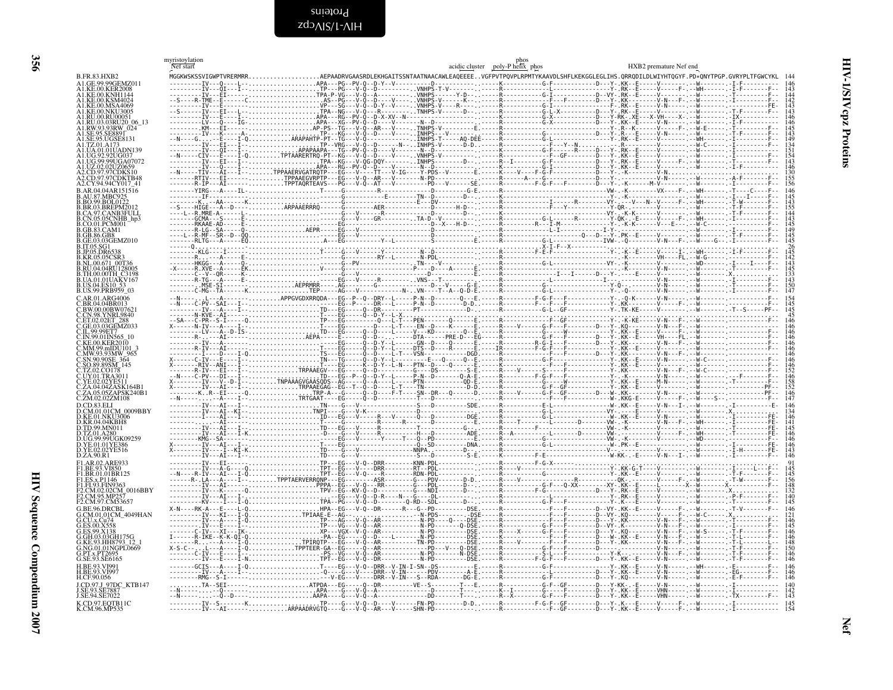Annotations above the alignment: myristoylation — Nef start; acidic cluster; poly-P helix; phos; phos; HXB2 premature Nef end.

The aligned sequence content is legible only for the HXB2 reference row; for all other rows, only the sequence name and the length at the end of the row are given.

```
B.FR.83.HXB2             MGGKWSKSSVIGWPTVRERMRR..................AEPAADRVGAASRDLEKHGAITSSNTAATNAACAWLEAQEEEE..VGFPVTPQVPLRPMTYKAAVDLSHFLKEKGGLEGLIHS.QRRQDILDLWIYHTQGYF.PD*QNYTPGP.GVRYPLTFGWCYKL  144
A1.GE.99.99GEMZ011       146
A1.KE.00.KER2008         143
A1.KE.00.KNH1144         144
A1.KE.00.KSM4024         142
A1.KE.00.MSA4069         143
A1.KE.00.NKU3005         143
A1.RU.00.RU00051         146
A1.RU.03.03RU20_06_13    143
A1.RW.93.93RW_024        145
A1.SE.95.SE8891          143
A1.SE.95.UGSE8131        149
A1.TZ.01.A173            134
A1.UA.01.01UADN139       151
A1.UG.92.92UG037         154
A1.UG.99.99UGA07072      143
A1.UZ.02.02UZ0659        146
A2.CD.97.97CDKS10        130
A2.CD.97.97CDKTB48       155
A2.CY.94.94CY017_41      156
B.AR.04.04AR151516       146
B.AU.87.MBC925           145
B.BO.99.BOL0122          143
B.BR.03.BREPM2012        155
B.CA.97.CANB3FULL        144
B.CN.05.05CNHB_hp3       143
B.CO.01.PCM001           145
B.GB.83.CAM1             149
B.GB.86.GB8              146
B.GE.03.03GEMZ010        145
B.IT.05.SG1              26
B.JP.05.DR6538           145
B.KR.05.05CSR3           142
B.NL.00.671_00T36        143
B.RU.04.04RU128005       145
B.TH.00.00TH_C3198       133
B.UA.01.01UAKV167        143
B.US.04.ES10_53          150
B.US.99.PRB959_03        147
C.AR.01.ARG4006          154
C.BR.04.04BR013          145
C.BW.00.00BW07621        145
C.CN.98.YNRL9840         45
C.ET.02.02ET_288         146
C.GE.03.03GEMZ033        146
C.IL.99.99ET7            146
C.IN.99.01IN565_10       146
C.KE.00.KER2010          146
C.MM.99.mIDU101_3        146
C.MW.93.93MW_965         146
C.SN.90.90SE_364         146
C.SO.89.89SM_145         146
C.TZ.02.CO178            152
C.UY.01.TRA3011          146
C.YE.02.02YE511          158
C.ZA.04.04ZASK164B1      152
C.ZA.05.05ZAPSK240B1     146
C.ZM.02.02ZM108          147
D.CD.83.ELI              146
D.CM.01.01CM_0009BBY     134
D.KE.01.NKU3006          146
D.KR.04.04KBH8           141
D.TD.99.MN011            145
D.TZ.01.A280             145
D.UG.99.99UGK09259       146
D.YE.01.01YE386          146
D.YE.02.02YE516          143
D.ZA.90.R1               146
F1.AR.02.ARE933          91
F1.BE.93.VI850           145
F1.BR.01.01BR125         145
F1.ES.x.P1146            156
F1.FI.93.FIN9363         148
F2.CM.02.02CM_0016BBY    132
F2.CM.95.MP257           140
F2.CM.97.CM53657         145
G.BE.96.DRCBL            146
G.CM.01.01CM_4049HAN     121
G.CU.x.Cu74              146
G.ES.00.X558             145
G.ES.99.X138             146
G.GH.03.03GH175G         146
G.KE.93.HH8793_12_1      148
G.NG.01.01NGPL0669       150
G.PT.x.PT2695            146
G.SE.93.SE6165           146
H.BE.93.VI991            146
H.BE.93.VI997            146
H.CF.90.056              146
J.CD.97.J_97DC_KTB147    140
J.SE.93.SE7887           142
J.SE.94.SE7022           143
K.CD.97.EQTB11C          145
K.CM.96.MP535            154
```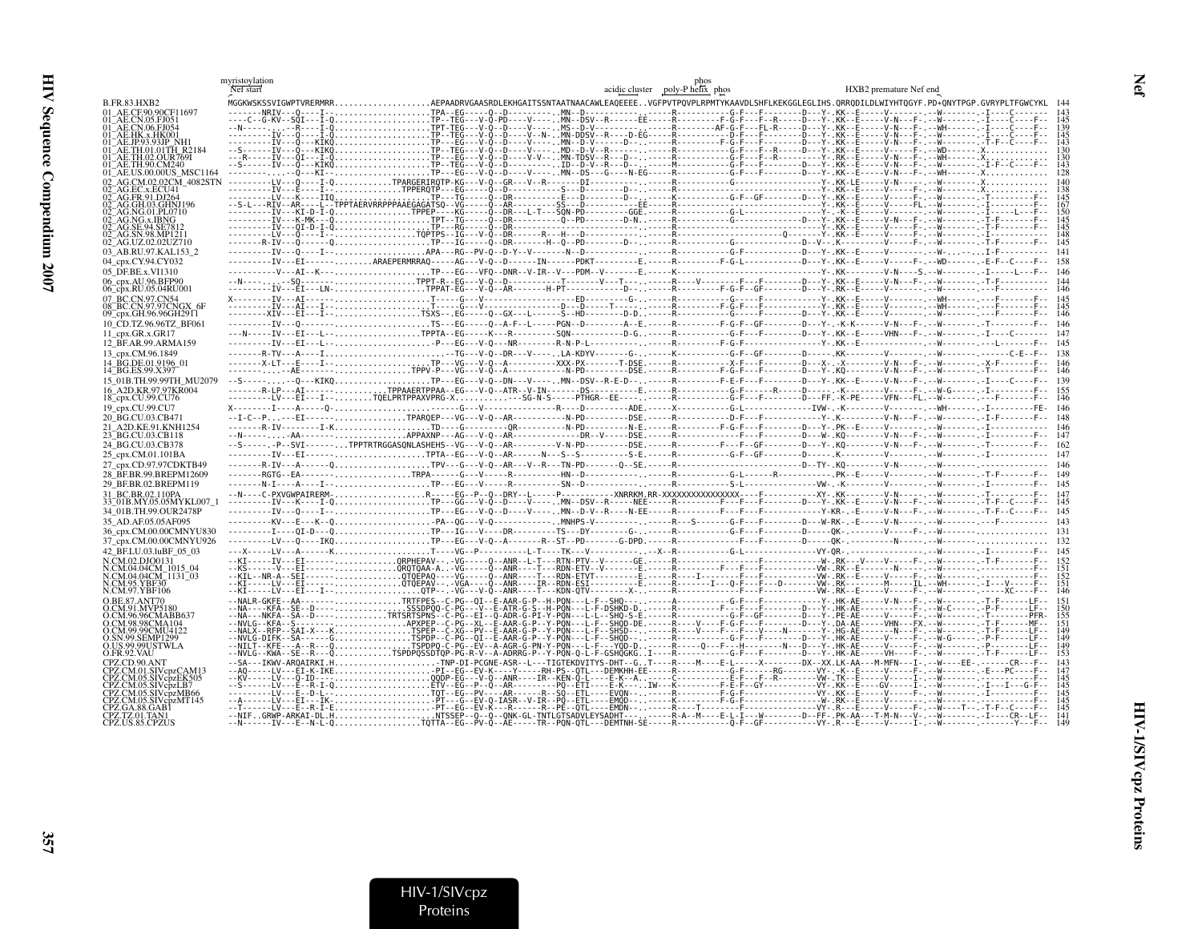```
                     myristoylation                                                                                                    phos
                     Nef start                                                                           acidic cluster  poly-P helix  phos            HXB2 premature Nef end

B.FR.83.HXB2         MGGKWSKSSVIGWPTVRERMRR...................AEPAADRVGAASRDLEKHGAITSSNTAATNAACAWLEAQEEEE..VGFPVTPQVPLRPMTYKAAVDLSHFLKEKGGLEGLIHS.QRRQDILDLWIYHTQGYF.PD*QNYTPGP.GVRYPLTFGWCYKL  144
01_AE.CF.90.90CF11697      143
01_AE.CN.05.FJ051          145
01_AE.CN.06.FJ054          139
01_AE.HK.x.HK001           145
01_AE.JP.93.93JP_NH1       143
01_AE.TH.01.01TH_R2184     130
01_AE.TH.02.OUR769I        130
01_AE.TH.90.CM240          143
01_AE.US.00.00US_MSC1164   128
02_AG.CM.02.02CM_4082STN   140
02_AG.EC.x.ECU41           138
02_AG.FR.91.DJ264          145
02_AG.GH.03.GHNJ196        167
02_AG.NG.01.PL0710         150
02_AG.NG.x.IBNG            145
02_AG.SE.94.SE7812         145
02_AG.SN.98.MP1211         148
02_AG.UZ.02.02UZ710        145
03_AB.RU.97.KAL153_2       141
04_cpx.CY.94.CY032         158
05_DF.BE.x.VI1310          146
06_cpx.AU.96.BFP90         144
06_cpx.RU.05.04RU001       146
07_BC.CN.97.CN54           145
08_BC.CN.97.97CNGX_6F      145
09_cpx.GH.96.96GH2911      146
10_CD.TZ.96.96TZ_BF061     146
11_cpx.GR.x.GR17           147
12_BF.AR.99.ARMA159        145
13_cpx.CM.96.1849          138
14_BG.DE.01.9196_01        146
14_BG.ES.99.X397           146
15_01B.TH.99.99TH_MU2079   139
16_A2D.KR.97.97KR004       155
18_cpx.CU.99.CU76          146
19_cpx.CU.99.CU7           146
20_BG.CU.03.CB471          148
21_A2D.KE.91.KNH1254       146
23_BG.CU.03.CB118          147
24_BG.CU.03.CB378          162
25_cpx.CM.01.101BA         147
27_cpx.CD.97.97CDKTB49     146
28_BF.BR.99.BREPM12609     149
29_BF.BR.02.BREPM119       145
31_BC.BR.02.110PA          147
33_01B.MY.05.05MYKL007_1   145
34_01B.TH.99.OUR2478P      145
35_AD.AF.05.05AF095        143
36_cpx.CM.00.00CMNYU830    131
37_cpx.CM.00.00CMNYU926    132
42_BF.LU.03.luBF_05_03     145
N.CM.02.DJO0131            152
N.CM.04.04CM_1015_04       151
N.CM.04.04CM_1131_03       152
N.CM.95.YBF30              151
N.CM.97.YBF106             146
O.BE.87.ANT70              151
O.CM.91.MVP5180            150
O.CM.96.96CMABB637         155
O.CM.98.98CMA104           151
O.CM.99.99CMU4122          149
O.SN.99.SEMP1299           149
O.US.99.99USTWLA           149
O.FR.92.VAU                153
CPZ.CD.90.ANT              143
CPZ.CM.01.SIVcpzCAM13      147
CPZ.CM.05.SIVcpzEK505      145
CPZ.CM.05.SIVcpzLB7        145
CPZ.CM.05.SIVcpzMB66       145
CPZ.CM.05.SIVcpzMT145      145
CPZ.GA.88.GAB1             145
CPZ.TZ.01.TAN1             141
CPZ.US.85.CPZUS            149
```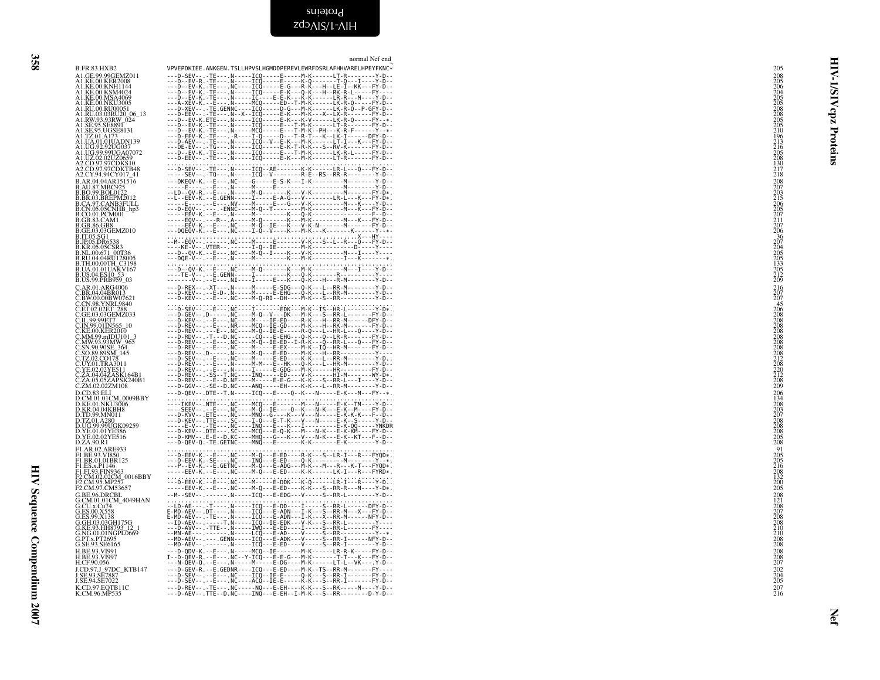normal Nef end

```
B.FR.83.HXB2              VPVEPDKIEE.ANKGEN.TSLLHPVSLHGMDDPEREVLEWRFDSRLAFHHVARELHPEYFKNC*   205
A1.GE.99.99GEMZ011        ---D-SEV--.-TE---.N-----ICQ-----E-----M-K------LT-R--------Y-D--   208
A1.KE.00.KER2008          ---D--EV-R.-TE---.N-----ICQ-----E-----K-Q-------T-Q--I----Y-D--   205
A1.KE.00.KNH1144          ---D--EV-K.-TE---.NC----ICQ-----E-G---R-K---H--LE-I--KK---FY-D--   206
A1.KE.00.KSM4024          ---D--EV-K.-TE---.N-----ICQ-----E-K---Q-K---H--RK-R-L-----FY----   204
A1.KE.00.MSA4069          ---D--EV-K.-TE---.N-----IC----E-E-K---K-K------LR-R---M----Y-D--   205
A1.KE.00.NKU3005          ---A-XEV-K.--E---.N-----MCQ-----ED--T-M-K------LK-R-Q-----FY-D--   205
A1.RU.00.RU00051          ---D-XEV--.-TE.GENNC----ICQ-----D-G---M-K------LK-R-Q--P-GFY-D--   208
A1.RU.03.03RU20_06_13     ---D-EEV--.-TE---.N--X--ICQ-----E-K---M-K---X--LX-R-------FY-D--   208
A1.RW.93.93RW_024         ---D--EV-K.ETE---.N-----ICQ-----E-K---K-V------LK-R-Q-----FY--*.   205
A1.SE.95.SE8891           ---D--EV-K.-TE---.N-----ICQ-----E---T-M-K------LT-R-------FY-D--   205
A1.SE.95.UGSE8131         ---D--EV-K.-TE---.N-----MCQ-----E---T-M-K--PH---K-R-F------Y--*-   210
A1.TZ.01.A173             ---D-EEV-K.-TE---.-R----I-Q-----D---T-R-T---K--LK-I------DFY-D--   196
A1.UA.01.01UADN139        ---D-AEV--.-TE---.N-----ICQ--V--E-K---M-K------LT-I---K---FY-D--   213
A1.UG.92.92UG037          ---DE-EV--.-TG---.N-----ICQ-----E-K-T-R-K---S--RV-K-------FY-D--   216
A1.UG.99.99UGA07072       ---D--EV-K.-TE---.N-----ICQ-----E---T-M-K------LK-R-L-----FY-D--   205
A1.UZ.02.02UZ0659         ---D-EEV--.-TE---.N-----ICQ-----E-K---M-K------LT-R-------FY-D--   208
A2.CD.97.97CDKS10         ................................................................   130
A2.CD.97.97CDKTB48        ---D-SEV--.-TE---.N-----ICQ--AE-------K-K------LR-L---Q---FY-D--   217
A2.CY.94.94CY017_41       -----SEV--.-TQ---.N-----ICQ--V--------R-E--RS--RR-R--------Y-D--   218
B.AR.04.04AR151516        ---DKEQV-K.--E---.NC----G-----E-S-K---I-K----------M-------Y-D--   208
B.AU.87.MBC925            -----E-----.-E---.N-----M-----E--------------------M-------Y-D--   207
B.BO.99.BOL0122           --LD--QV-R.--E---.N-----M-Q-------K---V-K----------M-------FY-D*.   203
B.BR.03.BREPM2012         --L--EEV-K.--E.GENN-----I-----E-A-G---V--------LR-L---K---FY-D*.   215
B.CA.97.CANB3FULL         -----E-----.-E---.NV----M-----E---G---V-K----------M---K---Y-D--   206
B.CN.05.05CNHB_hp3        ---D-EQV--.---.-ENNC----M-Q--T--------M-K----------M---K---FY-D--   205
B.CO.01.PCM001            -----EEV-K.--E---.N-----M--------K---Q-K------------------F--D--   207
B.GB.83.CAM1              -----EQV----R---.A-----M-Q-------K---M-K----------M---K---FY-D--   211
B.GB.86.GB8               -----EEV-K.--E---.NC----M-Q--IE---K---V-K-N--------M-------FY-D--   207
B.GE.03.03GEMZ010         ---DQEQV-K.--E---.NC----I-Q--V----K---M-K---K--------K-----Y--*-   206
B.IT.05.SG1               ..............................................................X--HY----   36
B.JP.05.DR6538            --M--EQV-.-------.NC----M-----E-------V-K---S--L--R---Q---FY-D--   207
B.KR.05.05CSR3            ----KE-V--.VTER--.------I-Q--IE-------M-K---------D-------Y----   204
B.NL.00.671_00T36         ---D--QV-K.--E---.NC----M-Q--I----K---V-K----------M---I---Y----   205
B.RU.04.04RU128005        ---DQE-V--.--E---.N-----M--------K---M-K-----------I---K-------*.   205
B.TH.00.00TH_C3198        ................................................................   133
B.UA.01.01UAKV167         ---D--QV-K.--E---.NC----M-Q-------K---M-K----------M---I----Y-D--   205
B.US.04.ES10_53           ----TE-V--.--E.GENN-----I---------K---Q-K---------R---------Y----   212
B.US.99.PRB959_03         -------V--.--E---.NI----I-----E---K---Q-K---H---R-M--------Y-D--   209
C.AR.01.ARG4006           ---D-REX--.-XT---.N-----M-----E-SDG---Q-K---L--RR-M--------Y-D--   216
C.BR.04.04BR013           ---D-KEV--.--E-D-.N-----M-----E-EHG---Q-K---L--RR-M--------Y-D--   207
C.BW.00.00BW07621         ---D-KEV--.--E---.NC----M-Q-RI--DH----M-K---S--RR----------Y-D--   207
C.CN.98.YNRL9840          ................................................................    45
C.ET.02.02ET_288          ---D-SEV--.--E---.NC----I---------EDK---M-K--IS--HR-L--------Y-D*.   206
C.GE.03.03GEMZ033         ---D-GEV--.D-----.NC----M-Q--V--DK----M-K---S--RR-L--------FY-D--   208
C.IL.99.99ET7             ---D-KEV--.--E---.NC----M----IE-ED----R-K---H--RR-M-------DFY-D--   208
C.IN.99.01IN565_10        ---D-REV--.--E---.NR----MCQ--IE-GD----M-K---H--RK-M-------FY-D--   208
C.KE.00.KER2010           ---D-REV----E--.NC----M-Q--IE-E-----R-Q---L--HR-L---Q-----Y-D--   208
C.MM.99.mIDU101_3         ---D-RDV--.-T--.D.NC-----CQ---E-EHG---Q-K---Q--LR-R-------FY-D--   208
C.MW.93.93MW_965          ---D-REV--.--E---.NC----M-Q--IE-ED--I-R-K---Q--RR-L---Q---FY-D--   208
C.SN.90.90SE_364          ---D-REV--.--E---.NC----M-----E-EX----M-K--IQ--HR-M--------FY-D--   208
C.SO.89.89SM_145          ---D-REV--.D-----.NC----M-Q---E-ED----M-K---H--RR----------Y----   208
C.TZ.02.CO178             ---D-SEV--.--E---.NC----M-----E-ED----K-K---L--RR-M--------Y-D..   212
C.UY.01.TRA3011           ---D-REV--.--E---.N-----M-Q---E--HK---Q-K---L--HR-M--------Y-D--   208
C.YE.02.02YE511           ---D-REV--.--E---.N-----I-----E-GDG---M-K------HR---------FY-D--   220
C.ZA.04.04ZASK164B1       ---D-REV--.-SS--T.NC----INQ-----ED----V-K------HI-M-------WY-D*.   212
C.ZA.05.05ZAPSK240B1      ---D-REV--.--E--D.NF----M-----E-E-G---K-K---S--RR-L---I----Y-D--   208
C.ZM.02.02ZM108           ---D-GGV--.-SE--D.NC----ANQ-----EH----K-K---L--RR-M--------Y-D--   209
D.CD.83.ELI               ---D-QEV--.DTE--T.N-----ICQ-----E----Q--K---N------E-K---M--FY--*.   206
D.CM.01.01CM_0009BBY      ................................................................   134
D.KE.01.NKU3006           ----IKEV--.NTE---.NC----MCQ-----E--------M---N------E-K--TM----Y-D--   208
D.KR.04.04KBH8            ----SEEV--.--E---.NC----M-Q--IE----Q--K---N-K---E-K--M-----FY-D--   203
D.TD.99.MN011             ---D-KVV--.ETE---.NC----MNQ--G----K---V---N------E-K-K-K---F--D--   207
D.TZ.01.A280              ---D-KEV--.TTE---.SC----I-Q----E-T-K---V---N------E-K--S-------Y-D--   208
D.UG.99.99UGK09259        -----E-V--.-TE---.NC----INQ-----E---K---I---------E-K-QQ-----YNKDR   208
D.YE.01.01YE386           ---D-KEV--.DTE---.SC----MCQ-----E-Q-K---M---N-K---E-K-KM----FY-D--   208
D.YE.02.02YE516           ---D-KMV--.E-E--D.KC----MHQ-----G---K---V---N-K---E-K--KT---F--D--   205
D.ZA.90.R1                ---D-QEV-Q.-TE.GETNC----MNQ-----E-------K-K------E-K--------Y-D--   208
F1.AR.02.ARE933           ................................................................    91
F1.BE.93.VI850            ---D-EEV-K.--E---.NC----M-Q-----E-ED----R-K---S--LR-I---R---FYQD*.   205
F1.BR.01.01BR125          ---D-EEV-K.-SE---.NC----INQ-----E-ED------Q-K------------M--------Y--*.   205
F1.ES.x.P1146             ---P--EV-K.--E.GETNC----M-Q-----E-ADG---M-K---M---R---K-T----FYQD*.   216
F1.FI.93.FIN9363          -----EEV-K.--E---.NC----M-Q-----E-ED----K-K------LK-I---R---FYRD*.   208
F2.CM.02.02CM_0016BBY     ................................................................   132
F2.CM.95.MP257            ---D-EEV-K.--E---.NC----M-----E-DDK---K-Q------LR-I---R-----Y-D..   200
F2.CM.97.CM53657          -----EEV-K.--E---.NC----M-Q-----E-ED----K-K---S--RR-R---M-----Y-D*.   205
G.BE.96.DRCBL             --M--SEV--.-------.N-----ICQ-----E-EDG---V------S--RR-L--------Y-D--   208
G.CM.01.01CM_4049HAN      ................................................................   121
G.CU.x.Cu74               --LD-AE---.-T----.N-----ICQ-----E-DD----I------S--RR-L-------DFY-D--   208
G.ES.00.X558              E-MD-AEV--.DT----.N-----ICQ-----E-ADN---I-K---S--RR-M---X---FY-D--   207
G.ES.99.X138              E-MD-AEV--.-TE---.N-----ICQ-----E-ADN---I-K---X--RR-M-------NFY-D--   208
G.GH.03.03GH175G          --ID-AEV--.------T.N-----ICQ--IE-EDK---V-K---S--RR-L----------Y----   208
G.KE.93.HH8793_12_1       ---D-AVV--.-TTE--.N-----IWQ-----E-ED----I------S--RR-L---------FY----   210
G.NG.01.01NGPL0669        --MN-AE---.-------.N-----LCQ-----E-AD----V------S--RR-----------Y--*.   210
G.PT.x.PT2695             --MD-AEV--.----.GENN-----ICQ-----E-ADK---V------S--RR-I-------NFY-D--   208
G.SE.93.SE6165            --MD-AEV--.-------.N-----ICQ-----E-ED----V------S--RR-I--------Y-D--   208
H.BE.93.VI991             ---D-QDV-K.--E---.N-----MCQ--IE-------M-K------LR-R-K-----FY-D--   208
H.BE.93.VI997             I--D-QEV-R.--E---.NC--Y-ICQ-----E-E-G---M-K-------T-T---K---FY-D--   208
H.CF.90.056               ---N-QEV-Q.--E---.NC----M-----E-DG----M-K------LT-L--VK----Y-D--   207
J.CD.97.J_97DC_KTB147     ---D-GEV-R.--E.GEDNR----ICQ-----E-ED----M-K--TS--RR-M-------FY----   202
J.SE.93.SE7887            ---D-SEV--.--E---.NC----ICQ--IE-E-----Q-K---S--RR-I-------FY-D--   204
J.SE.94.SE7022            ---D-SEV--.--E---.NC----ACQ--IE-E-----K-K---S--RR-I-------FY-D--   205
K.CD.97.EQTB11C           ---D-REV--.-TE---.NC-----NQ-----E-EH----K-K---S--RK-----M----Y-D--   207
K.CM.96.MP535             ---D-AEV--.TTE--D.NC----INQ-----E-EH--I-M-K---S--RR--------D-Y-D--   216
```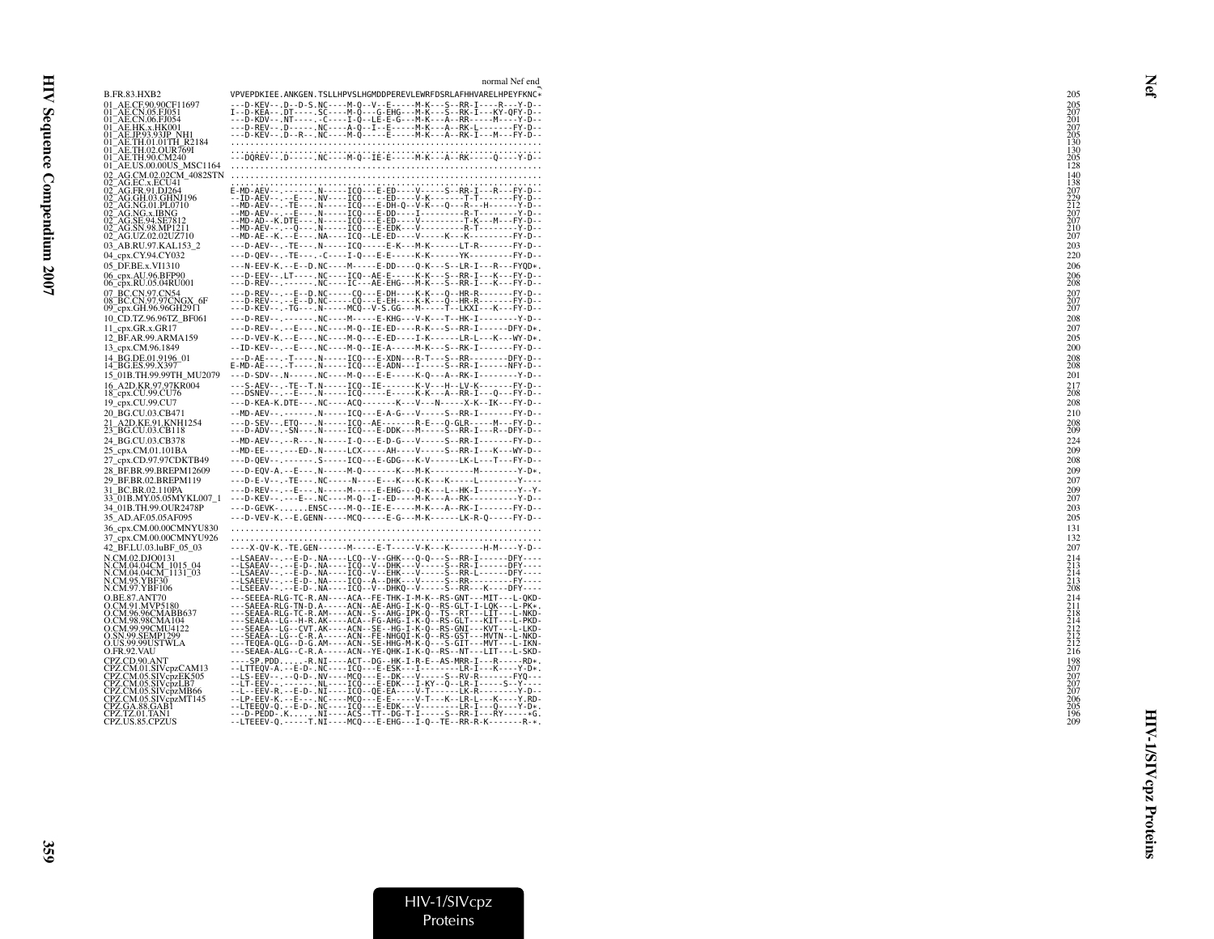normal Nef end

```
B.FR.83.HXB2                VPVEPDKIEE.ANKGEN.TSLLHPVSLHGMDDPEREVLEWRFDSRLAFHHVARELHPEYFKNC*   205
01_AE.CF.90.90CF11697       ---D-KEV--.D--D-S.NC----M-Q--V--E-----M-K---S--RR-I----R---Y-D--   205
01_AE.CN.05.FJ051           I--D-KEA--.DT----.SC----M-Q---G-EHG---M-K---S--RK-I---KY-QFY-D--   207
01_AE.CN.06.FJ054           ---D-KDV--.NT----.-C----I-Q--LE-E-G---M-K---A--RR-----M----Y-D--   201
01_AE.HK.x.HK001            ---D-REV--.D-----.NC----A-Q--I--E-----M-K---A--RK-L-------FY-D--   207
01_AE.JP.93.93JP_NH1        ---D-KEV--.D--R-.NC----M-Q----E-----M-K---A--RK-I---M---FY-D--   205
01_AE.TH.01.01TH_R2184      ................................................................   130
01_AE.TH.02.OUR769I         ................................................................   130
01_AE.TH.90.CM240           --DQREV--.D-----.NC----M-Q--IE-E-----M-K---A--RK-----Q-----Y-D--   205
01_AE.US.00.00US_MSC1164    ................................................................   128
02_AG.CM.02.02CM_4082STN    ................................................................   140
02_AG.EC.x.ECU41            ................................................................   138
02_AG.FR.91.DJ264           E-MD-AEV--.-------.N-----ICQ---E-ED----V-----S--RR-I---R---FY-D--   207
02_AG.GH.03.GHNJ196         --ID-AEV--.--E---.NV----ICQ-----ED----V-K-------T-T-------FY-D--   229
02_AG.NG.01.PL0710          --MD-AEV--.-TE---.N-----ICQ---E-DH-Q--V-K---Q---R---H------Y-D--   212
02_AG.NG.x.IBNG             --MD-AEV--.--E---.N-----ICQ---E-DD----I---------R-T--------Y-D--   207
02_AG.SE.94.SE7812          --MD-AD--K.DTE---.N-----ICQ---E-ED----V---------T-K---M---FY-D--   207
02_AG.SN.98.MP1211          --MD-AEV--.--Q---.N-----ICQ---E-EDK---V---------R-T--------Y-D--   210
02_AG.UZ.02.02UZ710         --MD-AE--K.--E---.NA----ICQ--LE-ED----V-----K---K---------FY-D--   207
03_AB.RU.97.KAL153_2        ---D-AEV--.-TE---.N-----ICQ-----E-K---M-K------LT-R-------FY-D--   203
04_cpx.CY.94.CY032          ---D-QEV--.-TE---.-C----I-Q---E-E-----K-K------YK---------FY-D--   220
05_DF.BE.x.VI1310           ---N-EEV-K.--E--D.NC----M-----E-DD----Q-K---S--LR-I---R---FYQD*.   206
06_cpx.AU.96.BFP90          ---D-EEV--.LT----.NC----ICQ--AE-E-----K-K---S--RR-I---K---FY-D--   206
06_cpx.RU.05.04RU001        ---D-REV--.------.NC----IC---AE-EHG---M-K---S--RR-I---K---FY-D--   208
07_BC.CN.97.CN54            ---D-REV--.--E--D.NC-----CQ---E-DH----K-K---Q--HR-R-------FY-D--   207
08_BC.CN.97.97CNGX_6F       ---D-REV--.--E--D.NC-----CQ---E-EH----K-K---Q--HR-R-------FY-D--   207
09_cpx.GH.96.96GH2911       ---D-KEV--.-TG---.N-----MCQ--V-S.GG---M-----T--LKXI---K---FY-D--   207
10_CD.TZ.96.96TZ_BF061      ---D-REV--.------.NC----M-----E-KHG---V-K---T--HK-I--------Y-D--   208
11_cpx.GR.x.GR17            ---D-REV--.--E---.NC----M-Q--IE-ED----R-K---S--RR-I------DFY-D*.   211
12_BF.AR.99.ARMA159         ---D-VEV-K.--E---.NC----M-Q---E-ED----I-K------LR-L---K---WY-D*.   205
13_cpx.CM.96.1849           --ID-KEV--.--E---.NC----M-Q--IE-A-----M-K---S--RK-I-------FY-D--   200
14_BG.DE.01.9196_01         ---D-AE---.-T----.N-----ICQ---E-XDN---R-T---S--RR--------DFY-D--   208
14_BG.ES.99.X397            E-MD-AE---.-T----.N-----ICQ---E-ADN---I-----S--RR-I------NFY-D--   208
15_01B.TH.99.99TH_MU2079    ---D-SDV--.N-----.NC----M-Q---E-E-----K-Q---A--RK-I--------Y-D--   201
16_A2D.KR.97.97KR004        ---S-AEV--.-TE--T.N-----ICQ--IE-------K-V---H--LV-K-------FY-D--   217
18_cpx.CU.99.CU76           ---DSNEV--.--E---.N-----ICQ-----E-----K-K---A--RR-I---Q---FY-D--   208
19_cpx.CU.99.CU7            ---D-KEA-K.DTE---.NC----ACQ-------K---V---N-----X-K--IK---FY-D--   208
20_BG.CU.03.CB471           --MD-AEV--.------.N-----ICQ---E-A-G---V-----S--RR-I-------FY-D--   210
21_A2D.KE.91.KNH1254        ---D-SEV--.ETQ---.N-----ICQ--AE-------R-E---Q-GLR-----M---FY-D--   208
23_BG.CU.03.CB118           ---D-ADV--.-SN---.NA----ICQ---E-DDK---M-----S--RR-I---R--DFY-D--   209
24_BG.CU.03.CB378           --MD-AEV--.--R---.N-----I-Q---E-D-G---V-----S--RR-I-------FY-D--   224
25_cpx.CM.01.101BA          --MD-EE---.----ED-.N-----LCX-----AH----V-----S--RR-I---K---WY-D--   209
27_cpx.CD.97.97CDKTB49      ---D-QEV--.------.S-----ICQ---E-GDG---K-V------LK-L---T---FY-D--   208
28_BF.BR.99.BREPM12609      ---D-EQV-A.--E---.N-----M-Q-------K---M-K---------M--------Y-D*.   209
29_BF.BR.02.BREPM119        ---D-E-V--.-TE---.NC----N-----E---K-K---K-----L--------Y----   207
31_BC.BR.02.110PA           ---D-REV--.--E---.N-----M-----E-EHG---Q-K---L--HK-I---------Y--Y-   209
33_01B.MY.05.05MYKL007_1    ---D-KEV--.---E--.NC----M-Q--I--ED----M-K---A--RK---------Y-D--   207
34_01B.TH.99.OUR2478P       ---D-GEVK-......ENSC----M-Q--IE-E-----M-K---A--RK-I-------FY-D--   203
35_AD.AF.05.05AF095         ---D-VEV-K.--E.GENN-----MCQ-----E-G---M-K------LK-R-Q-----FY-D--   205
36_cpx.CM.00.00CMNYU830     ................................................................   131
37_cpx.CM.00.00CMNYU926     ................................................................   132
42_BF.LU.03.luBF_05_03      ----X-QV-K.-TE.GEN-------M-----E-T-----V-K---K-------H-M----Y-D--   207
N.CM.02.DJO0131             --LSAEAV--.--E-D-.NA----LCQ--V--GHK---Q-Q---S--RR-I------DFY----   214
N.CM.04.04CM_1015_04        --LSAEAV--.--E-D-.NA----ICQ--V--DHK---V-----S--RR-I------DFY----   213
N.CM.04.04CM_1131_03        --LSAEAV--.--E-D-.NA----ICQ--V--EHK---V-----S--RR-L------DFY----   214
N.CM.95.YBF30               --LSAEEV--.--E-D-.NA----ICQ--A--DHK---V-----S--RR---------FY----   213
N.CM.97.YBF106              --LSEEAV--.--E-D-.NA----ICQ--V--DHKQ--V-----S--RR---K----DFY----   208
O.BE.87.ANT70               ---SEEEA-RLG-TC-R.AN----ACA--FE-THK-I-M-K--RS-GNT---MIT---L-QKD-   214
O.CM.91.MVP5180             ---SAEEA-RLG-TN-D.A-----ACN--AE-AHG-I-K-Q--RS-GLT-I-LQK---L-PK*.   211
O.CM.96.96CMABB637          ---SEAEA-RLG-TC-R.AM----ACN--S--AHG-IPK-Q--TS--RT---LIT---L-NKD-   218
O.CM.98.98CMA104            ---SEAEA--LG--H-R.AK----ACA--FG-AHG-I-K-Q--RS-GLT---KIT---L-PKD-   214
O.CM.99.99CMU4122           ---SEAEA--LG--CVT.AK----ACN--SE--HG-I-K-Q--RS-GNI---KVT---L-LKD-   212
O.SN.99.SEMP1299            ---SEAEA--LG--C-R.A-----ACN--FE-NHGQI-K-Q--RS-GST---MVTN--L-NKD-   212
O.US.99.99USTWLA            ---TEQEA-QLG--D-G.AM----ACN--SE-HHG-M-K-Q---S-GIT---MVT---L-IKN-   212
O.FR.92.VAU                 ---SEAEA-ALG--C-R.A-----ACN--YE-QHK-I-K-Q--RS--NT---LIT---L-SKD-   216
CPZ.CD.90.ANT               ----SP.PDD......-R.NI----ACT--DG--HK-I-R-E--AS-MRR-I---R-----RD*.   198
CPZ.CM.01.SIVcpzCAM13       --LTTEQV-A.--E-D-.NC----ICQ---E-ESK---I--------LR-I---K----Y-D*.   207
CPZ.CM.05.SIVcpzEK505       --LS-EEV--.--Q-D-.NV----MCQ---E--DK---V-----S--RV-R-------FYQ---   207
CPZ.CM.05.SIVcpzLB7         --LT-EEV--.------.NL----ICQ---E-EDK---I-KY--Q--LR-I------S--Y---   207
CPZ.CM.05.SIVcpzMB66        --L--EEV-R.--E-D-.NI----ICQ--QE-EA----V-T------LK-R--------Y-D--   207
CPZ.CM.05.SIVcpzMT145       --LP-EEV-K.--E---.NC----MCQ---E-E-----V-T---K--LR-L---K----Y.RD-   206
CPZ.GA.88.GAB1              --LTEEQV-Q.--E-D-.NC----ICQ---E-EDK---V---------LR-I---Q-----Y-D*.   205
CPZ.TZ.01.TAN1              ---D-PEDD-.K......NI----ACS--TT--DG-T-I-----S--RR-I---RY-----*G.   196
CPZ.US.85.CPZUS             --LTEEEV-Q.-----T.NI----MCQ---E-EHG---I-Q--TE--RR-R-K-------R-*.   209
```